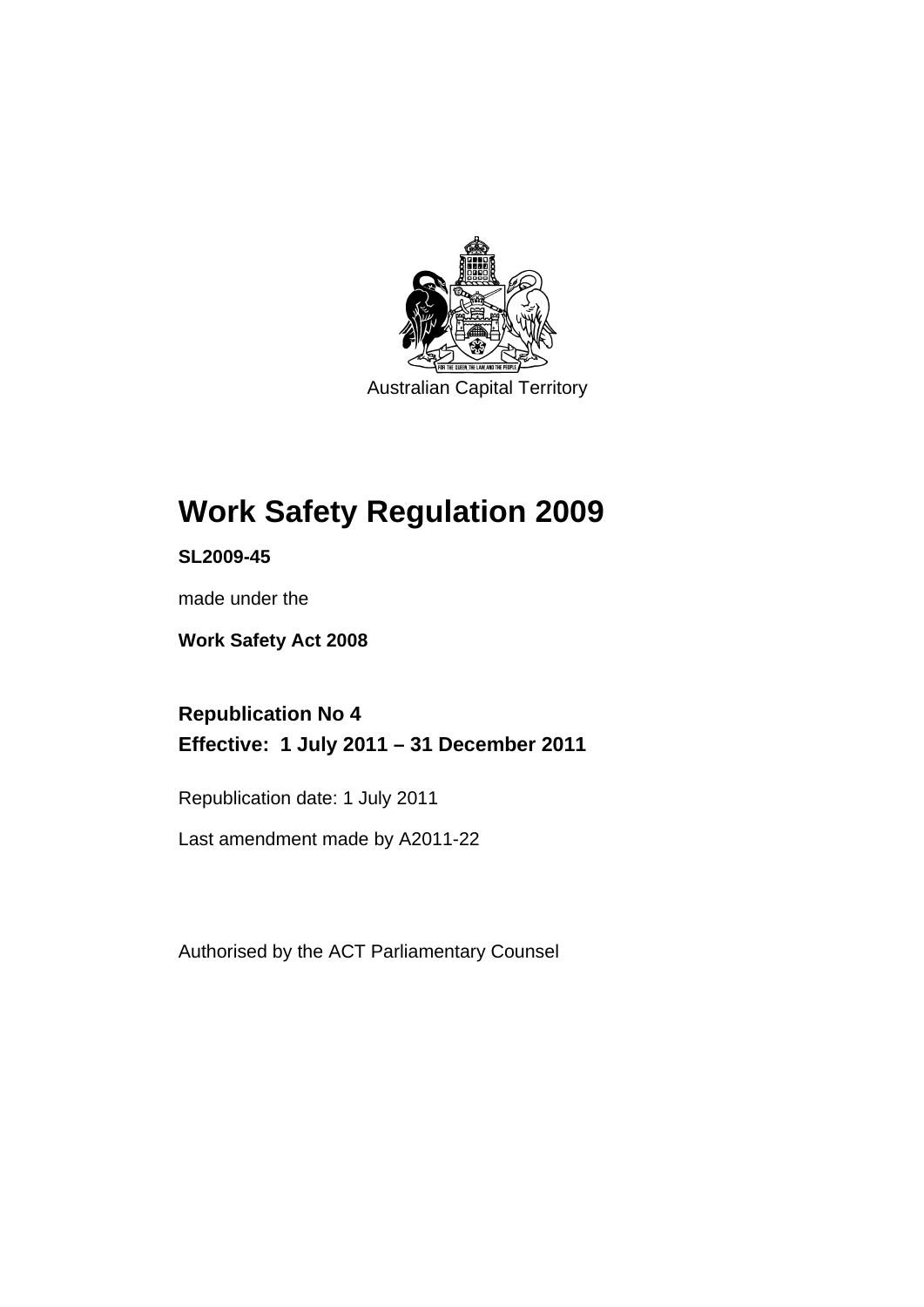Australian Capital Territory

# Work Safety Regulation 2009

**SL2009-45**

made under the

**Work Safety Act 2008**

## Republication No 4
## Effective: 1 July 2011 – 31 December 2011

Republication date: 1 July 2011

Last amendment made by A2011-22

Authorised by the ACT Parliamentary Counsel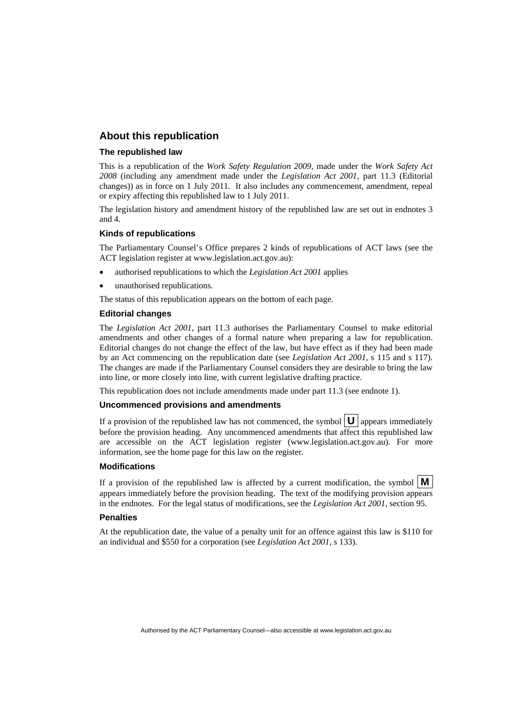## About this republication

### The republished law

This is a republication of the *Work Safety Regulation 2009*, made under the *Work Safety Act 2008* (including any amendment made under the *Legislation Act 2001*, part 11.3 (Editorial changes)) as in force on 1 July 2011. It also includes any commencement, amendment, repeal or expiry affecting this republished law to 1 July 2011.

The legislation history and amendment history of the republished law are set out in endnotes 3 and 4.

### Kinds of republications

The Parliamentary Counsel's Office prepares 2 kinds of republications of ACT laws (see the ACT legislation register at www.legislation.act.gov.au):

- authorised republications to which the *Legislation Act 2001* applies
- unauthorised republications.

The status of this republication appears on the bottom of each page.

### Editorial changes

The *Legislation Act 2001*, part 11.3 authorises the Parliamentary Counsel to make editorial amendments and other changes of a formal nature when preparing a law for republication. Editorial changes do not change the effect of the law, but have effect as if they had been made by an Act commencing on the republication date (see *Legislation Act 2001*, s 115 and s 117). The changes are made if the Parliamentary Counsel considers they are desirable to bring the law into line, or more closely into line, with current legislative drafting practice.

This republication does not include amendments made under part 11.3 (see endnote 1).

### Uncommenced provisions and amendments

If a provision of the republished law has not commenced, the symbol **U** appears immediately before the provision heading. Any uncommenced amendments that affect this republished law are accessible on the ACT legislation register (www.legislation.act.gov.au). For more information, see the home page for this law on the register.

### Modifications

If a provision of the republished law is affected by a current modification, the symbol **M** appears immediately before the provision heading. The text of the modifying provision appears in the endnotes. For the legal status of modifications, see the *Legislation Act 2001*, section 95.

### Penalties

At the republication date, the value of a penalty unit for an offence against this law is $110 for an individual and $550 for a corporation (see *Legislation Act 2001*, s 133).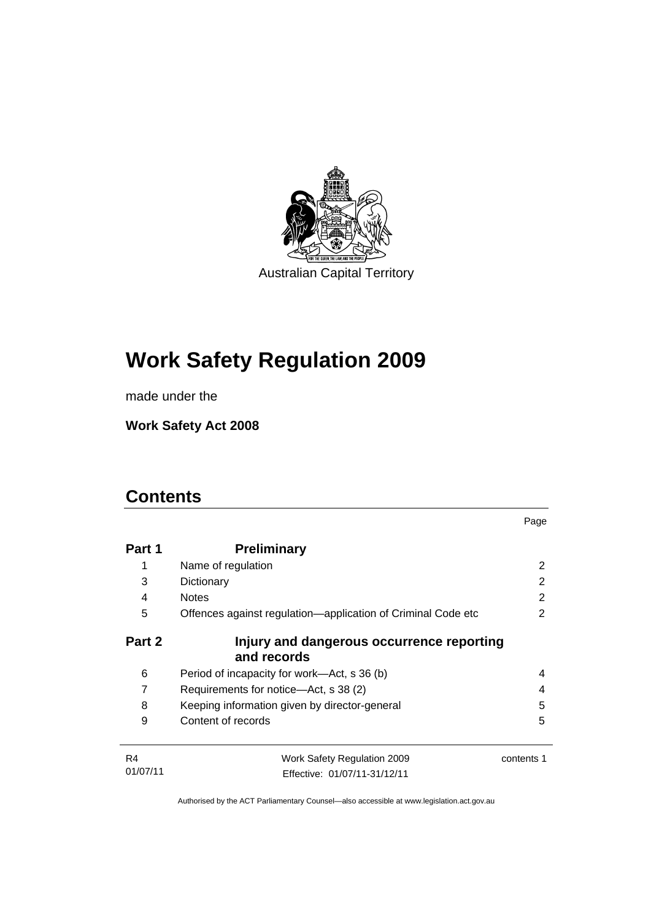Australian Capital Territory

# Work Safety Regulation 2009

made under the

**Work Safety Act 2008**

# Contents

| | | Page |
|---|---|---|
| **Part 1** | **Preliminary** | |
| 1 | Name of regulation | 2 |
| 3 | Dictionary | 2 |
| 4 | Notes | 2 |
| 5 | Offences against regulation—application of Criminal Code etc | 2 |
| **Part 2** | **Injury and dangerous occurrence reporting and records** | |
| 6 | Period of incapacity for work—Act, s 36 (b) | 4 |
| 7 | Requirements for notice—Act, s 38 (2) | 4 |
| 8 | Keeping information given by director-general | 5 |
| 9 | Content of records | 5 |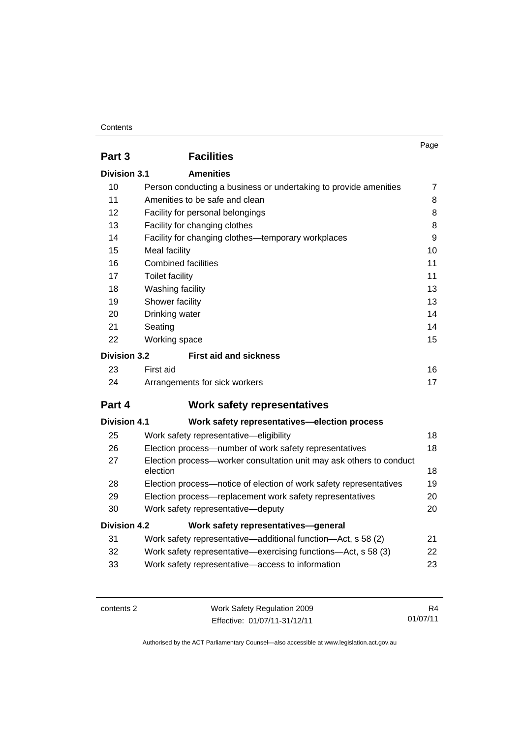| | | Page |
|---|---|---|
| **Part 3** | **Facilities** | |
| **Division 3.1** | **Amenities** | |
| 10 | Person conducting a business or undertaking to provide amenities | 7 |
| 11 | Amenities to be safe and clean | 8 |
| 12 | Facility for personal belongings | 8 |
| 13 | Facility for changing clothes | 8 |
| 14 | Facility for changing clothes—temporary workplaces | 9 |
| 15 | Meal facility | 10 |
| 16 | Combined facilities | 11 |
| 17 | Toilet facility | 11 |
| 18 | Washing facility | 13 |
| 19 | Shower facility | 13 |
| 20 | Drinking water | 14 |
| 21 | Seating | 14 |
| 22 | Working space | 15 |
| **Division 3.2** | **First aid and sickness** | |
| 23 | First aid | 16 |
| 24 | Arrangements for sick workers | 17 |
| **Part 4** | **Work safety representatives** | |
| **Division 4.1** | **Work safety representatives—election process** | |
| 25 | Work safety representative—eligibility | 18 |
| 26 | Election process—number of work safety representatives | 18 |
| 27 | Election process—worker consultation unit may ask others to conduct election | 18 |
| 28 | Election process—notice of election of work safety representatives | 19 |
| 29 | Election process—replacement work safety representatives | 20 |
| 30 | Work safety representative—deputy | 20 |
| **Division 4.2** | **Work safety representatives—general** | |
| 31 | Work safety representative—additional function—Act, s 58 (2) | 21 |
| 32 | Work safety representative—exercising functions—Act, s 58 (3) | 22 |
| 33 | Work safety representative—access to information | 23 |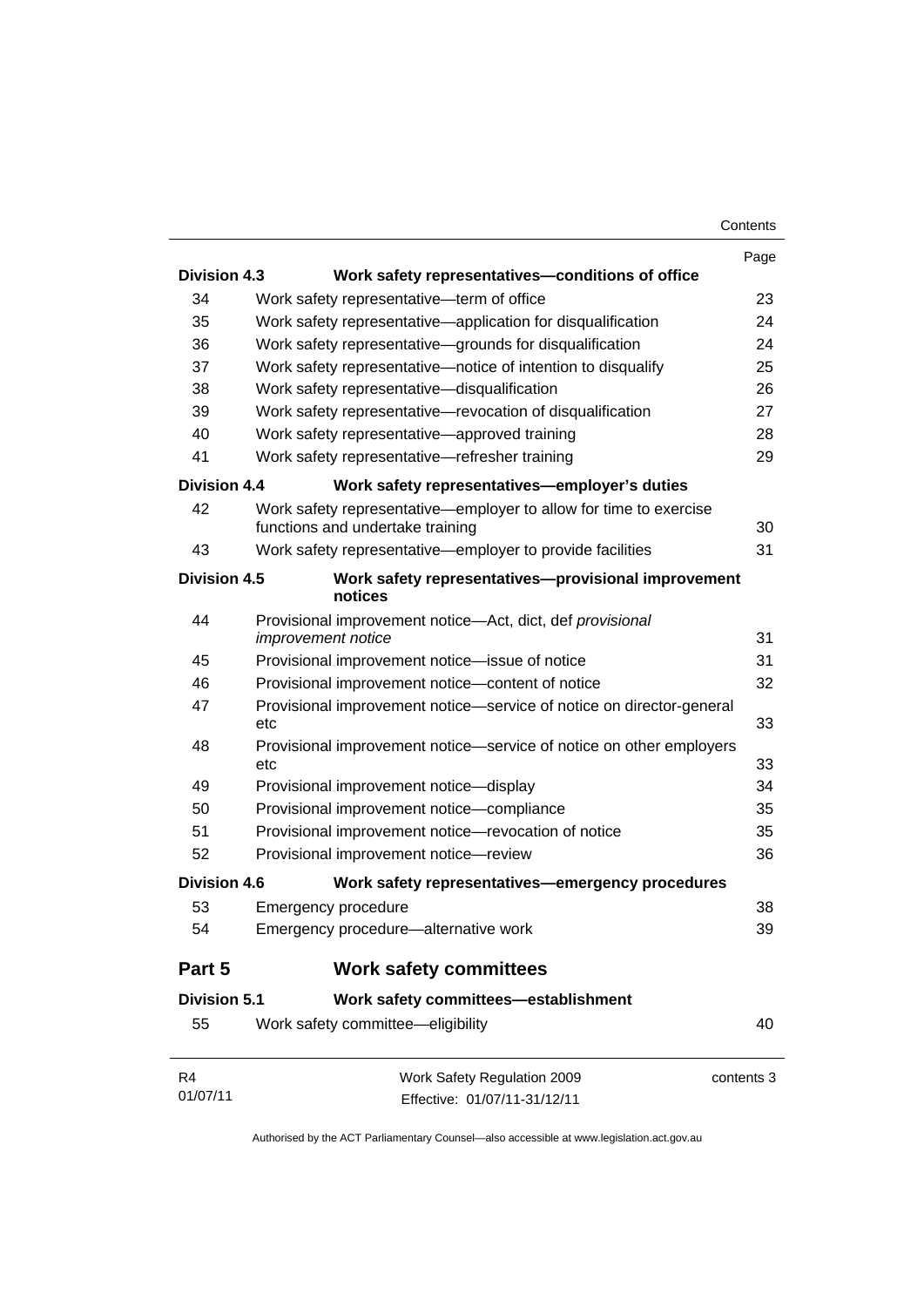| | | Page |
|---|---|---|
| **Division 4.3** | **Work safety representatives—conditions of office** | |
| 34 | Work safety representative—term of office | 23 |
| 35 | Work safety representative—application for disqualification | 24 |
| 36 | Work safety representative—grounds for disqualification | 24 |
| 37 | Work safety representative—notice of intention to disqualify | 25 |
| 38 | Work safety representative—disqualification | 26 |
| 39 | Work safety representative—revocation of disqualification | 27 |
| 40 | Work safety representative—approved training | 28 |
| 41 | Work safety representative—refresher training | 29 |
| **Division 4.4** | **Work safety representatives—employer's duties** | |
| 42 | Work safety representative—employer to allow for time to exercise functions and undertake training | 30 |
| 43 | Work safety representative—employer to provide facilities | 31 |
| **Division 4.5** | **Work safety representatives—provisional improvement notices** | |
| 44 | Provisional improvement notice—Act, dict, def *provisional improvement notice* | 31 |
| 45 | Provisional improvement notice—issue of notice | 31 |
| 46 | Provisional improvement notice—content of notice | 32 |
| 47 | Provisional improvement notice—service of notice on director-general etc | 33 |
| 48 | Provisional improvement notice—service of notice on other employers etc | 33 |
| 49 | Provisional improvement notice—display | 34 |
| 50 | Provisional improvement notice—compliance | 35 |
| 51 | Provisional improvement notice—revocation of notice | 35 |
| 52 | Provisional improvement notice—review | 36 |
| **Division 4.6** | **Work safety representatives—emergency procedures** | |
| 53 | Emergency procedure | 38 |
| 54 | Emergency procedure—alternative work | 39 |
| **Part 5** | **Work safety committees** | |
| **Division 5.1** | **Work safety committees—establishment** | |
| 55 | Work safety committee—eligibility | 40 |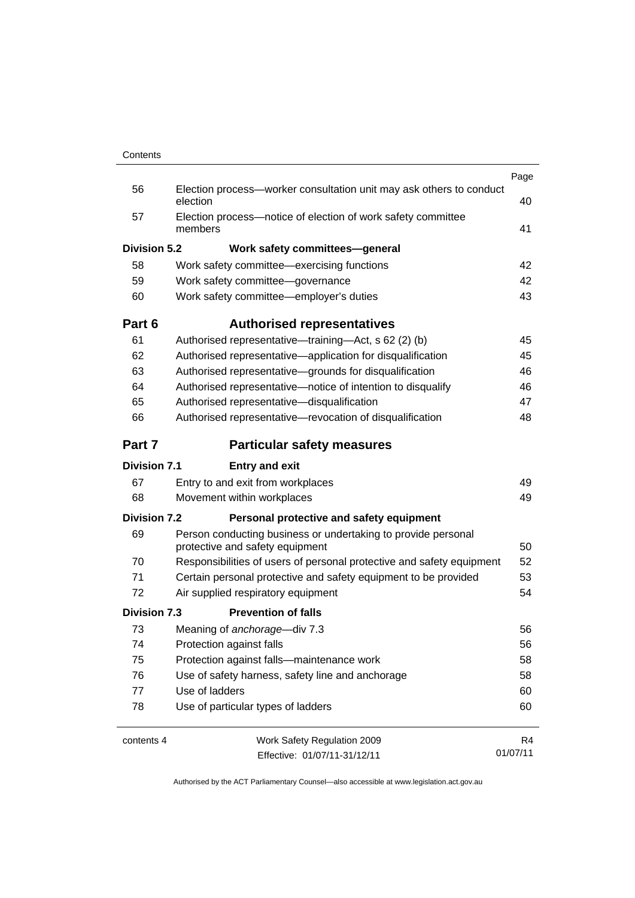| | | Page |
|---|---|---|
| 56 | Election process—worker consultation unit may ask others to conduct election | 40 |
| 57 | Election process—notice of election of work safety committee members | 41 |
| **Division 5.2** | **Work safety committees—general** | |
| 58 | Work safety committee—exercising functions | 42 |
| 59 | Work safety committee—governance | 42 |
| 60 | Work safety committee—employer's duties | 43 |
| **Part 6** | **Authorised representatives** | |
| 61 | Authorised representative—training—Act, s 62 (2) (b) | 45 |
| 62 | Authorised representative—application for disqualification | 45 |
| 63 | Authorised representative—grounds for disqualification | 46 |
| 64 | Authorised representative—notice of intention to disqualify | 46 |
| 65 | Authorised representative—disqualification | 47 |
| 66 | Authorised representative—revocation of disqualification | 48 |
| **Part 7** | **Particular safety measures** | |
| **Division 7.1** | **Entry and exit** | |
| 67 | Entry to and exit from workplaces | 49 |
| 68 | Movement within workplaces | 49 |
| **Division 7.2** | **Personal protective and safety equipment** | |
| 69 | Person conducting business or undertaking to provide personal protective and safety equipment | 50 |
| 70 | Responsibilities of users of personal protective and safety equipment | 52 |
| 71 | Certain personal protective and safety equipment to be provided | 53 |
| 72 | Air supplied respiratory equipment | 54 |
| **Division 7.3** | **Prevention of falls** | |
| 73 | Meaning of *anchorage*—div 7.3 | 56 |
| 74 | Protection against falls | 56 |
| 75 | Protection against falls—maintenance work | 58 |
| 76 | Use of safety harness, safety line and anchorage | 58 |
| 77 | Use of ladders | 60 |
| 78 | Use of particular types of ladders | 60 |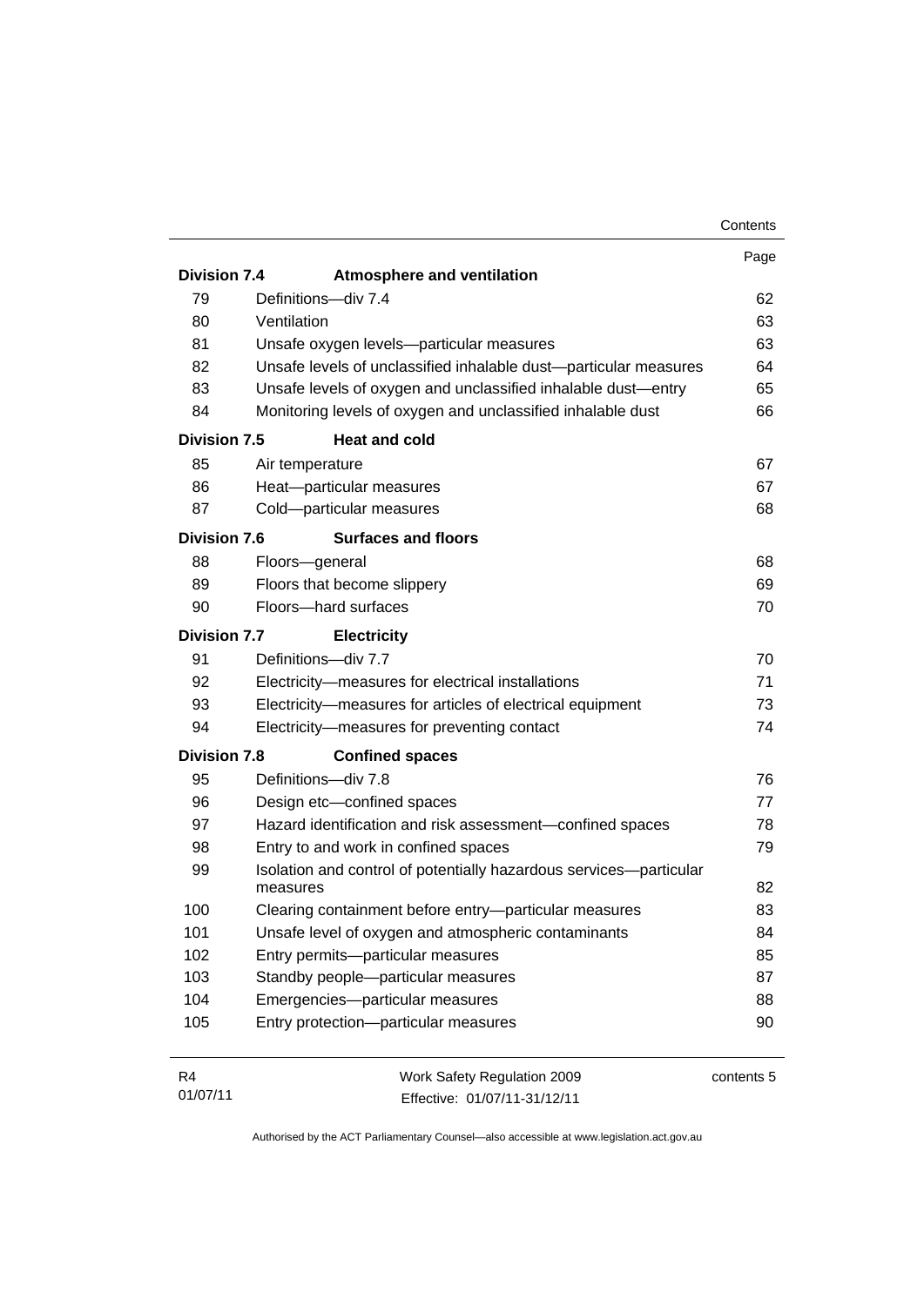| | | Page |
|---|---|---|
| **Division 7.4** | **Atmosphere and ventilation** | |
| 79 | Definitions—div 7.4 | 62 |
| 80 | Ventilation | 63 |
| 81 | Unsafe oxygen levels—particular measures | 63 |
| 82 | Unsafe levels of unclassified inhalable dust—particular measures | 64 |
| 83 | Unsafe levels of oxygen and unclassified inhalable dust—entry | 65 |
| 84 | Monitoring levels of oxygen and unclassified inhalable dust | 66 |
| **Division 7.5** | **Heat and cold** | |
| 85 | Air temperature | 67 |
| 86 | Heat—particular measures | 67 |
| 87 | Cold—particular measures | 68 |
| **Division 7.6** | **Surfaces and floors** | |
| 88 | Floors—general | 68 |
| 89 | Floors that become slippery | 69 |
| 90 | Floors—hard surfaces | 70 |
| **Division 7.7** | **Electricity** | |
| 91 | Definitions—div 7.7 | 70 |
| 92 | Electricity—measures for electrical installations | 71 |
| 93 | Electricity—measures for articles of electrical equipment | 73 |
| 94 | Electricity—measures for preventing contact | 74 |
| **Division 7.8** | **Confined spaces** | |
| 95 | Definitions—div 7.8 | 76 |
| 96 | Design etc—confined spaces | 77 |
| 97 | Hazard identification and risk assessment—confined spaces | 78 |
| 98 | Entry to and work in confined spaces | 79 |
| 99 | Isolation and control of potentially hazardous services—particular measures | 82 |
| 100 | Clearing containment before entry—particular measures | 83 |
| 101 | Unsafe level of oxygen and atmospheric contaminants | 84 |
| 102 | Entry permits—particular measures | 85 |
| 103 | Standby people—particular measures | 87 |
| 104 | Emergencies—particular measures | 88 |
| 105 | Entry protection—particular measures | 90 |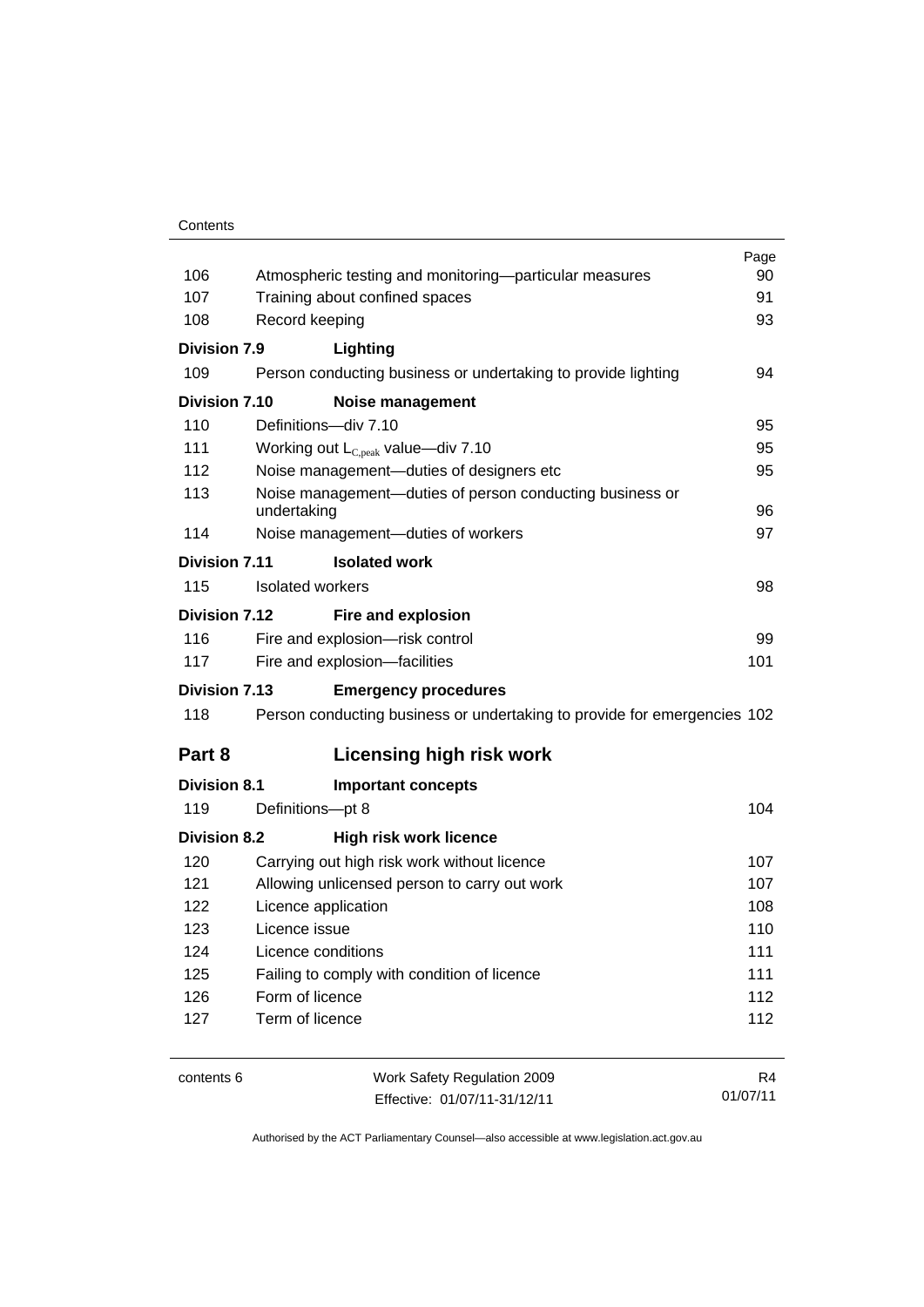| | | Page |
|---|---|---|
| 106 | Atmospheric testing and monitoring—particular measures | 90 |
| 107 | Training about confined spaces | 91 |
| 108 | Record keeping | 93 |
| **Division 7.9** | **Lighting** | |
| 109 | Person conducting business or undertaking to provide lighting | 94 |
| **Division 7.10** | **Noise management** | |
| 110 | Definitions—div 7.10 | 95 |
| 111 | Working out $L_{C,peak}$ value—div 7.10 | 95 |
| 112 | Noise management—duties of designers etc | 95 |
| 113 | Noise management—duties of person conducting business or undertaking | 96 |
| 114 | Noise management—duties of workers | 97 |
| **Division 7.11** | **Isolated work** | |
| 115 | Isolated workers | 98 |
| **Division 7.12** | **Fire and explosion** | |
| 116 | Fire and explosion—risk control | 99 |
| 117 | Fire and explosion—facilities | 101 |
| **Division 7.13** | **Emergency procedures** | |
| 118 | Person conducting business or undertaking to provide for emergencies | 102 |

## Part 8 Licensing high risk work

| | | |
|---|---|---|
| **Division 8.1** | **Important concepts** | |
| 119 | Definitions—pt 8 | 104 |
| **Division 8.2** | **High risk work licence** | |
| 120 | Carrying out high risk work without licence | 107 |
| 121 | Allowing unlicensed person to carry out work | 107 |
| 122 | Licence application | 108 |
| 123 | Licence issue | 110 |
| 124 | Licence conditions | 111 |
| 125 | Failing to comply with condition of licence | 111 |
| 126 | Form of licence | 112 |
| 127 | Term of licence | 112 |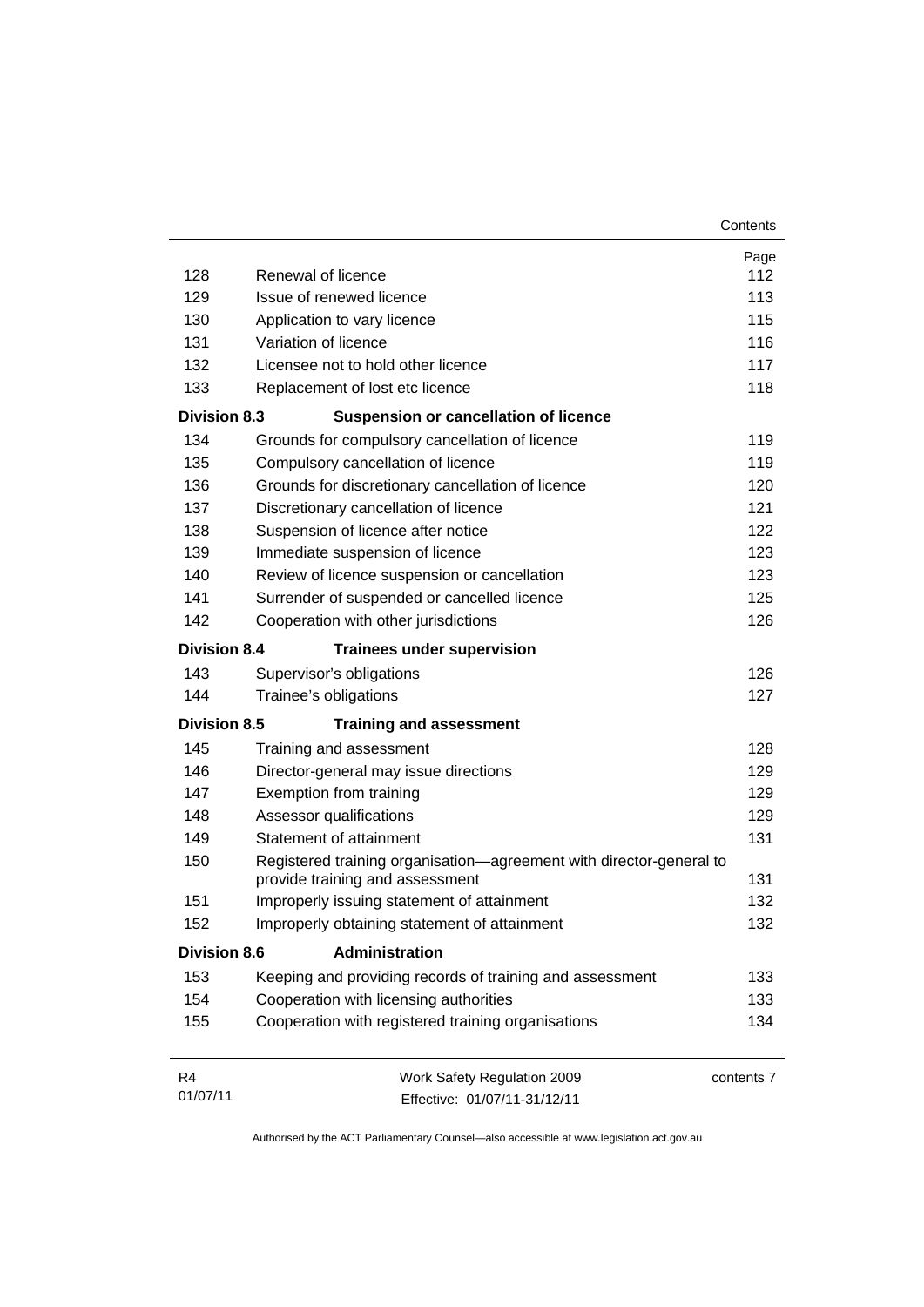| | | Page |
|---|---|---|
| 128 | Renewal of licence | 112 |
| 129 | Issue of renewed licence | 113 |
| 130 | Application to vary licence | 115 |
| 131 | Variation of licence | 116 |
| 132 | Licensee not to hold other licence | 117 |
| 133 | Replacement of lost etc licence | 118 |
| **Division 8.3** | **Suspension or cancellation of licence** | |
| 134 | Grounds for compulsory cancellation of licence | 119 |
| 135 | Compulsory cancellation of licence | 119 |
| 136 | Grounds for discretionary cancellation of licence | 120 |
| 137 | Discretionary cancellation of licence | 121 |
| 138 | Suspension of licence after notice | 122 |
| 139 | Immediate suspension of licence | 123 |
| 140 | Review of licence suspension or cancellation | 123 |
| 141 | Surrender of suspended or cancelled licence | 125 |
| 142 | Cooperation with other jurisdictions | 126 |
| **Division 8.4** | **Trainees under supervision** | |
| 143 | Supervisor's obligations | 126 |
| 144 | Trainee's obligations | 127 |
| **Division 8.5** | **Training and assessment** | |
| 145 | Training and assessment | 128 |
| 146 | Director-general may issue directions | 129 |
| 147 | Exemption from training | 129 |
| 148 | Assessor qualifications | 129 |
| 149 | Statement of attainment | 131 |
| 150 | Registered training organisation—agreement with director-general to provide training and assessment | 131 |
| 151 | Improperly issuing statement of attainment | 132 |
| 152 | Improperly obtaining statement of attainment | 132 |
| **Division 8.6** | **Administration** | |
| 153 | Keeping and providing records of training and assessment | 133 |
| 154 | Cooperation with licensing authorities | 133 |
| 155 | Cooperation with registered training organisations | 134 |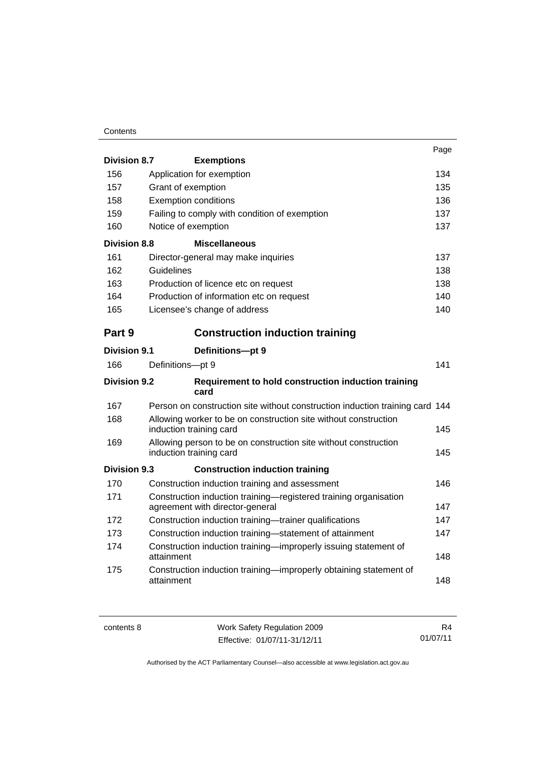| | | Page |
|---|---|---|
| **Division 8.7** | **Exemptions** | |
| 156 | Application for exemption | 134 |
| 157 | Grant of exemption | 135 |
| 158 | Exemption conditions | 136 |
| 159 | Failing to comply with condition of exemption | 137 |
| 160 | Notice of exemption | 137 |
| **Division 8.8** | **Miscellaneous** | |
| 161 | Director-general may make inquiries | 137 |
| 162 | Guidelines | 138 |
| 163 | Production of licence etc on request | 138 |
| 164 | Production of information etc on request | 140 |
| 165 | Licensee's change of address | 140 |
| **Part 9** | **Construction induction training** | |
| **Division 9.1** | **Definitions—pt 9** | |
| 166 | Definitions—pt 9 | 141 |
| **Division 9.2** | **Requirement to hold construction induction training card** | |
| 167 | Person on construction site without construction induction training card | 144 |
| 168 | Allowing worker to be on construction site without construction induction training card | 145 |
| 169 | Allowing person to be on construction site without construction induction training card | 145 |
| **Division 9.3** | **Construction induction training** | |
| 170 | Construction induction training and assessment | 146 |
| 171 | Construction induction training—registered training organisation agreement with director-general | 147 |
| 172 | Construction induction training—trainer qualifications | 147 |
| 173 | Construction induction training—statement of attainment | 147 |
| 174 | Construction induction training—improperly issuing statement of attainment | 148 |
| 175 | Construction induction training—improperly obtaining statement of attainment | 148 |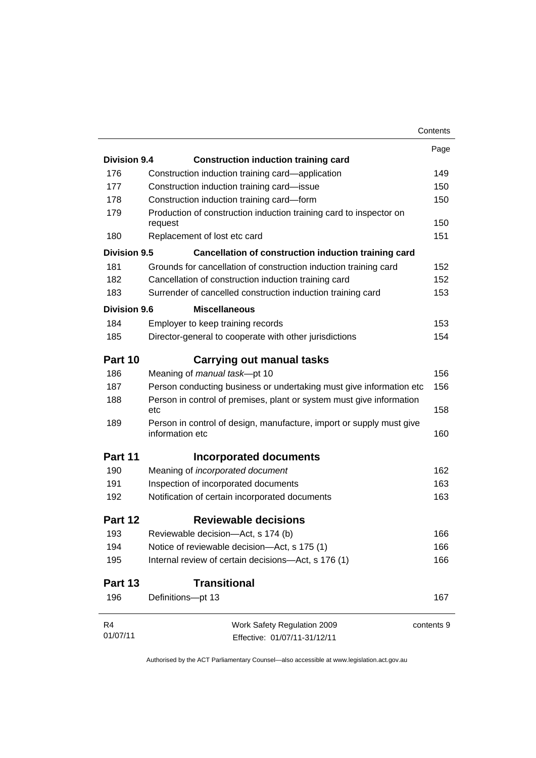| | | Page |
|---|---|---|
| **Division 9.4** | **Construction induction training card** | |
| 176 | Construction induction training card—application | 149 |
| 177 | Construction induction training card—issue | 150 |
| 178 | Construction induction training card—form | 150 |
| 179 | Production of construction induction training card to inspector on request | 150 |
| 180 | Replacement of lost etc card | 151 |
| **Division 9.5** | **Cancellation of construction induction training card** | |
| 181 | Grounds for cancellation of construction induction training card | 152 |
| 182 | Cancellation of construction induction training card | 152 |
| 183 | Surrender of cancelled construction induction training card | 153 |
| **Division 9.6** | **Miscellaneous** | |
| 184 | Employer to keep training records | 153 |
| 185 | Director-general to cooperate with other jurisdictions | 154 |
| **Part 10** | **Carrying out manual tasks** | |
| 186 | Meaning of *manual task*—pt 10 | 156 |
| 187 | Person conducting business or undertaking must give information etc | 156 |
| 188 | Person in control of premises, plant or system must give information etc | 158 |
| 189 | Person in control of design, manufacture, import or supply must give information etc | 160 |
| **Part 11** | **Incorporated documents** | |
| 190 | Meaning of *incorporated document* | 162 |
| 191 | Inspection of incorporated documents | 163 |
| 192 | Notification of certain incorporated documents | 163 |
| **Part 12** | **Reviewable decisions** | |
| 193 | Reviewable decision—Act, s 174 (b) | 166 |
| 194 | Notice of reviewable decision—Act, s 175 (1) | 166 |
| 195 | Internal review of certain decisions—Act, s 176 (1) | 166 |
| **Part 13** | **Transitional** | |
| 196 | Definitions—pt 13 | 167 |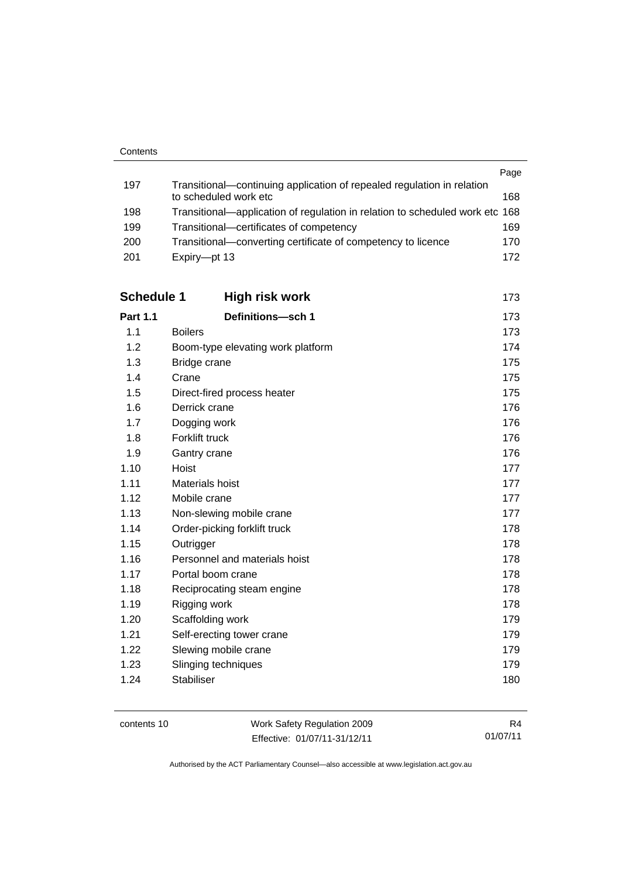| | | Page |
|---|---|---|
| 197 | Transitional—continuing application of repealed regulation in relation to scheduled work etc | 168 |
| 198 | Transitional—application of regulation in relation to scheduled work etc | 168 |
| 199 | Transitional—certificates of competency | 169 |
| 200 | Transitional—converting certificate of competency to licence | 170 |
| 201 | Expiry—pt 13 | 172 |

| | | |
|---|---|---|
| **Schedule 1** | **High risk work** | 173 |
| **Part 1.1** | **Definitions—sch 1** | 173 |
| 1.1 | Boilers | 173 |
| 1.2 | Boom-type elevating work platform | 174 |
| 1.3 | Bridge crane | 175 |
| 1.4 | Crane | 175 |
| 1.5 | Direct-fired process heater | 175 |
| 1.6 | Derrick crane | 176 |
| 1.7 | Dogging work | 176 |
| 1.8 | Forklift truck | 176 |
| 1.9 | Gantry crane | 176 |
| 1.10 | Hoist | 177 |
| 1.11 | Materials hoist | 177 |
| 1.12 | Mobile crane | 177 |
| 1.13 | Non-slewing mobile crane | 177 |
| 1.14 | Order-picking forklift truck | 178 |
| 1.15 | Outrigger | 178 |
| 1.16 | Personnel and materials hoist | 178 |
| 1.17 | Portal boom crane | 178 |
| 1.18 | Reciprocating steam engine | 178 |
| 1.19 | Rigging work | 178 |
| 1.20 | Scaffolding work | 179 |
| 1.21 | Self-erecting tower crane | 179 |
| 1.22 | Slewing mobile crane | 179 |
| 1.23 | Slinging techniques | 179 |
| 1.24 | Stabiliser | 180 |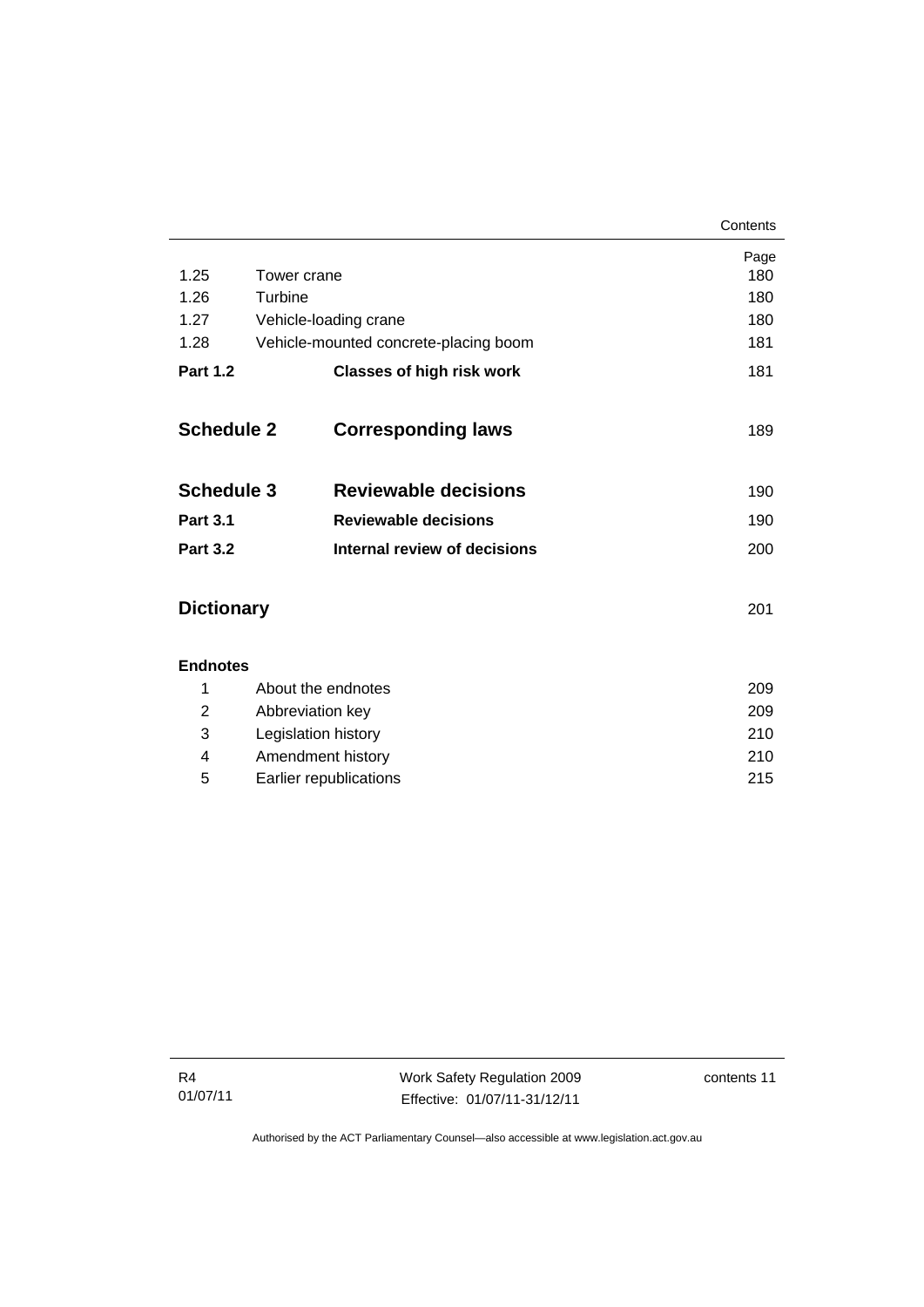| | | Page |
|---|---|---|
| 1.25 | Tower crane | 180 |
| 1.26 | Turbine | 180 |
| 1.27 | Vehicle-loading crane | 180 |
| 1.28 | Vehicle-mounted concrete-placing boom | 181 |
| **Part 1.2** | **Classes of high risk work** | 181 |
| **Schedule 2** | **Corresponding laws** | 189 |
| **Schedule 3** | **Reviewable decisions** | 190 |
| **Part 3.1** | **Reviewable decisions** | 190 |
| **Part 3.2** | **Internal review of decisions** | 200 |
| **Dictionary** | | 201 |
| **Endnotes** | | |
| 1 | About the endnotes | 209 |
| 2 | Abbreviation key | 209 |
| 3 | Legislation history | 210 |
| 4 | Amendment history | 210 |
| 5 | Earlier republications | 215 |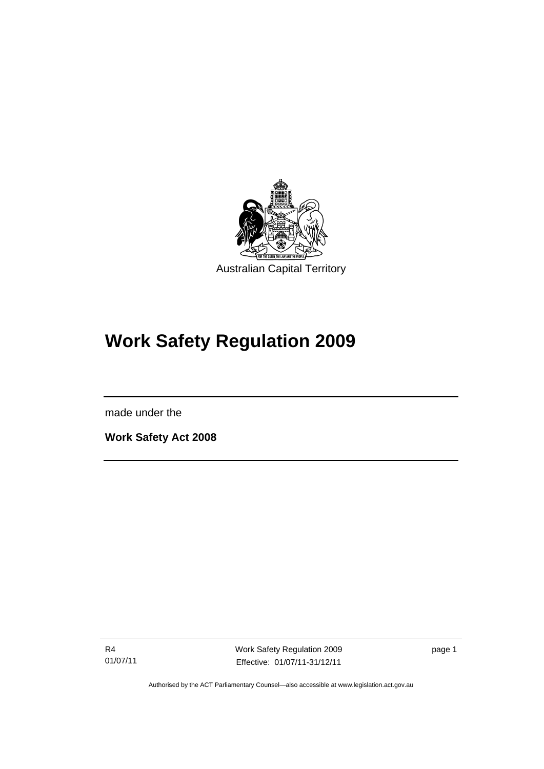Australian Capital Territory

# Work Safety Regulation 2009

made under the

**Work Safety Act 2008**

Authorised by the ACT Parliamentary Counsel—also accessible at www.legislation.act.gov.au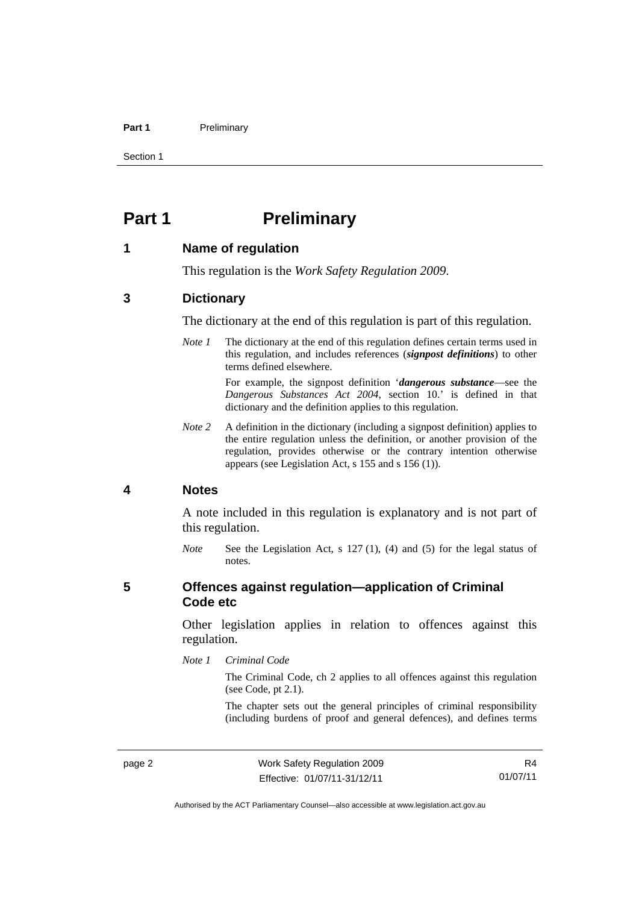# Part 1 Preliminary

## 1 Name of regulation

This regulation is the *Work Safety Regulation 2009*.

## 3 Dictionary

The dictionary at the end of this regulation is part of this regulation.

*Note 1* The dictionary at the end of this regulation defines certain terms used in this regulation, and includes references (***signpost definitions***) to other terms defined elsewhere.

For example, the signpost definition '***dangerous substance***—see the *Dangerous Substances Act 2004*, section 10.' is defined in that dictionary and the definition applies to this regulation.

*Note 2* A definition in the dictionary (including a signpost definition) applies to the entire regulation unless the definition, or another provision of the regulation, provides otherwise or the contrary intention otherwise appears (see Legislation Act, s 155 and s 156 (1)).

## 4 Notes

A note included in this regulation is explanatory and is not part of this regulation.

*Note* See the Legislation Act, s 127 (1), (4) and (5) for the legal status of notes.

## 5 Offences against regulation—application of Criminal Code etc

Other legislation applies in relation to offences against this regulation.

*Note 1* *Criminal Code*

The Criminal Code, ch 2 applies to all offences against this regulation (see Code, pt 2.1).

The chapter sets out the general principles of criminal responsibility (including burdens of proof and general defences), and defines terms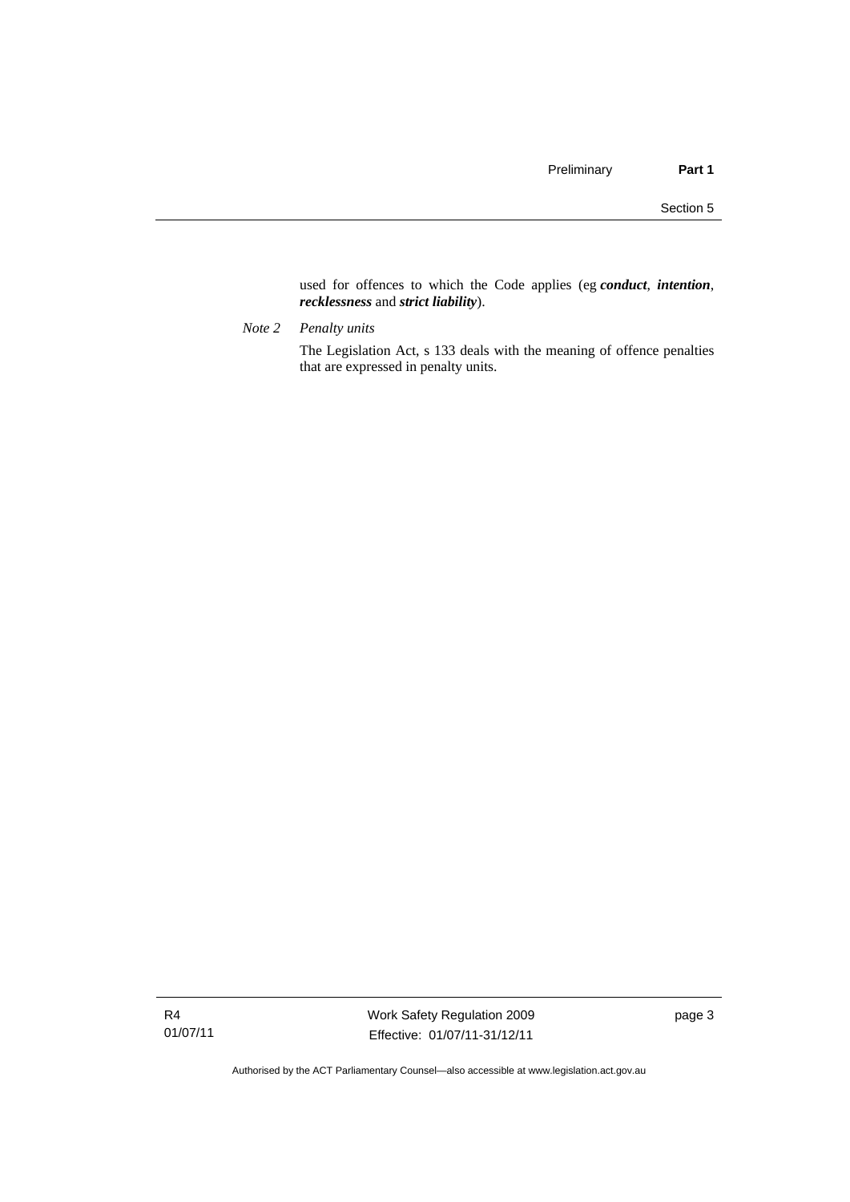used for offences to which the Code applies (eg ***conduct***, ***intention***, ***recklessness*** and ***strict liability***).

*Note 2* *Penalty units*

The Legislation Act, s 133 deals with the meaning of offence penalties that are expressed in penalty units.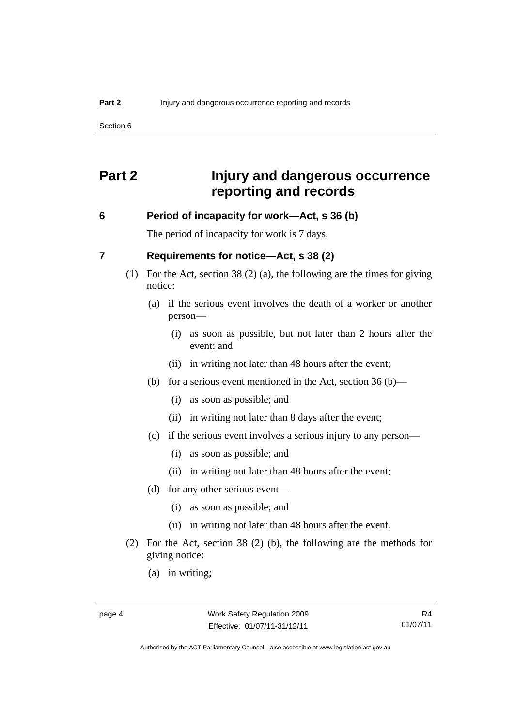# Part 2 Injury and dangerous occurrence reporting and records

## 6 Period of incapacity for work—Act, s 36 (b)

The period of incapacity for work is 7 days.

## 7 Requirements for notice—Act, s 38 (2)

(1) For the Act, section 38 (2) (a), the following are the times for giving notice:

(a) if the serious event involves the death of a worker or another person—

(i) as soon as possible, but not later than 2 hours after the event; and

(ii) in writing not later than 48 hours after the event;

(b) for a serious event mentioned in the Act, section 36 (b)—

(i) as soon as possible; and

(ii) in writing not later than 8 days after the event;

(c) if the serious event involves a serious injury to any person—

(i) as soon as possible; and

(ii) in writing not later than 48 hours after the event;

(d) for any other serious event—

(i) as soon as possible; and

(ii) in writing not later than 48 hours after the event.

(2) For the Act, section 38 (2) (b), the following are the methods for giving notice:

(a) in writing;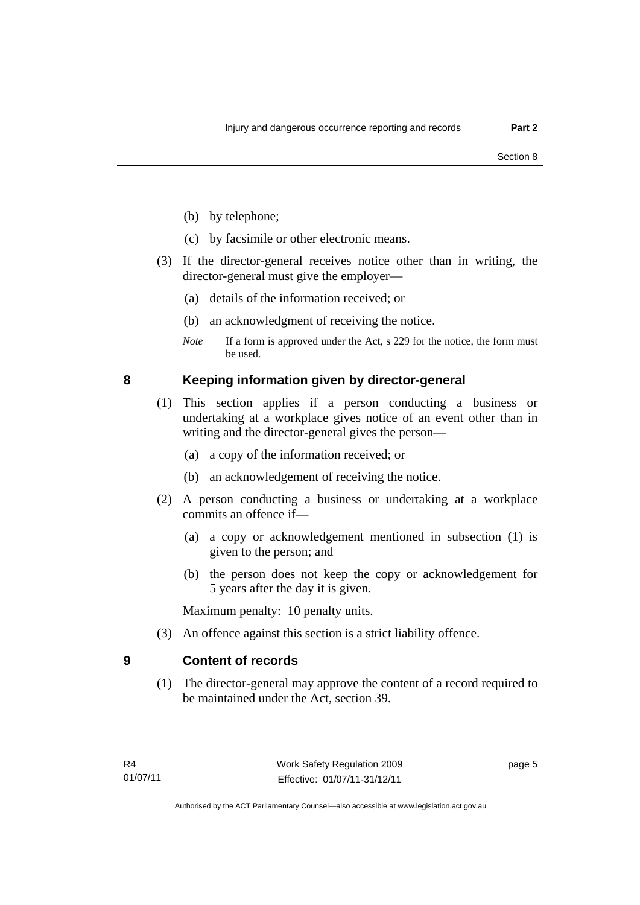(b) by telephone;

(c) by facsimile or other electronic means.

(3) If the director-general receives notice other than in writing, the director-general must give the employer—

(a) details of the information received; or

(b) an acknowledgment of receiving the notice.

*Note* If a form is approved under the Act, s 229 for the notice, the form must be used.

## 8 Keeping information given by director-general

(1) This section applies if a person conducting a business or undertaking at a workplace gives notice of an event other than in writing and the director-general gives the person—

(a) a copy of the information received; or

(b) an acknowledgement of receiving the notice.

(2) A person conducting a business or undertaking at a workplace commits an offence if—

(a) a copy or acknowledgement mentioned in subsection (1) is given to the person; and

(b) the person does not keep the copy or acknowledgement for 5 years after the day it is given.

Maximum penalty: 10 penalty units.

(3) An offence against this section is a strict liability offence.

## 9 Content of records

(1) The director-general may approve the content of a record required to be maintained under the Act, section 39.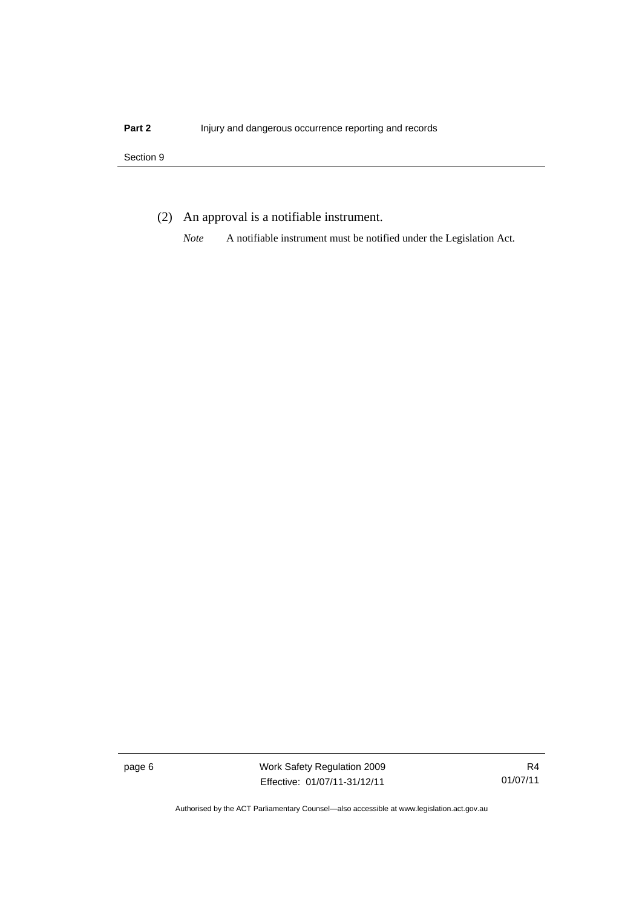(2) An approval is a notifiable instrument.

*Note* A notifiable instrument must be notified under the Legislation Act.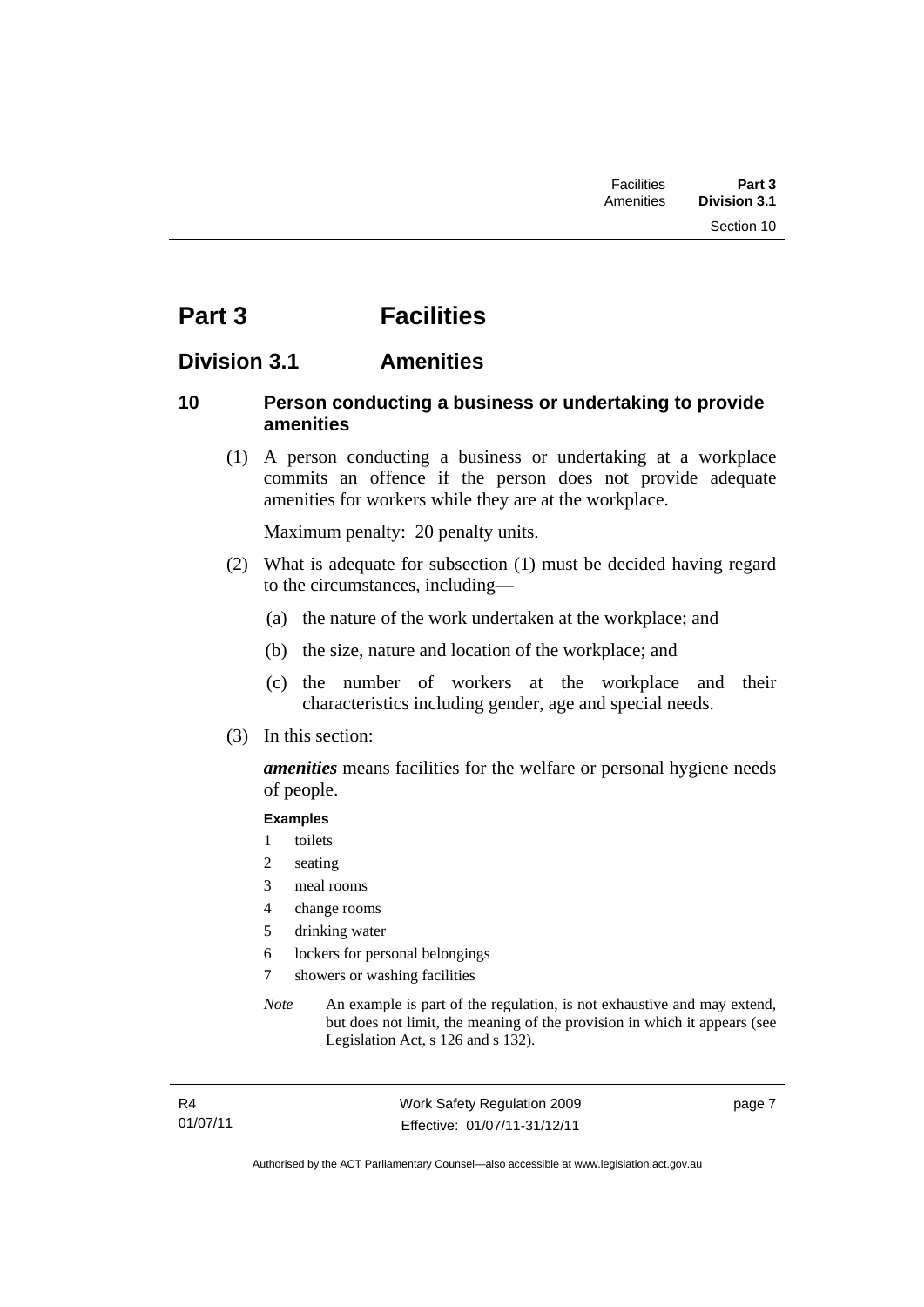# Part 3 Facilities

## Division 3.1 Amenities

### 10 Person conducting a business or undertaking to provide amenities

(1) A person conducting a business or undertaking at a workplace commits an offence if the person does not provide adequate amenities for workers while they are at the workplace.

Maximum penalty: 20 penalty units.

(2) What is adequate for subsection (1) must be decided having regard to the circumstances, including—

(a) the nature of the work undertaken at the workplace; and

(b) the size, nature and location of the workplace; and

(c) the number of workers at the workplace and their characteristics including gender, age and special needs.

(3) In this section:

***amenities*** means facilities for the welfare or personal hygiene needs of people.

**Examples**

1 toilets
2 seating
3 meal rooms
4 change rooms
5 drinking water
6 lockers for personal belongings
7 showers or washing facilities

*Note* An example is part of the regulation, is not exhaustive and may extend, but does not limit, the meaning of the provision in which it appears (see Legislation Act, s 126 and s 132).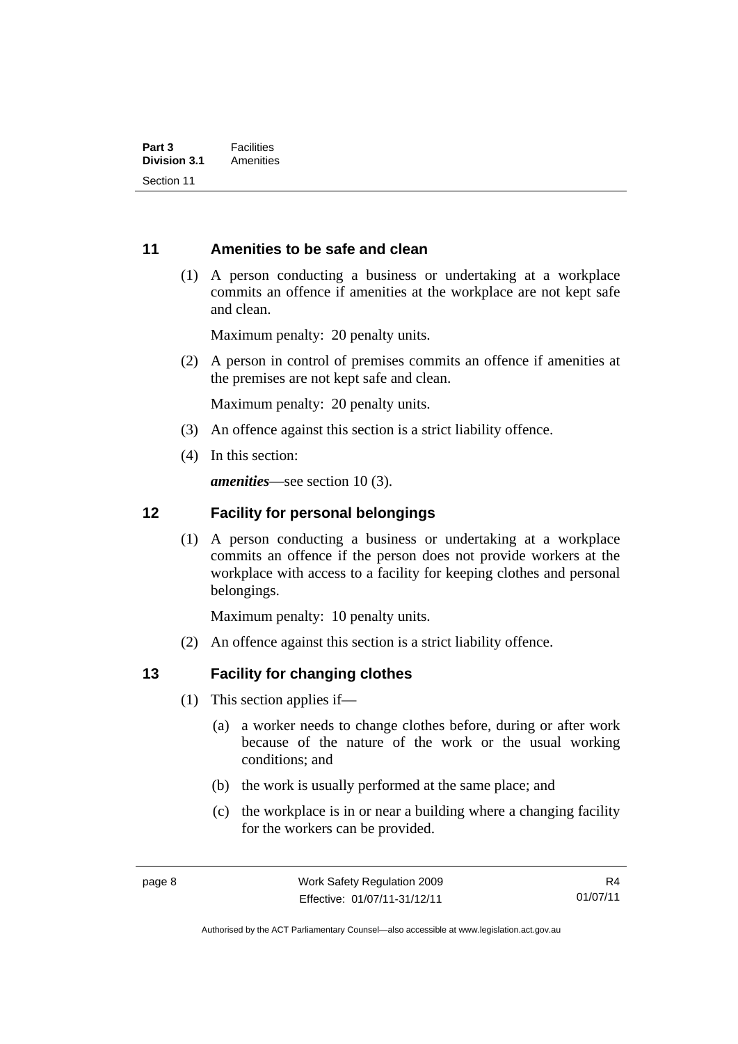## 11 Amenities to be safe and clean

(1) A person conducting a business or undertaking at a workplace commits an offence if amenities at the workplace are not kept safe and clean.

Maximum penalty: 20 penalty units.

(2) A person in control of premises commits an offence if amenities at the premises are not kept safe and clean.

Maximum penalty: 20 penalty units.

(3) An offence against this section is a strict liability offence.

(4) In this section:

***amenities***—see section 10 (3).

## 12 Facility for personal belongings

(1) A person conducting a business or undertaking at a workplace commits an offence if the person does not provide workers at the workplace with access to a facility for keeping clothes and personal belongings.

Maximum penalty: 10 penalty units.

(2) An offence against this section is a strict liability offence.

## 13 Facility for changing clothes

(1) This section applies if—

(a) a worker needs to change clothes before, during or after work because of the nature of the work or the usual working conditions; and

(b) the work is usually performed at the same place; and

(c) the workplace is in or near a building where a changing facility for the workers can be provided.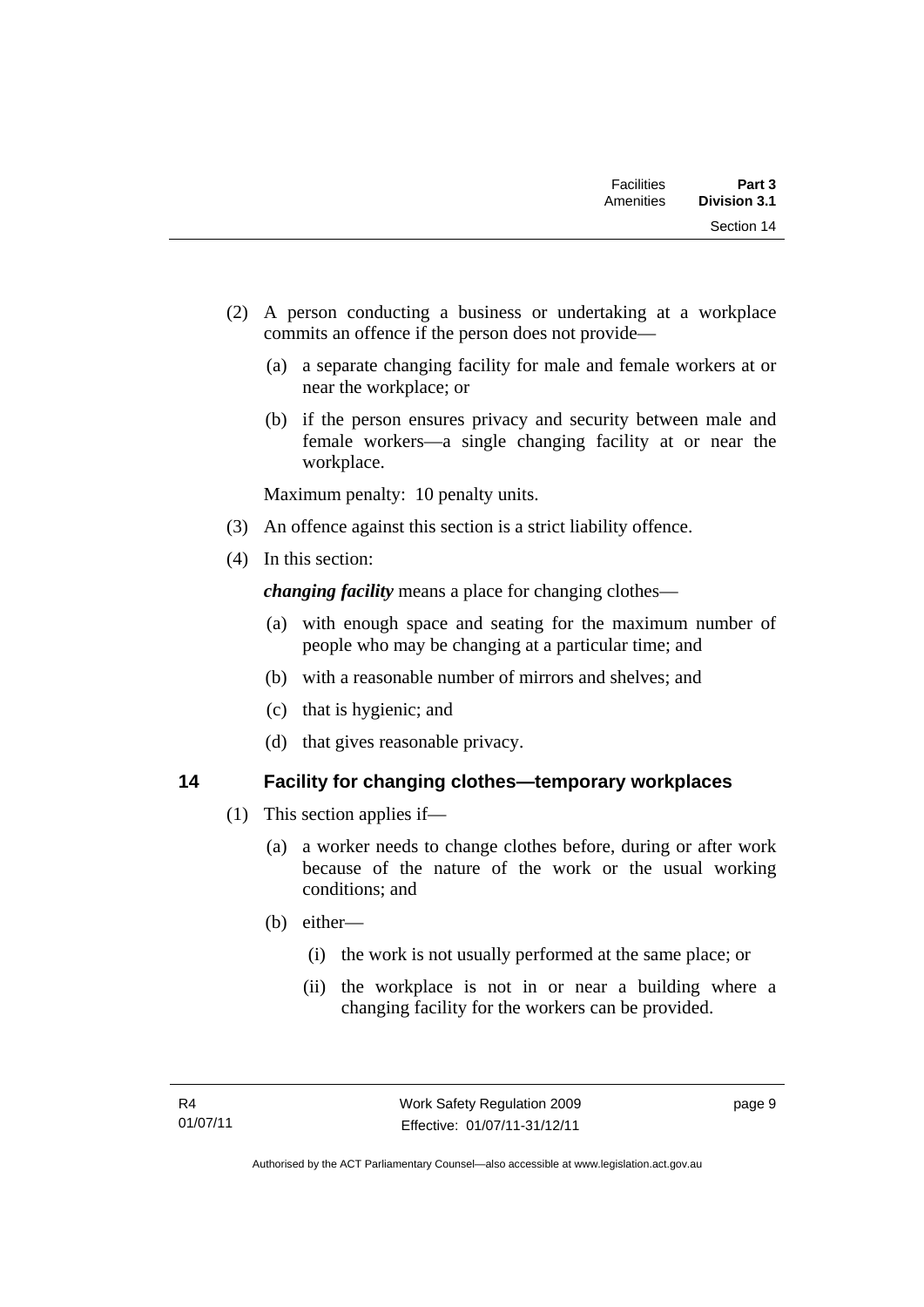(2) A person conducting a business or undertaking at a workplace commits an offence if the person does not provide—

  (a) a separate changing facility for male and female workers at or near the workplace; or

  (b) if the person ensures privacy and security between male and female workers—a single changing facility at or near the workplace.

  Maximum penalty: 10 penalty units.

(3) An offence against this section is a strict liability offence.

(4) In this section:

  ***changing facility*** means a place for changing clothes—

  (a) with enough space and seating for the maximum number of people who may be changing at a particular time; and

  (b) with a reasonable number of mirrors and shelves; and

  (c) that is hygienic; and

  (d) that gives reasonable privacy.

### 14 Facility for changing clothes—temporary workplaces

(1) This section applies if—

  (a) a worker needs to change clothes before, during or after work because of the nature of the work or the usual working conditions; and

  (b) either—

    (i) the work is not usually performed at the same place; or

    (ii) the workplace is not in or near a building where a changing facility for the workers can be provided.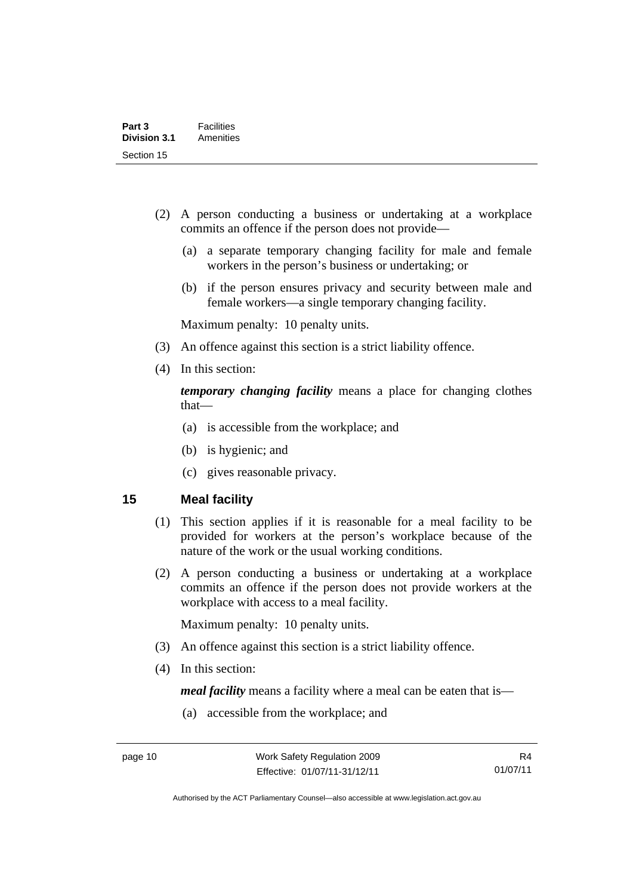(2) A person conducting a business or undertaking at a workplace commits an offence if the person does not provide—

(a) a separate temporary changing facility for male and female workers in the person's business or undertaking; or

(b) if the person ensures privacy and security between male and female workers—a single temporary changing facility.

Maximum penalty: 10 penalty units.

(3) An offence against this section is a strict liability offence.

(4) In this section:

***temporary changing facility*** means a place for changing clothes that—

(a) is accessible from the workplace; and

(b) is hygienic; and

(c) gives reasonable privacy.

## 15 Meal facility

(1) This section applies if it is reasonable for a meal facility to be provided for workers at the person's workplace because of the nature of the work or the usual working conditions.

(2) A person conducting a business or undertaking at a workplace commits an offence if the person does not provide workers at the workplace with access to a meal facility.

Maximum penalty: 10 penalty units.

(3) An offence against this section is a strict liability offence.

(4) In this section:

***meal facility*** means a facility where a meal can be eaten that is—

(a) accessible from the workplace; and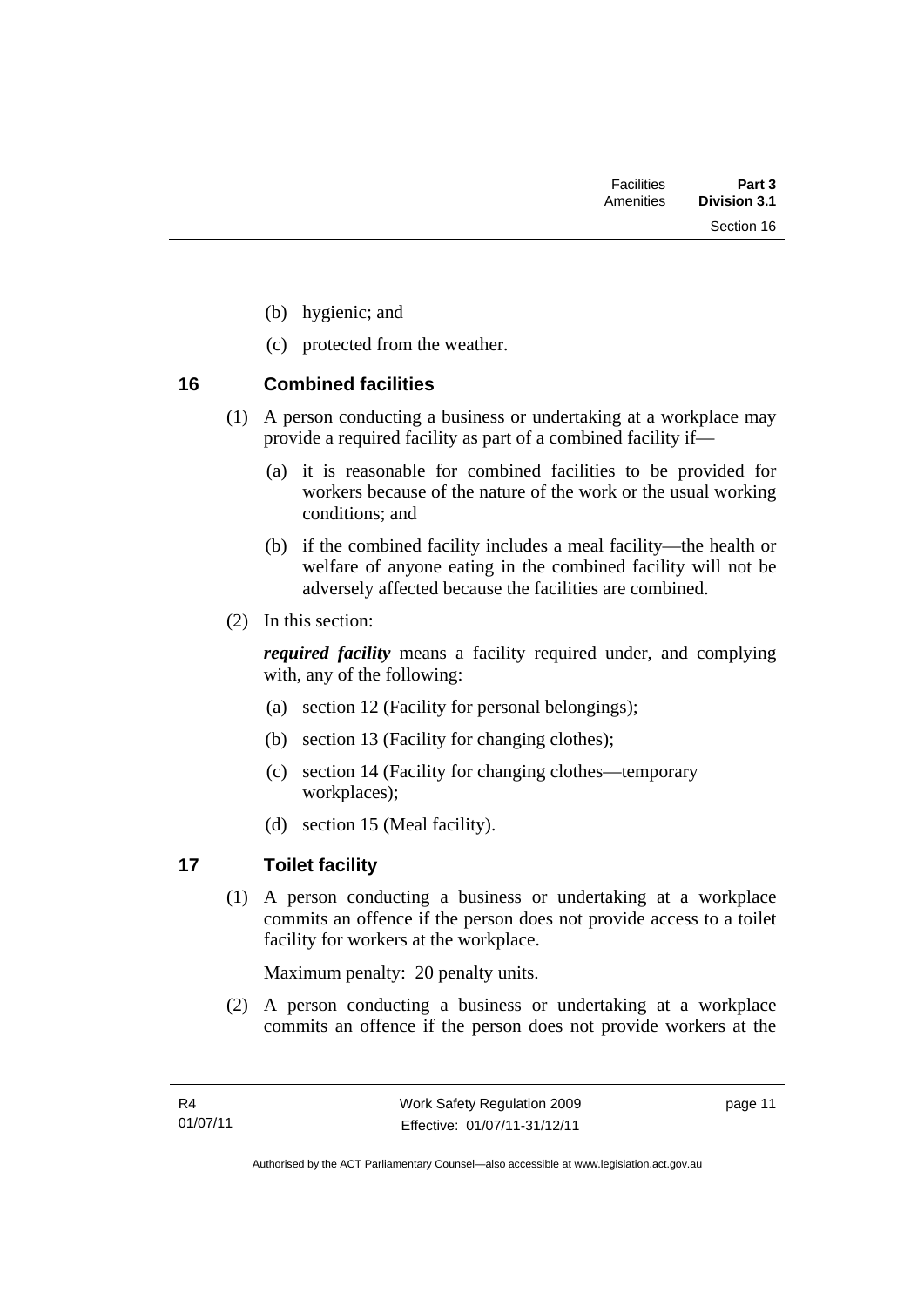(b) hygienic; and

(c) protected from the weather.

## 16 Combined facilities

(1) A person conducting a business or undertaking at a workplace may provide a required facility as part of a combined facility if—

(a) it is reasonable for combined facilities to be provided for workers because of the nature of the work or the usual working conditions; and

(b) if the combined facility includes a meal facility—the health or welfare of anyone eating in the combined facility will not be adversely affected because the facilities are combined.

(2) In this section:

***required facility*** means a facility required under, and complying with, any of the following:

(a) section 12 (Facility for personal belongings);

(b) section 13 (Facility for changing clothes);

(c) section 14 (Facility for changing clothes—temporary workplaces);

(d) section 15 (Meal facility).

## 17 Toilet facility

(1) A person conducting a business or undertaking at a workplace commits an offence if the person does not provide access to a toilet facility for workers at the workplace.

Maximum penalty: 20 penalty units.

(2) A person conducting a business or undertaking at a workplace commits an offence if the person does not provide workers at the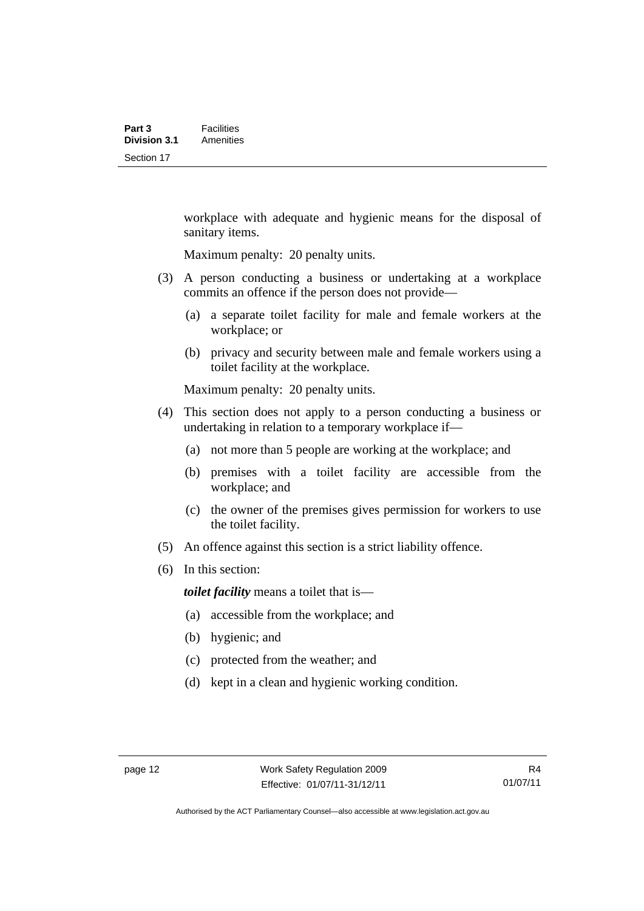workplace with adequate and hygienic means for the disposal of sanitary items.

Maximum penalty: 20 penalty units.

(3) A person conducting a business or undertaking at a workplace commits an offence if the person does not provide—

(a) a separate toilet facility for male and female workers at the workplace; or

(b) privacy and security between male and female workers using a toilet facility at the workplace.

Maximum penalty: 20 penalty units.

(4) This section does not apply to a person conducting a business or undertaking in relation to a temporary workplace if—

(a) not more than 5 people are working at the workplace; and

(b) premises with a toilet facility are accessible from the workplace; and

(c) the owner of the premises gives permission for workers to use the toilet facility.

(5) An offence against this section is a strict liability offence.

(6) In this section:

***toilet facility*** means a toilet that is—

(a) accessible from the workplace; and

(b) hygienic; and

(c) protected from the weather; and

(d) kept in a clean and hygienic working condition.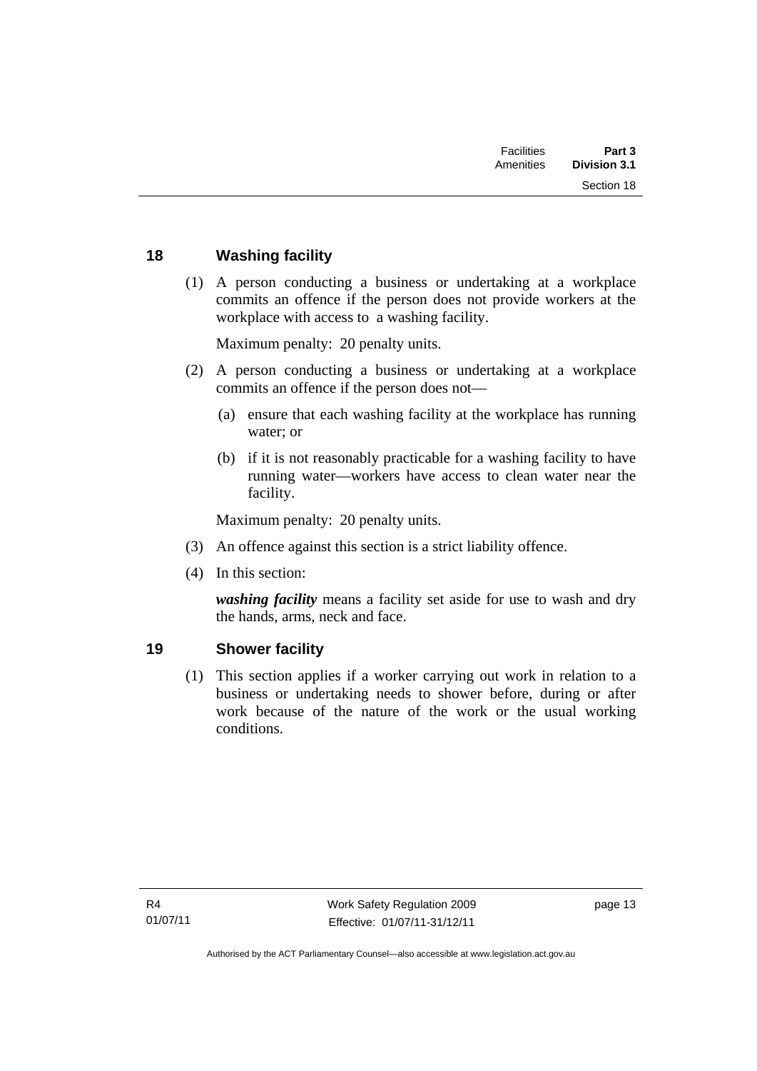## 18 Washing facility

(1) A person conducting a business or undertaking at a workplace commits an offence if the person does not provide workers at the workplace with access to a washing facility.

Maximum penalty: 20 penalty units.

(2) A person conducting a business or undertaking at a workplace commits an offence if the person does not—

(a) ensure that each washing facility at the workplace has running water; or

(b) if it is not reasonably practicable for a washing facility to have running water—workers have access to clean water near the facility.

Maximum penalty: 20 penalty units.

(3) An offence against this section is a strict liability offence.

(4) In this section:

***washing facility*** means a facility set aside for use to wash and dry the hands, arms, neck and face.

## 19 Shower facility

(1) This section applies if a worker carrying out work in relation to a business or undertaking needs to shower before, during or after work because of the nature of the work or the usual working conditions.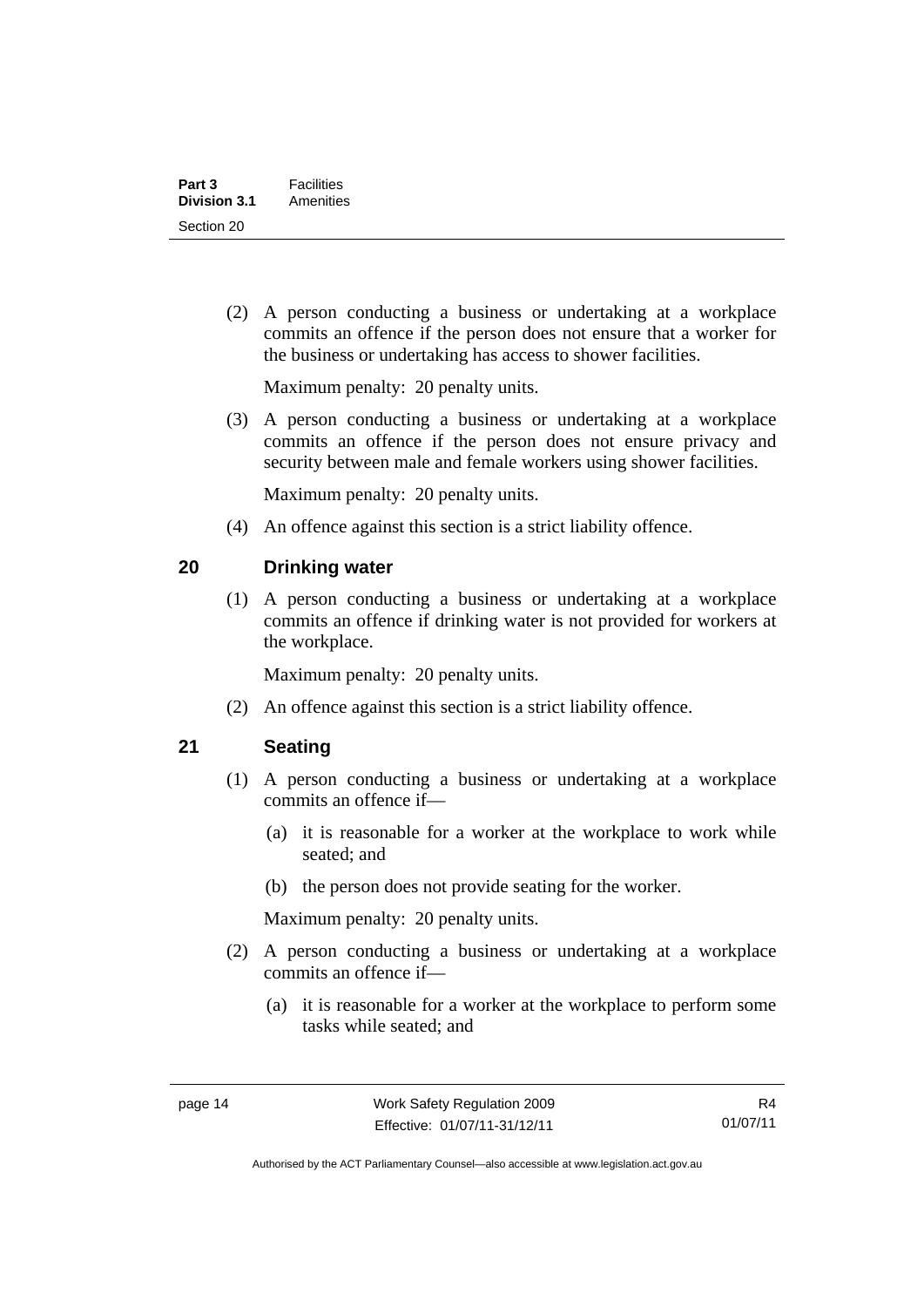(2) A person conducting a business or undertaking at a workplace commits an offence if the person does not ensure that a worker for the business or undertaking has access to shower facilities.

Maximum penalty: 20 penalty units.

(3) A person conducting a business or undertaking at a workplace commits an offence if the person does not ensure privacy and security between male and female workers using shower facilities.

Maximum penalty: 20 penalty units.

(4) An offence against this section is a strict liability offence.

## 20 Drinking water

(1) A person conducting a business or undertaking at a workplace commits an offence if drinking water is not provided for workers at the workplace.

Maximum penalty: 20 penalty units.

(2) An offence against this section is a strict liability offence.

## 21 Seating

(1) A person conducting a business or undertaking at a workplace commits an offence if—

(a) it is reasonable for a worker at the workplace to work while seated; and

(b) the person does not provide seating for the worker.

Maximum penalty: 20 penalty units.

(2) A person conducting a business or undertaking at a workplace commits an offence if—

(a) it is reasonable for a worker at the workplace to perform some tasks while seated; and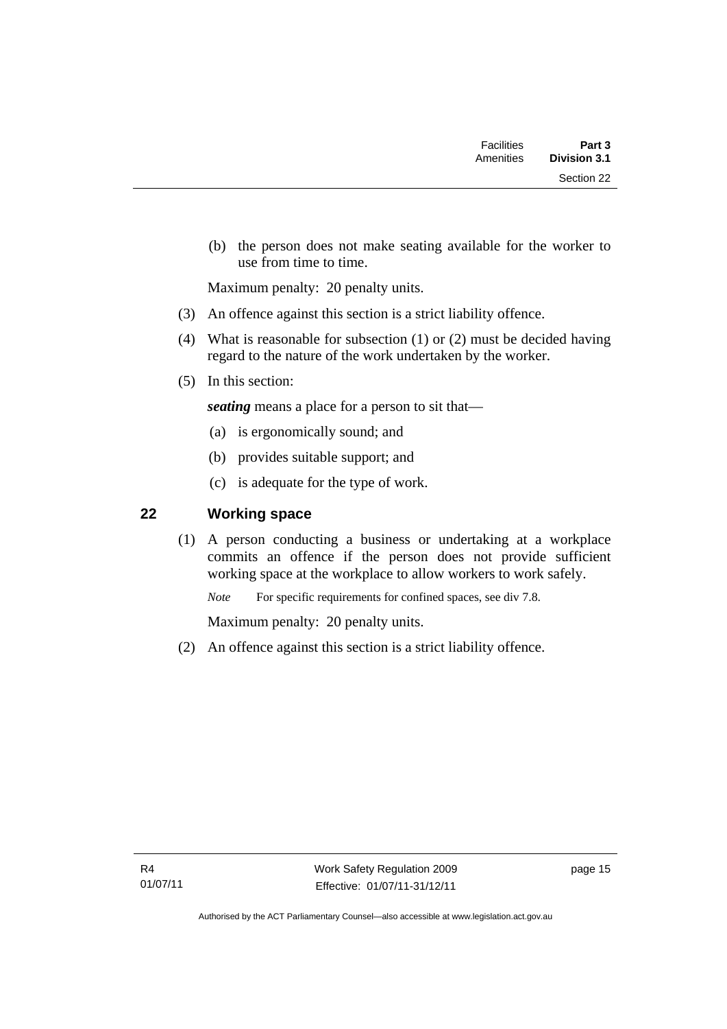(b) the person does not make seating available for the worker to use from time to time.

Maximum penalty: 20 penalty units.

(3) An offence against this section is a strict liability offence.

(4) What is reasonable for subsection (1) or (2) must be decided having regard to the nature of the work undertaken by the worker.

(5) In this section:

***seating*** means a place for a person to sit that—

(a) is ergonomically sound; and

(b) provides suitable support; and

(c) is adequate for the type of work.

## 22 Working space

(1) A person conducting a business or undertaking at a workplace commits an offence if the person does not provide sufficient working space at the workplace to allow workers to work safely.

*Note* For specific requirements for confined spaces, see div 7.8.

Maximum penalty: 20 penalty units.

(2) An offence against this section is a strict liability offence.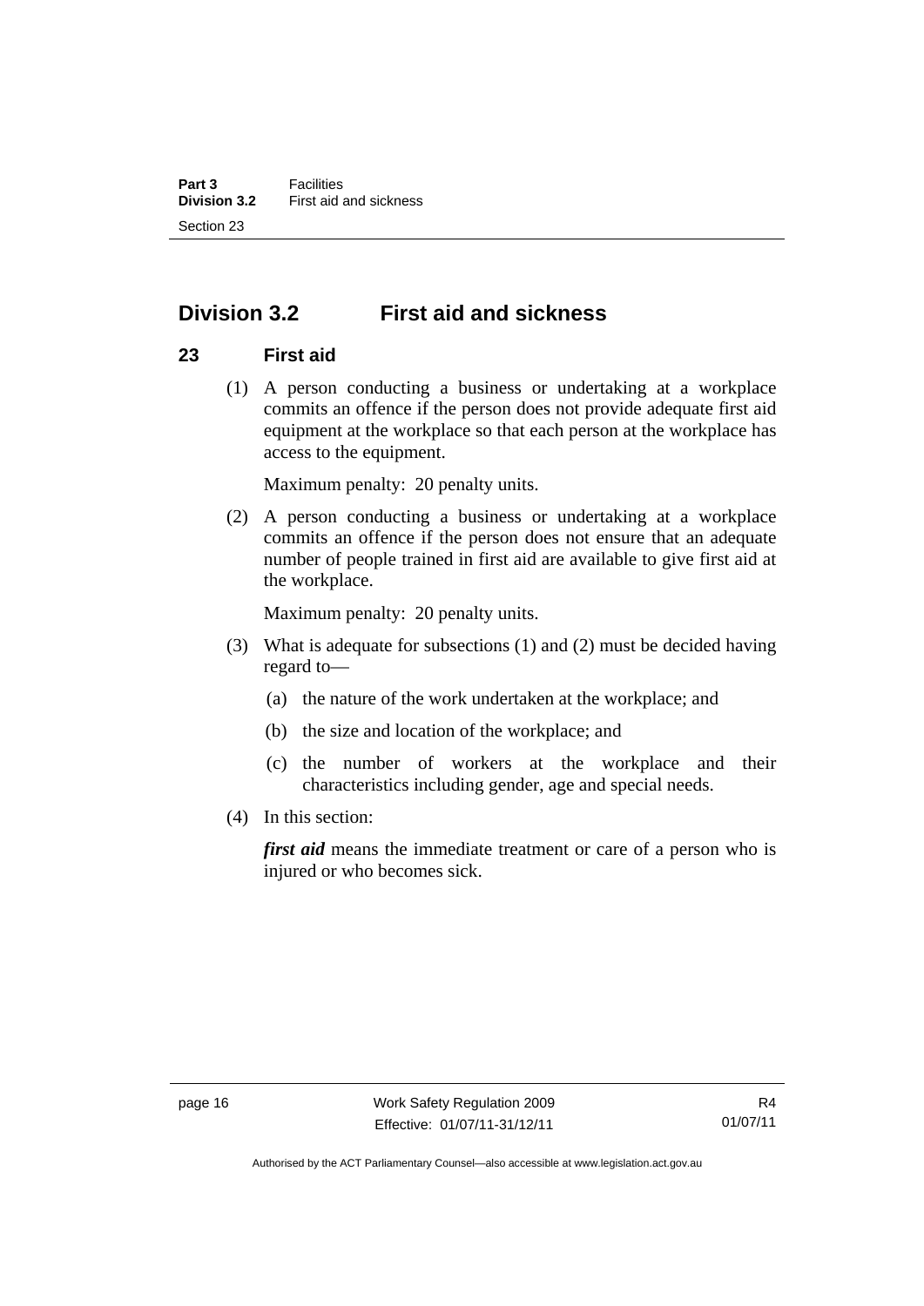## Division 3.2 First aid and sickness

### 23 First aid

(1) A person conducting a business or undertaking at a workplace commits an offence if the person does not provide adequate first aid equipment at the workplace so that each person at the workplace has access to the equipment.

Maximum penalty: 20 penalty units.

(2) A person conducting a business or undertaking at a workplace commits an offence if the person does not ensure that an adequate number of people trained in first aid are available to give first aid at the workplace.

Maximum penalty: 20 penalty units.

(3) What is adequate for subsections (1) and (2) must be decided having regard to—

(a) the nature of the work undertaken at the workplace; and

(b) the size and location of the workplace; and

(c) the number of workers at the workplace and their characteristics including gender, age and special needs.

(4) In this section:

***first aid*** means the immediate treatment or care of a person who is injured or who becomes sick.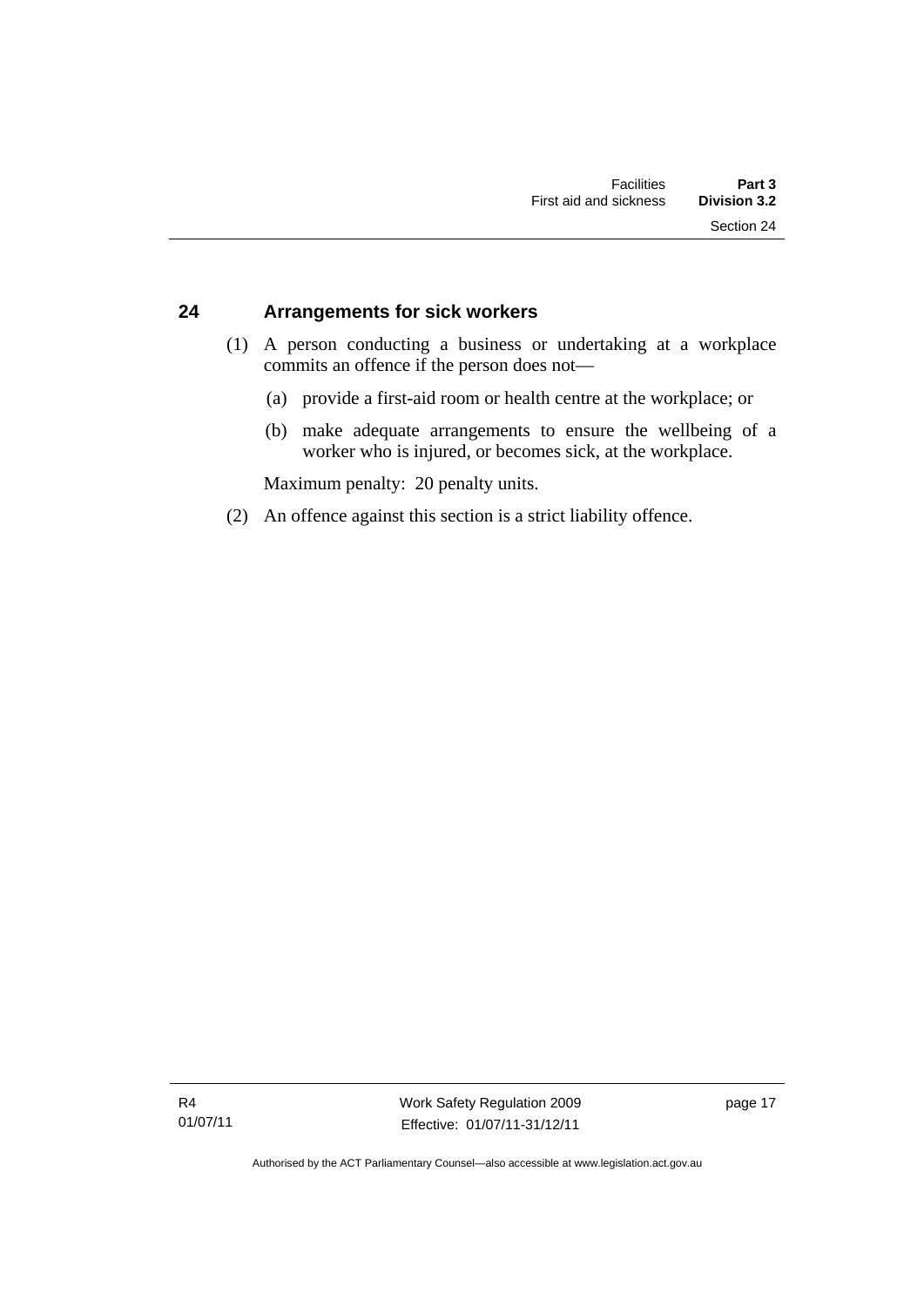## 24 Arrangements for sick workers

(1) A person conducting a business or undertaking at a workplace commits an offence if the person does not—

(a) provide a first-aid room or health centre at the workplace; or

(b) make adequate arrangements to ensure the wellbeing of a worker who is injured, or becomes sick, at the workplace.

Maximum penalty: 20 penalty units.

(2) An offence against this section is a strict liability offence.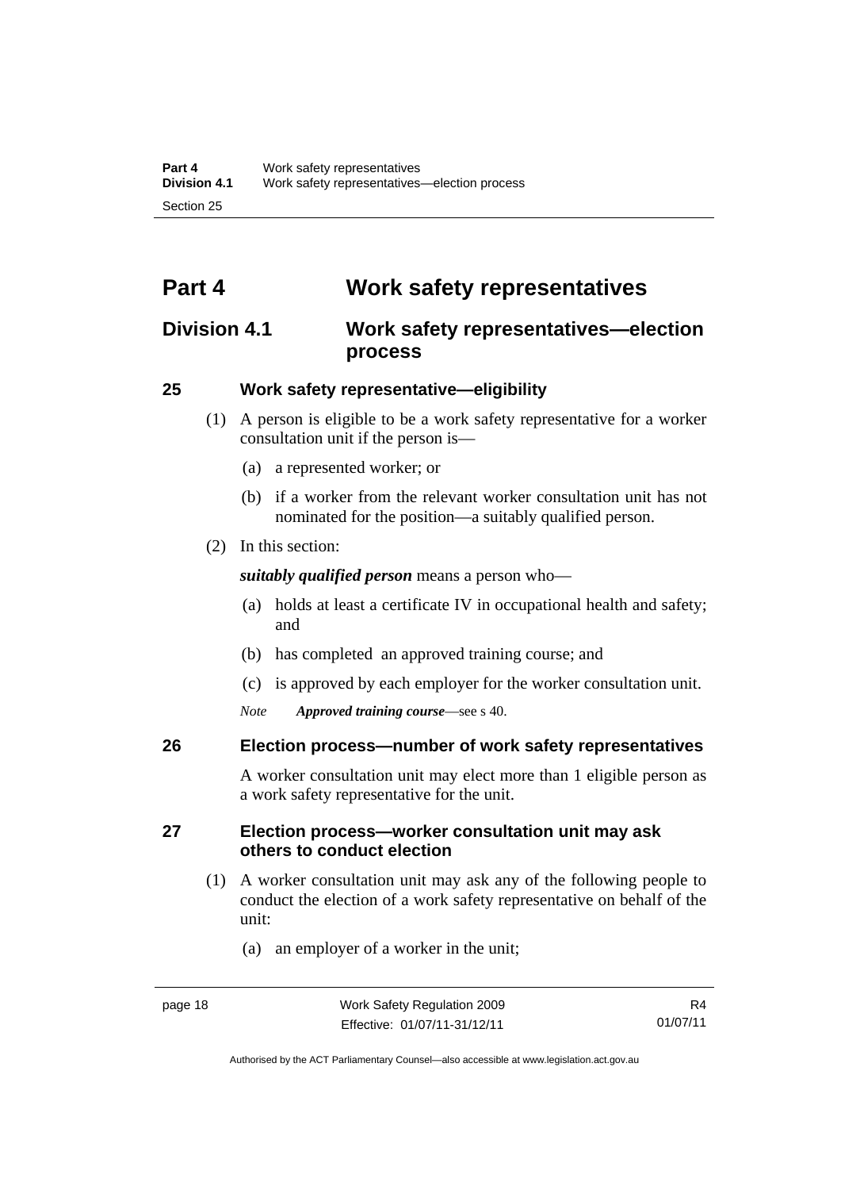# Part 4 Work safety representatives

## Division 4.1 Work safety representatives—election process

### 25 Work safety representative—eligibility

(1) A person is eligible to be a work safety representative for a worker consultation unit if the person is—

(a) a represented worker; or

(b) if a worker from the relevant worker consultation unit has not nominated for the position—a suitably qualified person.

(2) In this section:

***suitably qualified person*** means a person who—

(a) holds at least a certificate IV in occupational health and safety; and

(b) has completed an approved training course; and

(c) is approved by each employer for the worker consultation unit.

*Note* ***Approved training course***—see s 40.

### 26 Election process—number of work safety representatives

A worker consultation unit may elect more than 1 eligible person as a work safety representative for the unit.

### 27 Election process—worker consultation unit may ask others to conduct election

(1) A worker consultation unit may ask any of the following people to conduct the election of a work safety representative on behalf of the unit:

(a) an employer of a worker in the unit;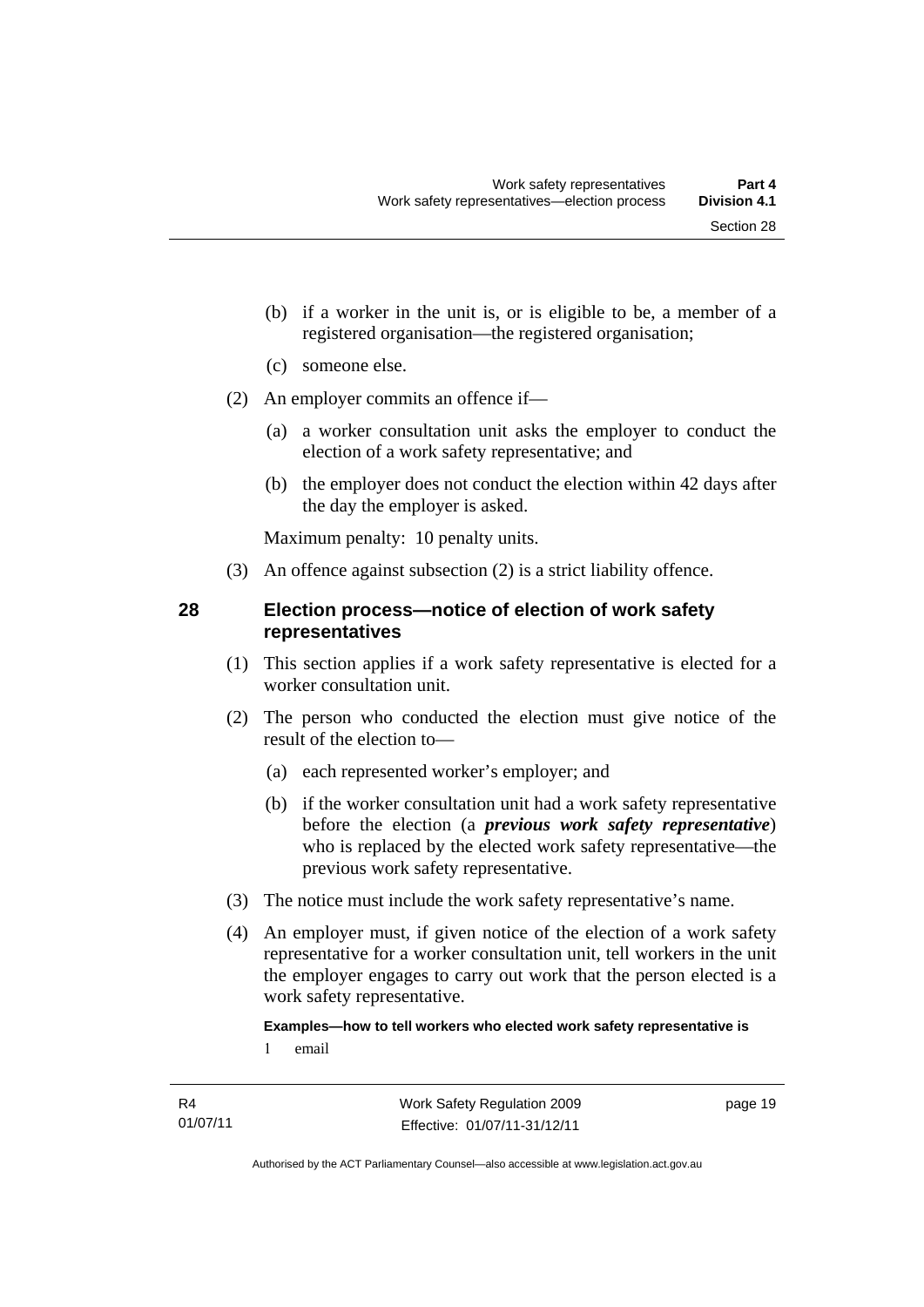(b) if a worker in the unit is, or is eligible to be, a member of a registered organisation—the registered organisation;

(c) someone else.

(2) An employer commits an offence if—

(a) a worker consultation unit asks the employer to conduct the election of a work safety representative; and

(b) the employer does not conduct the election within 42 days after the day the employer is asked.

Maximum penalty: 10 penalty units.

(3) An offence against subsection (2) is a strict liability offence.

## 28 Election process—notice of election of work safety representatives

(1) This section applies if a work safety representative is elected for a worker consultation unit.

(2) The person who conducted the election must give notice of the result of the election to—

(a) each represented worker's employer; and

(b) if the worker consultation unit had a work safety representative before the election (a ***previous work safety representative***) who is replaced by the elected work safety representative—the previous work safety representative.

(3) The notice must include the work safety representative's name.

(4) An employer must, if given notice of the election of a work safety representative for a worker consultation unit, tell workers in the unit the employer engages to carry out work that the person elected is a work safety representative.

**Examples—how to tell workers who elected work safety representative is**

1 email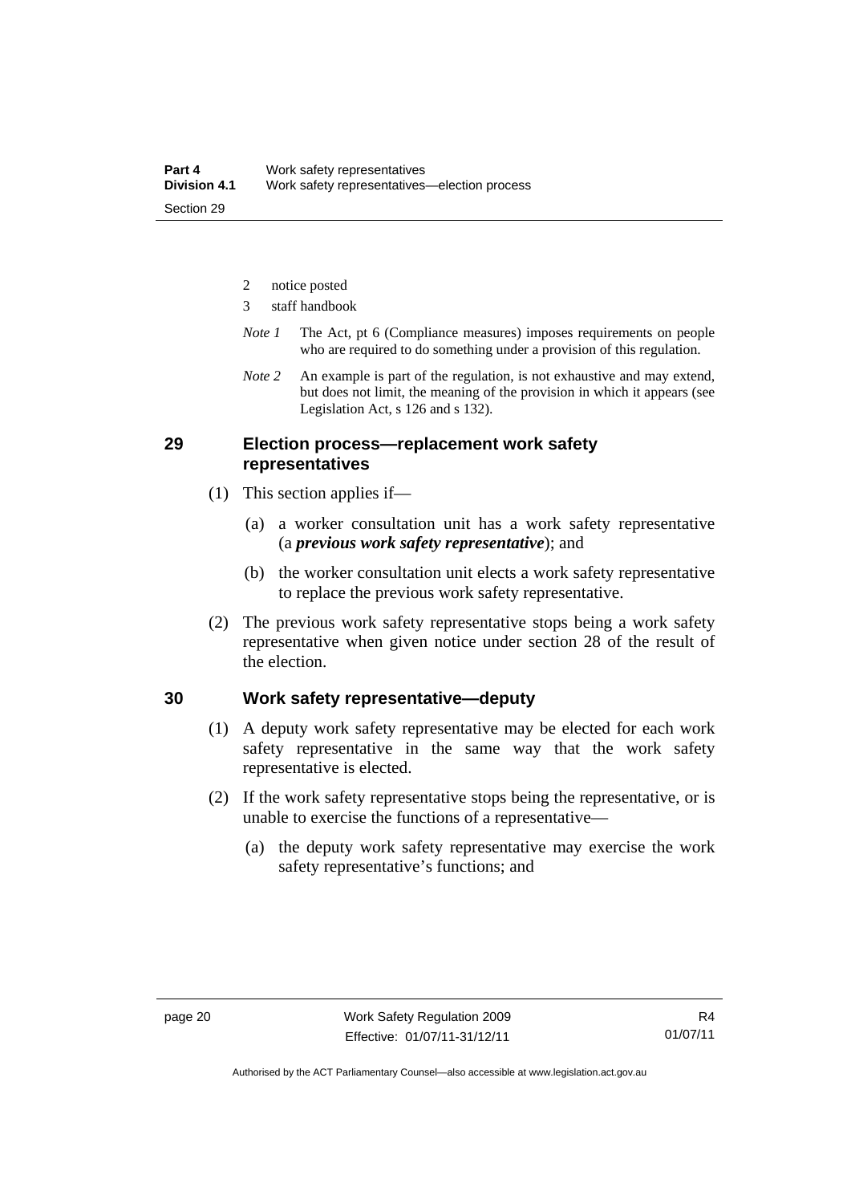2 notice posted

3 staff handbook

*Note 1* The Act, pt 6 (Compliance measures) imposes requirements on people who are required to do something under a provision of this regulation.

*Note 2* An example is part of the regulation, is not exhaustive and may extend, but does not limit, the meaning of the provision in which it appears (see Legislation Act, s 126 and s 132).

## 29 Election process—replacement work safety representatives

(1) This section applies if—

(a) a worker consultation unit has a work safety representative (a ***previous work safety representative***); and

(b) the worker consultation unit elects a work safety representative to replace the previous work safety representative.

(2) The previous work safety representative stops being a work safety representative when given notice under section 28 of the result of the election.

## 30 Work safety representative—deputy

(1) A deputy work safety representative may be elected for each work safety representative in the same way that the work safety representative is elected.

(2) If the work safety representative stops being the representative, or is unable to exercise the functions of a representative—

(a) the deputy work safety representative may exercise the work safety representative's functions; and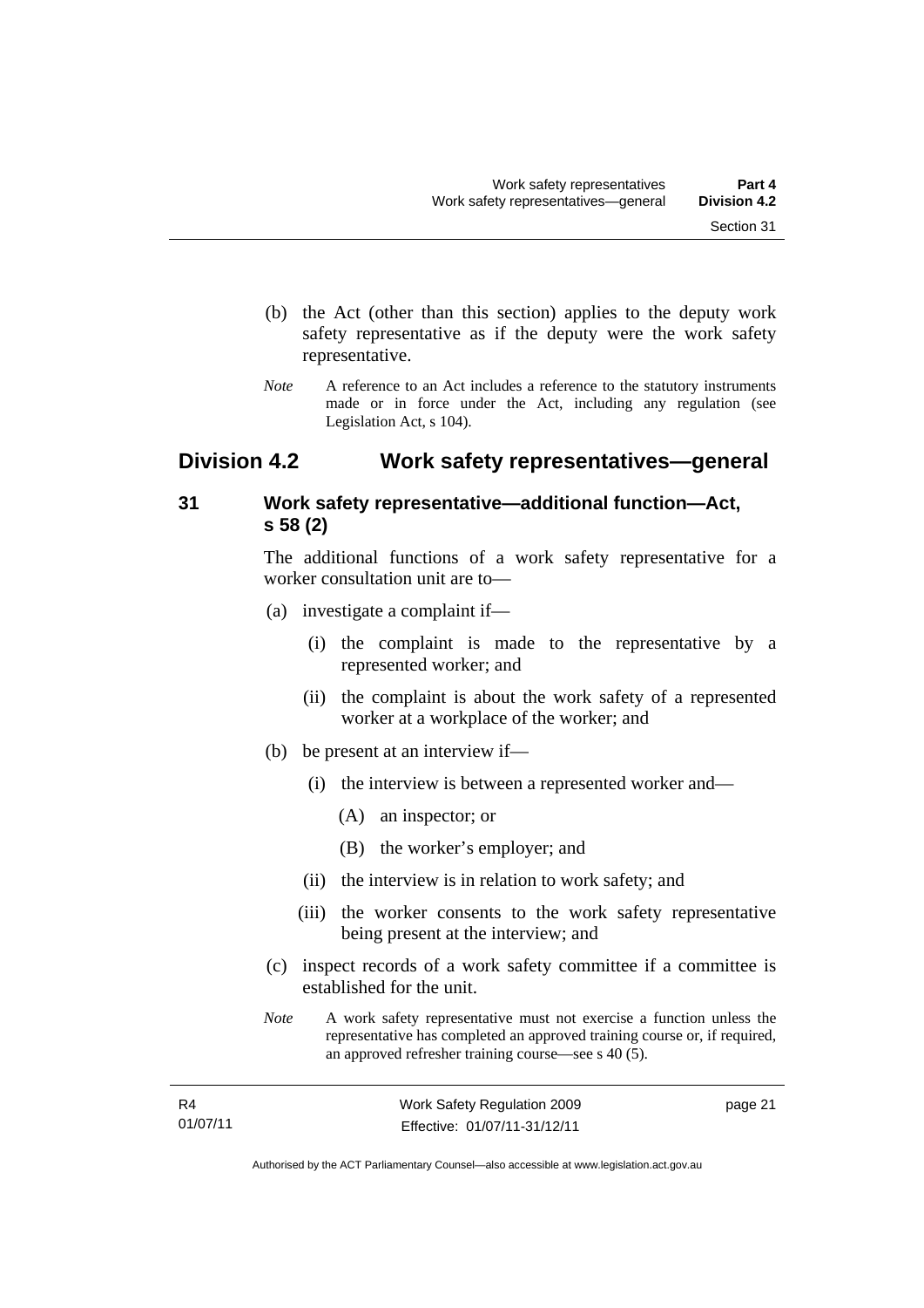(b) the Act (other than this section) applies to the deputy work safety representative as if the deputy were the work safety representative.

*Note* A reference to an Act includes a reference to the statutory instruments made or in force under the Act, including any regulation (see Legislation Act, s 104).

## Division 4.2 Work safety representatives—general

### 31 Work safety representative—additional function—Act, s 58 (2)

The additional functions of a work safety representative for a worker consultation unit are to—

(a) investigate a complaint if—

(i) the complaint is made to the representative by a represented worker; and

(ii) the complaint is about the work safety of a represented worker at a workplace of the worker; and

(b) be present at an interview if—

(i) the interview is between a represented worker and—

(A) an inspector; or

(B) the worker's employer; and

(ii) the interview is in relation to work safety; and

(iii) the worker consents to the work safety representative being present at the interview; and

(c) inspect records of a work safety committee if a committee is established for the unit.

*Note* A work safety representative must not exercise a function unless the representative has completed an approved training course or, if required, an approved refresher training course—see s 40 (5).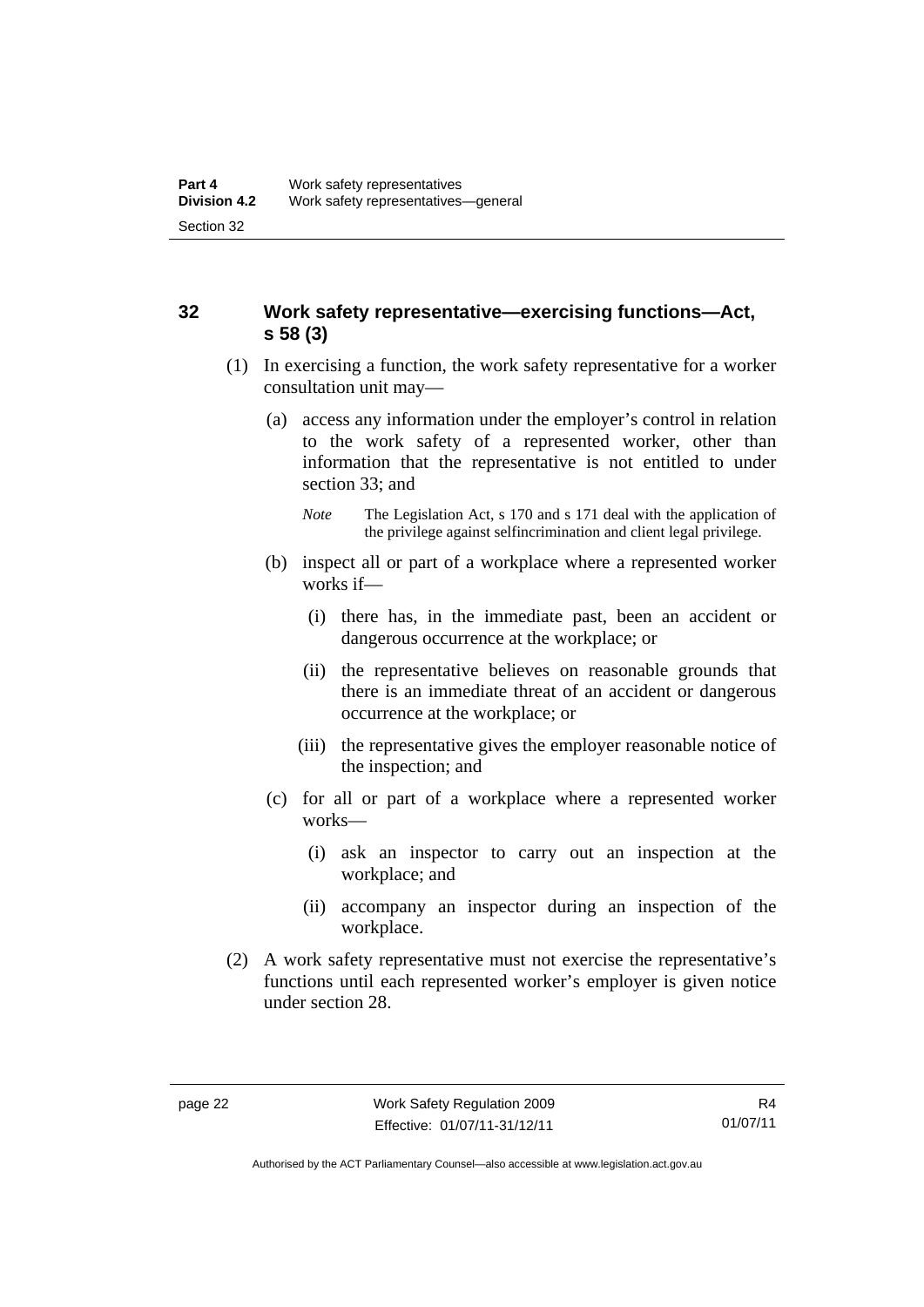### 32 Work safety representative—exercising functions—Act, s 58 (3)

(1) In exercising a function, the work safety representative for a worker consultation unit may—

(a) access any information under the employer's control in relation to the work safety of a represented worker, other than information that the representative is not entitled to under section 33; and

*Note* The Legislation Act, s 170 and s 171 deal with the application of the privilege against selfincrimination and client legal privilege.

(b) inspect all or part of a workplace where a represented worker works if—

(i) there has, in the immediate past, been an accident or dangerous occurrence at the workplace; or

(ii) the representative believes on reasonable grounds that there is an immediate threat of an accident or dangerous occurrence at the workplace; or

(iii) the representative gives the employer reasonable notice of the inspection; and

(c) for all or part of a workplace where a represented worker works—

(i) ask an inspector to carry out an inspection at the workplace; and

(ii) accompany an inspector during an inspection of the workplace.

(2) A work safety representative must not exercise the representative's functions until each represented worker's employer is given notice under section 28.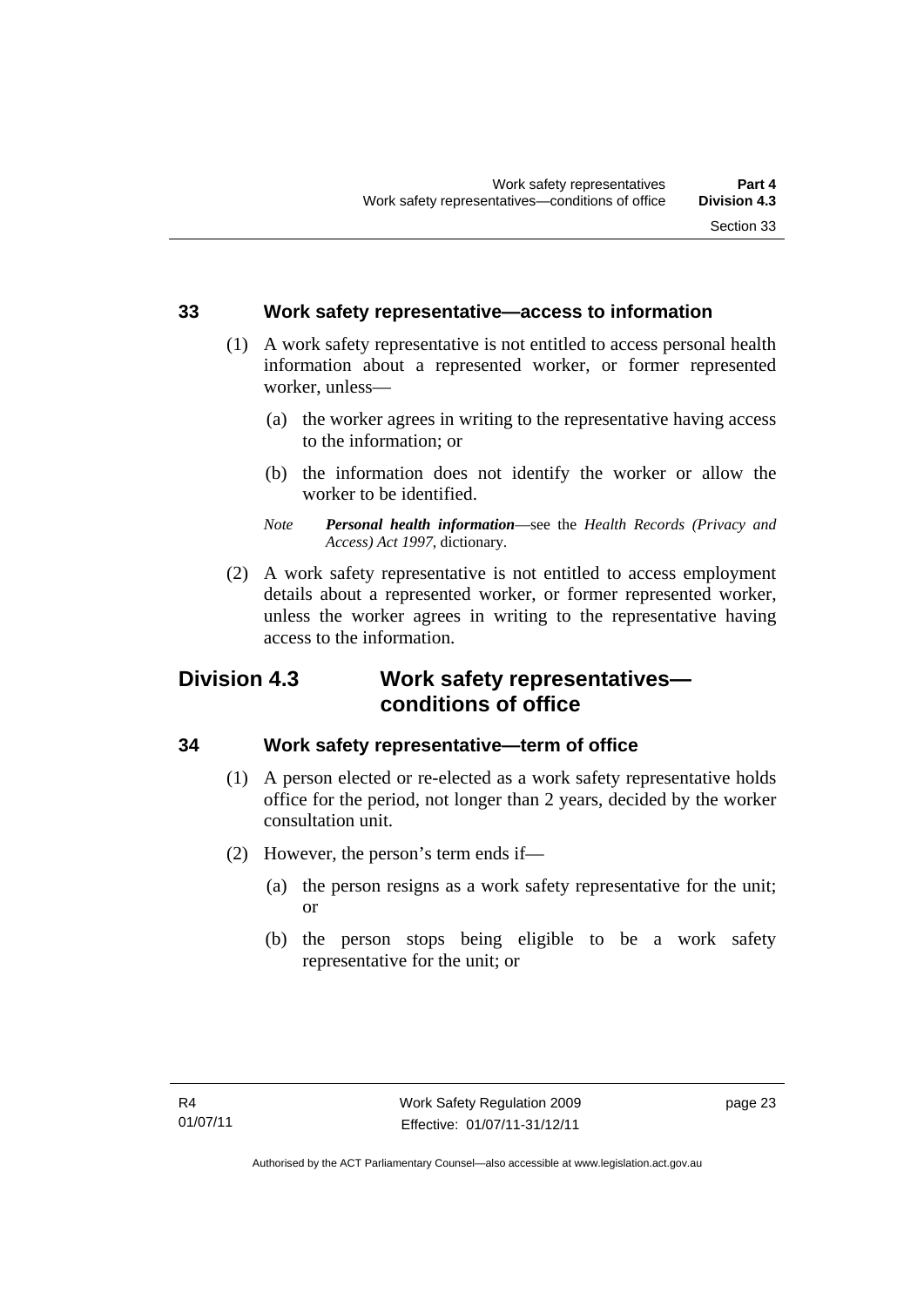### 33 Work safety representative—access to information

(1) A work safety representative is not entitled to access personal health information about a represented worker, or former represented worker, unless—

(a) the worker agrees in writing to the representative having access to the information; or

(b) the information does not identify the worker or allow the worker to be identified.

*Note* ***Personal health information***—see the *Health Records (Privacy and Access) Act 1997*, dictionary.

(2) A work safety representative is not entitled to access employment details about a represented worker, or former represented worker, unless the worker agrees in writing to the representative having access to the information.

## Division 4.3 Work safety representatives—conditions of office

### 34 Work safety representative—term of office

(1) A person elected or re-elected as a work safety representative holds office for the period, not longer than 2 years, decided by the worker consultation unit.

(2) However, the person's term ends if—

(a) the person resigns as a work safety representative for the unit; or

(b) the person stops being eligible to be a work safety representative for the unit; or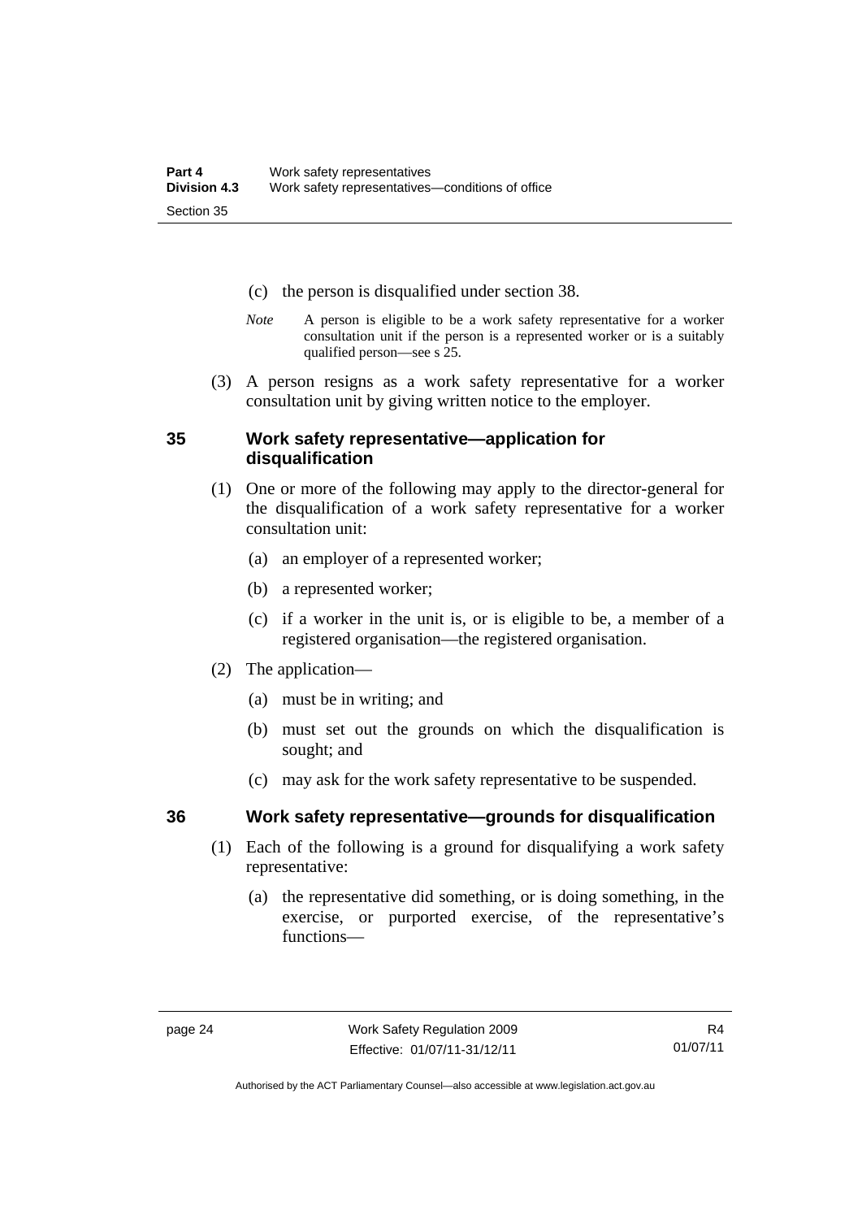(c) the person is disqualified under section 38.

*Note* A person is eligible to be a work safety representative for a worker consultation unit if the person is a represented worker or is a suitably qualified person—see s 25.

(3) A person resigns as a work safety representative for a worker consultation unit by giving written notice to the employer.

## 35 Work safety representative—application for disqualification

(1) One or more of the following may apply to the director-general for the disqualification of a work safety representative for a worker consultation unit:

(a) an employer of a represented worker;

(b) a represented worker;

(c) if a worker in the unit is, or is eligible to be, a member of a registered organisation—the registered organisation.

(2) The application—

(a) must be in writing; and

(b) must set out the grounds on which the disqualification is sought; and

(c) may ask for the work safety representative to be suspended.

## 36 Work safety representative—grounds for disqualification

(1) Each of the following is a ground for disqualifying a work safety representative:

(a) the representative did something, or is doing something, in the exercise, or purported exercise, of the representative's functions—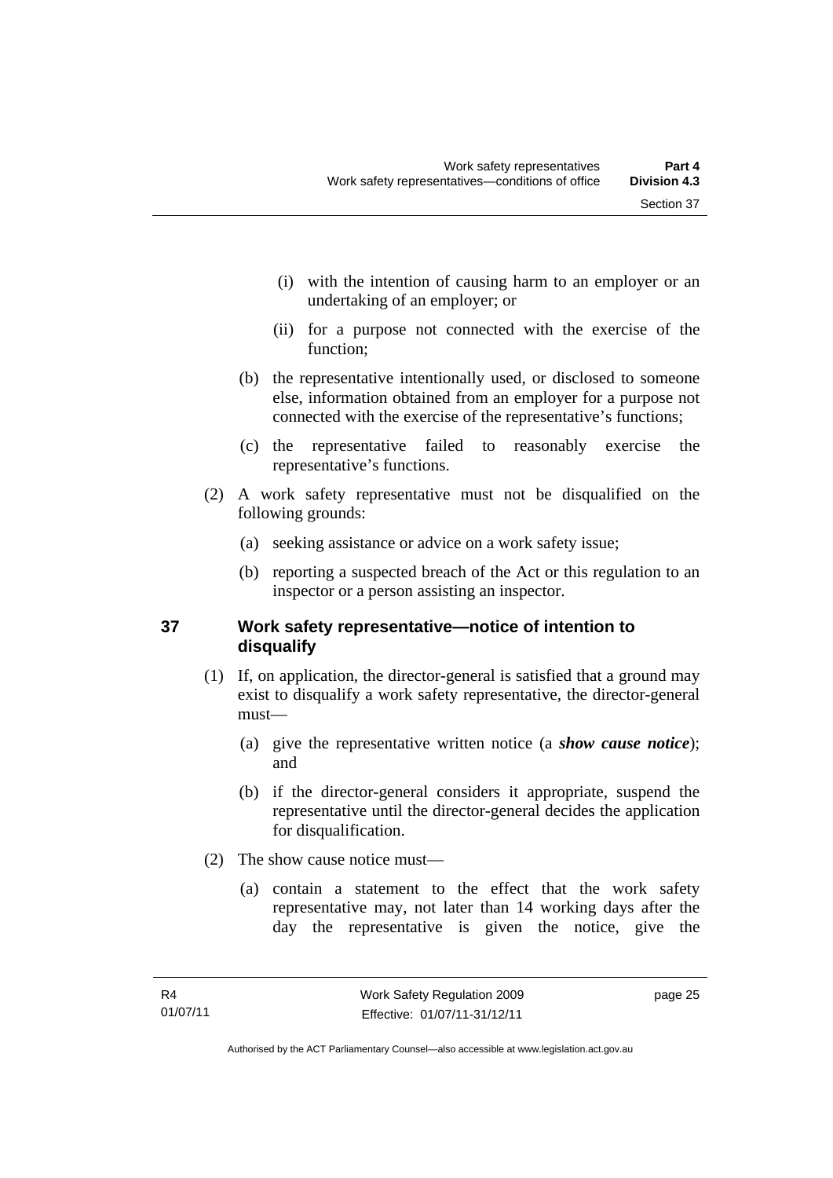(i) with the intention of causing harm to an employer or an undertaking of an employer; or

(ii) for a purpose not connected with the exercise of the function;

(b) the representative intentionally used, or disclosed to someone else, information obtained from an employer for a purpose not connected with the exercise of the representative's functions;

(c) the representative failed to reasonably exercise the representative's functions.

(2) A work safety representative must not be disqualified on the following grounds:

(a) seeking assistance or advice on a work safety issue;

(b) reporting a suspected breach of the Act or this regulation to an inspector or a person assisting an inspector.

## 37 Work safety representative—notice of intention to disqualify

(1) If, on application, the director-general is satisfied that a ground may exist to disqualify a work safety representative, the director-general must—

(a) give the representative written notice (a ***show cause notice***); and

(b) if the director-general considers it appropriate, suspend the representative until the director-general decides the application for disqualification.

(2) The show cause notice must—

(a) contain a statement to the effect that the work safety representative may, not later than 14 working days after the day the representative is given the notice, give the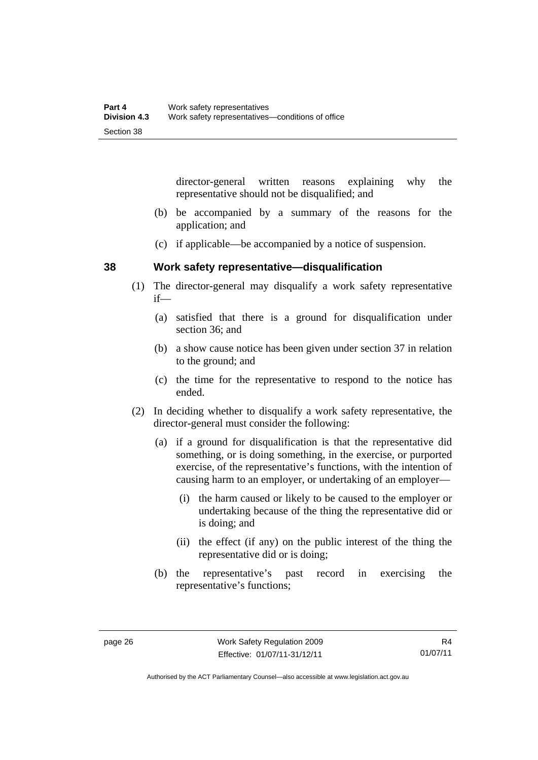director-general written reasons explaining why the representative should not be disqualified; and

(b) be accompanied by a summary of the reasons for the application; and

(c) if applicable—be accompanied by a notice of suspension.

### 38 Work safety representative—disqualification

(1) The director-general may disqualify a work safety representative if—

(a) satisfied that there is a ground for disqualification under section 36; and

(b) a show cause notice has been given under section 37 in relation to the ground; and

(c) the time for the representative to respond to the notice has ended.

(2) In deciding whether to disqualify a work safety representative, the director-general must consider the following:

(a) if a ground for disqualification is that the representative did something, or is doing something, in the exercise, or purported exercise, of the representative's functions, with the intention of causing harm to an employer, or undertaking of an employer—

(i) the harm caused or likely to be caused to the employer or undertaking because of the thing the representative did or is doing; and

(ii) the effect (if any) on the public interest of the thing the representative did or is doing;

(b) the representative's past record in exercising the representative's functions;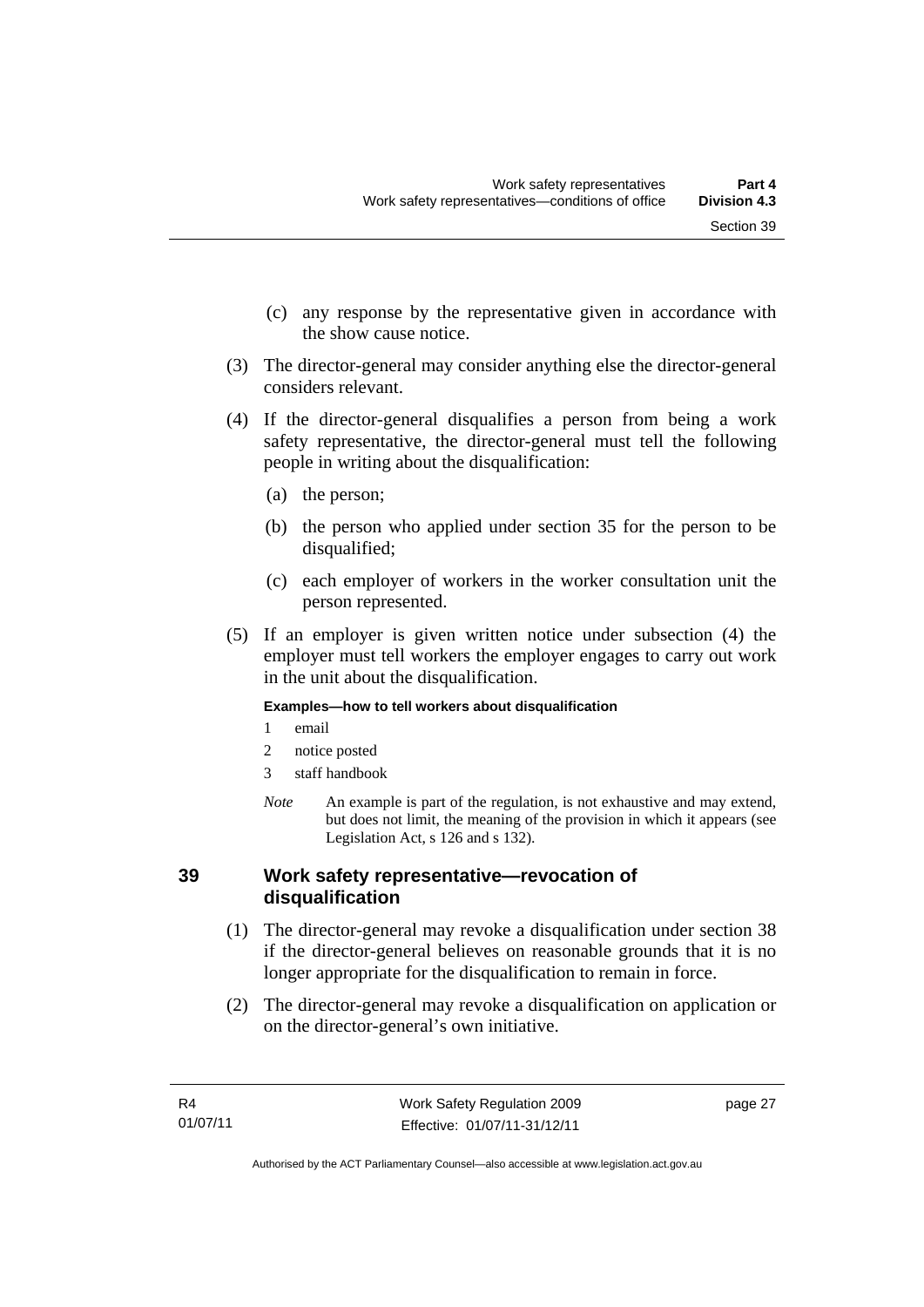(c) any response by the representative given in accordance with the show cause notice.

(3) The director-general may consider anything else the director-general considers relevant.

(4) If the director-general disqualifies a person from being a work safety representative, the director-general must tell the following people in writing about the disqualification:

(a) the person;

(b) the person who applied under section 35 for the person to be disqualified;

(c) each employer of workers in the worker consultation unit the person represented.

(5) If an employer is given written notice under subsection (4) the employer must tell workers the employer engages to carry out work in the unit about the disqualification.

**Examples—how to tell workers about disqualification**

1 email

2 notice posted

3 staff handbook

*Note* An example is part of the regulation, is not exhaustive and may extend, but does not limit, the meaning of the provision in which it appears (see Legislation Act, s 126 and s 132).

## 39 Work safety representative—revocation of disqualification

(1) The director-general may revoke a disqualification under section 38 if the director-general believes on reasonable grounds that it is no longer appropriate for the disqualification to remain in force.

(2) The director-general may revoke a disqualification on application or on the director-general's own initiative.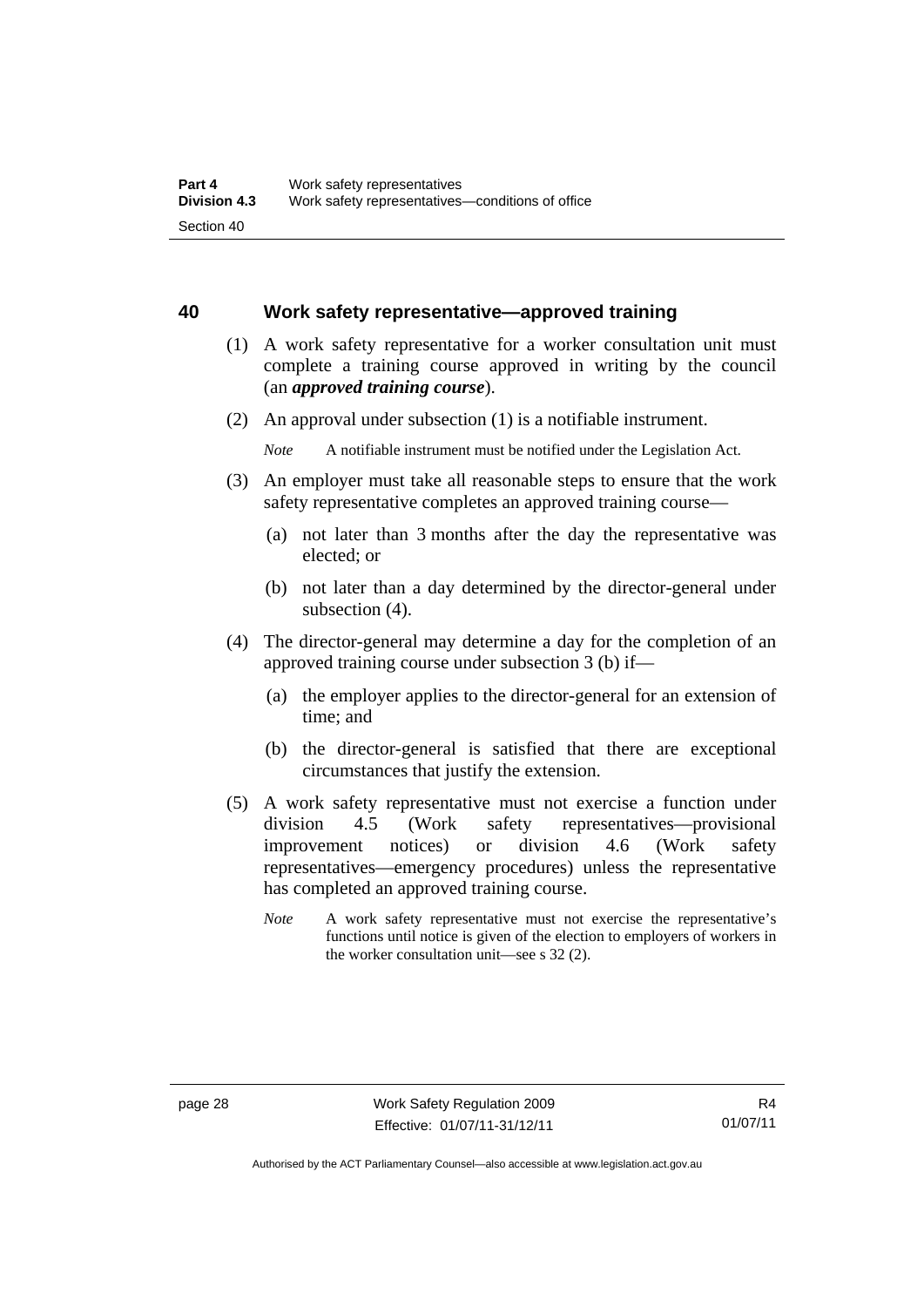## 40 Work safety representative—approved training

(1) A work safety representative for a worker consultation unit must complete a training course approved in writing by the council (an ***approved training course***).

(2) An approval under subsection (1) is a notifiable instrument.

*Note* A notifiable instrument must be notified under the Legislation Act.

(3) An employer must take all reasonable steps to ensure that the work safety representative completes an approved training course—

(a) not later than 3 months after the day the representative was elected; or

(b) not later than a day determined by the director-general under subsection (4).

(4) The director-general may determine a day for the completion of an approved training course under subsection 3 (b) if—

(a) the employer applies to the director-general for an extension of time; and

(b) the director-general is satisfied that there are exceptional circumstances that justify the extension.

(5) A work safety representative must not exercise a function under division 4.5 (Work safety representatives—provisional improvement notices) or division 4.6 (Work safety representatives—emergency procedures) unless the representative has completed an approved training course.

*Note* A work safety representative must not exercise the representative's functions until notice is given of the election to employers of workers in the worker consultation unit—see s 32 (2).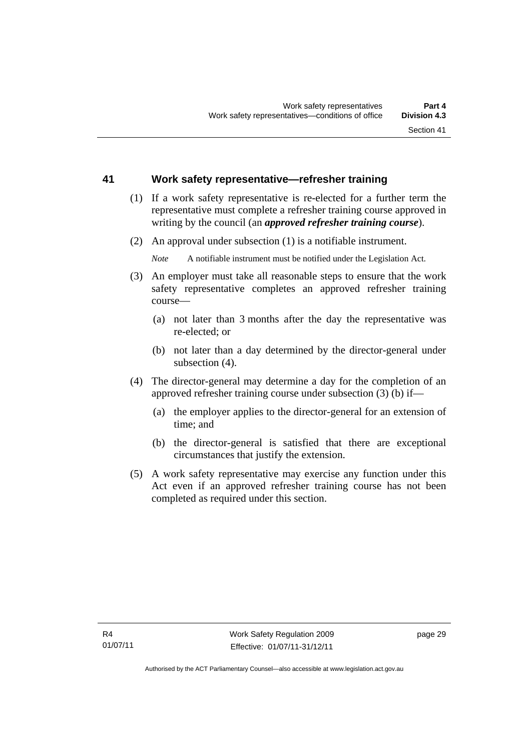## 41 Work safety representative—refresher training

(1) If a work safety representative is re-elected for a further term the representative must complete a refresher training course approved in writing by the council (an ***approved refresher training course***).

(2) An approval under subsection (1) is a notifiable instrument.

*Note* A notifiable instrument must be notified under the Legislation Act.

(3) An employer must take all reasonable steps to ensure that the work safety representative completes an approved refresher training course—

(a) not later than 3 months after the day the representative was re-elected; or

(b) not later than a day determined by the director-general under subsection (4).

(4) The director-general may determine a day for the completion of an approved refresher training course under subsection (3) (b) if—

(a) the employer applies to the director-general for an extension of time; and

(b) the director-general is satisfied that there are exceptional circumstances that justify the extension.

(5) A work safety representative may exercise any function under this Act even if an approved refresher training course has not been completed as required under this section.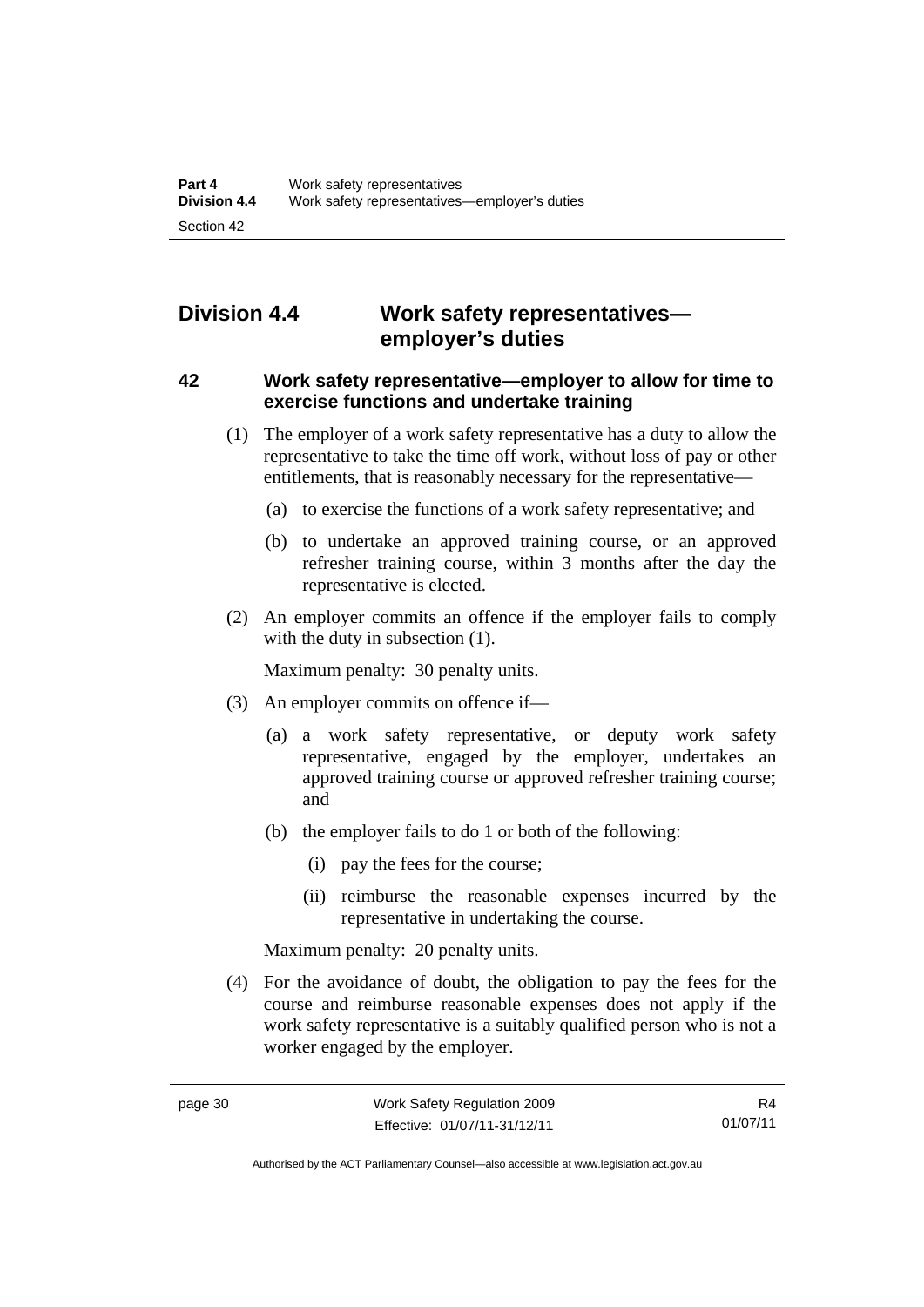## Division 4.4 Work safety representatives—employer's duties

### 42 Work safety representative—employer to allow for time to exercise functions and undertake training

(1) The employer of a work safety representative has a duty to allow the representative to take the time off work, without loss of pay or other entitlements, that is reasonably necessary for the representative—

(a) to exercise the functions of a work safety representative; and

(b) to undertake an approved training course, or an approved refresher training course, within 3 months after the day the representative is elected.

(2) An employer commits an offence if the employer fails to comply with the duty in subsection (1).

Maximum penalty: 30 penalty units.

(3) An employer commits on offence if—

(a) a work safety representative, or deputy work safety representative, engaged by the employer, undertakes an approved training course or approved refresher training course; and

(b) the employer fails to do 1 or both of the following:

(i) pay the fees for the course;

(ii) reimburse the reasonable expenses incurred by the representative in undertaking the course.

Maximum penalty: 20 penalty units.

(4) For the avoidance of doubt, the obligation to pay the fees for the course and reimburse reasonable expenses does not apply if the work safety representative is a suitably qualified person who is not a worker engaged by the employer.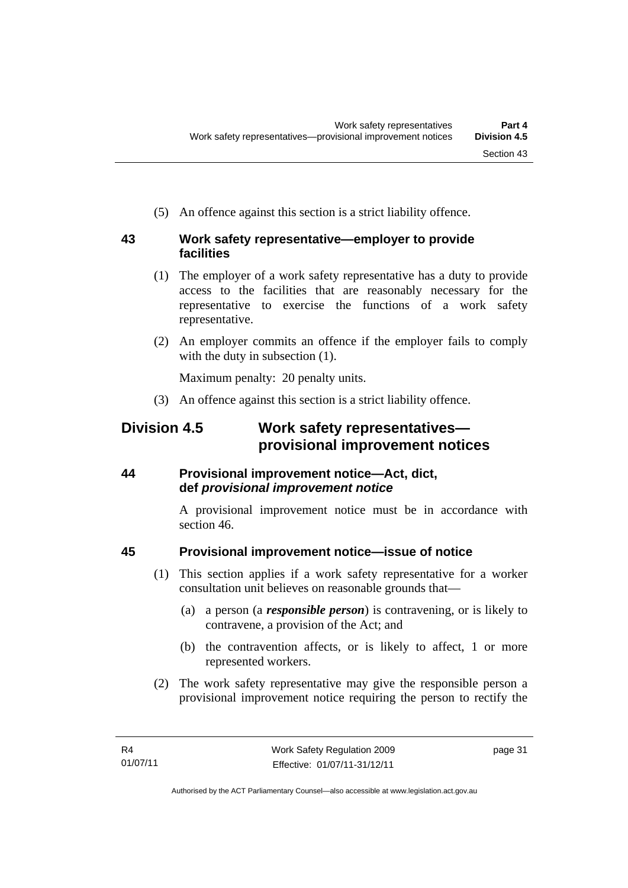(5) An offence against this section is a strict liability offence.

### 43 Work safety representative—employer to provide facilities

(1) The employer of a work safety representative has a duty to provide access to the facilities that are reasonably necessary for the representative to exercise the functions of a work safety representative.

(2) An employer commits an offence if the employer fails to comply with the duty in subsection (1).

Maximum penalty: 20 penalty units.

(3) An offence against this section is a strict liability offence.

## Division 4.5 Work safety representatives—provisional improvement notices

### 44 Provisional improvement notice—Act, dict, def *provisional improvement notice*

A provisional improvement notice must be in accordance with section 46.

### 45 Provisional improvement notice—issue of notice

(1) This section applies if a work safety representative for a worker consultation unit believes on reasonable grounds that—

(a) a person (a ***responsible person***) is contravening, or is likely to contravene, a provision of the Act; and

(b) the contravention affects, or is likely to affect, 1 or more represented workers.

(2) The work safety representative may give the responsible person a provisional improvement notice requiring the person to rectify the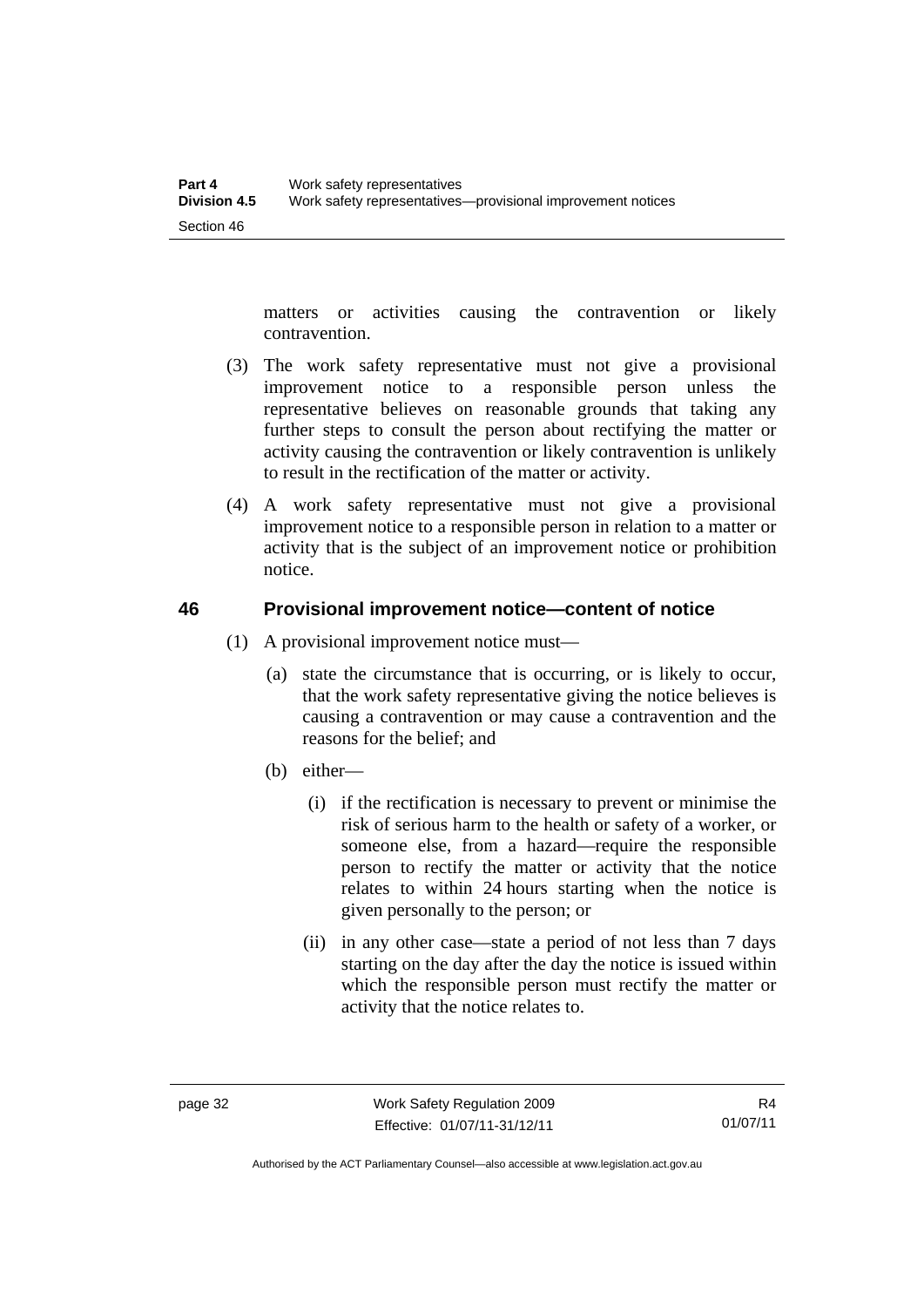matters or activities causing the contravention or likely contravention.

(3) The work safety representative must not give a provisional improvement notice to a responsible person unless the representative believes on reasonable grounds that taking any further steps to consult the person about rectifying the matter or activity causing the contravention or likely contravention is unlikely to result in the rectification of the matter or activity.

(4) A work safety representative must not give a provisional improvement notice to a responsible person in relation to a matter or activity that is the subject of an improvement notice or prohibition notice.

### 46 Provisional improvement notice—content of notice

(1) A provisional improvement notice must—

(a) state the circumstance that is occurring, or is likely to occur, that the work safety representative giving the notice believes is causing a contravention or may cause a contravention and the reasons for the belief; and

(b) either—

(i) if the rectification is necessary to prevent or minimise the risk of serious harm to the health or safety of a worker, or someone else, from a hazard—require the responsible person to rectify the matter or activity that the notice relates to within 24 hours starting when the notice is given personally to the person; or

(ii) in any other case—state a period of not less than 7 days starting on the day after the day the notice is issued within which the responsible person must rectify the matter or activity that the notice relates to.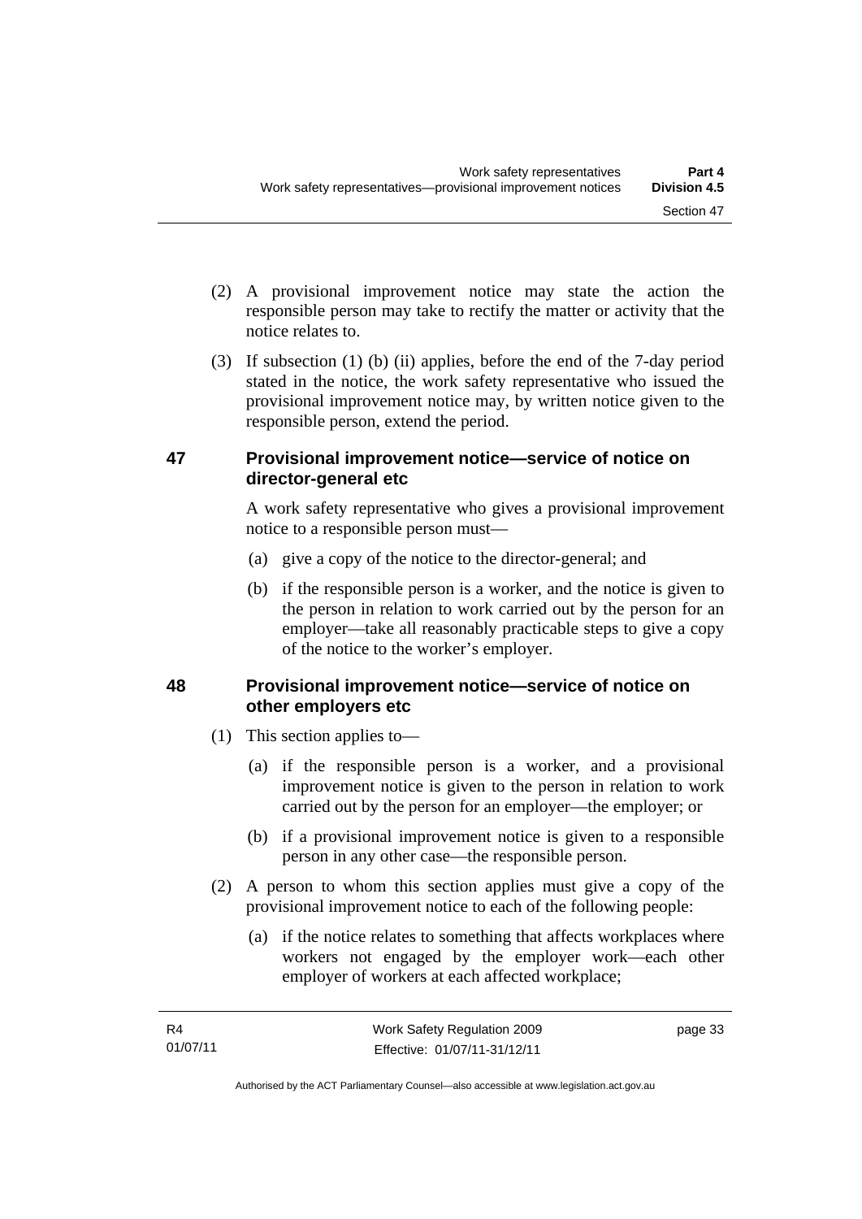(2) A provisional improvement notice may state the action the responsible person may take to rectify the matter or activity that the notice relates to.

(3) If subsection (1) (b) (ii) applies, before the end of the 7-day period stated in the notice, the work safety representative who issued the provisional improvement notice may, by written notice given to the responsible person, extend the period.

## 47 Provisional improvement notice—service of notice on director-general etc

A work safety representative who gives a provisional improvement notice to a responsible person must—

(a) give a copy of the notice to the director-general; and

(b) if the responsible person is a worker, and the notice is given to the person in relation to work carried out by the person for an employer—take all reasonably practicable steps to give a copy of the notice to the worker's employer.

## 48 Provisional improvement notice—service of notice on other employers etc

(1) This section applies to—

(a) if the responsible person is a worker, and a provisional improvement notice is given to the person in relation to work carried out by the person for an employer—the employer; or

(b) if a provisional improvement notice is given to a responsible person in any other case—the responsible person.

(2) A person to whom this section applies must give a copy of the provisional improvement notice to each of the following people:

(a) if the notice relates to something that affects workplaces where workers not engaged by the employer work—each other employer of workers at each affected workplace;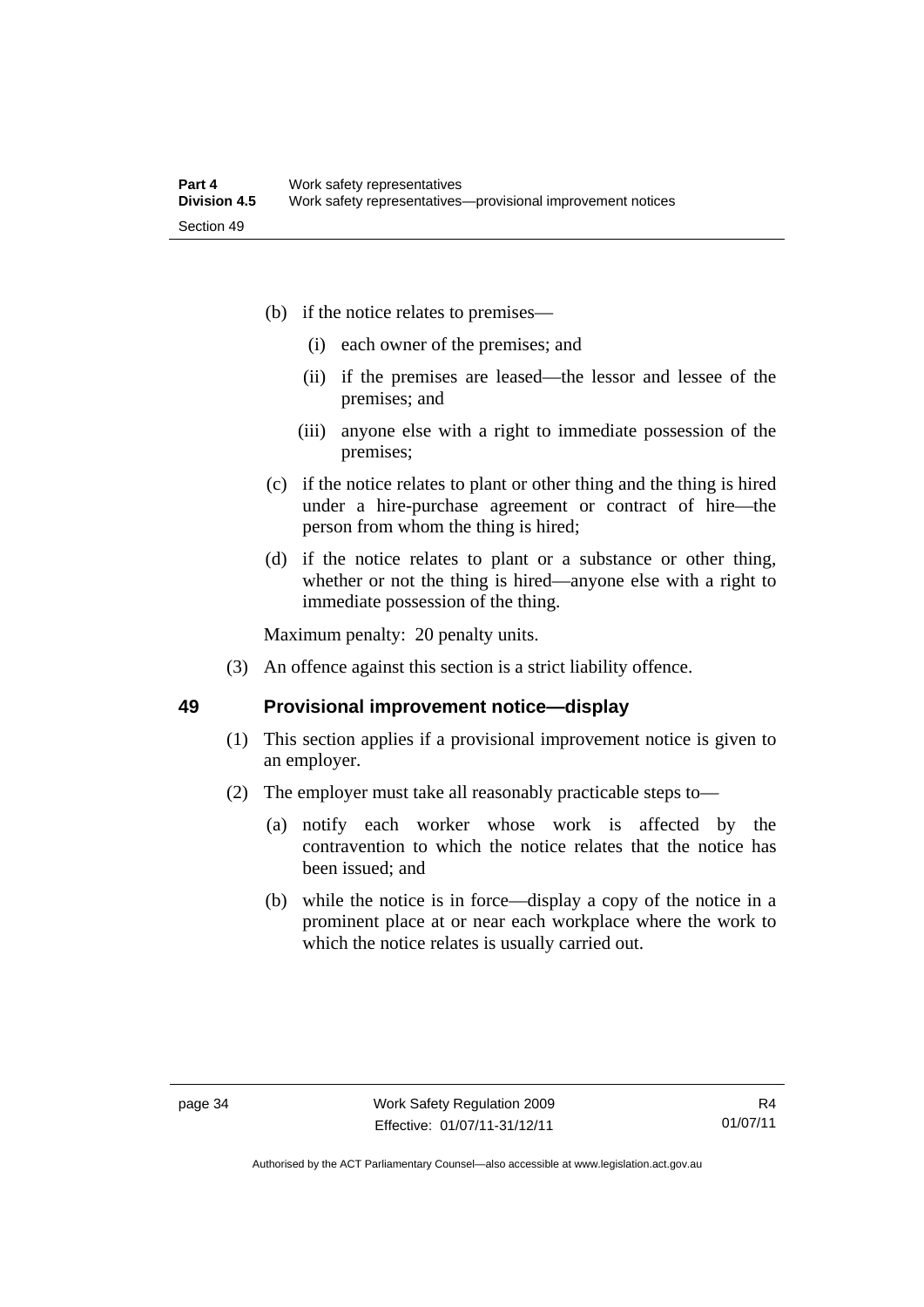(b) if the notice relates to premises—

   (i) each owner of the premises; and

   (ii) if the premises are leased—the lessor and lessee of the premises; and

   (iii) anyone else with a right to immediate possession of the premises;

(c) if the notice relates to plant or other thing and the thing is hired under a hire-purchase agreement or contract of hire—the person from whom the thing is hired;

(d) if the notice relates to plant or a substance or other thing, whether or not the thing is hired—anyone else with a right to immediate possession of the thing.

Maximum penalty: 20 penalty units.

(3) An offence against this section is a strict liability offence.

## 49 Provisional improvement notice—display

(1) This section applies if a provisional improvement notice is given to an employer.

(2) The employer must take all reasonably practicable steps to—

   (a) notify each worker whose work is affected by the contravention to which the notice relates that the notice has been issued; and

   (b) while the notice is in force—display a copy of the notice in a prominent place at or near each workplace where the work to which the notice relates is usually carried out.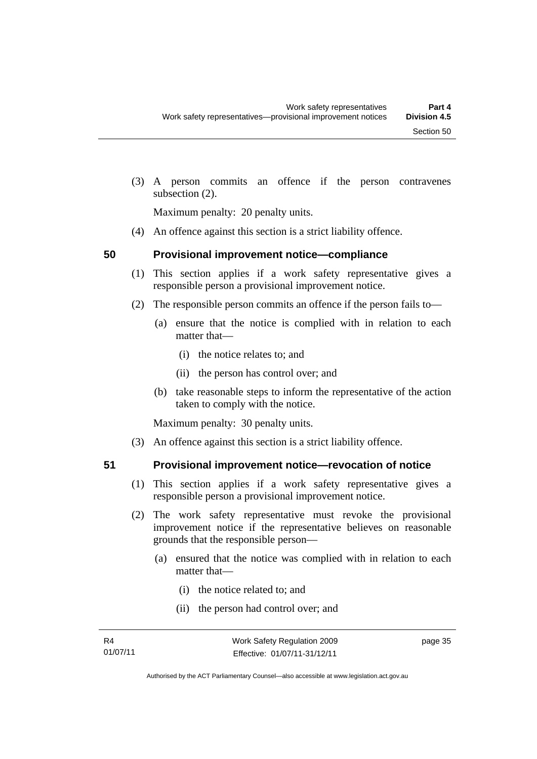(3) A person commits an offence if the person contravenes subsection (2).

Maximum penalty: 20 penalty units.

(4) An offence against this section is a strict liability offence.

## 50 Provisional improvement notice—compliance

(1) This section applies if a work safety representative gives a responsible person a provisional improvement notice.

(2) The responsible person commits an offence if the person fails to—

(a) ensure that the notice is complied with in relation to each matter that—

(i) the notice relates to; and

(ii) the person has control over; and

(b) take reasonable steps to inform the representative of the action taken to comply with the notice.

Maximum penalty: 30 penalty units.

(3) An offence against this section is a strict liability offence.

## 51 Provisional improvement notice—revocation of notice

(1) This section applies if a work safety representative gives a responsible person a provisional improvement notice.

(2) The work safety representative must revoke the provisional improvement notice if the representative believes on reasonable grounds that the responsible person—

(a) ensured that the notice was complied with in relation to each matter that—

(i) the notice related to; and

(ii) the person had control over; and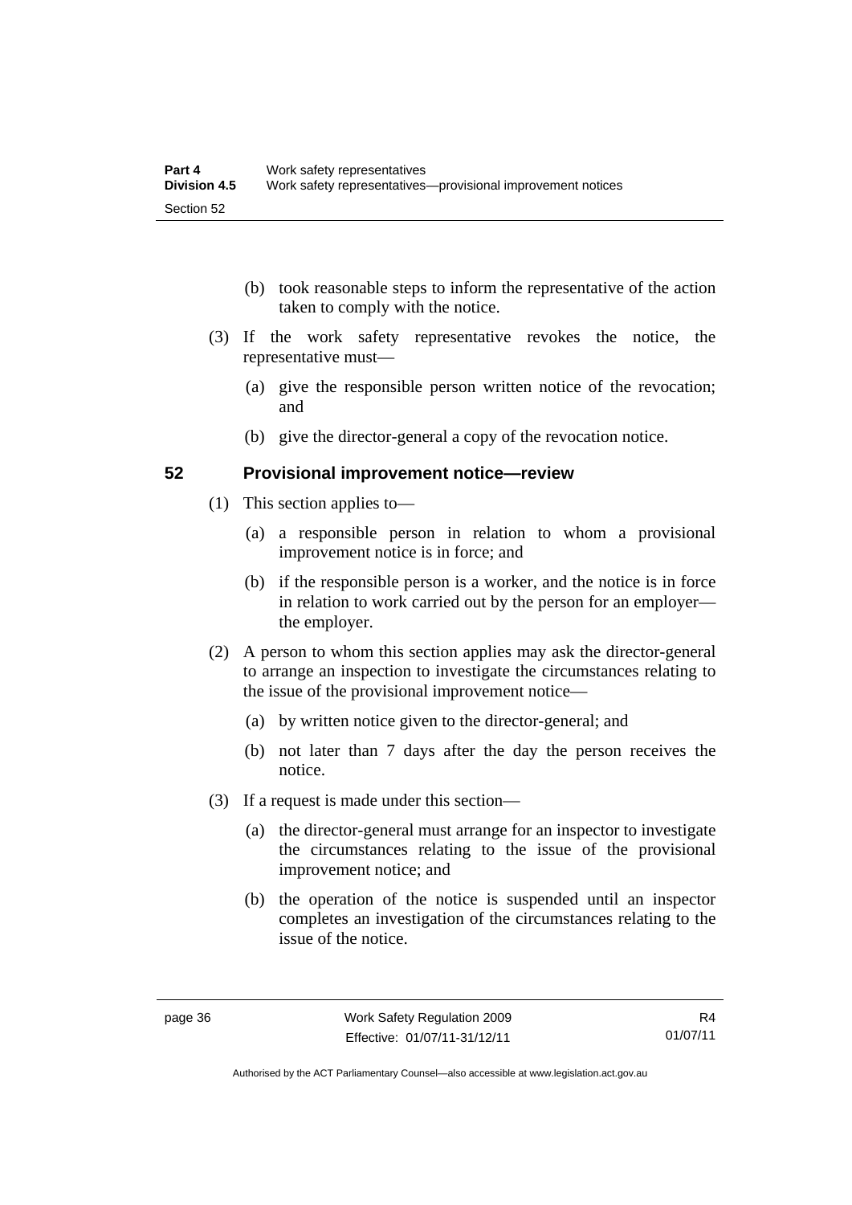(b) took reasonable steps to inform the representative of the action taken to comply with the notice.

(3) If the work safety representative revokes the notice, the representative must—

(a) give the responsible person written notice of the revocation; and

(b) give the director-general a copy of the revocation notice.

## 52 Provisional improvement notice—review

(1) This section applies to—

(a) a responsible person in relation to whom a provisional improvement notice is in force; and

(b) if the responsible person is a worker, and the notice is in force in relation to work carried out by the person for an employer—the employer.

(2) A person to whom this section applies may ask the director-general to arrange an inspection to investigate the circumstances relating to the issue of the provisional improvement notice—

(a) by written notice given to the director-general; and

(b) not later than 7 days after the day the person receives the notice.

(3) If a request is made under this section—

(a) the director-general must arrange for an inspector to investigate the circumstances relating to the issue of the provisional improvement notice; and

(b) the operation of the notice is suspended until an inspector completes an investigation of the circumstances relating to the issue of the notice.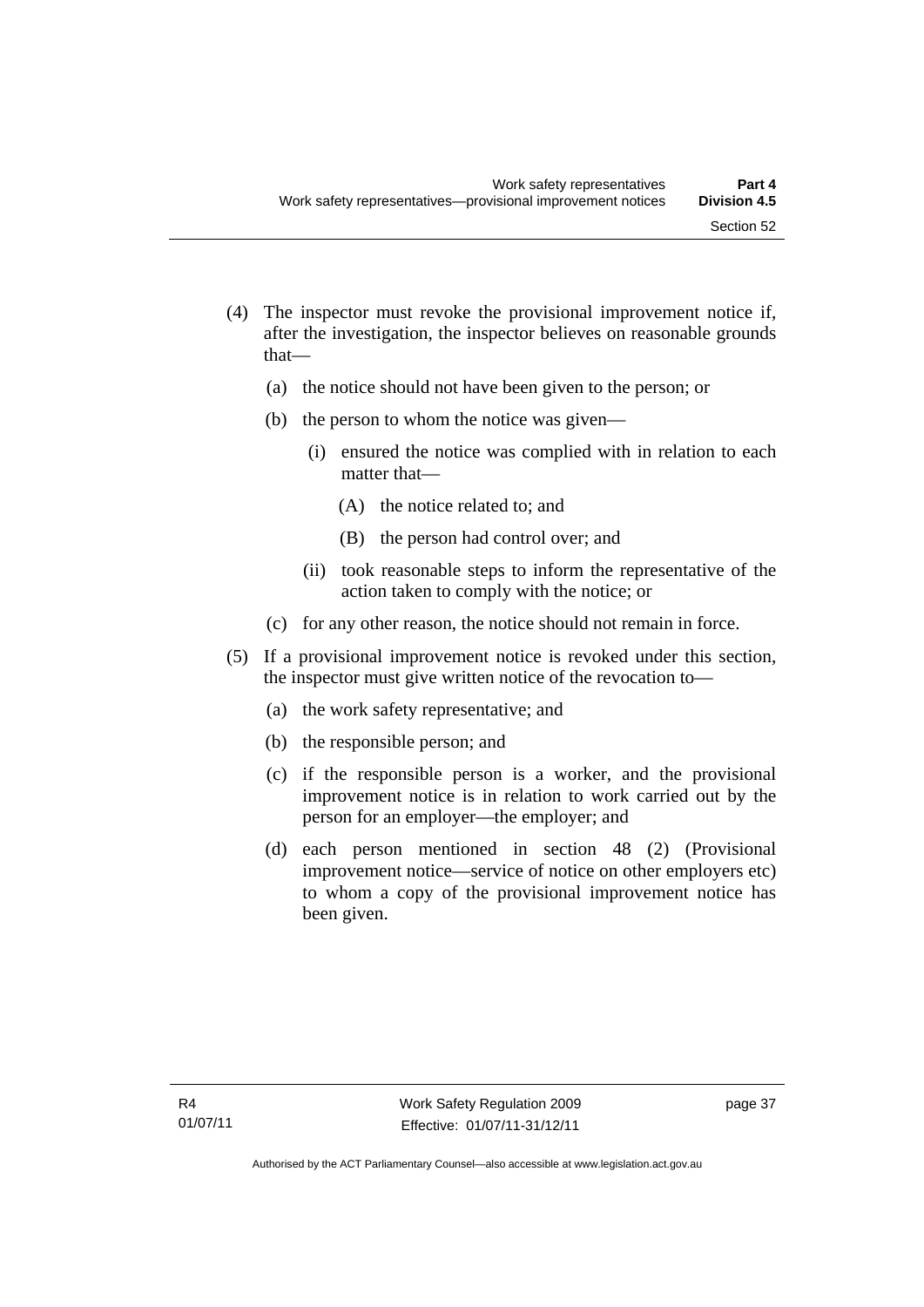(4) The inspector must revoke the provisional improvement notice if, after the investigation, the inspector believes on reasonable grounds that—

   (a) the notice should not have been given to the person; or

   (b) the person to whom the notice was given—

      (i) ensured the notice was complied with in relation to each matter that—

         (A) the notice related to; and

         (B) the person had control over; and

      (ii) took reasonable steps to inform the representative of the action taken to comply with the notice; or

   (c) for any other reason, the notice should not remain in force.

(5) If a provisional improvement notice is revoked under this section, the inspector must give written notice of the revocation to—

   (a) the work safety representative; and

   (b) the responsible person; and

   (c) if the responsible person is a worker, and the provisional improvement notice is in relation to work carried out by the person for an employer—the employer; and

   (d) each person mentioned in section 48 (2) (Provisional improvement notice—service of notice on other employers etc) to whom a copy of the provisional improvement notice has been given.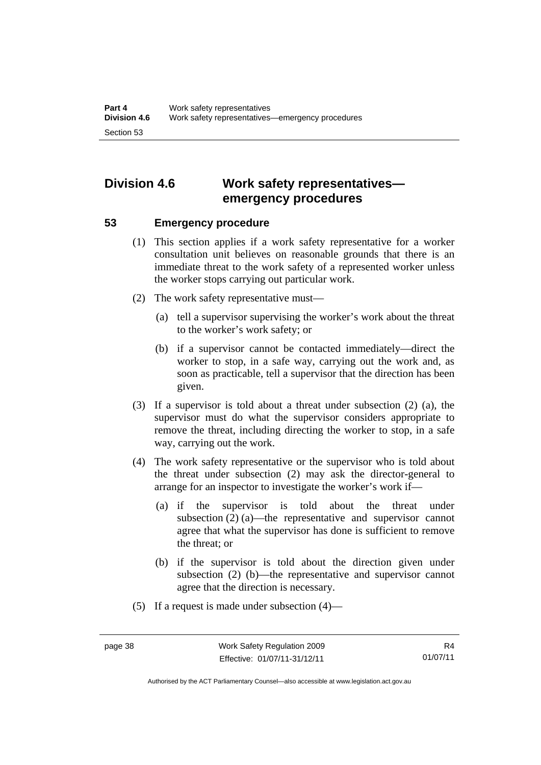## Division 4.6 Work safety representatives—emergency procedures

### 53 Emergency procedure

(1) This section applies if a work safety representative for a worker consultation unit believes on reasonable grounds that there is an immediate threat to the work safety of a represented worker unless the worker stops carrying out particular work.

(2) The work safety representative must—

(a) tell a supervisor supervising the worker's work about the threat to the worker's work safety; or

(b) if a supervisor cannot be contacted immediately—direct the worker to stop, in a safe way, carrying out the work and, as soon as practicable, tell a supervisor that the direction has been given.

(3) If a supervisor is told about a threat under subsection (2) (a), the supervisor must do what the supervisor considers appropriate to remove the threat, including directing the worker to stop, in a safe way, carrying out the work.

(4) The work safety representative or the supervisor who is told about the threat under subsection (2) may ask the director-general to arrange for an inspector to investigate the worker's work if—

(a) if the supervisor is told about the threat under subsection (2) (a)—the representative and supervisor cannot agree that what the supervisor has done is sufficient to remove the threat; or

(b) if the supervisor is told about the direction given under subsection (2) (b)—the representative and supervisor cannot agree that the direction is necessary.

(5) If a request is made under subsection (4)—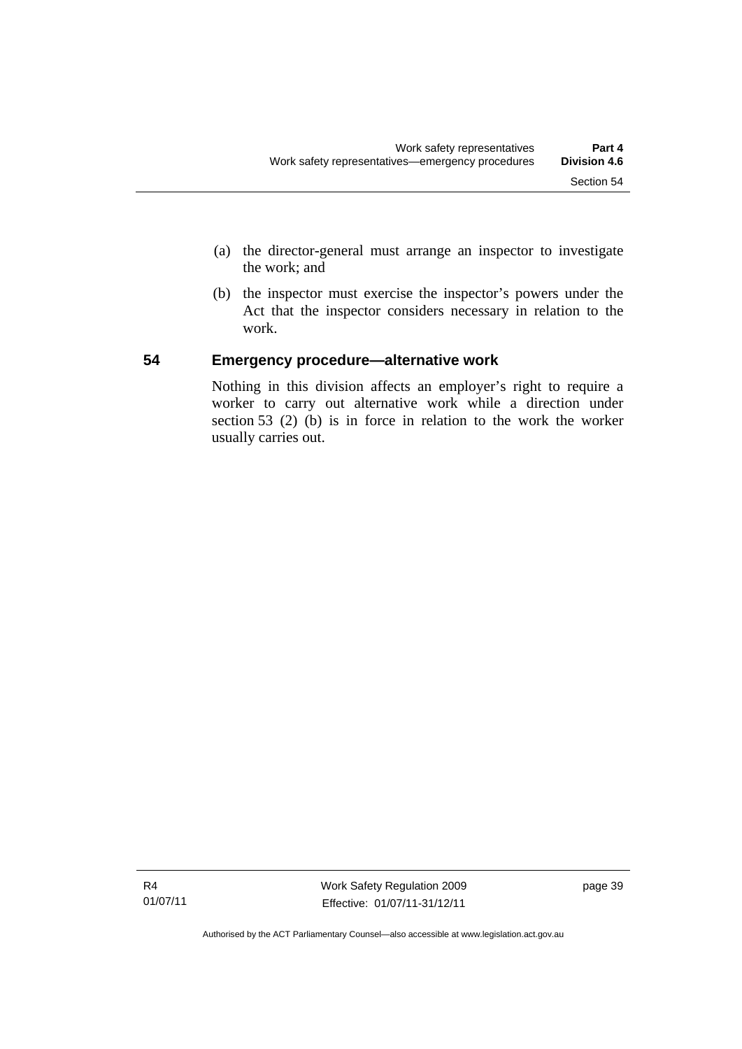(a) the director-general must arrange an inspector to investigate the work; and

(b) the inspector must exercise the inspector's powers under the Act that the inspector considers necessary in relation to the work.

## 54 Emergency procedure—alternative work

Nothing in this division affects an employer's right to require a worker to carry out alternative work while a direction under section 53 (2) (b) is in force in relation to the work the worker usually carries out.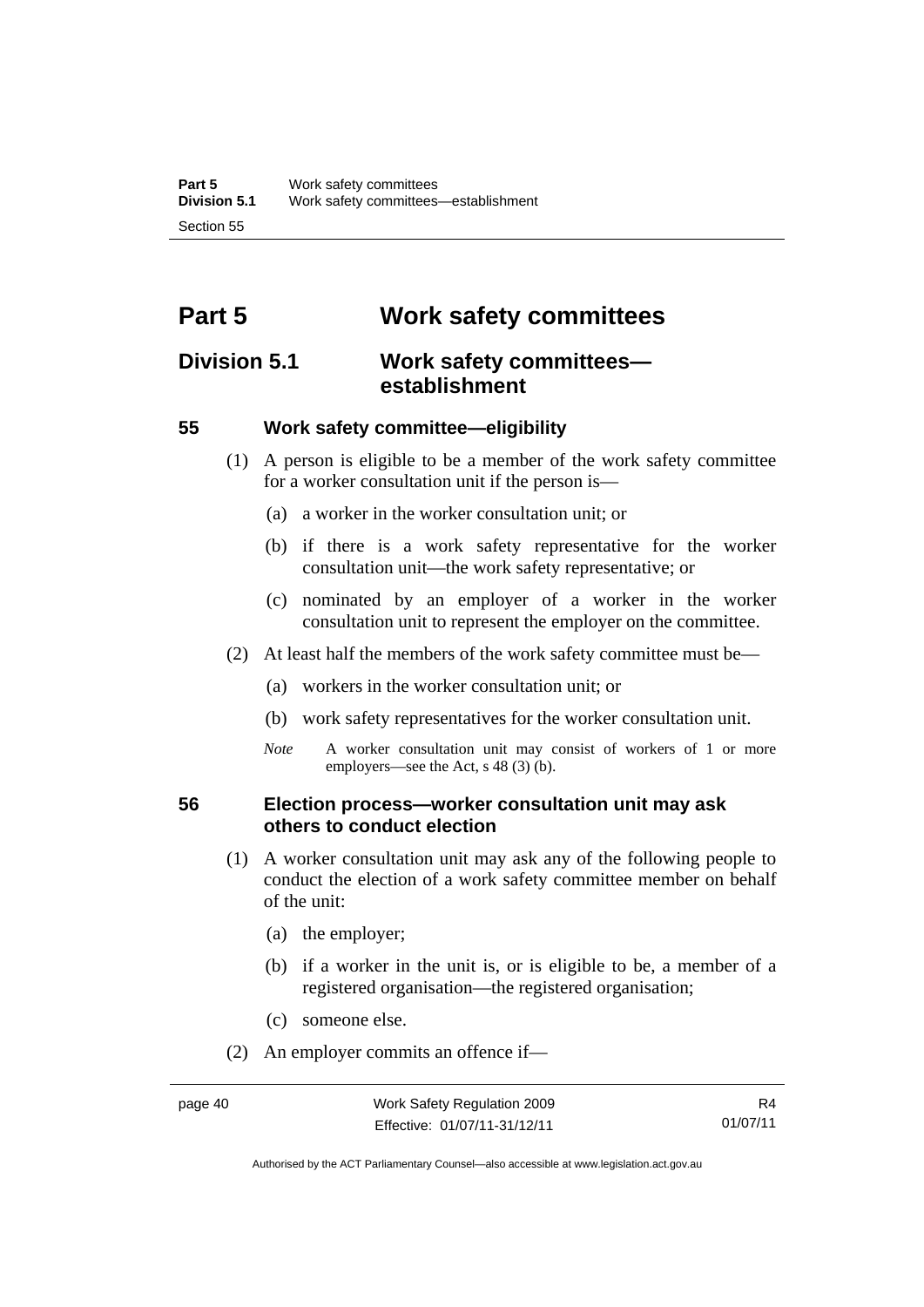# Part 5 Work safety committees

## Division 5.1 Work safety committees—establishment

### 55 Work safety committee—eligibility

(1) A person is eligible to be a member of the work safety committee for a worker consultation unit if the person is—

(a) a worker in the worker consultation unit; or

(b) if there is a work safety representative for the worker consultation unit—the work safety representative; or

(c) nominated by an employer of a worker in the worker consultation unit to represent the employer on the committee.

(2) At least half the members of the work safety committee must be—

(a) workers in the worker consultation unit; or

(b) work safety representatives for the worker consultation unit.

*Note* A worker consultation unit may consist of workers of 1 or more employers—see the Act, s 48 (3) (b).

### 56 Election process—worker consultation unit may ask others to conduct election

(1) A worker consultation unit may ask any of the following people to conduct the election of a work safety committee member on behalf of the unit:

(a) the employer;

(b) if a worker in the unit is, or is eligible to be, a member of a registered organisation—the registered organisation;

(c) someone else.

(2) An employer commits an offence if—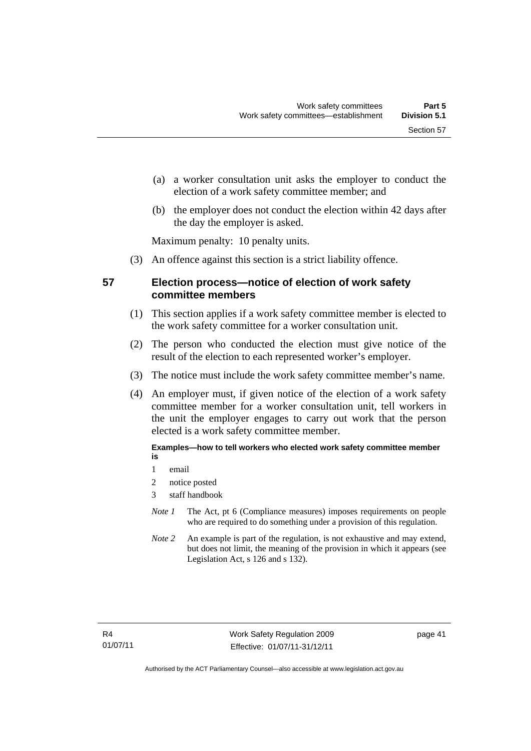(a) a worker consultation unit asks the employer to conduct the election of a work safety committee member; and

(b) the employer does not conduct the election within 42 days after the day the employer is asked.

Maximum penalty: 10 penalty units.

(3) An offence against this section is a strict liability offence.

## 57 Election process—notice of election of work safety committee members

(1) This section applies if a work safety committee member is elected to the work safety committee for a worker consultation unit.

(2) The person who conducted the election must give notice of the result of the election to each represented worker's employer.

(3) The notice must include the work safety committee member's name.

(4) An employer must, if given notice of the election of a work safety committee member for a worker consultation unit, tell workers in the unit the employer engages to carry out work that the person elected is a work safety committee member.

**Examples—how to tell workers who elected work safety committee member is**

1 email

2 notice posted

3 staff handbook

*Note 1* The Act, pt 6 (Compliance measures) imposes requirements on people who are required to do something under a provision of this regulation.

*Note 2* An example is part of the regulation, is not exhaustive and may extend, but does not limit, the meaning of the provision in which it appears (see Legislation Act, s 126 and s 132).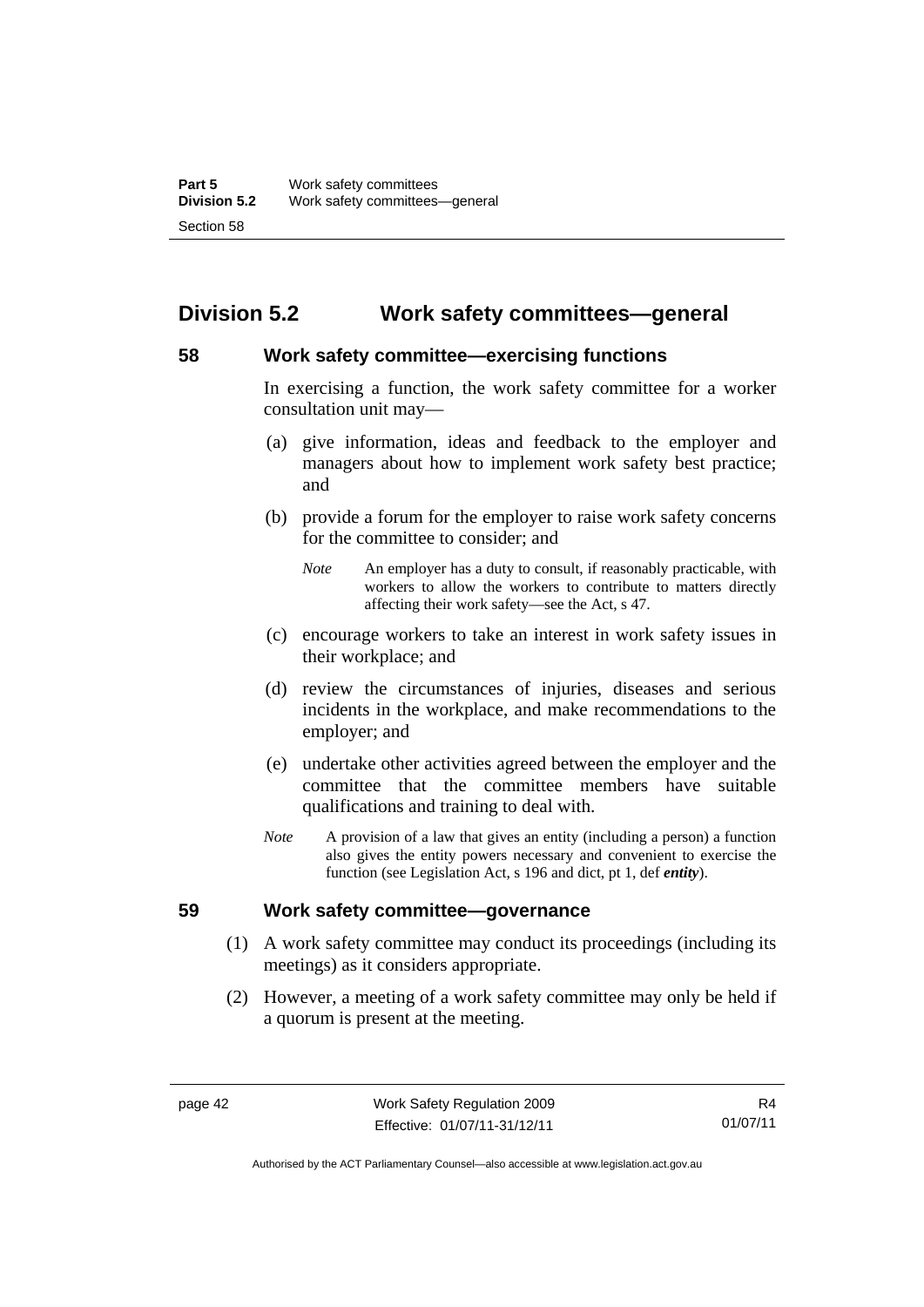## Division 5.2 Work safety committees—general

### 58 Work safety committee—exercising functions

In exercising a function, the work safety committee for a worker consultation unit may—

(a) give information, ideas and feedback to the employer and managers about how to implement work safety best practice; and

(b) provide a forum for the employer to raise work safety concerns for the committee to consider; and

*Note* An employer has a duty to consult, if reasonably practicable, with workers to allow the workers to contribute to matters directly affecting their work safety—see the Act, s 47.

(c) encourage workers to take an interest in work safety issues in their workplace; and

(d) review the circumstances of injuries, diseases and serious incidents in the workplace, and make recommendations to the employer; and

(e) undertake other activities agreed between the employer and the committee that the committee members have suitable qualifications and training to deal with.

*Note* A provision of a law that gives an entity (including a person) a function also gives the entity powers necessary and convenient to exercise the function (see Legislation Act, s 196 and dict, pt 1, def ***entity***).

### 59 Work safety committee—governance

(1) A work safety committee may conduct its proceedings (including its meetings) as it considers appropriate.

(2) However, a meeting of a work safety committee may only be held if a quorum is present at the meeting.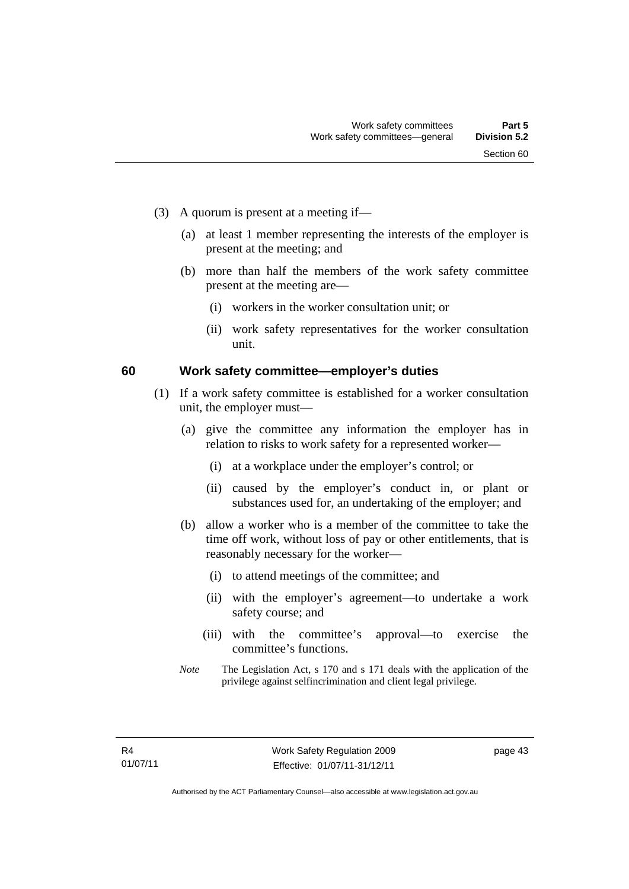(3) A quorum is present at a meeting if—

(a) at least 1 member representing the interests of the employer is present at the meeting; and

(b) more than half the members of the work safety committee present at the meeting are—

(i) workers in the worker consultation unit; or

(ii) work safety representatives for the worker consultation unit.

## 60 Work safety committee—employer's duties

(1) If a work safety committee is established for a worker consultation unit, the employer must—

(a) give the committee any information the employer has in relation to risks to work safety for a represented worker—

(i) at a workplace under the employer's control; or

(ii) caused by the employer's conduct in, or plant or substances used for, an undertaking of the employer; and

(b) allow a worker who is a member of the committee to take the time off work, without loss of pay or other entitlements, that is reasonably necessary for the worker—

(i) to attend meetings of the committee; and

(ii) with the employer's agreement—to undertake a work safety course; and

(iii) with the committee's approval—to exercise the committee's functions.

*Note* The Legislation Act, s 170 and s 171 deals with the application of the privilege against selfincrimination and client legal privilege.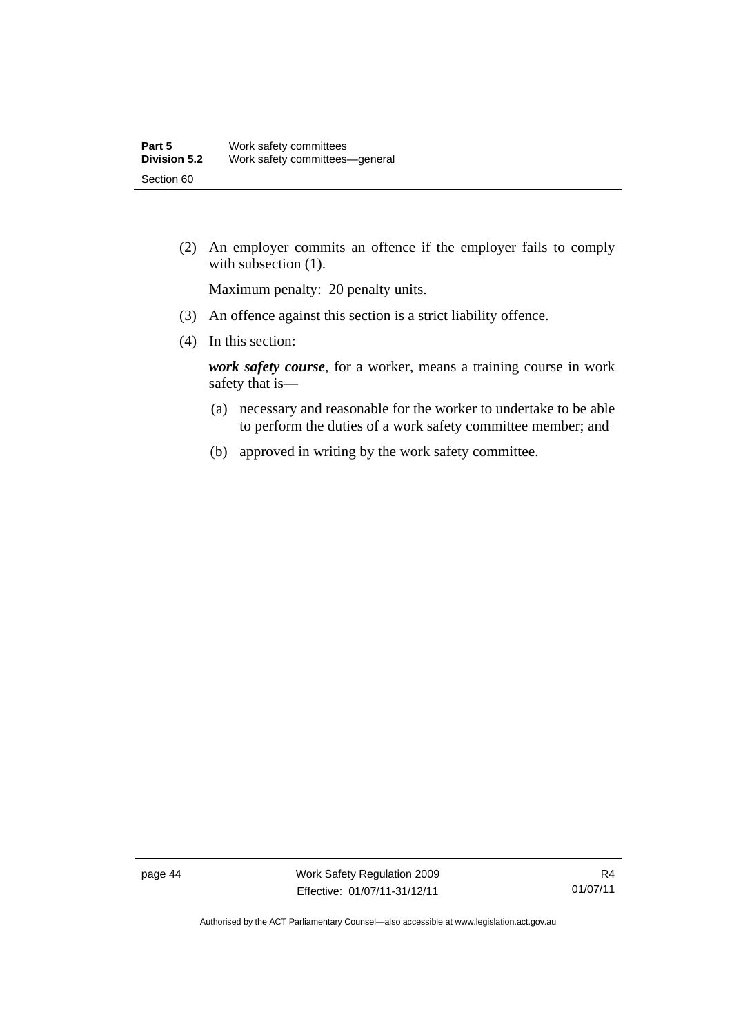(2) An employer commits an offence if the employer fails to comply with subsection (1).

Maximum penalty: 20 penalty units.

(3) An offence against this section is a strict liability offence.

(4) In this section:

***work safety course***, for a worker, means a training course in work safety that is—

(a) necessary and reasonable for the worker to undertake to be able to perform the duties of a work safety committee member; and

(b) approved in writing by the work safety committee.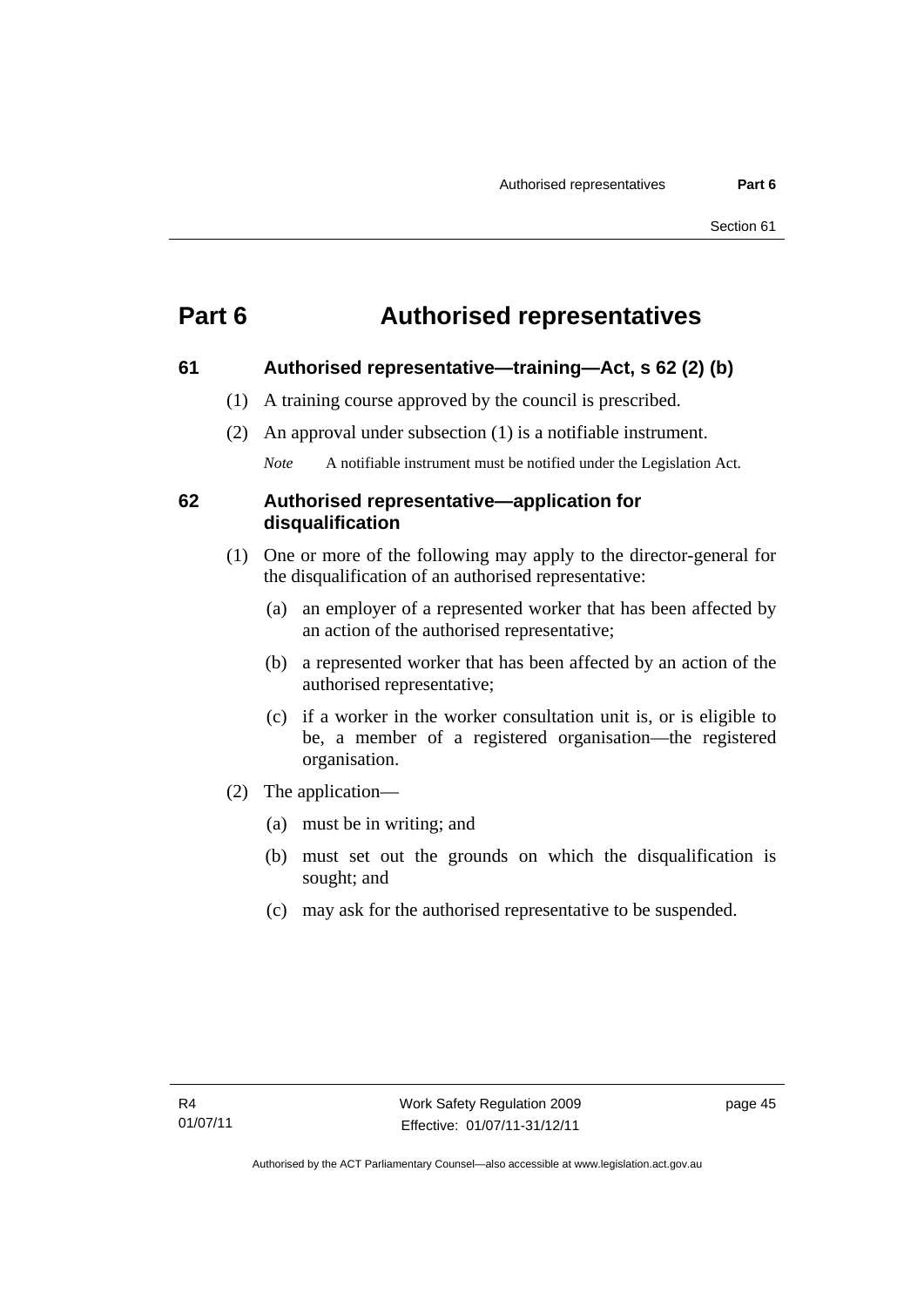# Part 6 Authorised representatives

## 61 Authorised representative—training—Act, s 62 (2) (b)

(1) A training course approved by the council is prescribed.

(2) An approval under subsection (1) is a notifiable instrument.

*Note* A notifiable instrument must be notified under the Legislation Act.

## 62 Authorised representative—application for disqualification

(1) One or more of the following may apply to the director-general for the disqualification of an authorised representative:

(a) an employer of a represented worker that has been affected by an action of the authorised representative;

(b) a represented worker that has been affected by an action of the authorised representative;

(c) if a worker in the worker consultation unit is, or is eligible to be, a member of a registered organisation—the registered organisation.

(2) The application—

(a) must be in writing; and

(b) must set out the grounds on which the disqualification is sought; and

(c) may ask for the authorised representative to be suspended.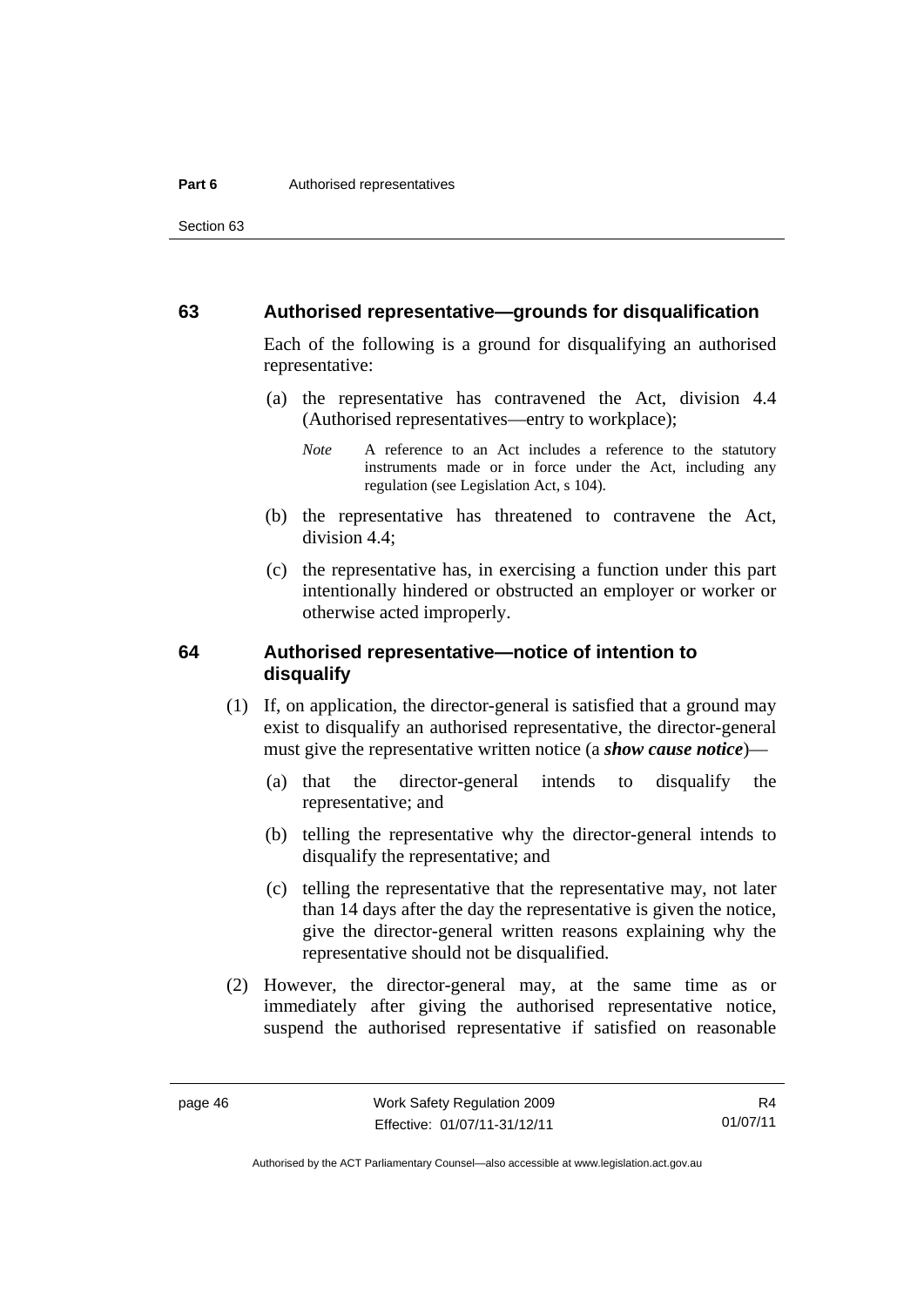## 63 Authorised representative—grounds for disqualification

Each of the following is a ground for disqualifying an authorised representative:

(a) the representative has contravened the Act, division 4.4 (Authorised representatives—entry to workplace);

*Note* A reference to an Act includes a reference to the statutory instruments made or in force under the Act, including any regulation (see Legislation Act, s 104).

(b) the representative has threatened to contravene the Act, division 4.4;

(c) the representative has, in exercising a function under this part intentionally hindered or obstructed an employer or worker or otherwise acted improperly.

## 64 Authorised representative—notice of intention to disqualify

(1) If, on application, the director-general is satisfied that a ground may exist to disqualify an authorised representative, the director-general must give the representative written notice (a ***show cause notice***)—

(a) that the director-general intends to disqualify the representative; and

(b) telling the representative why the director-general intends to disqualify the representative; and

(c) telling the representative that the representative may, not later than 14 days after the day the representative is given the notice, give the director-general written reasons explaining why the representative should not be disqualified.

(2) However, the director-general may, at the same time as or immediately after giving the authorised representative notice, suspend the authorised representative if satisfied on reasonable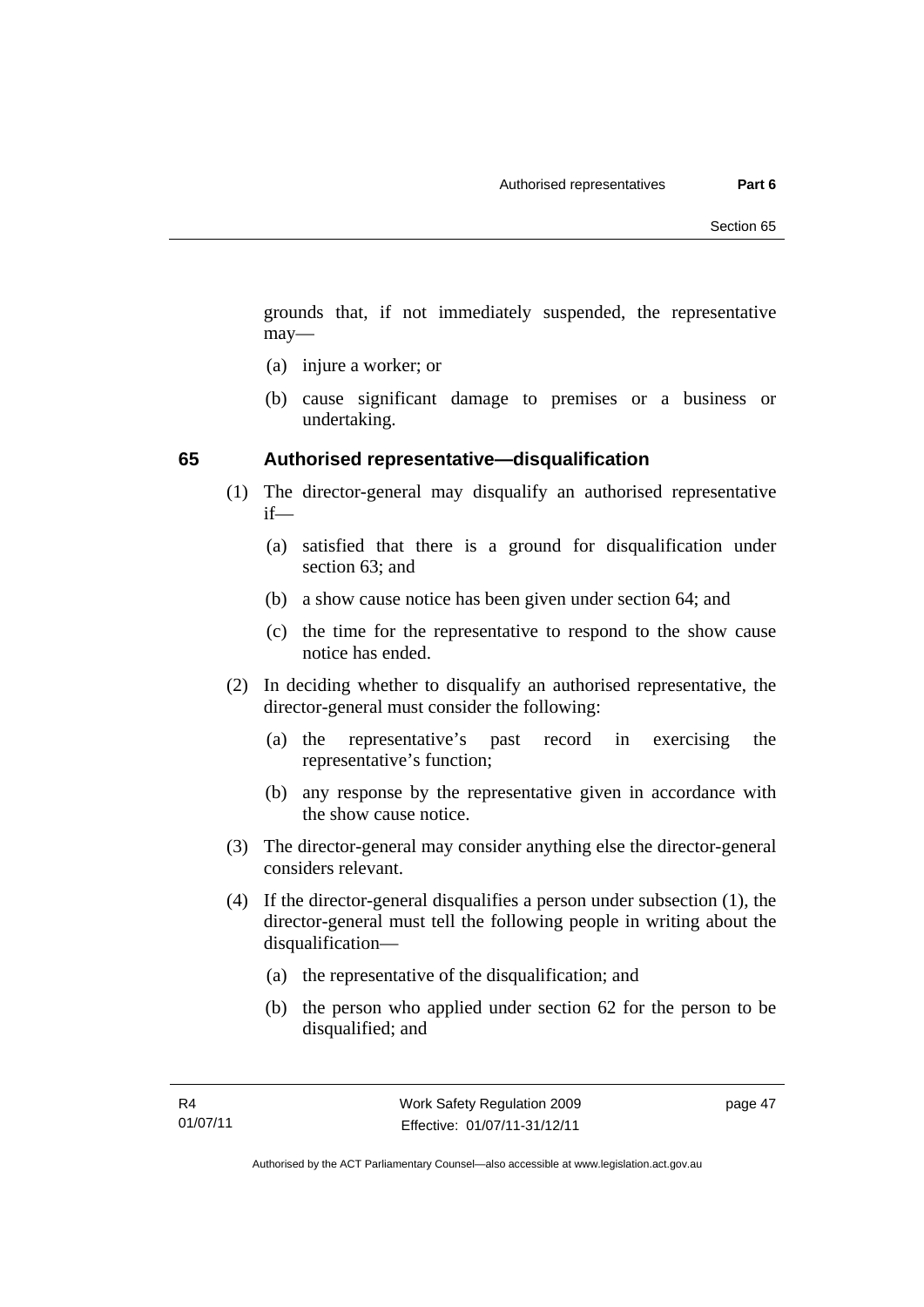grounds that, if not immediately suspended, the representative may—

(a) injure a worker; or

(b) cause significant damage to premises or a business or undertaking.

### 65 Authorised representative—disqualification

(1) The director-general may disqualify an authorised representative if—

(a) satisfied that there is a ground for disqualification under section 63; and

(b) a show cause notice has been given under section 64; and

(c) the time for the representative to respond to the show cause notice has ended.

(2) In deciding whether to disqualify an authorised representative, the director-general must consider the following:

(a) the representative's past record in exercising the representative's function;

(b) any response by the representative given in accordance with the show cause notice.

(3) The director-general may consider anything else the director-general considers relevant.

(4) If the director-general disqualifies a person under subsection (1), the director-general must tell the following people in writing about the disqualification—

(a) the representative of the disqualification; and

(b) the person who applied under section 62 for the person to be disqualified; and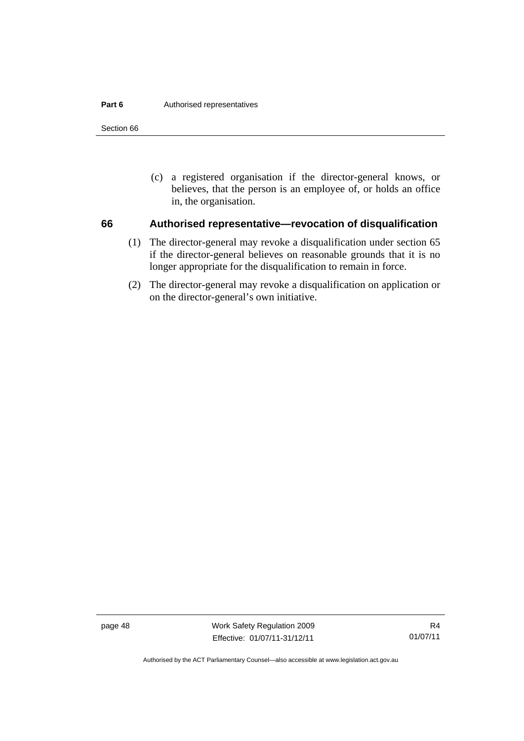(c) a registered organisation if the director-general knows, or believes, that the person is an employee of, or holds an office in, the organisation.

### 66 Authorised representative—revocation of disqualification

(1) The director-general may revoke a disqualification under section 65 if the director-general believes on reasonable grounds that it is no longer appropriate for the disqualification to remain in force.

(2) The director-general may revoke a disqualification on application or on the director-general's own initiative.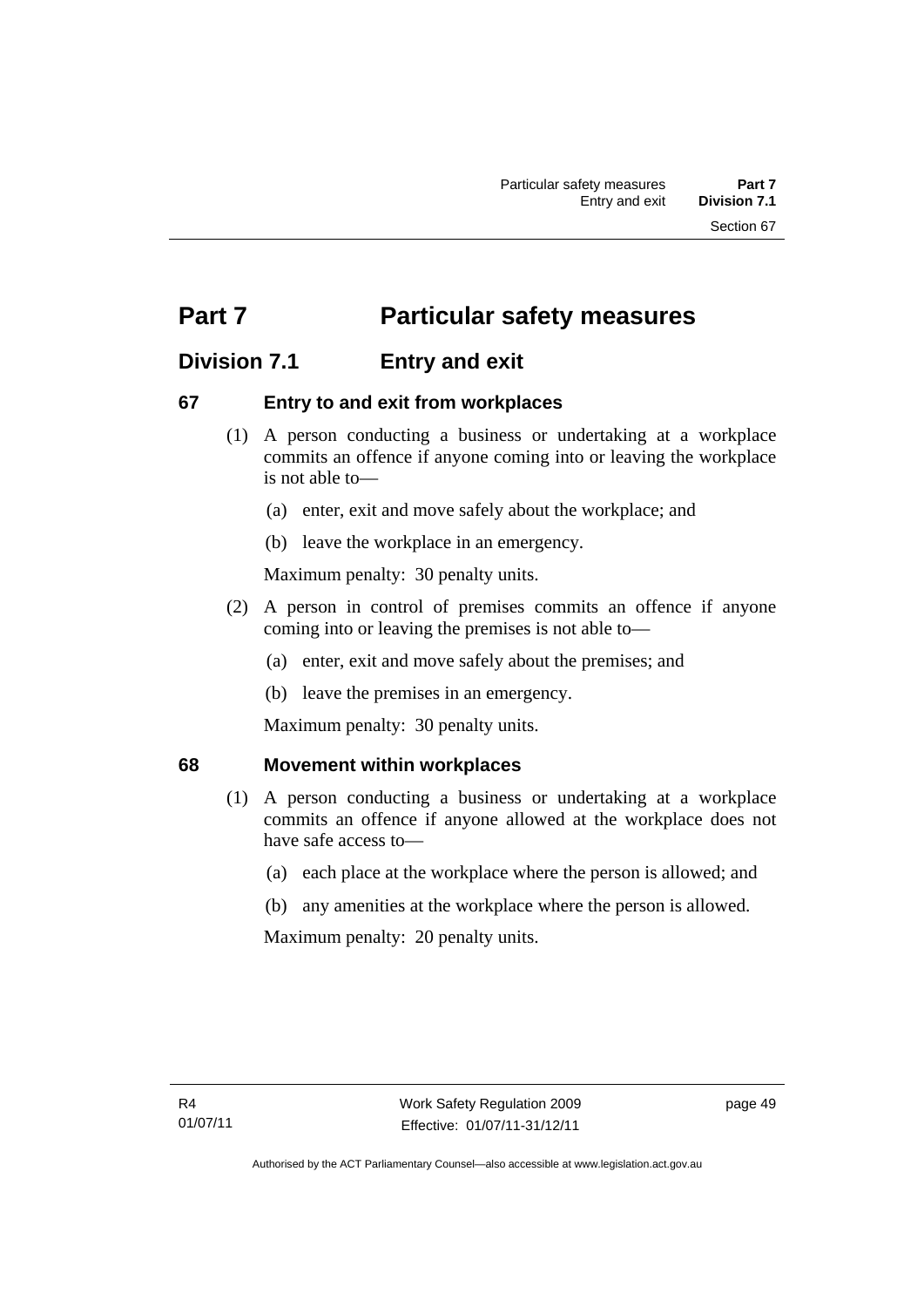# Part 7 Particular safety measures

## Division 7.1 Entry and exit

### 67 Entry to and exit from workplaces

(1) A person conducting a business or undertaking at a workplace commits an offence if anyone coming into or leaving the workplace is not able to—

(a) enter, exit and move safely about the workplace; and

(b) leave the workplace in an emergency.

Maximum penalty: 30 penalty units.

(2) A person in control of premises commits an offence if anyone coming into or leaving the premises is not able to—

(a) enter, exit and move safely about the premises; and

(b) leave the premises in an emergency.

Maximum penalty: 30 penalty units.

### 68 Movement within workplaces

(1) A person conducting a business or undertaking at a workplace commits an offence if anyone allowed at the workplace does not have safe access to—

(a) each place at the workplace where the person is allowed; and

(b) any amenities at the workplace where the person is allowed.

Maximum penalty: 20 penalty units.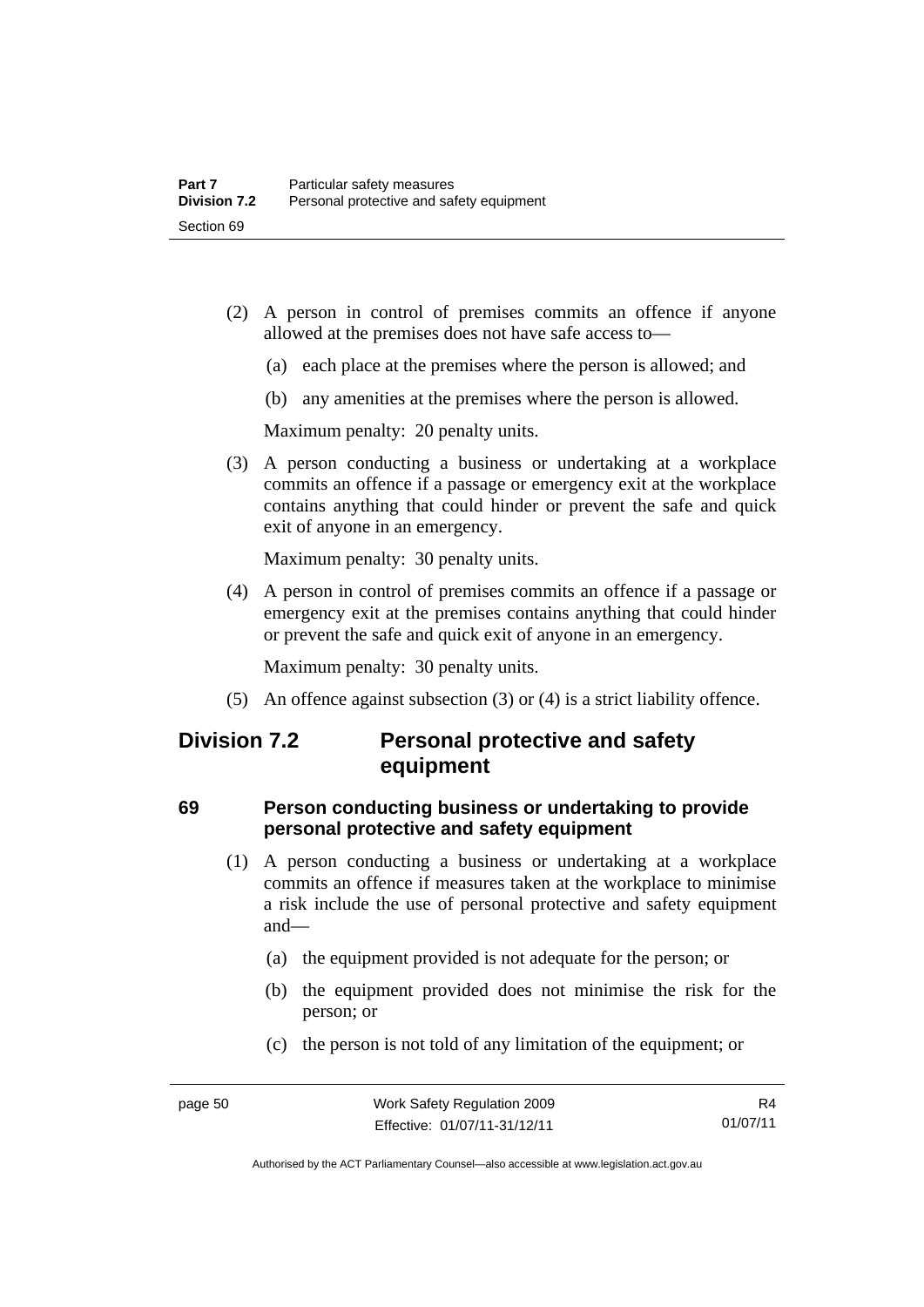(2) A person in control of premises commits an offence if anyone allowed at the premises does not have safe access to—

(a) each place at the premises where the person is allowed; and

(b) any amenities at the premises where the person is allowed.

Maximum penalty: 20 penalty units.

(3) A person conducting a business or undertaking at a workplace commits an offence if a passage or emergency exit at the workplace contains anything that could hinder or prevent the safe and quick exit of anyone in an emergency.

Maximum penalty: 30 penalty units.

(4) A person in control of premises commits an offence if a passage or emergency exit at the premises contains anything that could hinder or prevent the safe and quick exit of anyone in an emergency.

Maximum penalty: 30 penalty units.

(5) An offence against subsection (3) or (4) is a strict liability offence.

## Division 7.2 Personal protective and safety equipment

### 69 Person conducting business or undertaking to provide personal protective and safety equipment

(1) A person conducting a business or undertaking at a workplace commits an offence if measures taken at the workplace to minimise a risk include the use of personal protective and safety equipment and—

(a) the equipment provided is not adequate for the person; or

(b) the equipment provided does not minimise the risk for the person; or

(c) the person is not told of any limitation of the equipment; or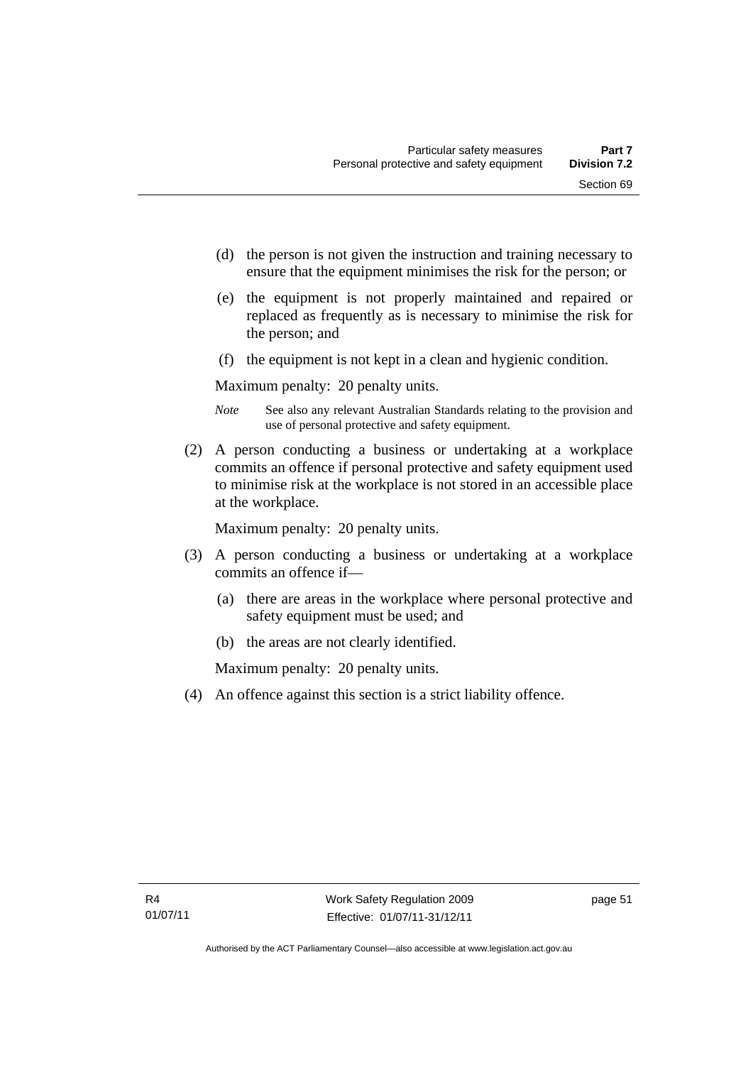(d) the person is not given the instruction and training necessary to ensure that the equipment minimises the risk for the person; or

(e) the equipment is not properly maintained and repaired or replaced as frequently as is necessary to minimise the risk for the person; and

(f) the equipment is not kept in a clean and hygienic condition.

Maximum penalty: 20 penalty units.

*Note* See also any relevant Australian Standards relating to the provision and use of personal protective and safety equipment.

(2) A person conducting a business or undertaking at a workplace commits an offence if personal protective and safety equipment used to minimise risk at the workplace is not stored in an accessible place at the workplace.

Maximum penalty: 20 penalty units.

(3) A person conducting a business or undertaking at a workplace commits an offence if—

(a) there are areas in the workplace where personal protective and safety equipment must be used; and

(b) the areas are not clearly identified.

Maximum penalty: 20 penalty units.

(4) An offence against this section is a strict liability offence.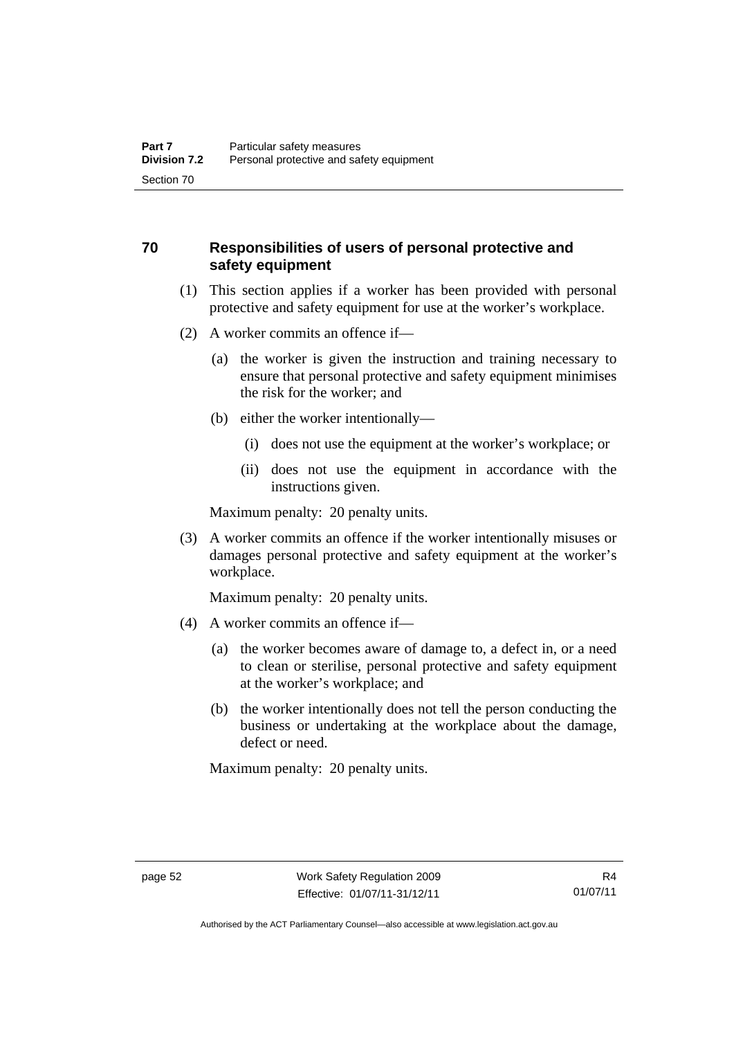## 70 Responsibilities of users of personal protective and safety equipment

(1) This section applies if a worker has been provided with personal protective and safety equipment for use at the worker's workplace.

(2) A worker commits an offence if—

(a) the worker is given the instruction and training necessary to ensure that personal protective and safety equipment minimises the risk for the worker; and

(b) either the worker intentionally—

(i) does not use the equipment at the worker's workplace; or

(ii) does not use the equipment in accordance with the instructions given.

Maximum penalty: 20 penalty units.

(3) A worker commits an offence if the worker intentionally misuses or damages personal protective and safety equipment at the worker's workplace.

Maximum penalty: 20 penalty units.

(4) A worker commits an offence if—

(a) the worker becomes aware of damage to, a defect in, or a need to clean or sterilise, personal protective and safety equipment at the worker's workplace; and

(b) the worker intentionally does not tell the person conducting the business or undertaking at the workplace about the damage, defect or need.

Maximum penalty: 20 penalty units.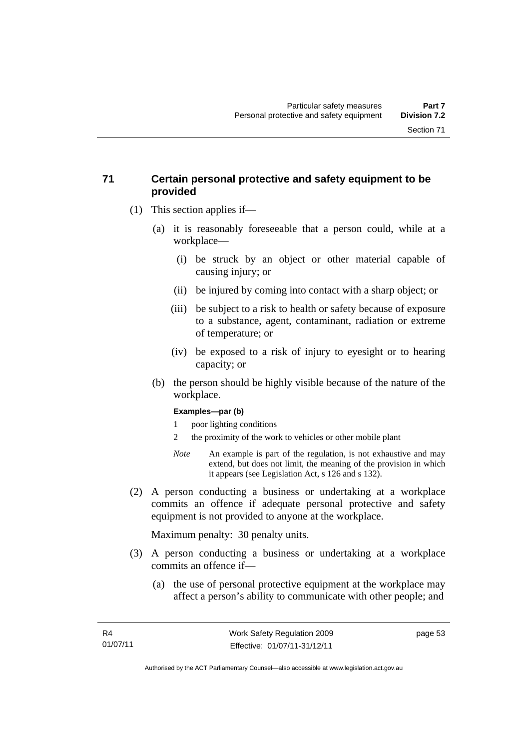### 71 Certain personal protective and safety equipment to be provided

(1) This section applies if—

(a) it is reasonably foreseeable that a person could, while at a workplace—

(i) be struck by an object or other material capable of causing injury; or

(ii) be injured by coming into contact with a sharp object; or

(iii) be subject to a risk to health or safety because of exposure to a substance, agent, contaminant, radiation or extreme of temperature; or

(iv) be exposed to a risk of injury to eyesight or to hearing capacity; or

(b) the person should be highly visible because of the nature of the workplace.

**Examples—par (b)**

1 poor lighting conditions

2 the proximity of the work to vehicles or other mobile plant

*Note* An example is part of the regulation, is not exhaustive and may extend, but does not limit, the meaning of the provision in which it appears (see Legislation Act, s 126 and s 132).

(2) A person conducting a business or undertaking at a workplace commits an offence if adequate personal protective and safety equipment is not provided to anyone at the workplace.

Maximum penalty: 30 penalty units.

(3) A person conducting a business or undertaking at a workplace commits an offence if—

(a) the use of personal protective equipment at the workplace may affect a person's ability to communicate with other people; and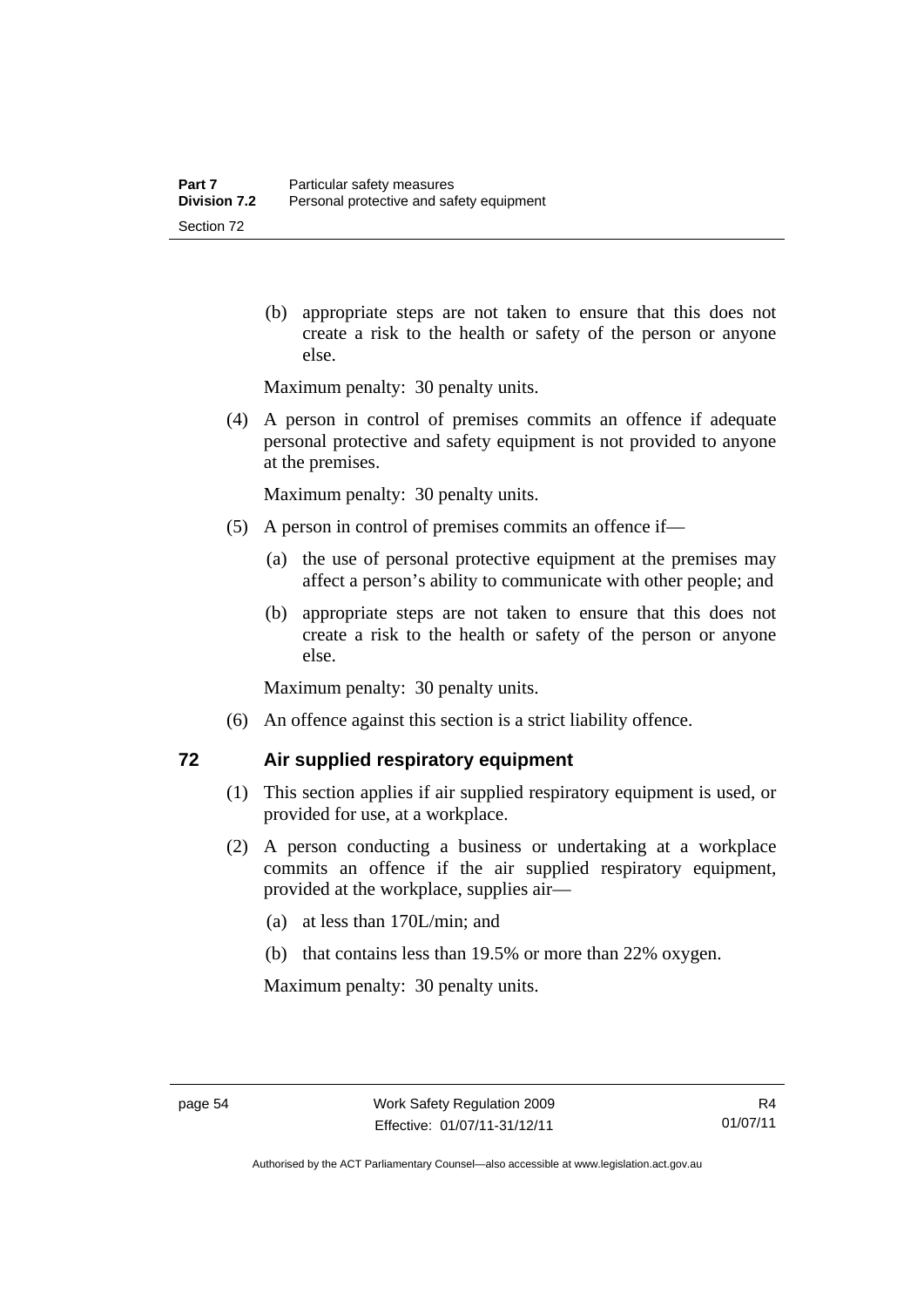(b) appropriate steps are not taken to ensure that this does not create a risk to the health or safety of the person or anyone else.

Maximum penalty: 30 penalty units.

(4) A person in control of premises commits an offence if adequate personal protective and safety equipment is not provided to anyone at the premises.

Maximum penalty: 30 penalty units.

(5) A person in control of premises commits an offence if—

(a) the use of personal protective equipment at the premises may affect a person's ability to communicate with other people; and

(b) appropriate steps are not taken to ensure that this does not create a risk to the health or safety of the person or anyone else.

Maximum penalty: 30 penalty units.

(6) An offence against this section is a strict liability offence.

## 72 Air supplied respiratory equipment

(1) This section applies if air supplied respiratory equipment is used, or provided for use, at a workplace.

(2) A person conducting a business or undertaking at a workplace commits an offence if the air supplied respiratory equipment, provided at the workplace, supplies air—

(a) at less than 170L/min; and

(b) that contains less than 19.5% or more than 22% oxygen.

Maximum penalty: 30 penalty units.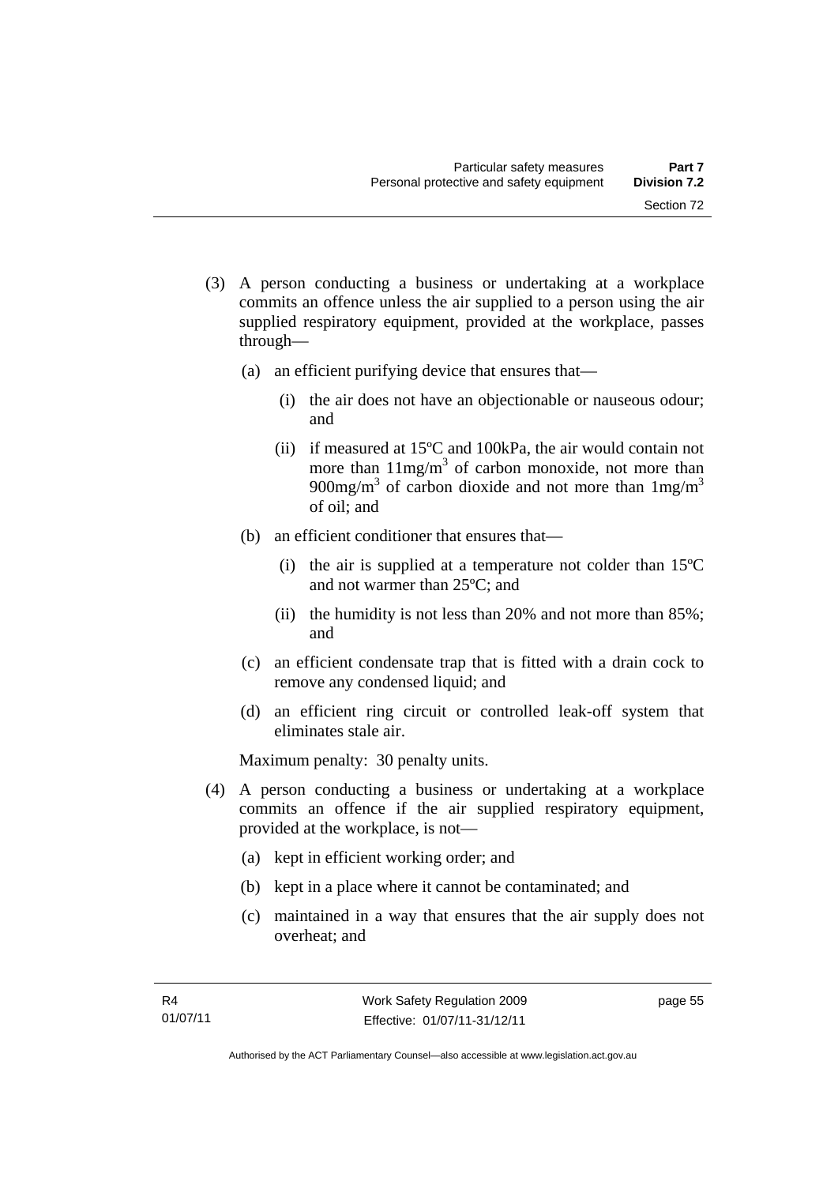(3) A person conducting a business or undertaking at a workplace commits an offence unless the air supplied to a person using the air supplied respiratory equipment, provided at the workplace, passes through—

   (a) an efficient purifying device that ensures that—

      (i) the air does not have an objectionable or nauseous odour; and

      (ii) if measured at 15ºC and 100kPa, the air would contain not more than $11mg/m^3$ of carbon monoxide, not more than $900mg/m^3$ of carbon dioxide and not more than $1mg/m^3$ of oil; and

   (b) an efficient conditioner that ensures that—

      (i) the air is supplied at a temperature not colder than 15ºC and not warmer than 25ºC; and

      (ii) the humidity is not less than 20% and not more than 85%; and

   (c) an efficient condensate trap that is fitted with a drain cock to remove any condensed liquid; and

   (d) an efficient ring circuit or controlled leak-off system that eliminates stale air.

   Maximum penalty: 30 penalty units.

(4) A person conducting a business or undertaking at a workplace commits an offence if the air supplied respiratory equipment, provided at the workplace, is not—

   (a) kept in efficient working order; and

   (b) kept in a place where it cannot be contaminated; and

   (c) maintained in a way that ensures that the air supply does not overheat; and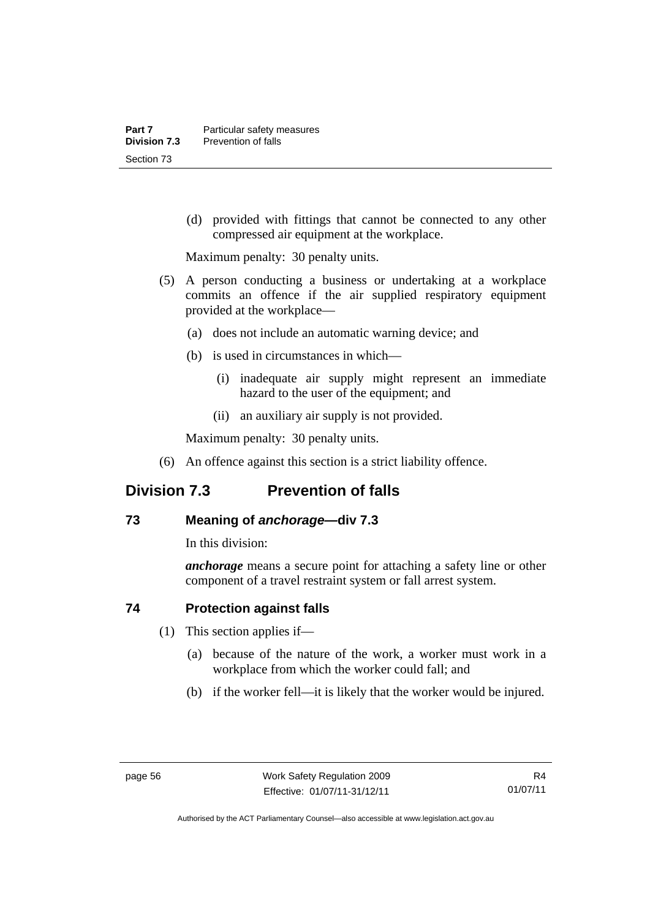(d) provided with fittings that cannot be connected to any other compressed air equipment at the workplace.

Maximum penalty: 30 penalty units.

(5) A person conducting a business or undertaking at a workplace commits an offence if the air supplied respiratory equipment provided at the workplace—

(a) does not include an automatic warning device; and

(b) is used in circumstances in which—

(i) inadequate air supply might represent an immediate hazard to the user of the equipment; and

(ii) an auxiliary air supply is not provided.

Maximum penalty: 30 penalty units.

(6) An offence against this section is a strict liability offence.

## Division 7.3 Prevention of falls

### 73 Meaning of *anchorage*—div 7.3

In this division:

***anchorage*** means a secure point for attaching a safety line or other component of a travel restraint system or fall arrest system.

### 74 Protection against falls

(1) This section applies if—

(a) because of the nature of the work, a worker must work in a workplace from which the worker could fall; and

(b) if the worker fell—it is likely that the worker would be injured.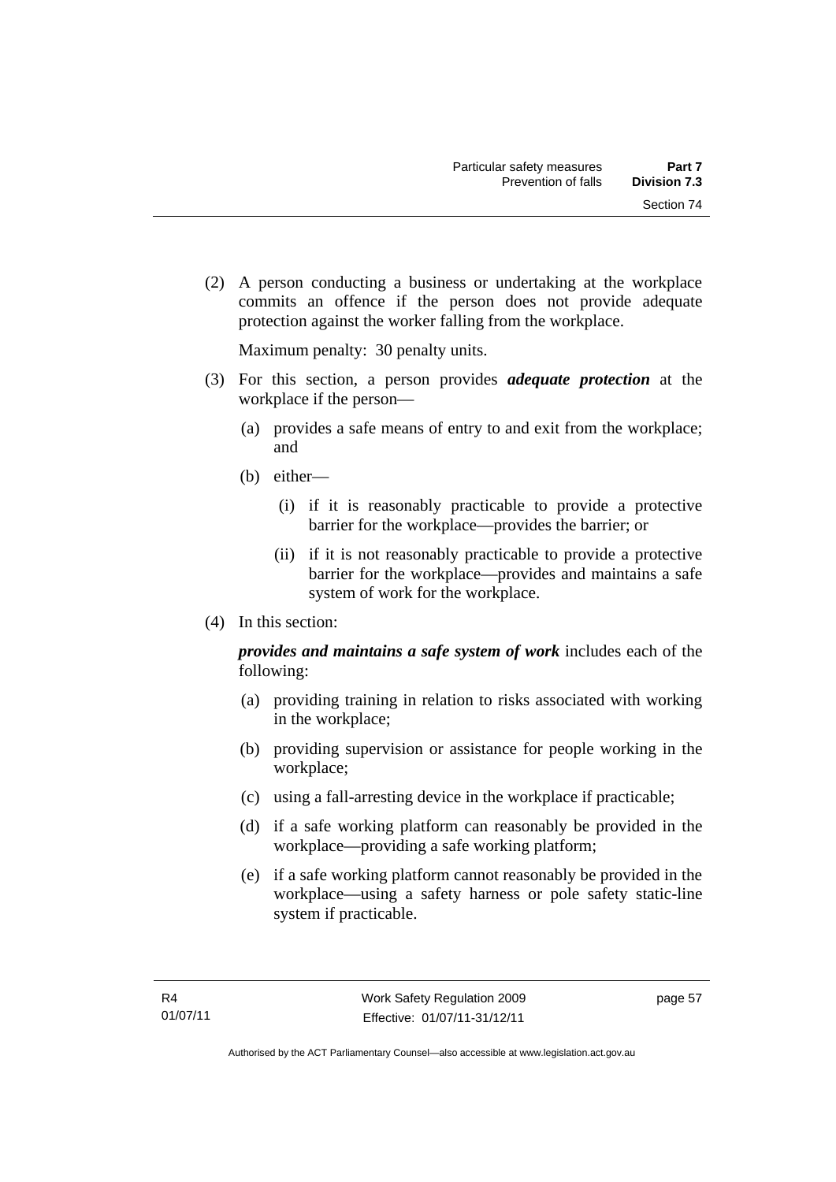(2) A person conducting a business or undertaking at the workplace commits an offence if the person does not provide adequate protection against the worker falling from the workplace.

Maximum penalty: 30 penalty units.

(3) For this section, a person provides ***adequate protection*** at the workplace if the person—

(a) provides a safe means of entry to and exit from the workplace; and

(b) either—

(i) if it is reasonably practicable to provide a protective barrier for the workplace—provides the barrier; or

(ii) if it is not reasonably practicable to provide a protective barrier for the workplace—provides and maintains a safe system of work for the workplace.

(4) In this section:

***provides and maintains a safe system of work*** includes each of the following:

(a) providing training in relation to risks associated with working in the workplace;

(b) providing supervision or assistance for people working in the workplace;

(c) using a fall-arresting device in the workplace if practicable;

(d) if a safe working platform can reasonably be provided in the workplace—providing a safe working platform;

(e) if a safe working platform cannot reasonably be provided in the workplace—using a safety harness or pole safety static-line system if practicable.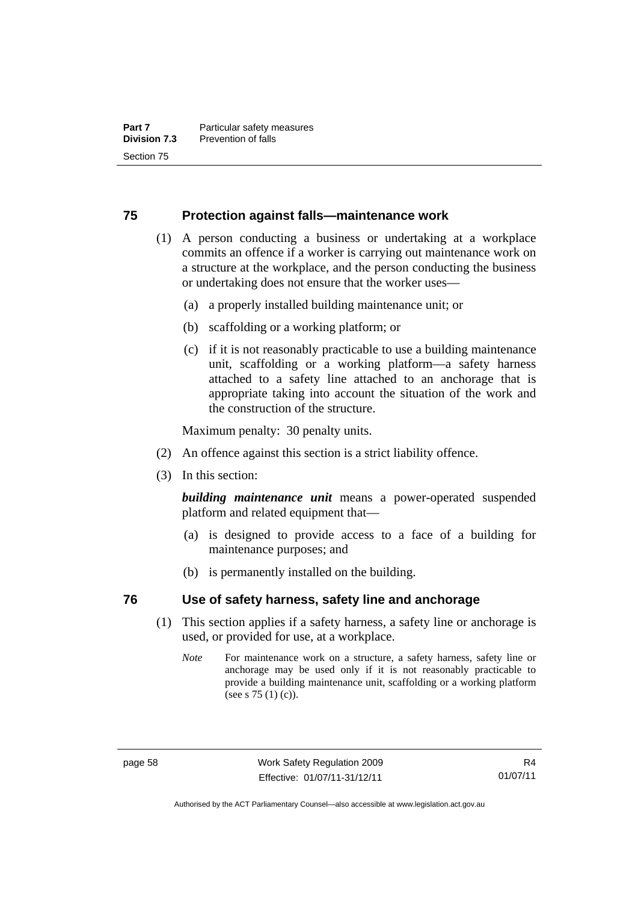## 75 Protection against falls—maintenance work

(1) A person conducting a business or undertaking at a workplace commits an offence if a worker is carrying out maintenance work on a structure at the workplace, and the person conducting the business or undertaking does not ensure that the worker uses—

(a) a properly installed building maintenance unit; or

(b) scaffolding or a working platform; or

(c) if it is not reasonably practicable to use a building maintenance unit, scaffolding or a working platform—a safety harness attached to a safety line attached to an anchorage that is appropriate taking into account the situation of the work and the construction of the structure.

Maximum penalty: 30 penalty units.

(2) An offence against this section is a strict liability offence.

(3) In this section:

***building maintenance unit*** means a power-operated suspended platform and related equipment that—

(a) is designed to provide access to a face of a building for maintenance purposes; and

(b) is permanently installed on the building.

## 76 Use of safety harness, safety line and anchorage

(1) This section applies if a safety harness, a safety line or anchorage is used, or provided for use, at a workplace.

*Note* For maintenance work on a structure, a safety harness, safety line or anchorage may be used only if it is not reasonably practicable to provide a building maintenance unit, scaffolding or a working platform (see s 75 (1) (c)).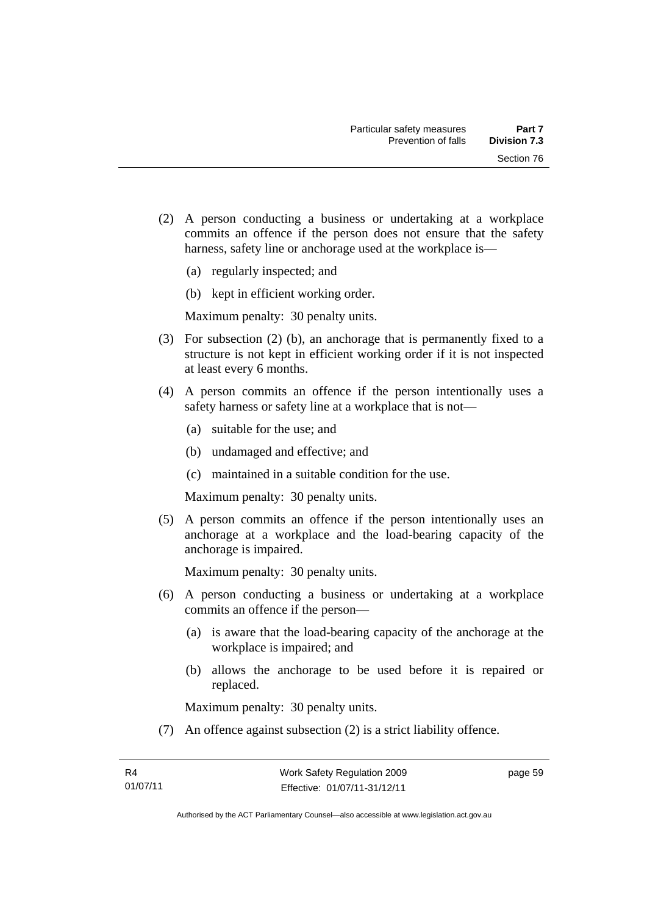(2) A person conducting a business or undertaking at a workplace commits an offence if the person does not ensure that the safety harness, safety line or anchorage used at the workplace is—

   (a) regularly inspected; and

   (b) kept in efficient working order.

   Maximum penalty: 30 penalty units.

(3) For subsection (2) (b), an anchorage that is permanently fixed to a structure is not kept in efficient working order if it is not inspected at least every 6 months.

(4) A person commits an offence if the person intentionally uses a safety harness or safety line at a workplace that is not—

   (a) suitable for the use; and

   (b) undamaged and effective; and

   (c) maintained in a suitable condition for the use.

   Maximum penalty: 30 penalty units.

(5) A person commits an offence if the person intentionally uses an anchorage at a workplace and the load-bearing capacity of the anchorage is impaired.

   Maximum penalty: 30 penalty units.

(6) A person conducting a business or undertaking at a workplace commits an offence if the person—

   (a) is aware that the load-bearing capacity of the anchorage at the workplace is impaired; and

   (b) allows the anchorage to be used before it is repaired or replaced.

   Maximum penalty: 30 penalty units.

(7) An offence against subsection (2) is a strict liability offence.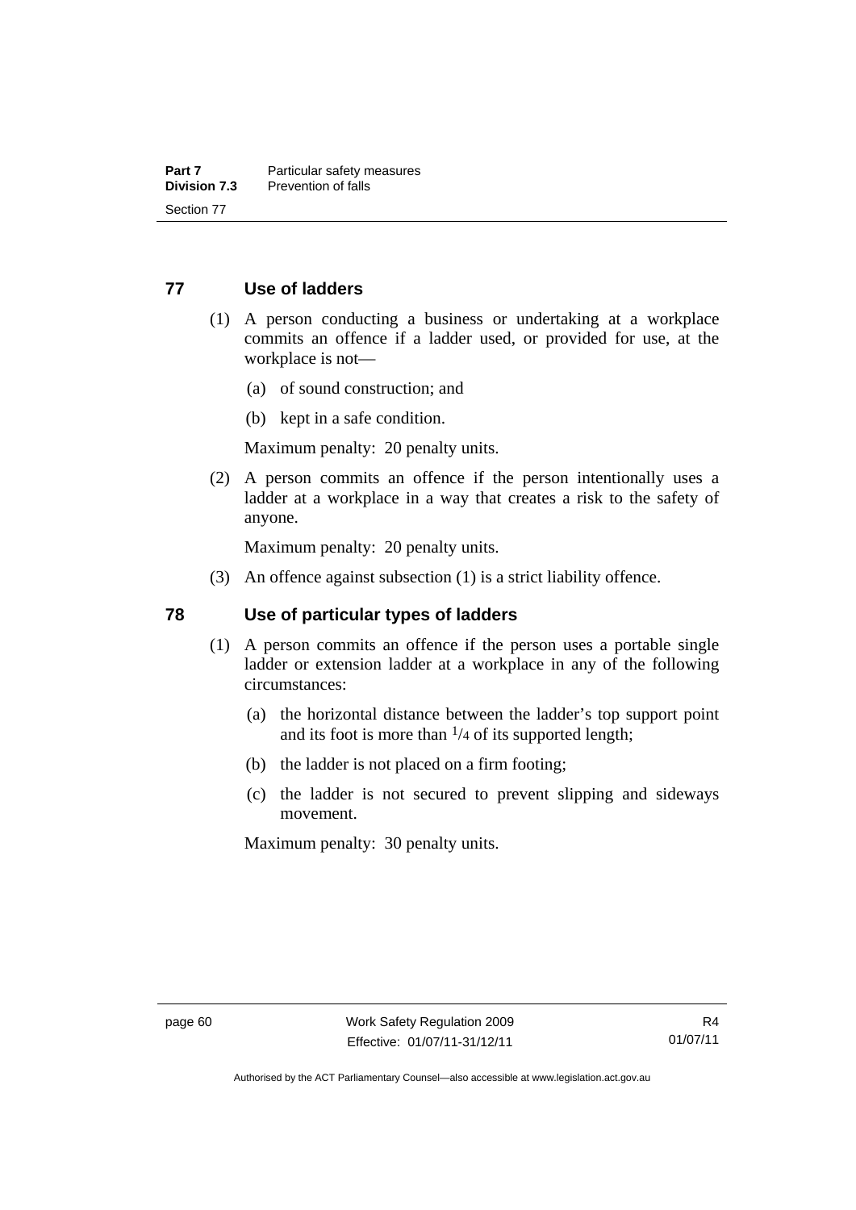## 77 Use of ladders

(1) A person conducting a business or undertaking at a workplace commits an offence if a ladder used, or provided for use, at the workplace is not—

  (a) of sound construction; and

  (b) kept in a safe condition.

  Maximum penalty: 20 penalty units.

(2) A person commits an offence if the person intentionally uses a ladder at a workplace in a way that creates a risk to the safety of anyone.

  Maximum penalty: 20 penalty units.

(3) An offence against subsection (1) is a strict liability offence.

## 78 Use of particular types of ladders

(1) A person commits an offence if the person uses a portable single ladder or extension ladder at a workplace in any of the following circumstances:

  (a) the horizontal distance between the ladder's top support point and its foot is more than $^{1}/_{4}$ of its supported length;

  (b) the ladder is not placed on a firm footing;

  (c) the ladder is not secured to prevent slipping and sideways movement.

  Maximum penalty: 30 penalty units.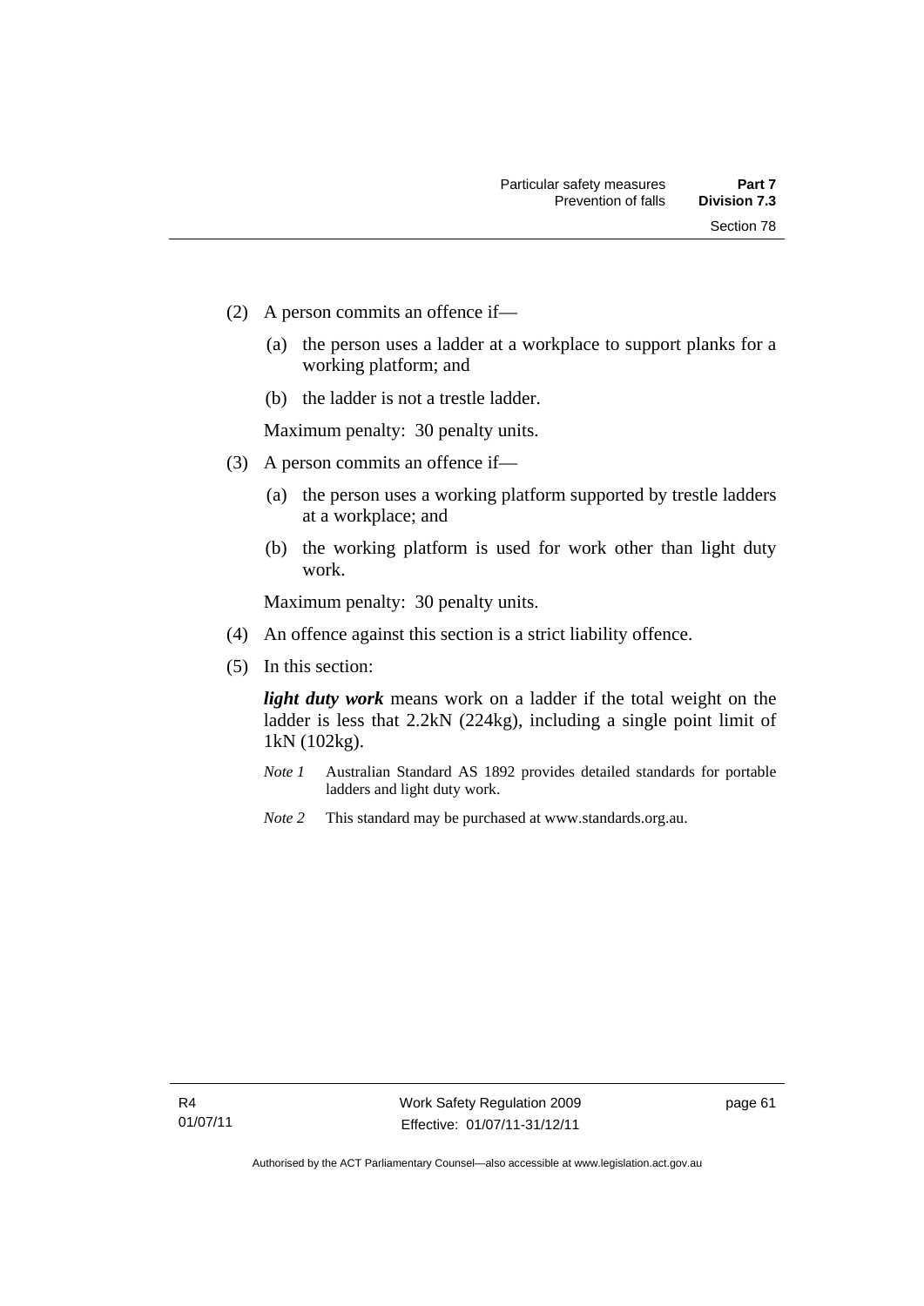(2) A person commits an offence if—

(a) the person uses a ladder at a workplace to support planks for a working platform; and

(b) the ladder is not a trestle ladder.

Maximum penalty: 30 penalty units.

(3) A person commits an offence if—

(a) the person uses a working platform supported by trestle ladders at a workplace; and

(b) the working platform is used for work other than light duty work.

Maximum penalty: 30 penalty units.

(4) An offence against this section is a strict liability offence.

(5) In this section:

***light duty work*** means work on a ladder if the total weight on the ladder is less that 2.2kN (224kg), including a single point limit of 1kN (102kg).

*Note 1* Australian Standard AS 1892 provides detailed standards for portable ladders and light duty work.

*Note 2* This standard may be purchased at www.standards.org.au.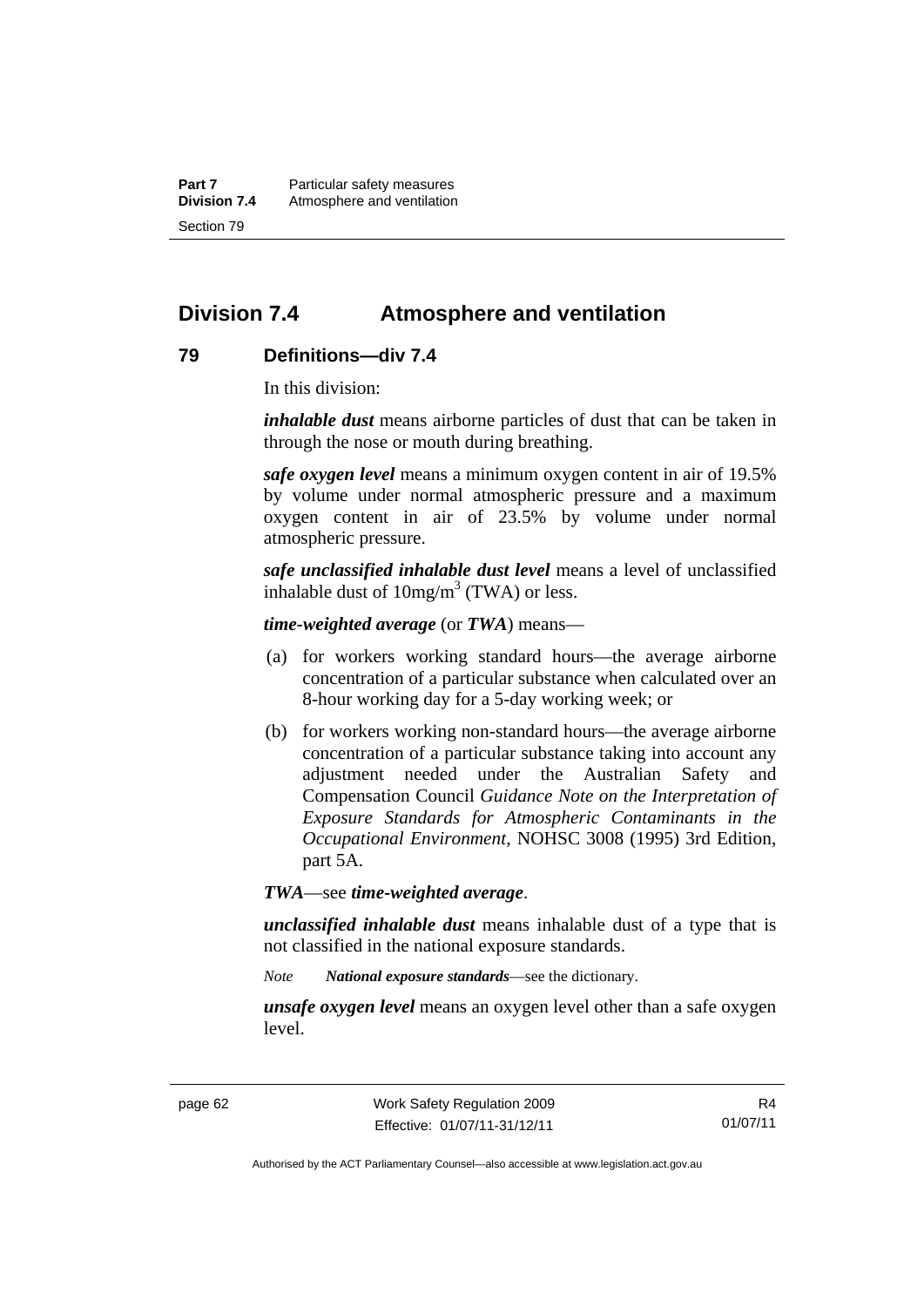## Division 7.4 Atmosphere and ventilation

### 79 Definitions—div 7.4

In this division:

***inhalable dust*** means airborne particles of dust that can be taken in through the nose or mouth during breathing.

***safe oxygen level*** means a minimum oxygen content in air of 19.5% by volume under normal atmospheric pressure and a maximum oxygen content in air of 23.5% by volume under normal atmospheric pressure.

***safe unclassified inhalable dust level*** means a level of unclassified inhalable dust of $10mg/m^3$ (TWA) or less.

***time-weighted average*** (or ***TWA***) means—

(a) for workers working standard hours—the average airborne concentration of a particular substance when calculated over an 8-hour working day for a 5-day working week; or

(b) for workers working non-standard hours—the average airborne concentration of a particular substance taking into account any adjustment needed under the Australian Safety and Compensation Council *Guidance Note on the Interpretation of Exposure Standards for Atmospheric Contaminants in the Occupational Environment*, NOHSC 3008 (1995) 3rd Edition, part 5A.

***TWA***—see ***time-weighted average***.

***unclassified inhalable dust*** means inhalable dust of a type that is not classified in the national exposure standards.

*Note* ***National exposure standards***—see the dictionary.

***unsafe oxygen level*** means an oxygen level other than a safe oxygen level.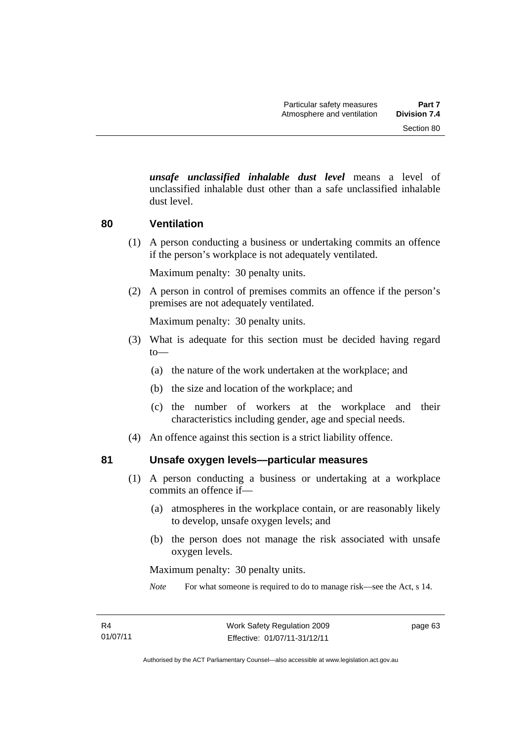***unsafe unclassified inhalable dust level*** means a level of unclassified inhalable dust other than a safe unclassified inhalable dust level.

## 80 Ventilation

(1) A person conducting a business or undertaking commits an offence if the person's workplace is not adequately ventilated.

Maximum penalty: 30 penalty units.

(2) A person in control of premises commits an offence if the person's premises are not adequately ventilated.

Maximum penalty: 30 penalty units.

(3) What is adequate for this section must be decided having regard to—

(a) the nature of the work undertaken at the workplace; and

(b) the size and location of the workplace; and

(c) the number of workers at the workplace and their characteristics including gender, age and special needs.

(4) An offence against this section is a strict liability offence.

## 81 Unsafe oxygen levels—particular measures

(1) A person conducting a business or undertaking at a workplace commits an offence if—

(a) atmospheres in the workplace contain, or are reasonably likely to develop, unsafe oxygen levels; and

(b) the person does not manage the risk associated with unsafe oxygen levels.

Maximum penalty: 30 penalty units.

*Note* For what someone is required to do to manage risk—see the Act, s 14.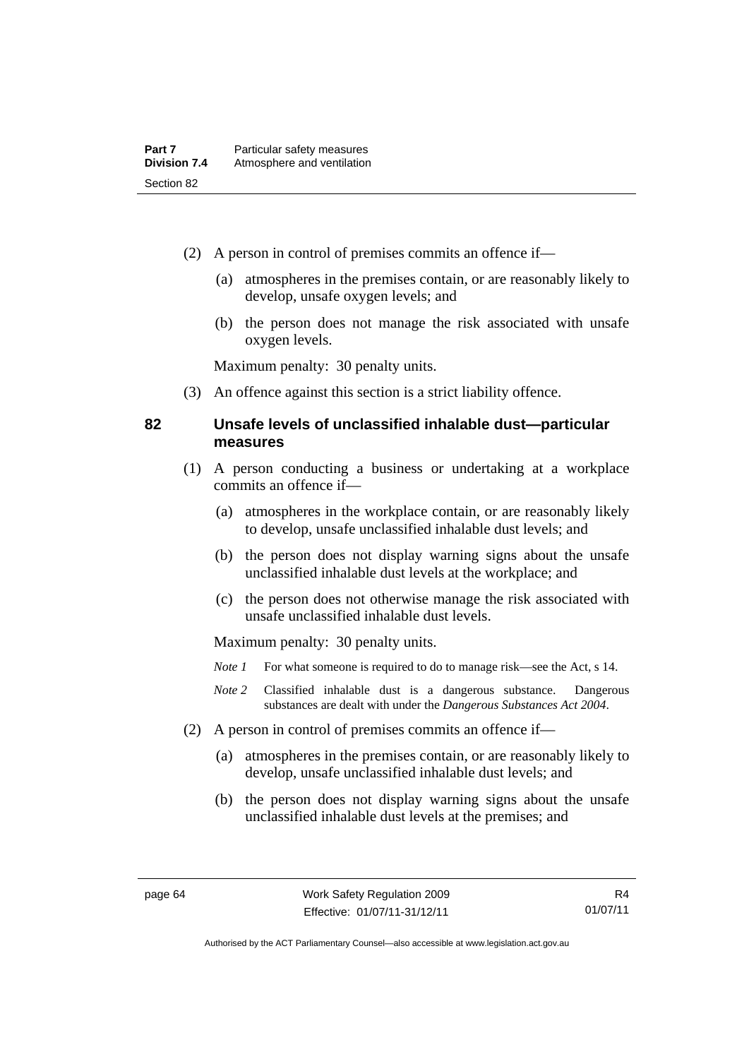(2) A person in control of premises commits an offence if—

(a) atmospheres in the premises contain, or are reasonably likely to develop, unsafe oxygen levels; and

(b) the person does not manage the risk associated with unsafe oxygen levels.

Maximum penalty: 30 penalty units.

(3) An offence against this section is a strict liability offence.

### 82 Unsafe levels of unclassified inhalable dust—particular measures

(1) A person conducting a business or undertaking at a workplace commits an offence if—

(a) atmospheres in the workplace contain, or are reasonably likely to develop, unsafe unclassified inhalable dust levels; and

(b) the person does not display warning signs about the unsafe unclassified inhalable dust levels at the workplace; and

(c) the person does not otherwise manage the risk associated with unsafe unclassified inhalable dust levels.

Maximum penalty: 30 penalty units.

*Note 1* For what someone is required to do to manage risk—see the Act, s 14.

*Note 2* Classified inhalable dust is a dangerous substance. Dangerous substances are dealt with under the *Dangerous Substances Act 2004*.

(2) A person in control of premises commits an offence if—

(a) atmospheres in the premises contain, or are reasonably likely to develop, unsafe unclassified inhalable dust levels; and

(b) the person does not display warning signs about the unsafe unclassified inhalable dust levels at the premises; and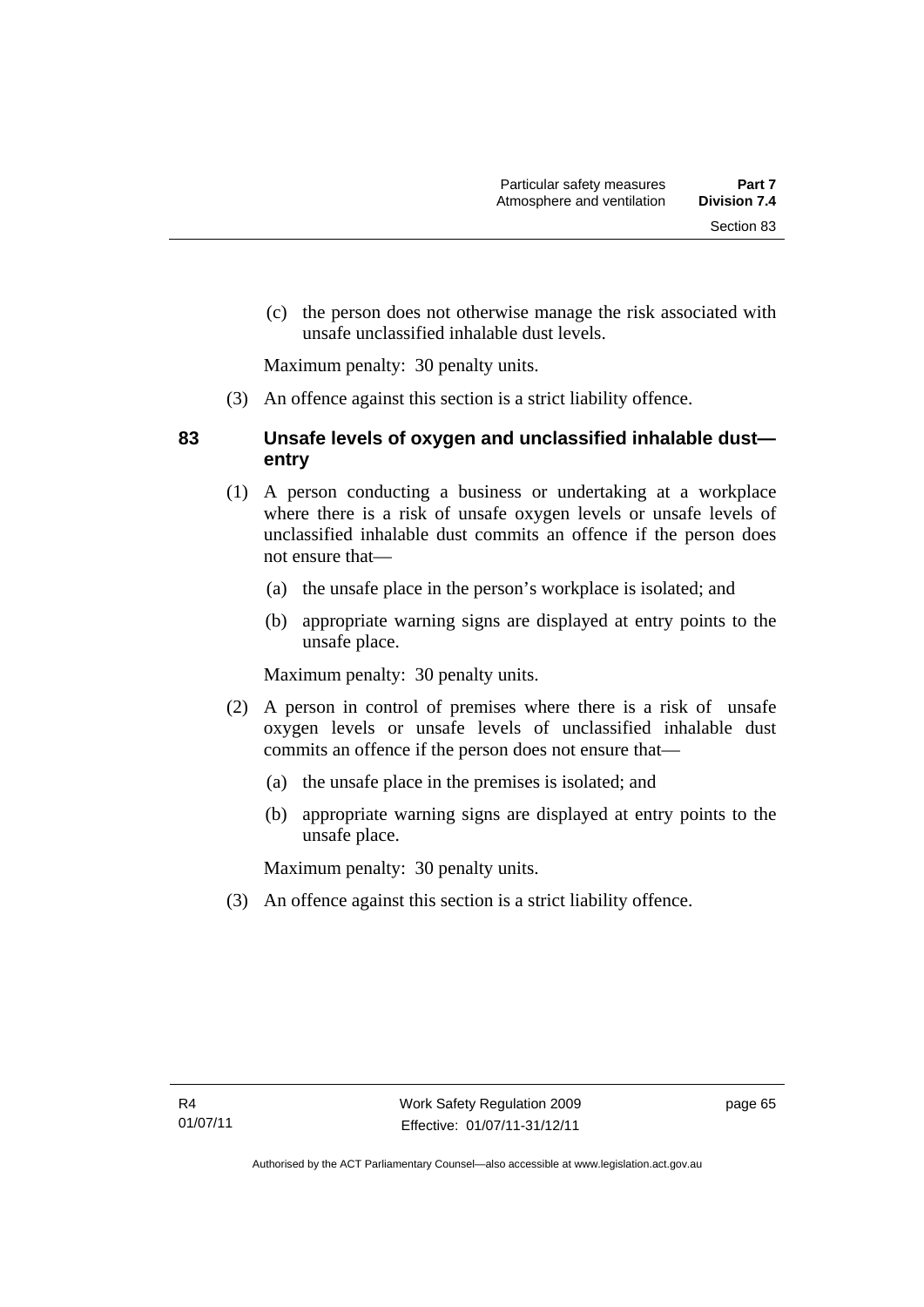(c) the person does not otherwise manage the risk associated with unsafe unclassified inhalable dust levels.

Maximum penalty: 30 penalty units.

(3) An offence against this section is a strict liability offence.

### 83 Unsafe levels of oxygen and unclassified inhalable dust—entry

(1) A person conducting a business or undertaking at a workplace where there is a risk of unsafe oxygen levels or unsafe levels of unclassified inhalable dust commits an offence if the person does not ensure that—

(a) the unsafe place in the person's workplace is isolated; and

(b) appropriate warning signs are displayed at entry points to the unsafe place.

Maximum penalty: 30 penalty units.

(2) A person in control of premises where there is a risk of unsafe oxygen levels or unsafe levels of unclassified inhalable dust commits an offence if the person does not ensure that—

(a) the unsafe place in the premises is isolated; and

(b) appropriate warning signs are displayed at entry points to the unsafe place.

Maximum penalty: 30 penalty units.

(3) An offence against this section is a strict liability offence.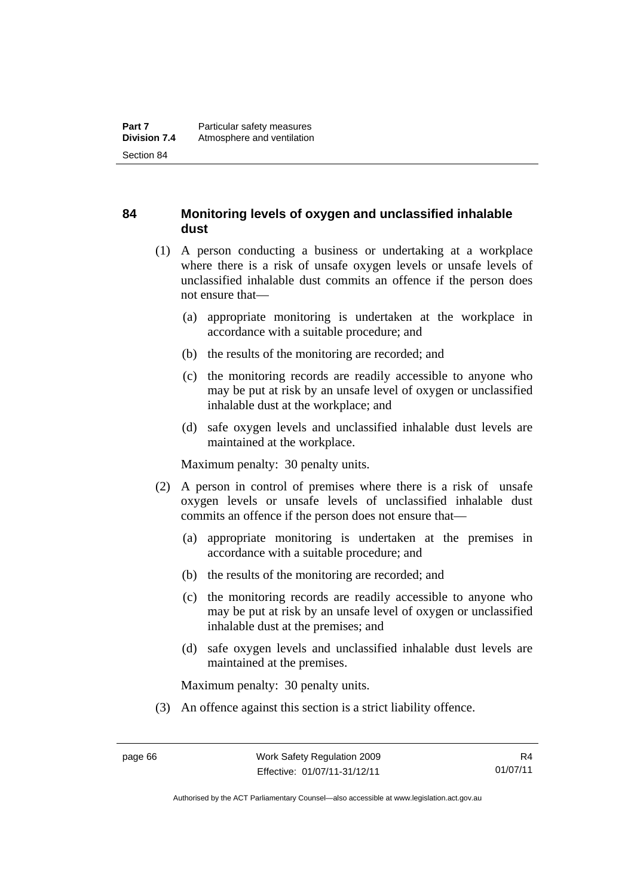## 84 Monitoring levels of oxygen and unclassified inhalable dust

(1) A person conducting a business or undertaking at a workplace where there is a risk of unsafe oxygen levels or unsafe levels of unclassified inhalable dust commits an offence if the person does not ensure that—

(a) appropriate monitoring is undertaken at the workplace in accordance with a suitable procedure; and

(b) the results of the monitoring are recorded; and

(c) the monitoring records are readily accessible to anyone who may be put at risk by an unsafe level of oxygen or unclassified inhalable dust at the workplace; and

(d) safe oxygen levels and unclassified inhalable dust levels are maintained at the workplace.

Maximum penalty: 30 penalty units.

(2) A person in control of premises where there is a risk of unsafe oxygen levels or unsafe levels of unclassified inhalable dust commits an offence if the person does not ensure that—

(a) appropriate monitoring is undertaken at the premises in accordance with a suitable procedure; and

(b) the results of the monitoring are recorded; and

(c) the monitoring records are readily accessible to anyone who may be put at risk by an unsafe level of oxygen or unclassified inhalable dust at the premises; and

(d) safe oxygen levels and unclassified inhalable dust levels are maintained at the premises.

Maximum penalty: 30 penalty units.

(3) An offence against this section is a strict liability offence.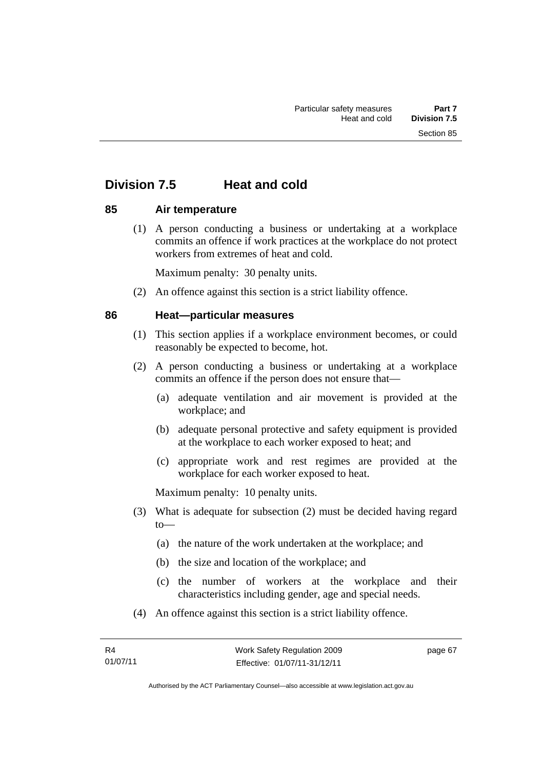## Division 7.5 Heat and cold

### 85 Air temperature

(1) A person conducting a business or undertaking at a workplace commits an offence if work practices at the workplace do not protect workers from extremes of heat and cold.

Maximum penalty: 30 penalty units.

(2) An offence against this section is a strict liability offence.

### 86 Heat—particular measures

(1) This section applies if a workplace environment becomes, or could reasonably be expected to become, hot.

(2) A person conducting a business or undertaking at a workplace commits an offence if the person does not ensure that—

(a) adequate ventilation and air movement is provided at the workplace; and

(b) adequate personal protective and safety equipment is provided at the workplace to each worker exposed to heat; and

(c) appropriate work and rest regimes are provided at the workplace for each worker exposed to heat.

Maximum penalty: 10 penalty units.

(3) What is adequate for subsection (2) must be decided having regard to—

(a) the nature of the work undertaken at the workplace; and

(b) the size and location of the workplace; and

(c) the number of workers at the workplace and their characteristics including gender, age and special needs.

(4) An offence against this section is a strict liability offence.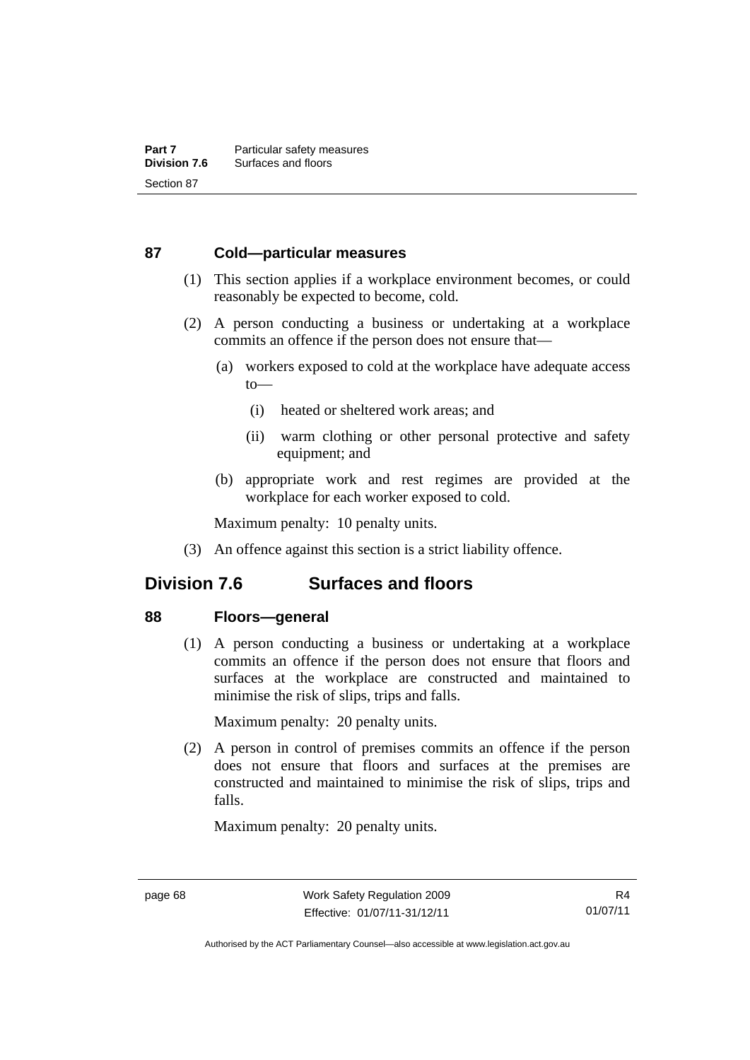### 87 Cold—particular measures

(1) This section applies if a workplace environment becomes, or could reasonably be expected to become, cold.

(2) A person conducting a business or undertaking at a workplace commits an offence if the person does not ensure that—

   (a) workers exposed to cold at the workplace have adequate access to—

      (i) heated or sheltered work areas; and

      (ii) warm clothing or other personal protective and safety equipment; and

   (b) appropriate work and rest regimes are provided at the workplace for each worker exposed to cold.

   Maximum penalty: 10 penalty units.

(3) An offence against this section is a strict liability offence.

## Division 7.6 Surfaces and floors

### 88 Floors—general

(1) A person conducting a business or undertaking at a workplace commits an offence if the person does not ensure that floors and surfaces at the workplace are constructed and maintained to minimise the risk of slips, trips and falls.

   Maximum penalty: 20 penalty units.

(2) A person in control of premises commits an offence if the person does not ensure that floors and surfaces at the premises are constructed and maintained to minimise the risk of slips, trips and falls.

   Maximum penalty: 20 penalty units.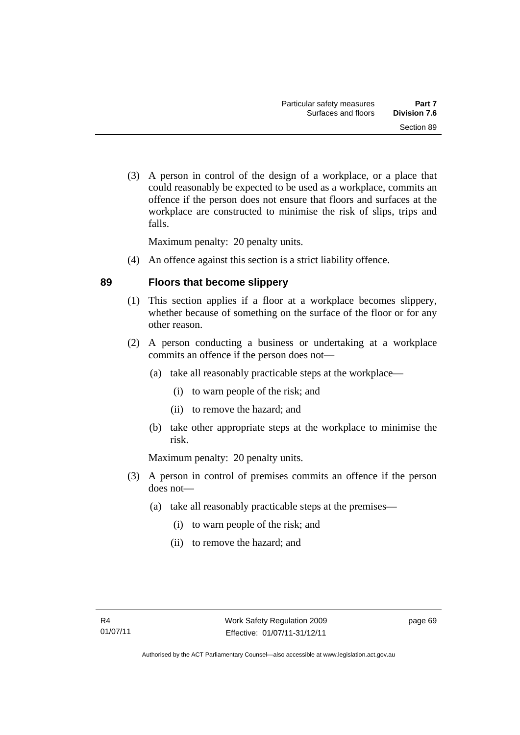(3) A person in control of the design of a workplace, or a place that could reasonably be expected to be used as a workplace, commits an offence if the person does not ensure that floors and surfaces at the workplace are constructed to minimise the risk of slips, trips and falls.

Maximum penalty: 20 penalty units.

(4) An offence against this section is a strict liability offence.

## 89 Floors that become slippery

(1) This section applies if a floor at a workplace becomes slippery, whether because of something on the surface of the floor or for any other reason.

(2) A person conducting a business or undertaking at a workplace commits an offence if the person does not—

(a) take all reasonably practicable steps at the workplace—

(i) to warn people of the risk; and

(ii) to remove the hazard; and

(b) take other appropriate steps at the workplace to minimise the risk.

Maximum penalty: 20 penalty units.

(3) A person in control of premises commits an offence if the person does not—

(a) take all reasonably practicable steps at the premises—

(i) to warn people of the risk; and

(ii) to remove the hazard; and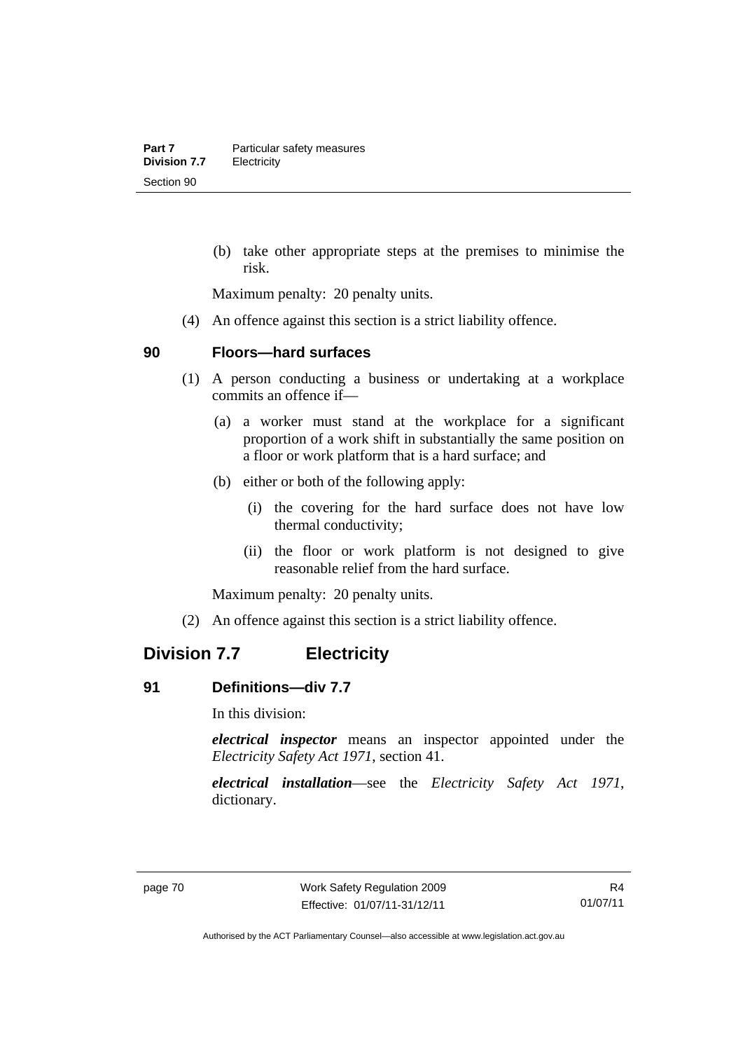(b) take other appropriate steps at the premises to minimise the risk.

Maximum penalty: 20 penalty units.

(4) An offence against this section is a strict liability offence.

### 90 Floors—hard surfaces

(1) A person conducting a business or undertaking at a workplace commits an offence if—

(a) a worker must stand at the workplace for a significant proportion of a work shift in substantially the same position on a floor or work platform that is a hard surface; and

(b) either or both of the following apply:

(i) the covering for the hard surface does not have low thermal conductivity;

(ii) the floor or work platform is not designed to give reasonable relief from the hard surface.

Maximum penalty: 20 penalty units.

(2) An offence against this section is a strict liability offence.

## Division 7.7 Electricity

### 91 Definitions—div 7.7

In this division:

***electrical inspector*** means an inspector appointed under the *Electricity Safety Act 1971*, section 41.

***electrical installation***—see the *Electricity Safety Act 1971*, dictionary.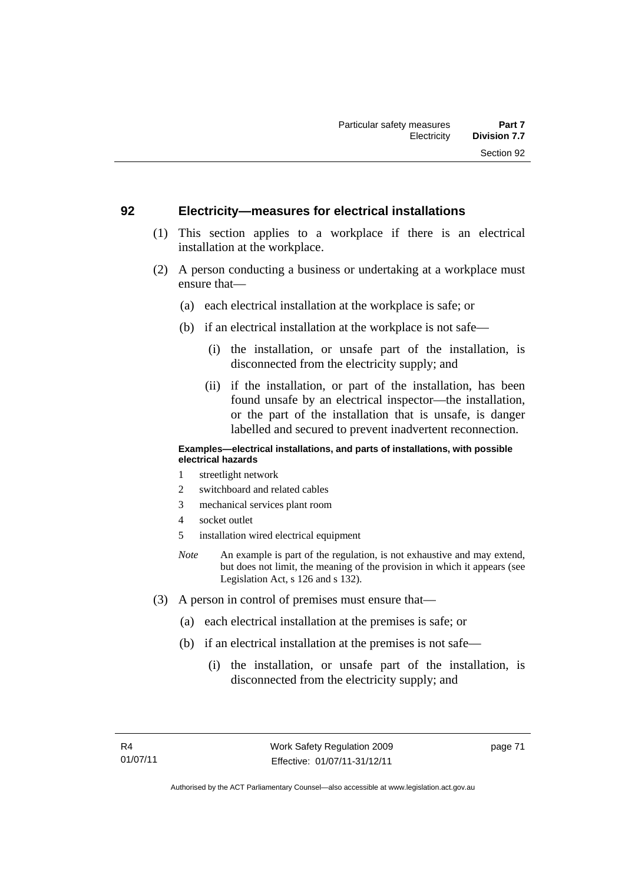## 92 Electricity—measures for electrical installations

(1) This section applies to a workplace if there is an electrical installation at the workplace.

(2) A person conducting a business or undertaking at a workplace must ensure that—

(a) each electrical installation at the workplace is safe; or

(b) if an electrical installation at the workplace is not safe—

(i) the installation, or unsafe part of the installation, is disconnected from the electricity supply; and

(ii) if the installation, or part of the installation, has been found unsafe by an electrical inspector—the installation, or the part of the installation that is unsafe, is danger labelled and secured to prevent inadvertent reconnection.

**Examples—electrical installations, and parts of installations, with possible electrical hazards**

1 streetlight network
2 switchboard and related cables
3 mechanical services plant room
4 socket outlet
5 installation wired electrical equipment

*Note* An example is part of the regulation, is not exhaustive and may extend, but does not limit, the meaning of the provision in which it appears (see Legislation Act, s 126 and s 132).

(3) A person in control of premises must ensure that—

(a) each electrical installation at the premises is safe; or

(b) if an electrical installation at the premises is not safe—

(i) the installation, or unsafe part of the installation, is disconnected from the electricity supply; and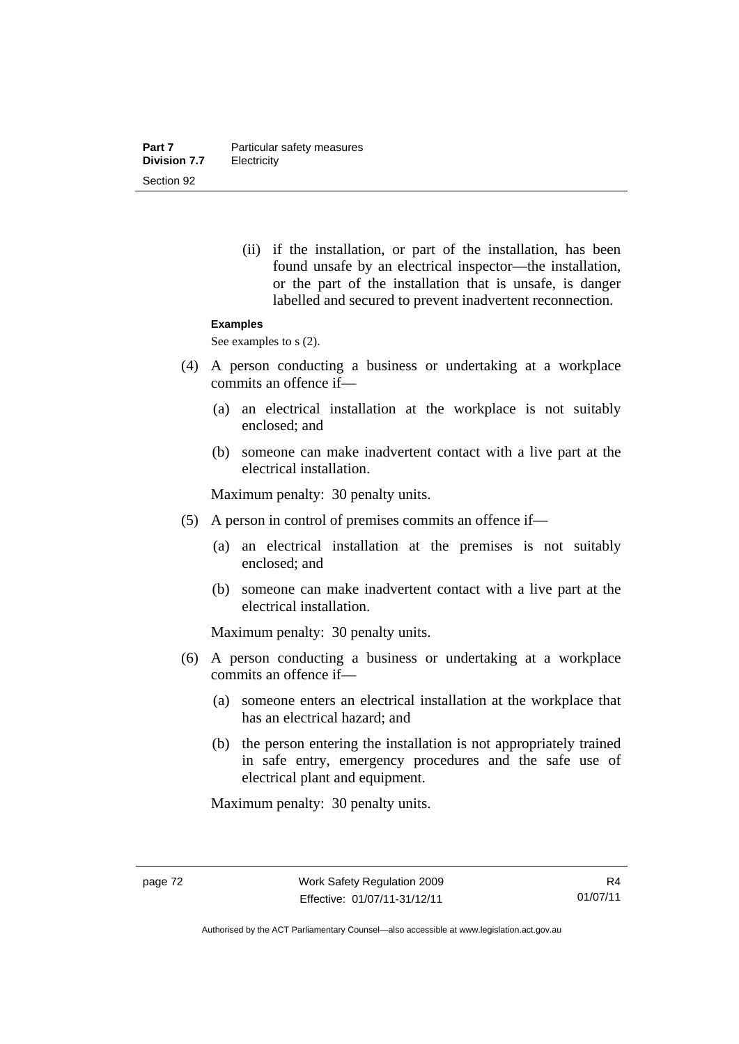(ii) if the installation, or part of the installation, has been found unsafe by an electrical inspector—the installation, or the part of the installation that is unsafe, is danger labelled and secured to prevent inadvertent reconnection.

**Examples**

See examples to s (2).

(4) A person conducting a business or undertaking at a workplace commits an offence if—

(a) an electrical installation at the workplace is not suitably enclosed; and

(b) someone can make inadvertent contact with a live part at the electrical installation.

Maximum penalty: 30 penalty units.

(5) A person in control of premises commits an offence if—

(a) an electrical installation at the premises is not suitably enclosed; and

(b) someone can make inadvertent contact with a live part at the electrical installation.

Maximum penalty: 30 penalty units.

(6) A person conducting a business or undertaking at a workplace commits an offence if—

(a) someone enters an electrical installation at the workplace that has an electrical hazard; and

(b) the person entering the installation is not appropriately trained in safe entry, emergency procedures and the safe use of electrical plant and equipment.

Maximum penalty: 30 penalty units.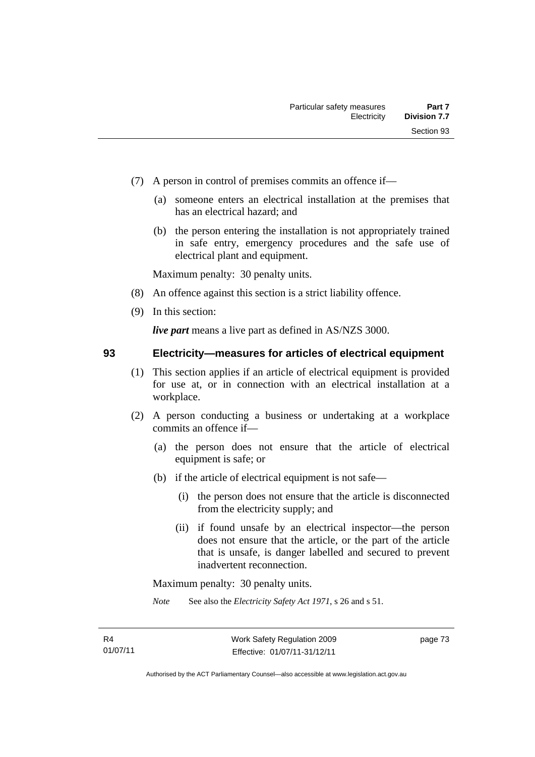(7) A person in control of premises commits an offence if—

(a) someone enters an electrical installation at the premises that has an electrical hazard; and

(b) the person entering the installation is not appropriately trained in safe entry, emergency procedures and the safe use of electrical plant and equipment.

Maximum penalty: 30 penalty units.

(8) An offence against this section is a strict liability offence.

(9) In this section:

***live part*** means a live part as defined in AS/NZS 3000.

## 93 Electricity—measures for articles of electrical equipment

(1) This section applies if an article of electrical equipment is provided for use at, or in connection with an electrical installation at a workplace.

(2) A person conducting a business or undertaking at a workplace commits an offence if—

(a) the person does not ensure that the article of electrical equipment is safe; or

(b) if the article of electrical equipment is not safe—

(i) the person does not ensure that the article is disconnected from the electricity supply; and

(ii) if found unsafe by an electrical inspector—the person does not ensure that the article, or the part of the article that is unsafe, is danger labelled and secured to prevent inadvertent reconnection.

Maximum penalty: 30 penalty units.

*Note* See also the *Electricity Safety Act 1971*, s 26 and s 51.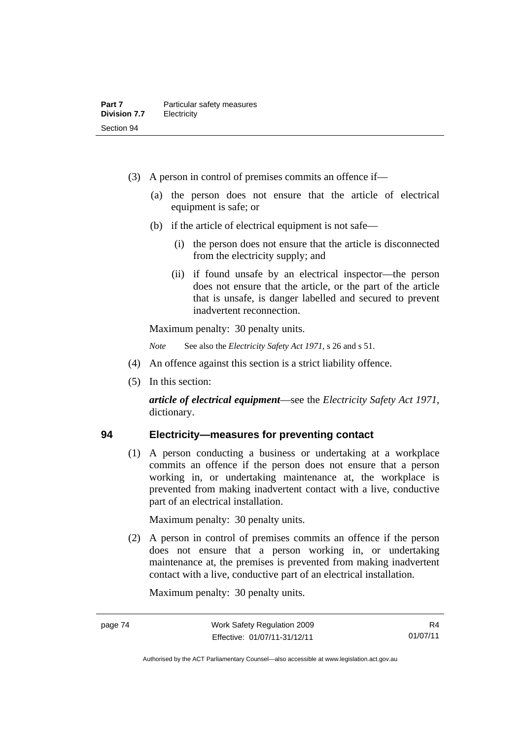(3) A person in control of premises commits an offence if—

(a) the person does not ensure that the article of electrical equipment is safe; or

(b) if the article of electrical equipment is not safe—

(i) the person does not ensure that the article is disconnected from the electricity supply; and

(ii) if found unsafe by an electrical inspector—the person does not ensure that the article, or the part of the article that is unsafe, is danger labelled and secured to prevent inadvertent reconnection.

Maximum penalty: 30 penalty units.

*Note* See also the *Electricity Safety Act 1971*, s 26 and s 51.

(4) An offence against this section is a strict liability offence.

(5) In this section:

***article of electrical equipment***—see the *Electricity Safety Act 1971*, dictionary.

## 94 Electricity—measures for preventing contact

(1) A person conducting a business or undertaking at a workplace commits an offence if the person does not ensure that a person working in, or undertaking maintenance at, the workplace is prevented from making inadvertent contact with a live, conductive part of an electrical installation.

Maximum penalty: 30 penalty units.

(2) A person in control of premises commits an offence if the person does not ensure that a person working in, or undertaking maintenance at, the premises is prevented from making inadvertent contact with a live, conductive part of an electrical installation.

Maximum penalty: 30 penalty units.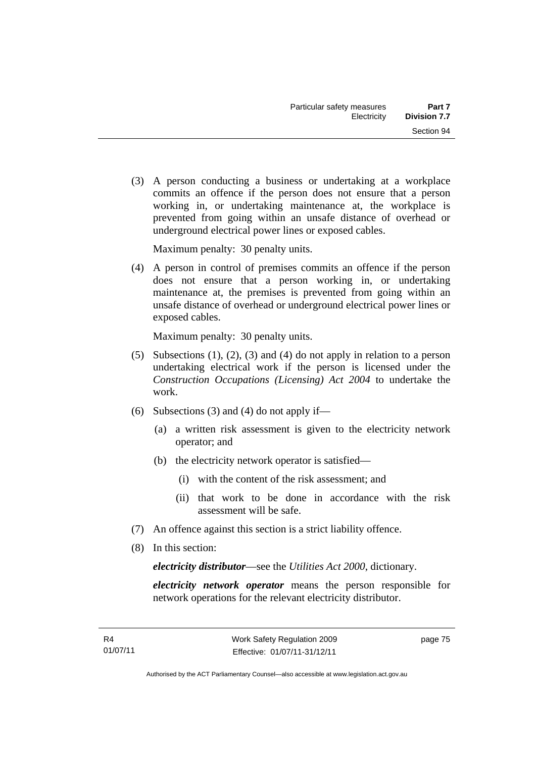(3) A person conducting a business or undertaking at a workplace commits an offence if the person does not ensure that a person working in, or undertaking maintenance at, the workplace is prevented from going within an unsafe distance of overhead or underground electrical power lines or exposed cables.

Maximum penalty: 30 penalty units.

(4) A person in control of premises commits an offence if the person does not ensure that a person working in, or undertaking maintenance at, the premises is prevented from going within an unsafe distance of overhead or underground electrical power lines or exposed cables.

Maximum penalty: 30 penalty units.

(5) Subsections (1), (2), (3) and (4) do not apply in relation to a person undertaking electrical work if the person is licensed under the *Construction Occupations (Licensing) Act 2004* to undertake the work.

(6) Subsections (3) and (4) do not apply if—

- (a) a written risk assessment is given to the electricity network operator; and
- (b) the electricity network operator is satisfied—
  - (i) with the content of the risk assessment; and
  - (ii) that work to be done in accordance with the risk assessment will be safe.

(7) An offence against this section is a strict liability offence.

(8) In this section:

***electricity distributor***—see the *Utilities Act 2000*, dictionary.

***electricity network operator*** means the person responsible for network operations for the relevant electricity distributor.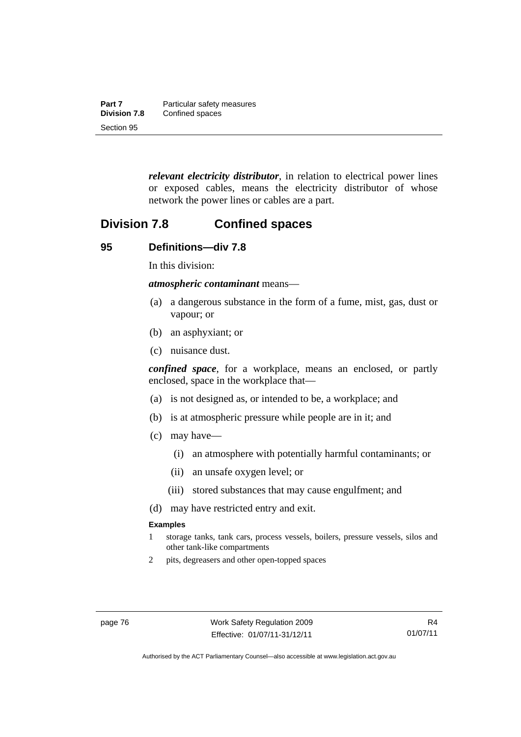***relevant electricity distributor***, in relation to electrical power lines or exposed cables, means the electricity distributor of whose network the power lines or cables are a part.

## Division 7.8 Confined spaces

### 95 Definitions—div 7.8

In this division:

***atmospheric contaminant*** means—

(a) a dangerous substance in the form of a fume, mist, gas, dust or vapour; or

(b) an asphyxiant; or

(c) nuisance dust.

***confined space***, for a workplace, means an enclosed, or partly enclosed, space in the workplace that—

(a) is not designed as, or intended to be, a workplace; and

(b) is at atmospheric pressure while people are in it; and

(c) may have—

  (i) an atmosphere with potentially harmful contaminants; or

  (ii) an unsafe oxygen level; or

  (iii) stored substances that may cause engulfment; and

(d) may have restricted entry and exit.

**Examples**

1 storage tanks, tank cars, process vessels, boilers, pressure vessels, silos and other tank-like compartments

2 pits, degreasers and other open-topped spaces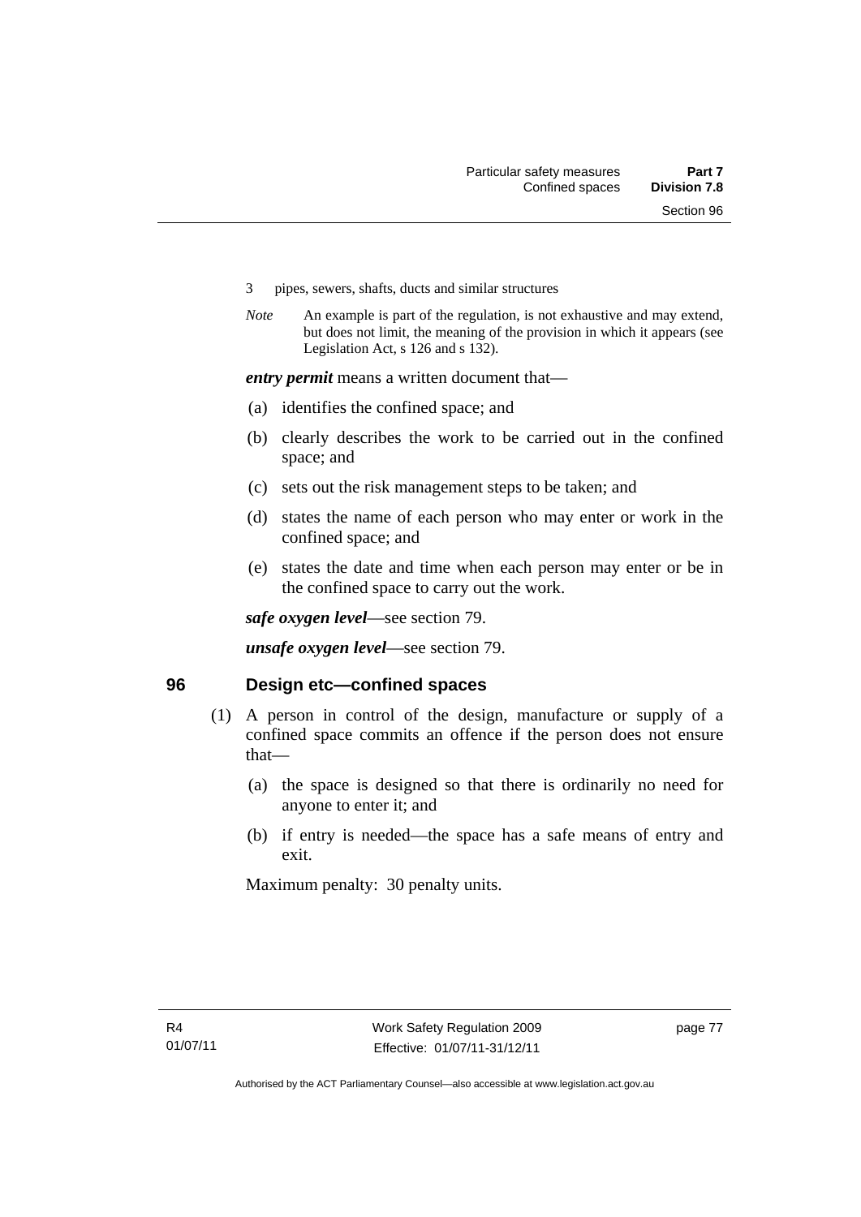3 pipes, sewers, shafts, ducts and similar structures

*Note* An example is part of the regulation, is not exhaustive and may extend, but does not limit, the meaning of the provision in which it appears (see Legislation Act, s 126 and s 132).

***entry permit*** means a written document that—

(a) identifies the confined space; and

(b) clearly describes the work to be carried out in the confined space; and

(c) sets out the risk management steps to be taken; and

(d) states the name of each person who may enter or work in the confined space; and

(e) states the date and time when each person may enter or be in the confined space to carry out the work.

***safe oxygen level***—see section 79.

***unsafe oxygen level***—see section 79.

## 96 Design etc—confined spaces

(1) A person in control of the design, manufacture or supply of a confined space commits an offence if the person does not ensure that—

(a) the space is designed so that there is ordinarily no need for anyone to enter it; and

(b) if entry is needed—the space has a safe means of entry and exit.

Maximum penalty: 30 penalty units.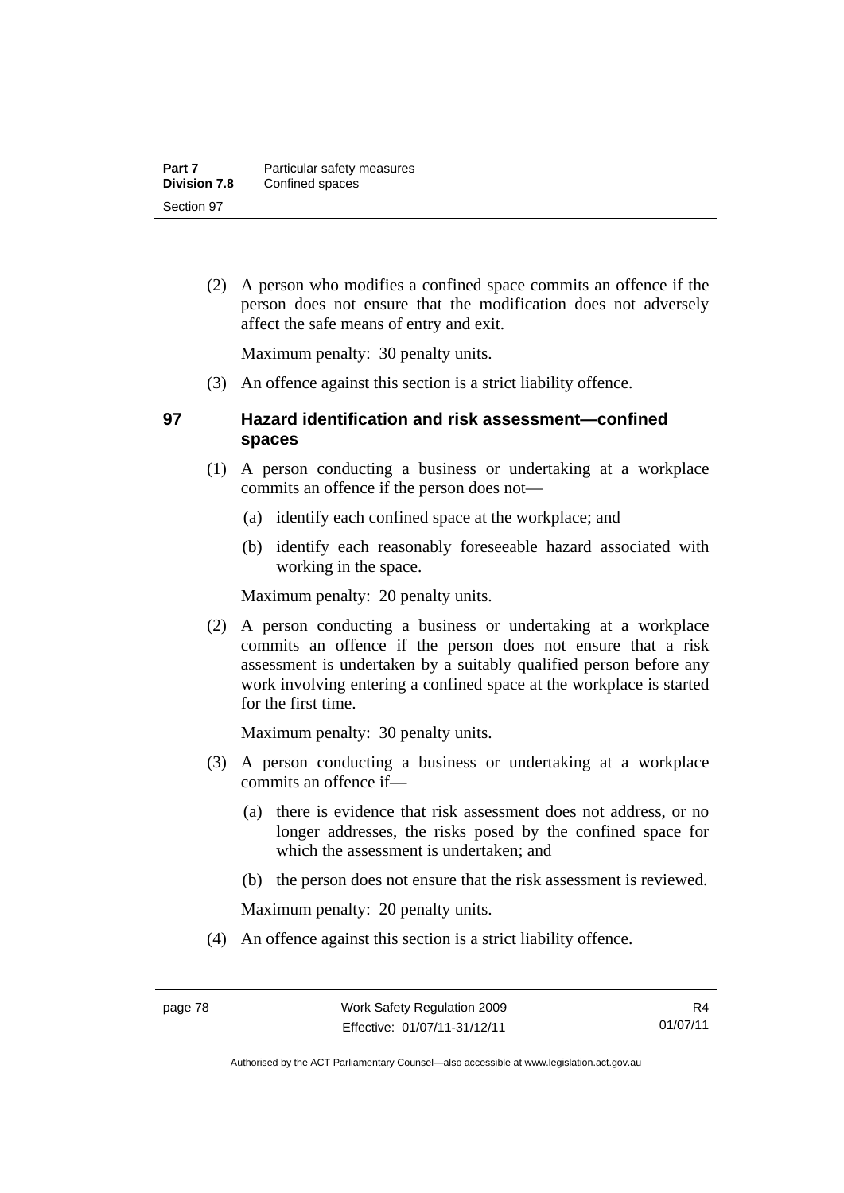(2) A person who modifies a confined space commits an offence if the person does not ensure that the modification does not adversely affect the safe means of entry and exit.

Maximum penalty: 30 penalty units.

(3) An offence against this section is a strict liability offence.

## 97 Hazard identification and risk assessment—confined spaces

(1) A person conducting a business or undertaking at a workplace commits an offence if the person does not—

(a) identify each confined space at the workplace; and

(b) identify each reasonably foreseeable hazard associated with working in the space.

Maximum penalty: 20 penalty units.

(2) A person conducting a business or undertaking at a workplace commits an offence if the person does not ensure that a risk assessment is undertaken by a suitably qualified person before any work involving entering a confined space at the workplace is started for the first time.

Maximum penalty: 30 penalty units.

(3) A person conducting a business or undertaking at a workplace commits an offence if—

(a) there is evidence that risk assessment does not address, or no longer addresses, the risks posed by the confined space for which the assessment is undertaken; and

(b) the person does not ensure that the risk assessment is reviewed.

Maximum penalty: 20 penalty units.

(4) An offence against this section is a strict liability offence.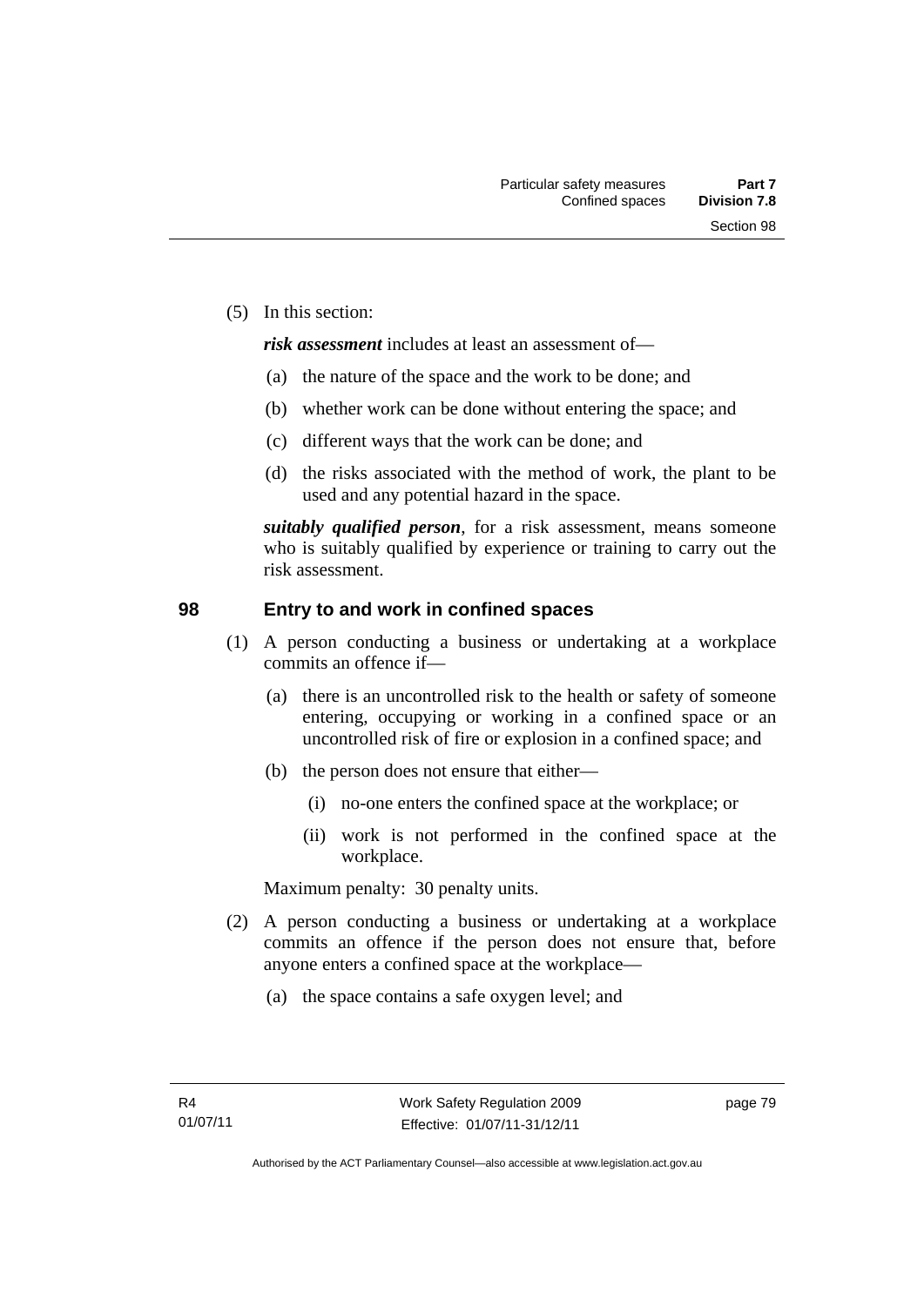(5) In this section:

***risk assessment*** includes at least an assessment of—

(a) the nature of the space and the work to be done; and

(b) whether work can be done without entering the space; and

(c) different ways that the work can be done; and

(d) the risks associated with the method of work, the plant to be used and any potential hazard in the space.

***suitably qualified person***, for a risk assessment, means someone who is suitably qualified by experience or training to carry out the risk assessment.

## 98 Entry to and work in confined spaces

(1) A person conducting a business or undertaking at a workplace commits an offence if—

(a) there is an uncontrolled risk to the health or safety of someone entering, occupying or working in a confined space or an uncontrolled risk of fire or explosion in a confined space; and

(b) the person does not ensure that either—

(i) no-one enters the confined space at the workplace; or

(ii) work is not performed in the confined space at the workplace.

Maximum penalty: 30 penalty units.

(2) A person conducting a business or undertaking at a workplace commits an offence if the person does not ensure that, before anyone enters a confined space at the workplace—

(a) the space contains a safe oxygen level; and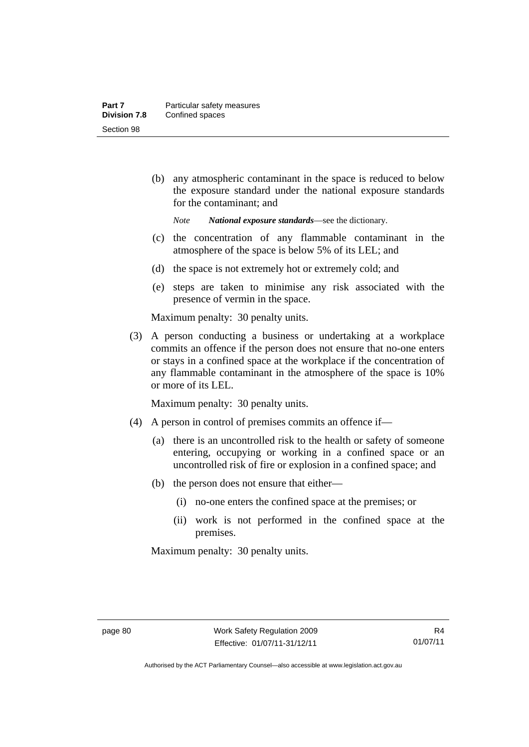(b) any atmospheric contaminant in the space is reduced to below the exposure standard under the national exposure standards for the contaminant; and

*Note* ***National exposure standards***—see the dictionary.

(c) the concentration of any flammable contaminant in the atmosphere of the space is below 5% of its LEL; and

(d) the space is not extremely hot or extremely cold; and

(e) steps are taken to minimise any risk associated with the presence of vermin in the space.

Maximum penalty: 30 penalty units.

(3) A person conducting a business or undertaking at a workplace commits an offence if the person does not ensure that no-one enters or stays in a confined space at the workplace if the concentration of any flammable contaminant in the atmosphere of the space is 10% or more of its LEL.

Maximum penalty: 30 penalty units.

(4) A person in control of premises commits an offence if—

(a) there is an uncontrolled risk to the health or safety of someone entering, occupying or working in a confined space or an uncontrolled risk of fire or explosion in a confined space; and

(b) the person does not ensure that either—

(i) no-one enters the confined space at the premises; or

(ii) work is not performed in the confined space at the premises.

Maximum penalty: 30 penalty units.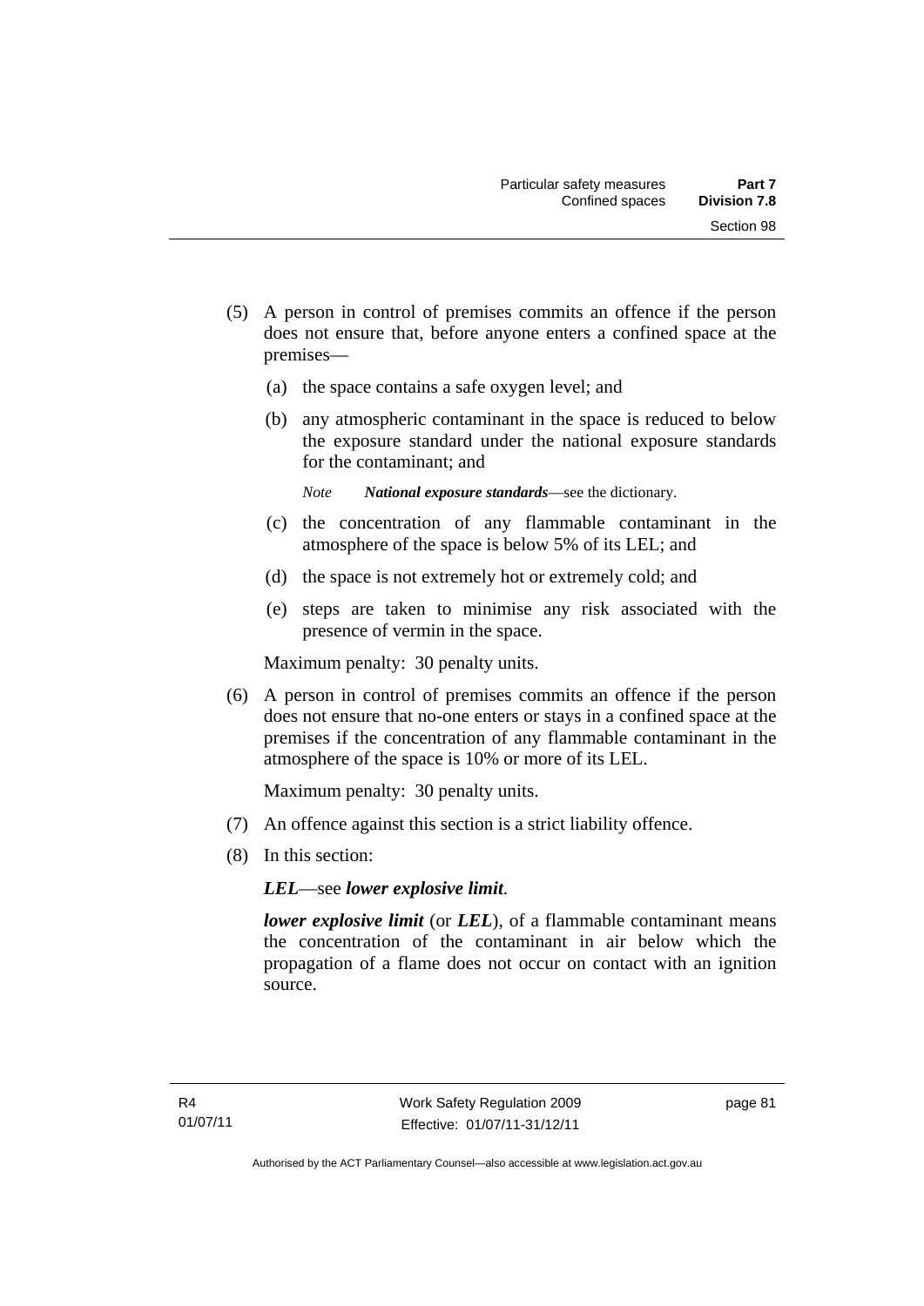(5) A person in control of premises commits an offence if the person does not ensure that, before anyone enters a confined space at the premises—

   (a) the space contains a safe oxygen level; and

   (b) any atmospheric contaminant in the space is reduced to below the exposure standard under the national exposure standards for the contaminant; and

   *Note* ***National exposure standards***—see the dictionary.

   (c) the concentration of any flammable contaminant in the atmosphere of the space is below 5% of its LEL; and

   (d) the space is not extremely hot or extremely cold; and

   (e) steps are taken to minimise any risk associated with the presence of vermin in the space.

   Maximum penalty: 30 penalty units.

(6) A person in control of premises commits an offence if the person does not ensure that no-one enters or stays in a confined space at the premises if the concentration of any flammable contaminant in the atmosphere of the space is 10% or more of its LEL.

   Maximum penalty: 30 penalty units.

(7) An offence against this section is a strict liability offence.

(8) In this section:

   ***LEL***—see ***lower explosive limit****.*

   ***lower explosive limit*** (or ***LEL***), of a flammable contaminant means the concentration of the contaminant in air below which the propagation of a flame does not occur on contact with an ignition source.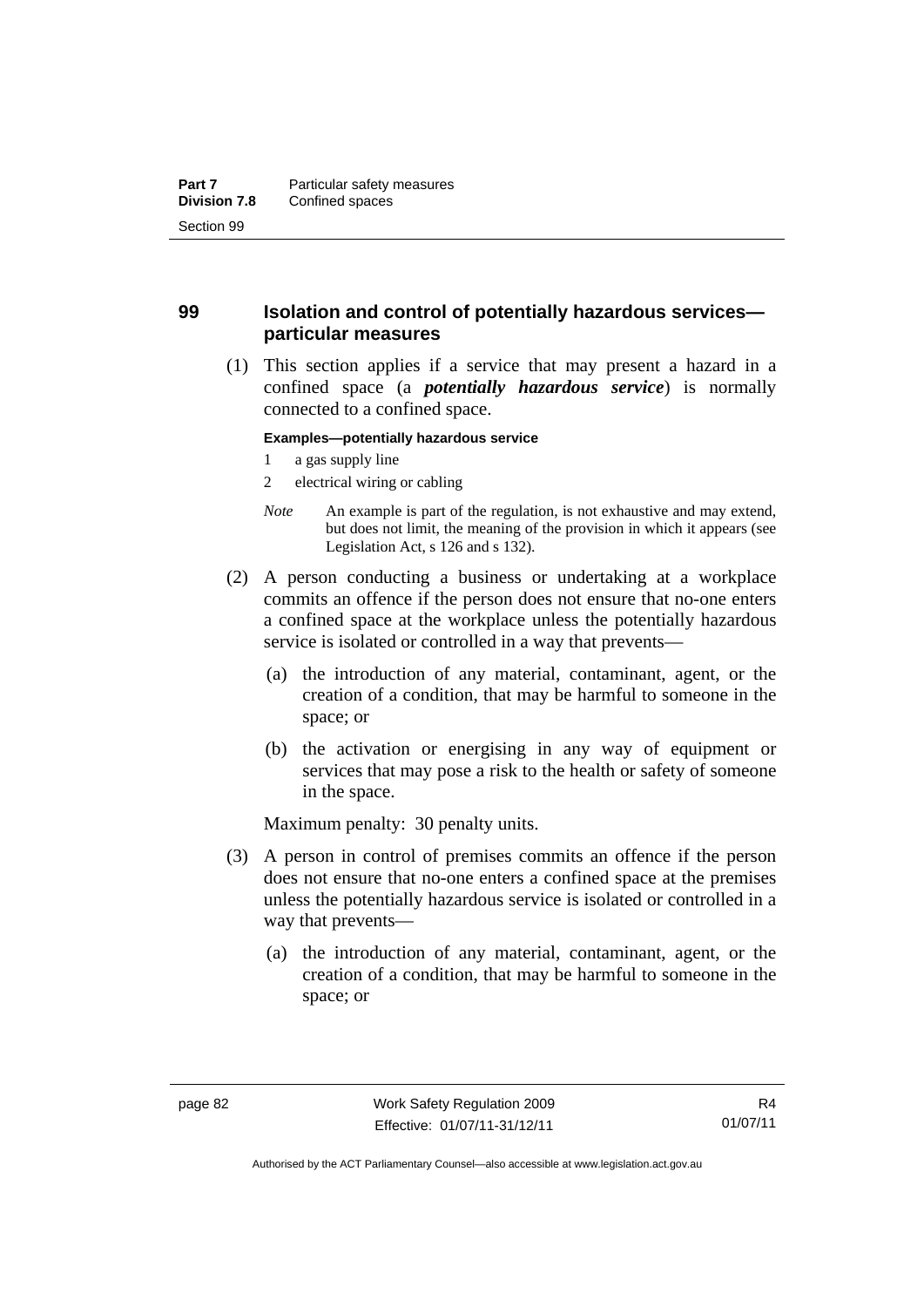## 99 Isolation and control of potentially hazardous services—particular measures

(1) This section applies if a service that may present a hazard in a confined space (a ***potentially hazardous service***) is normally connected to a confined space.

**Examples—potentially hazardous service**

1 a gas supply line

2 electrical wiring or cabling

*Note* An example is part of the regulation, is not exhaustive and may extend, but does not limit, the meaning of the provision in which it appears (see Legislation Act, s 126 and s 132).

(2) A person conducting a business or undertaking at a workplace commits an offence if the person does not ensure that no-one enters a confined space at the workplace unless the potentially hazardous service is isolated or controlled in a way that prevents—

(a) the introduction of any material, contaminant, agent, or the creation of a condition, that may be harmful to someone in the space; or

(b) the activation or energising in any way of equipment or services that may pose a risk to the health or safety of someone in the space.

Maximum penalty: 30 penalty units.

(3) A person in control of premises commits an offence if the person does not ensure that no-one enters a confined space at the premises unless the potentially hazardous service is isolated or controlled in a way that prevents—

(a) the introduction of any material, contaminant, agent, or the creation of a condition, that may be harmful to someone in the space; or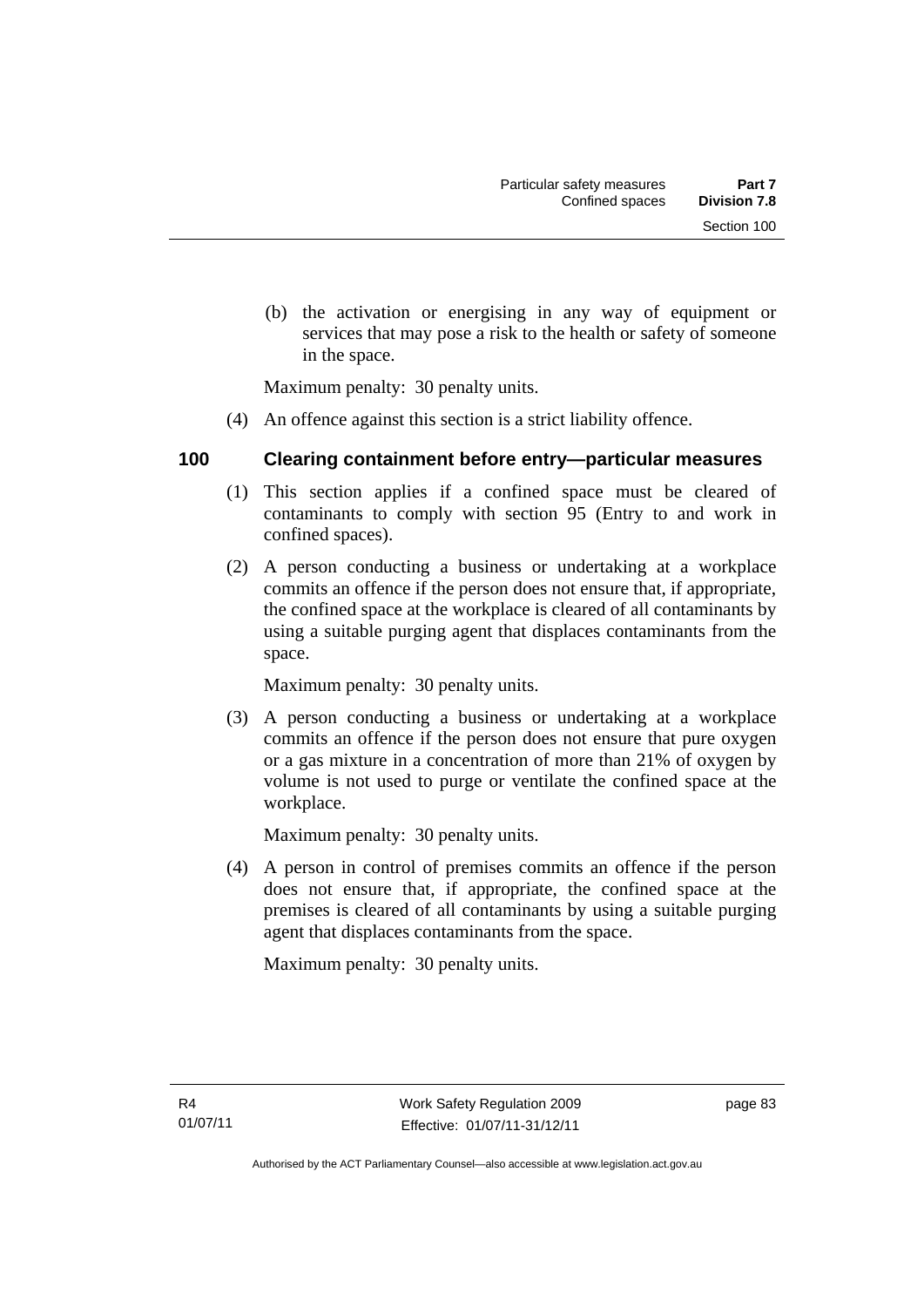(b) the activation or energising in any way of equipment or services that may pose a risk to the health or safety of someone in the space.

Maximum penalty: 30 penalty units.

(4) An offence against this section is a strict liability offence.

### 100 Clearing containment before entry—particular measures

(1) This section applies if a confined space must be cleared of contaminants to comply with section 95 (Entry to and work in confined spaces).

(2) A person conducting a business or undertaking at a workplace commits an offence if the person does not ensure that, if appropriate, the confined space at the workplace is cleared of all contaminants by using a suitable purging agent that displaces contaminants from the space.

Maximum penalty: 30 penalty units.

(3) A person conducting a business or undertaking at a workplace commits an offence if the person does not ensure that pure oxygen or a gas mixture in a concentration of more than 21% of oxygen by volume is not used to purge or ventilate the confined space at the workplace.

Maximum penalty: 30 penalty units.

(4) A person in control of premises commits an offence if the person does not ensure that, if appropriate, the confined space at the premises is cleared of all contaminants by using a suitable purging agent that displaces contaminants from the space.

Maximum penalty: 30 penalty units.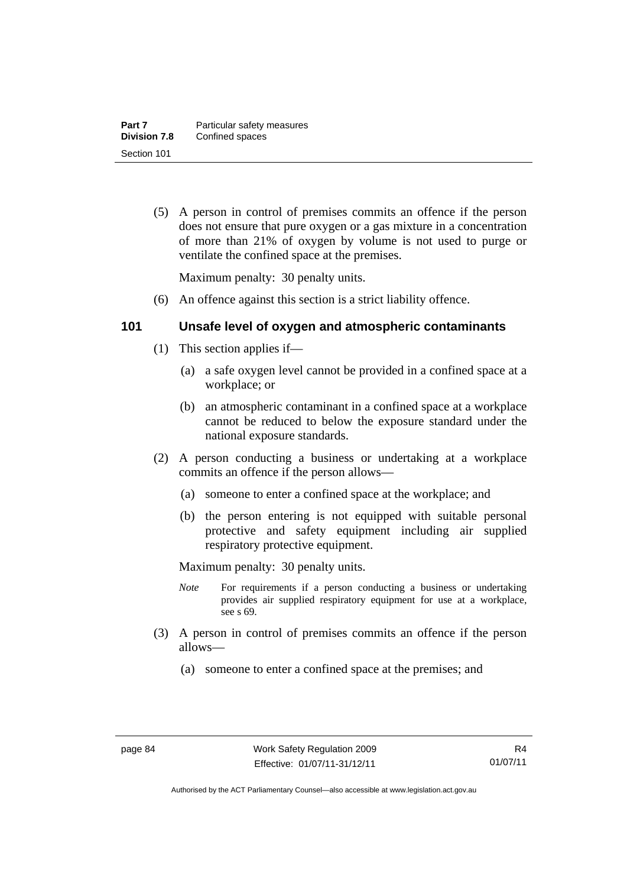(5) A person in control of premises commits an offence if the person does not ensure that pure oxygen or a gas mixture in a concentration of more than 21% of oxygen by volume is not used to purge or ventilate the confined space at the premises.

Maximum penalty: 30 penalty units.

(6) An offence against this section is a strict liability offence.

### 101 Unsafe level of oxygen and atmospheric contaminants

(1) This section applies if—

(a) a safe oxygen level cannot be provided in a confined space at a workplace; or

(b) an atmospheric contaminant in a confined space at a workplace cannot be reduced to below the exposure standard under the national exposure standards.

(2) A person conducting a business or undertaking at a workplace commits an offence if the person allows—

(a) someone to enter a confined space at the workplace; and

(b) the person entering is not equipped with suitable personal protective and safety equipment including air supplied respiratory protective equipment.

Maximum penalty: 30 penalty units.

*Note* For requirements if a person conducting a business or undertaking provides air supplied respiratory equipment for use at a workplace, see s 69.

(3) A person in control of premises commits an offence if the person allows—

(a) someone to enter a confined space at the premises; and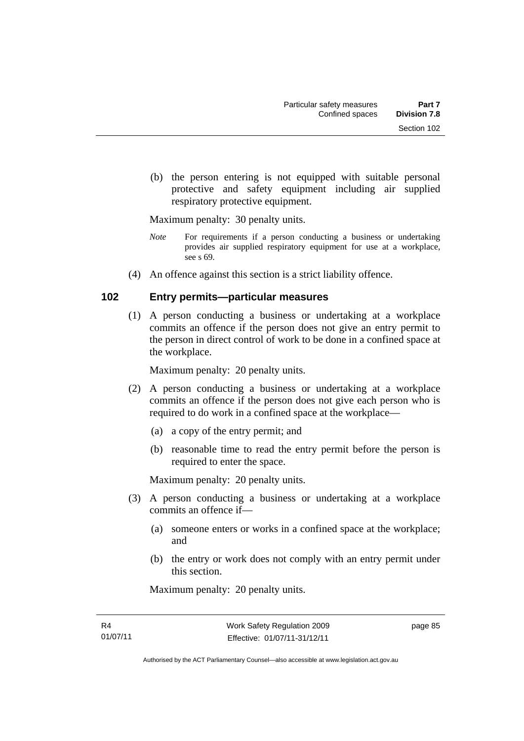(b) the person entering is not equipped with suitable personal protective and safety equipment including air supplied respiratory protective equipment.

Maximum penalty: 30 penalty units.

*Note* For requirements if a person conducting a business or undertaking provides air supplied respiratory equipment for use at a workplace, see s 69.

(4) An offence against this section is a strict liability offence.

### 102 Entry permits—particular measures

(1) A person conducting a business or undertaking at a workplace commits an offence if the person does not give an entry permit to the person in direct control of work to be done in a confined space at the workplace.

Maximum penalty: 20 penalty units.

(2) A person conducting a business or undertaking at a workplace commits an offence if the person does not give each person who is required to do work in a confined space at the workplace—

- (a) a copy of the entry permit; and
- (b) reasonable time to read the entry permit before the person is required to enter the space.

Maximum penalty: 20 penalty units.

(3) A person conducting a business or undertaking at a workplace commits an offence if—

- (a) someone enters or works in a confined space at the workplace; and
- (b) the entry or work does not comply with an entry permit under this section.

Maximum penalty: 20 penalty units.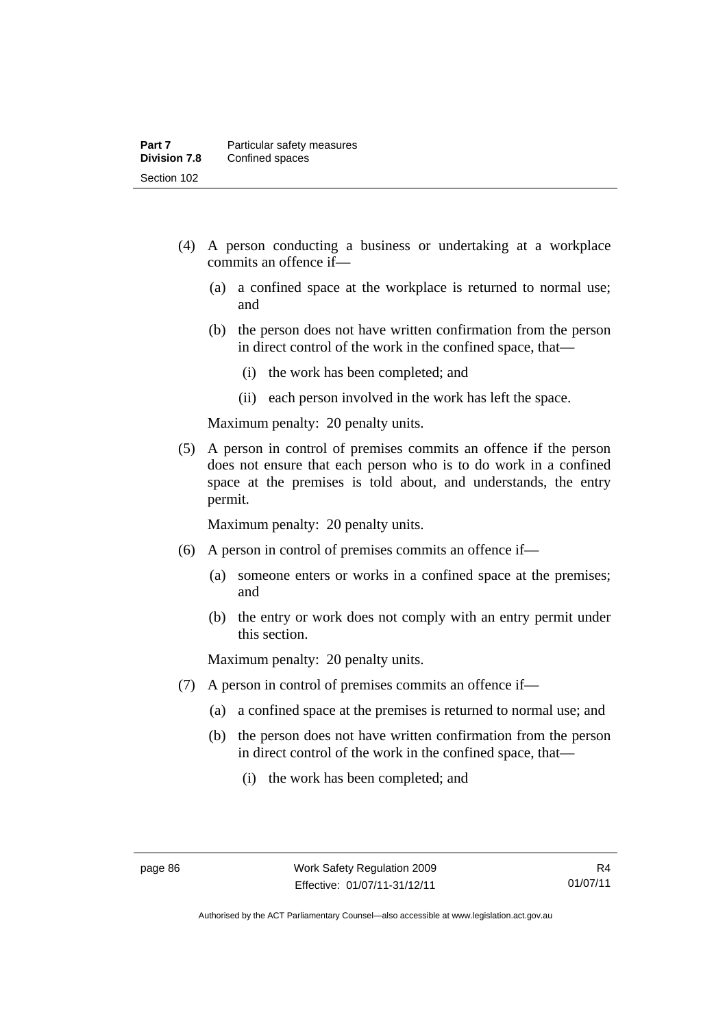(4) A person conducting a business or undertaking at a workplace commits an offence if—

  (a) a confined space at the workplace is returned to normal use; and

  (b) the person does not have written confirmation from the person in direct control of the work in the confined space, that—

    (i) the work has been completed; and

    (ii) each person involved in the work has left the space.

Maximum penalty: 20 penalty units.

(5) A person in control of premises commits an offence if the person does not ensure that each person who is to do work in a confined space at the premises is told about, and understands, the entry permit.

Maximum penalty: 20 penalty units.

(6) A person in control of premises commits an offence if—

  (a) someone enters or works in a confined space at the premises; and

  (b) the entry or work does not comply with an entry permit under this section.

Maximum penalty: 20 penalty units.

(7) A person in control of premises commits an offence if—

  (a) a confined space at the premises is returned to normal use; and

  (b) the person does not have written confirmation from the person in direct control of the work in the confined space, that—

    (i) the work has been completed; and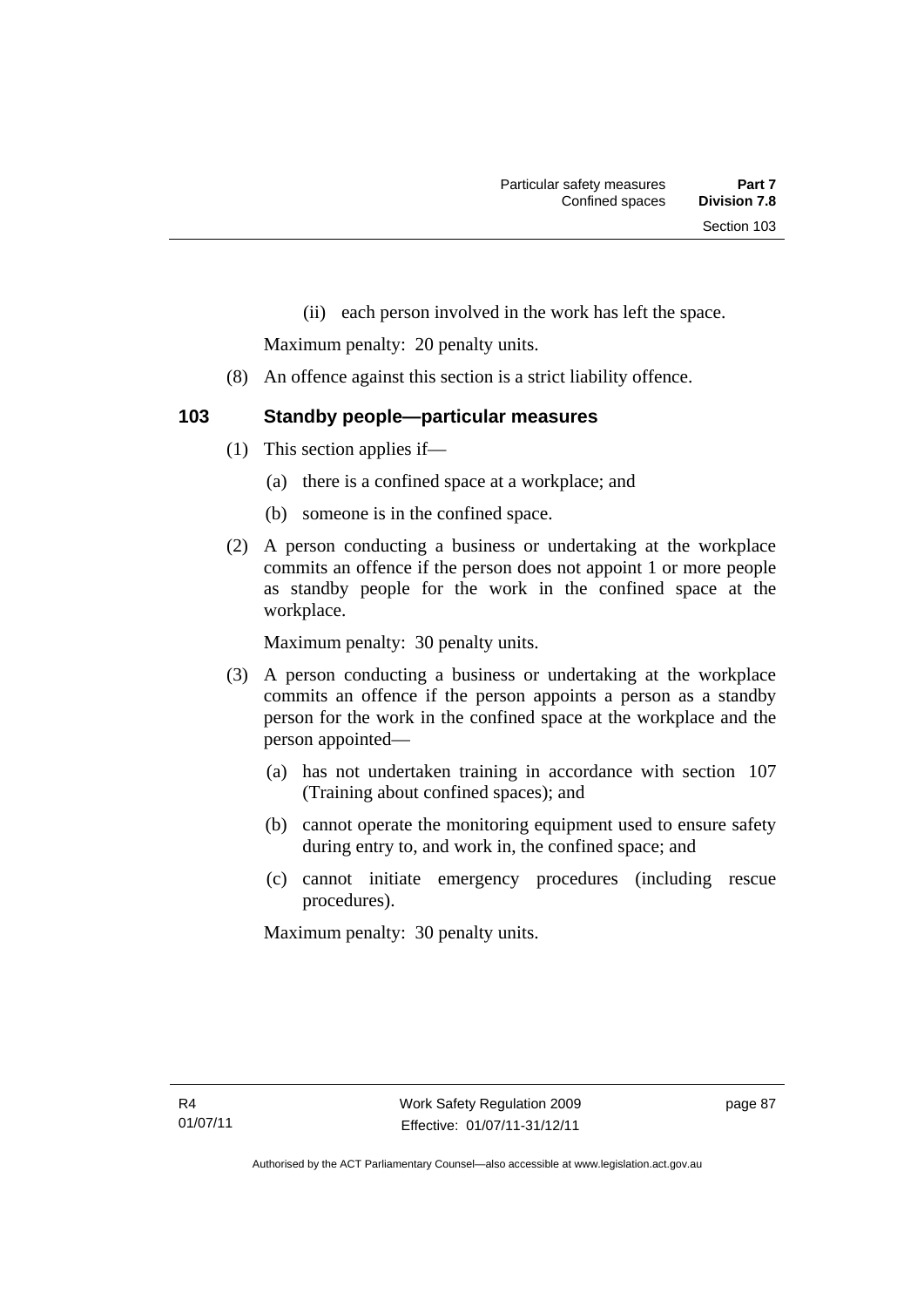(ii) each person involved in the work has left the space.

Maximum penalty: 20 penalty units.

(8) An offence against this section is a strict liability offence.

### 103 Standby people—particular measures

(1) This section applies if—

(a) there is a confined space at a workplace; and

(b) someone is in the confined space.

(2) A person conducting a business or undertaking at the workplace commits an offence if the person does not appoint 1 or more people as standby people for the work in the confined space at the workplace.

Maximum penalty: 30 penalty units.

(3) A person conducting a business or undertaking at the workplace commits an offence if the person appoints a person as a standby person for the work in the confined space at the workplace and the person appointed—

(a) has not undertaken training in accordance with section 107 (Training about confined spaces); and

(b) cannot operate the monitoring equipment used to ensure safety during entry to, and work in, the confined space; and

(c) cannot initiate emergency procedures (including rescue procedures).

Maximum penalty: 30 penalty units.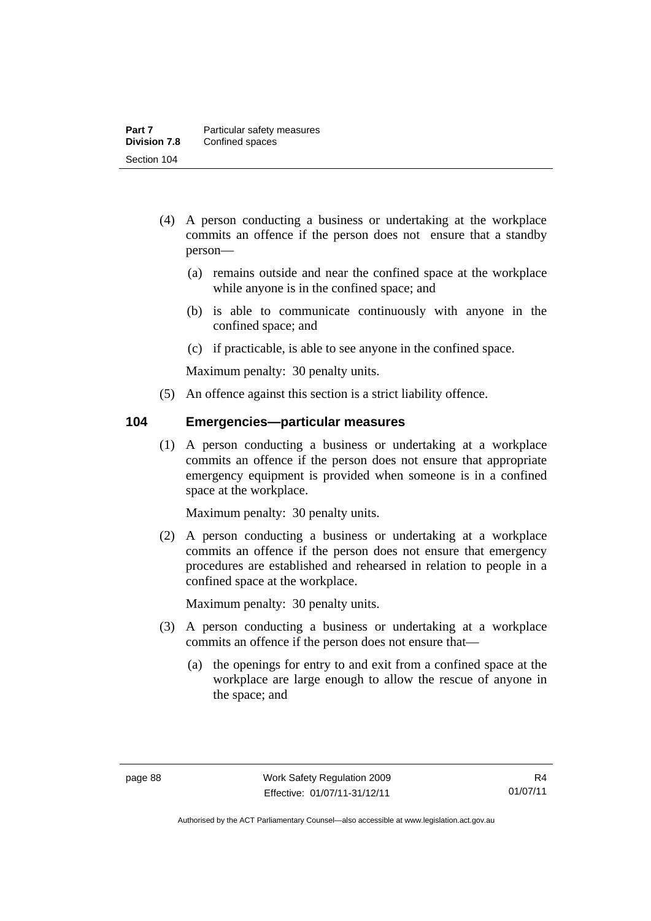(4) A person conducting a business or undertaking at the workplace commits an offence if the person does not ensure that a standby person—

(a) remains outside and near the confined space at the workplace while anyone is in the confined space; and

(b) is able to communicate continuously with anyone in the confined space; and

(c) if practicable, is able to see anyone in the confined space.

Maximum penalty: 30 penalty units.

(5) An offence against this section is a strict liability offence.

## 104 Emergencies—particular measures

(1) A person conducting a business or undertaking at a workplace commits an offence if the person does not ensure that appropriate emergency equipment is provided when someone is in a confined space at the workplace.

Maximum penalty: 30 penalty units.

(2) A person conducting a business or undertaking at a workplace commits an offence if the person does not ensure that emergency procedures are established and rehearsed in relation to people in a confined space at the workplace.

Maximum penalty: 30 penalty units.

(3) A person conducting a business or undertaking at a workplace commits an offence if the person does not ensure that—

(a) the openings for entry to and exit from a confined space at the workplace are large enough to allow the rescue of anyone in the space; and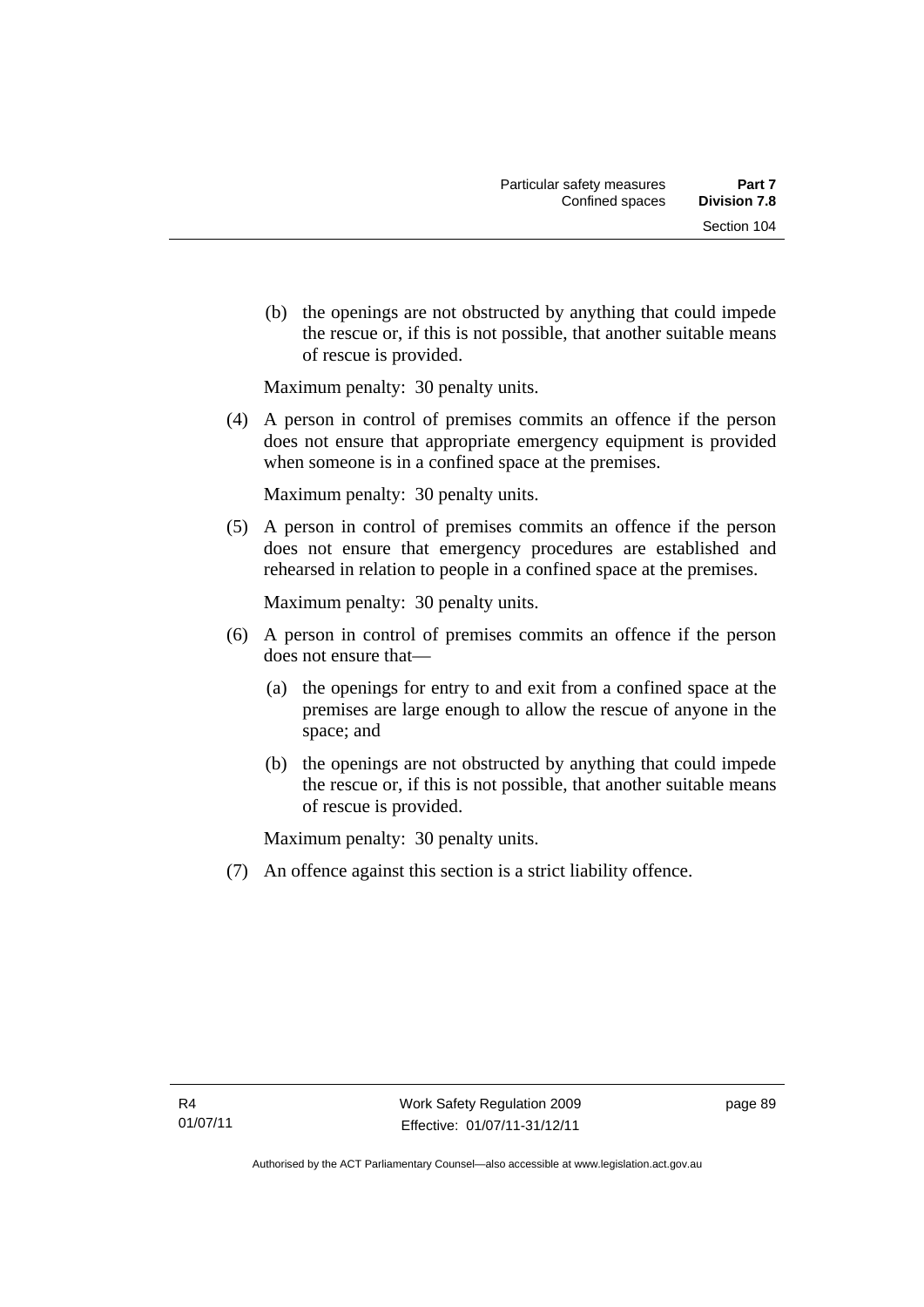(b) the openings are not obstructed by anything that could impede the rescue or, if this is not possible, that another suitable means of rescue is provided.

Maximum penalty: 30 penalty units.

(4) A person in control of premises commits an offence if the person does not ensure that appropriate emergency equipment is provided when someone is in a confined space at the premises.

Maximum penalty: 30 penalty units.

(5) A person in control of premises commits an offence if the person does not ensure that emergency procedures are established and rehearsed in relation to people in a confined space at the premises.

Maximum penalty: 30 penalty units.

(6) A person in control of premises commits an offence if the person does not ensure that—

(a) the openings for entry to and exit from a confined space at the premises are large enough to allow the rescue of anyone in the space; and

(b) the openings are not obstructed by anything that could impede the rescue or, if this is not possible, that another suitable means of rescue is provided.

Maximum penalty: 30 penalty units.

(7) An offence against this section is a strict liability offence.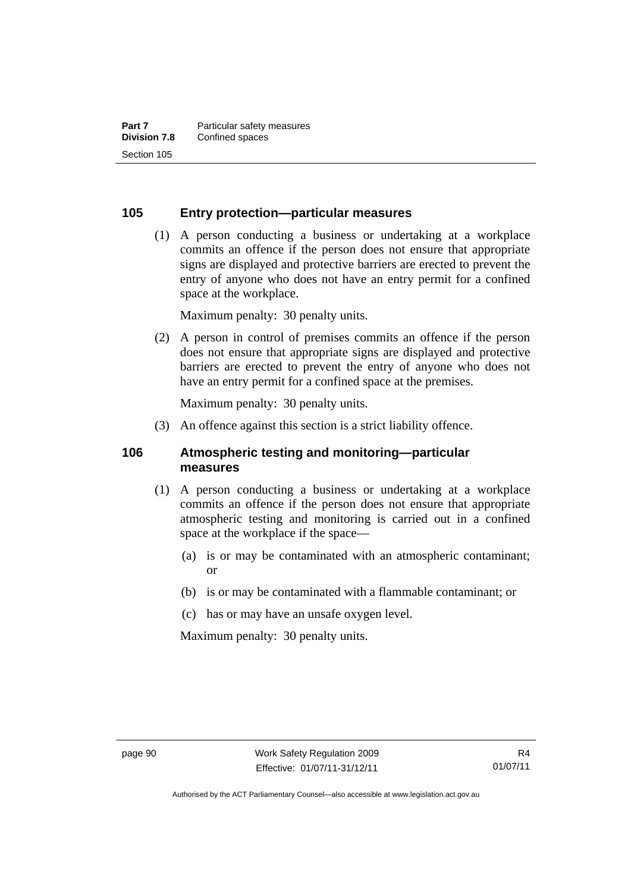### 105 Entry protection—particular measures

(1) A person conducting a business or undertaking at a workplace commits an offence if the person does not ensure that appropriate signs are displayed and protective barriers are erected to prevent the entry of anyone who does not have an entry permit for a confined space at the workplace.

Maximum penalty: 30 penalty units.

(2) A person in control of premises commits an offence if the person does not ensure that appropriate signs are displayed and protective barriers are erected to prevent the entry of anyone who does not have an entry permit for a confined space at the premises.

Maximum penalty: 30 penalty units.

(3) An offence against this section is a strict liability offence.

### 106 Atmospheric testing and monitoring—particular measures

(1) A person conducting a business or undertaking at a workplace commits an offence if the person does not ensure that appropriate atmospheric testing and monitoring is carried out in a confined space at the workplace if the space—

(a) is or may be contaminated with an atmospheric contaminant; or

(b) is or may be contaminated with a flammable contaminant; or

(c) has or may have an unsafe oxygen level.

Maximum penalty: 30 penalty units.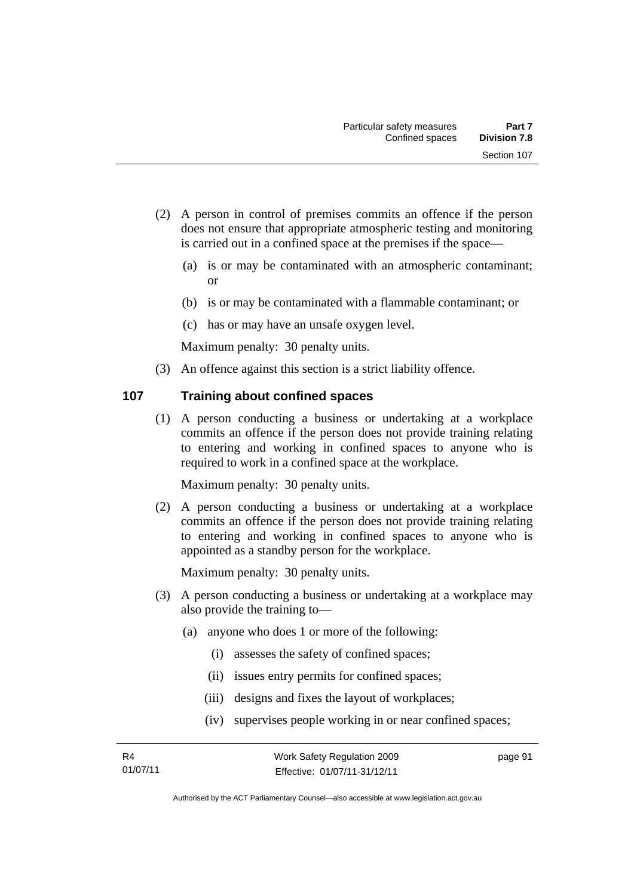(2) A person in control of premises commits an offence if the person does not ensure that appropriate atmospheric testing and monitoring is carried out in a confined space at the premises if the space—

(a) is or may be contaminated with an atmospheric contaminant; or

(b) is or may be contaminated with a flammable contaminant; or

(c) has or may have an unsafe oxygen level.

Maximum penalty: 30 penalty units.

(3) An offence against this section is a strict liability offence.

## 107 Training about confined spaces

(1) A person conducting a business or undertaking at a workplace commits an offence if the person does not provide training relating to entering and working in confined spaces to anyone who is required to work in a confined space at the workplace.

Maximum penalty: 30 penalty units.

(2) A person conducting a business or undertaking at a workplace commits an offence if the person does not provide training relating to entering and working in confined spaces to anyone who is appointed as a standby person for the workplace.

Maximum penalty: 30 penalty units.

(3) A person conducting a business or undertaking at a workplace may also provide the training to—

(a) anyone who does 1 or more of the following:

(i) assesses the safety of confined spaces;

(ii) issues entry permits for confined spaces;

(iii) designs and fixes the layout of workplaces;

(iv) supervises people working in or near confined spaces;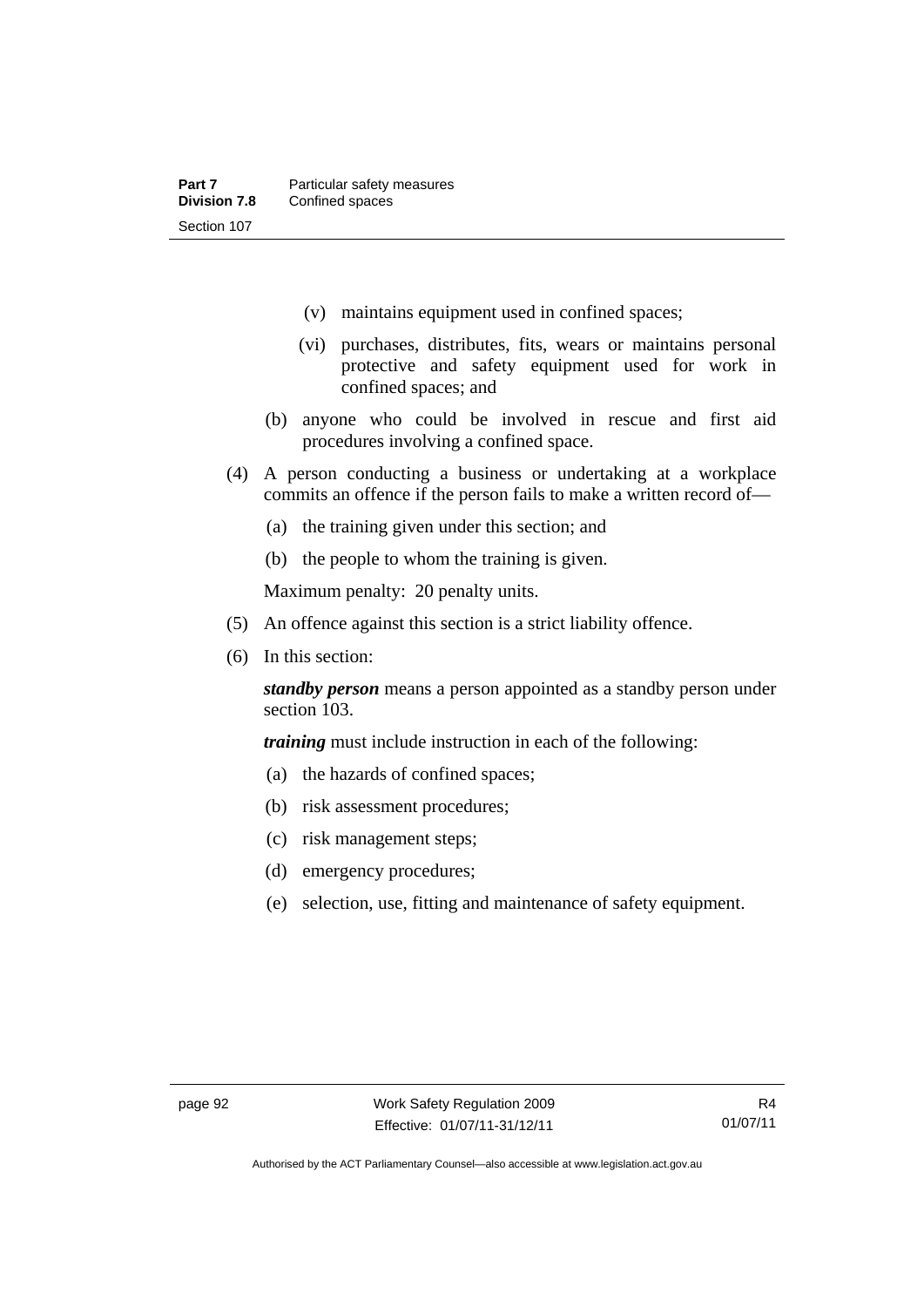(v) maintains equipment used in confined spaces;

(vi) purchases, distributes, fits, wears or maintains personal protective and safety equipment used for work in confined spaces; and

(b) anyone who could be involved in rescue and first aid procedures involving a confined space.

(4) A person conducting a business or undertaking at a workplace commits an offence if the person fails to make a written record of—

(a) the training given under this section; and

(b) the people to whom the training is given.

Maximum penalty: 20 penalty units.

(5) An offence against this section is a strict liability offence.

(6) In this section:

***standby person*** means a person appointed as a standby person under section 103.

***training*** must include instruction in each of the following:

(a) the hazards of confined spaces;

(b) risk assessment procedures;

(c) risk management steps;

(d) emergency procedures;

(e) selection, use, fitting and maintenance of safety equipment.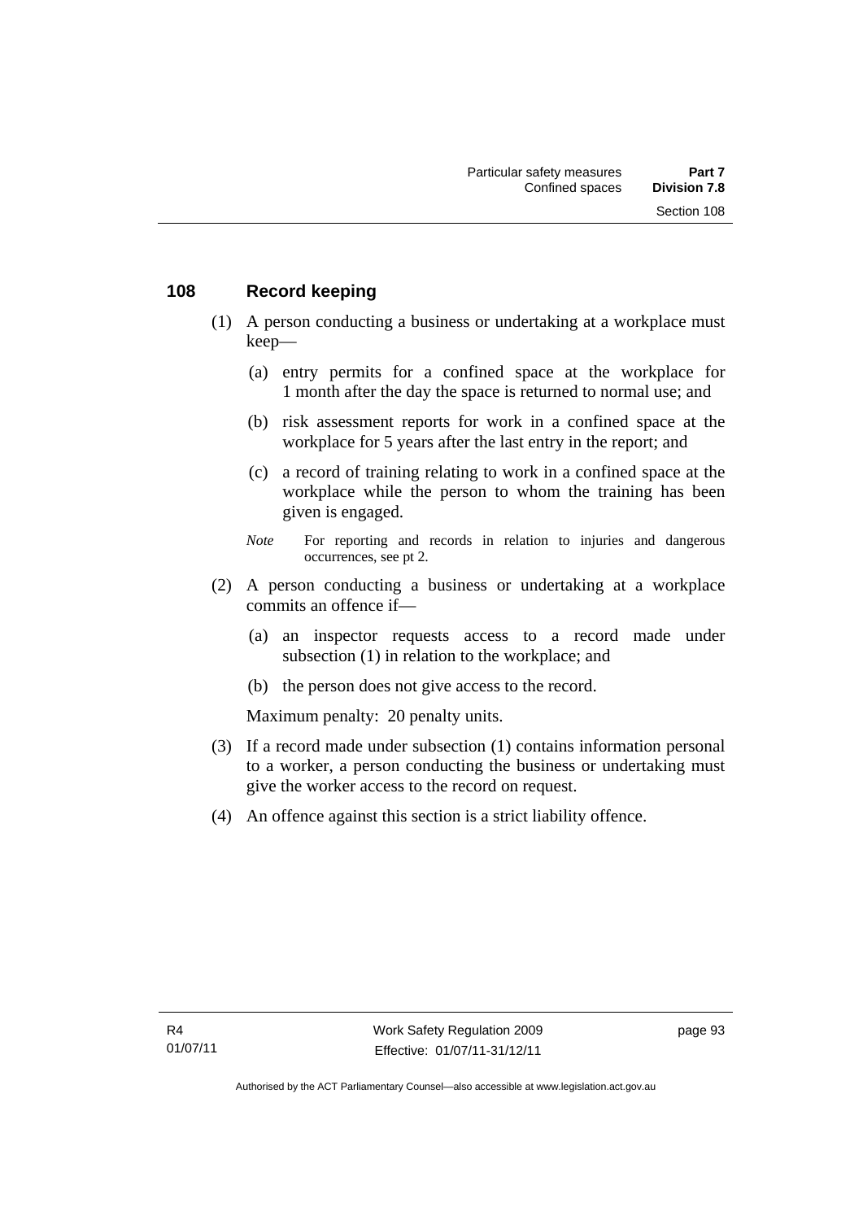## 108 Record keeping

(1) A person conducting a business or undertaking at a workplace must keep—

(a) entry permits for a confined space at the workplace for 1 month after the day the space is returned to normal use; and

(b) risk assessment reports for work in a confined space at the workplace for 5 years after the last entry in the report; and

(c) a record of training relating to work in a confined space at the workplace while the person to whom the training has been given is engaged.

*Note* For reporting and records in relation to injuries and dangerous occurrences, see pt 2.

(2) A person conducting a business or undertaking at a workplace commits an offence if—

(a) an inspector requests access to a record made under subsection (1) in relation to the workplace; and

(b) the person does not give access to the record.

Maximum penalty: 20 penalty units.

(3) If a record made under subsection (1) contains information personal to a worker, a person conducting the business or undertaking must give the worker access to the record on request.

(4) An offence against this section is a strict liability offence.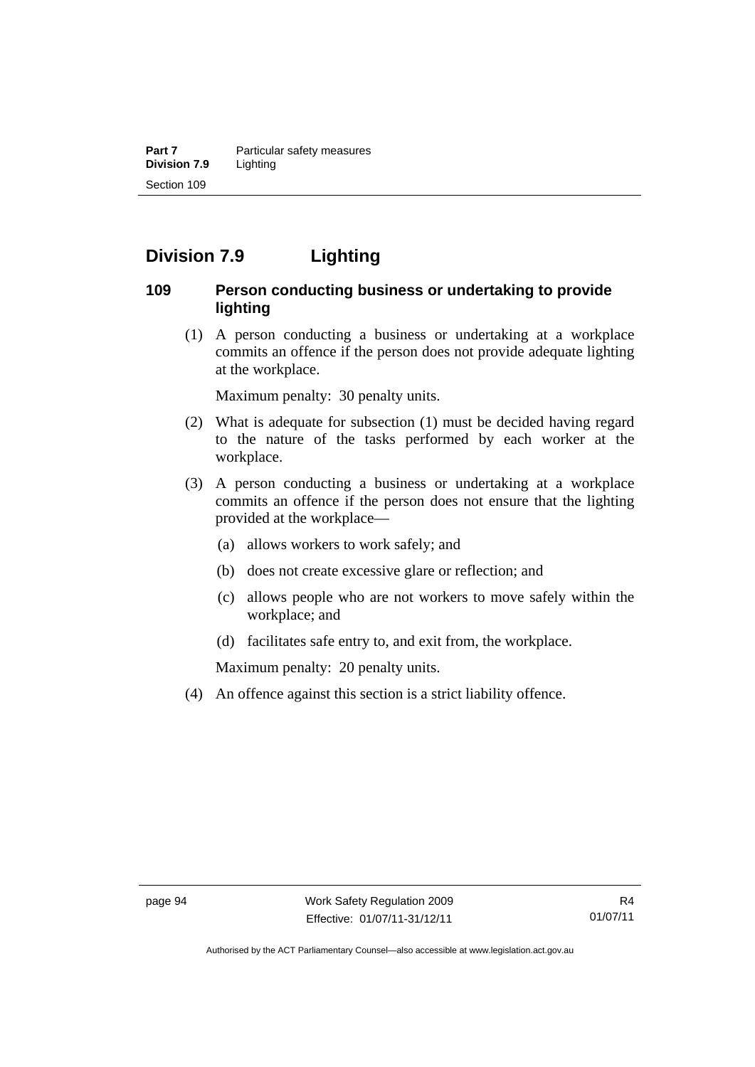## Division 7.9 Lighting

### 109 Person conducting business or undertaking to provide lighting

(1) A person conducting a business or undertaking at a workplace commits an offence if the person does not provide adequate lighting at the workplace.

Maximum penalty: 30 penalty units.

(2) What is adequate for subsection (1) must be decided having regard to the nature of the tasks performed by each worker at the workplace.

(3) A person conducting a business or undertaking at a workplace commits an offence if the person does not ensure that the lighting provided at the workplace—

- (a) allows workers to work safely; and
- (b) does not create excessive glare or reflection; and
- (c) allows people who are not workers to move safely within the workplace; and
- (d) facilitates safe entry to, and exit from, the workplace.

Maximum penalty: 20 penalty units.

(4) An offence against this section is a strict liability offence.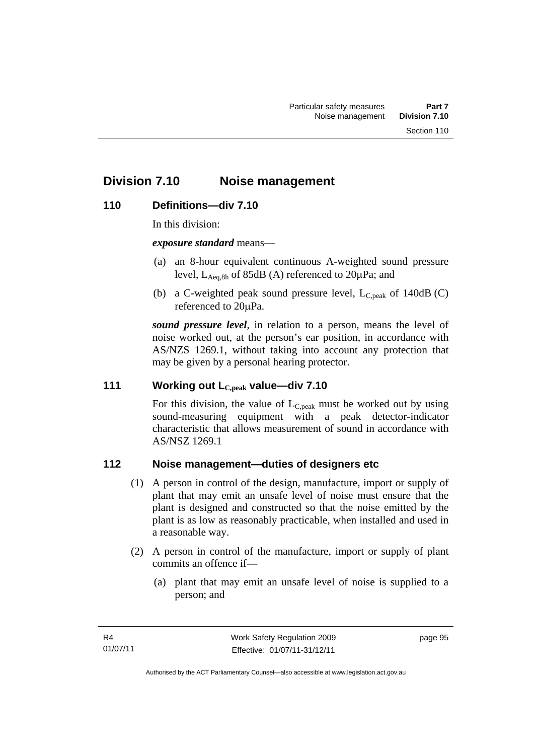## Division 7.10 Noise management

### 110 Definitions—div 7.10

In this division:

***exposure standard*** means—

(a) an 8-hour equivalent continuous A-weighted sound pressure level, $L_{Aeq,8h}$ of 85dB (A) referenced to 20μPa; and

(b) a C-weighted peak sound pressure level, $L_{C,peak}$ of 140dB (C) referenced to 20μPa.

***sound pressure level***, in relation to a person, means the level of noise worked out, at the person's ear position, in accordance with AS/NZS 1269.1, without taking into account any protection that may be given by a personal hearing protector.

### 111 Working out $L_{C,peak}$ value—div 7.10

For this division, the value of $L_{C,peak}$ must be worked out by using sound-measuring equipment with a peak detector-indicator characteristic that allows measurement of sound in accordance with AS/NSZ 1269.1

### 112 Noise management—duties of designers etc

(1) A person in control of the design, manufacture, import or supply of plant that may emit an unsafe level of noise must ensure that the plant is designed and constructed so that the noise emitted by the plant is as low as reasonably practicable, when installed and used in a reasonable way.

(2) A person in control of the manufacture, import or supply of plant commits an offence if—

(a) plant that may emit an unsafe level of noise is supplied to a person; and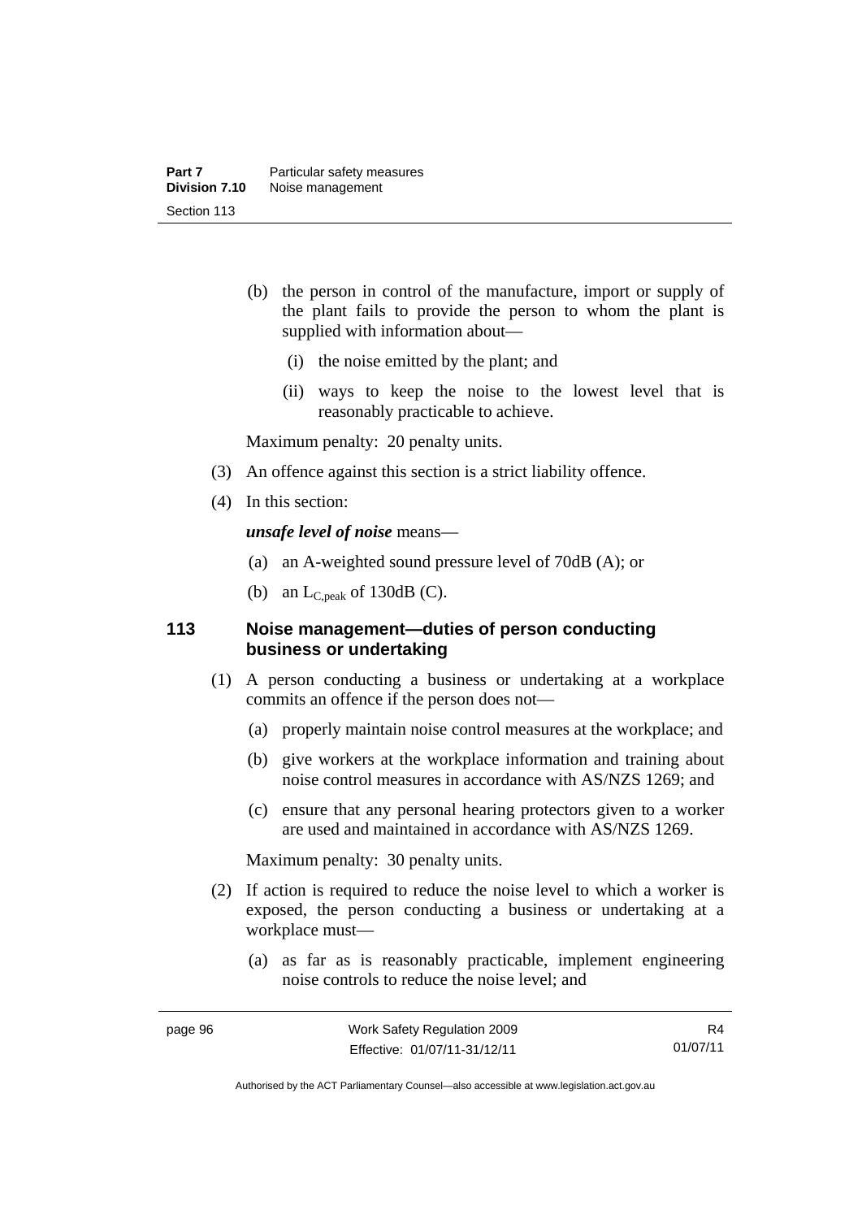(b) the person in control of the manufacture, import or supply of the plant fails to provide the person to whom the plant is supplied with information about—

(i) the noise emitted by the plant; and

(ii) ways to keep the noise to the lowest level that is reasonably practicable to achieve.

Maximum penalty: 20 penalty units.

(3) An offence against this section is a strict liability offence.

(4) In this section:

***unsafe level of noise*** means—

(a) an A-weighted sound pressure level of 70dB (A); or

(b) an $L_{C,peak}$ of 130dB (C).

### 113 Noise management—duties of person conducting business or undertaking

(1) A person conducting a business or undertaking at a workplace commits an offence if the person does not—

(a) properly maintain noise control measures at the workplace; and

(b) give workers at the workplace information and training about noise control measures in accordance with AS/NZS 1269; and

(c) ensure that any personal hearing protectors given to a worker are used and maintained in accordance with AS/NZS 1269.

Maximum penalty: 30 penalty units.

(2) If action is required to reduce the noise level to which a worker is exposed, the person conducting a business or undertaking at a workplace must—

(a) as far as is reasonably practicable, implement engineering noise controls to reduce the noise level; and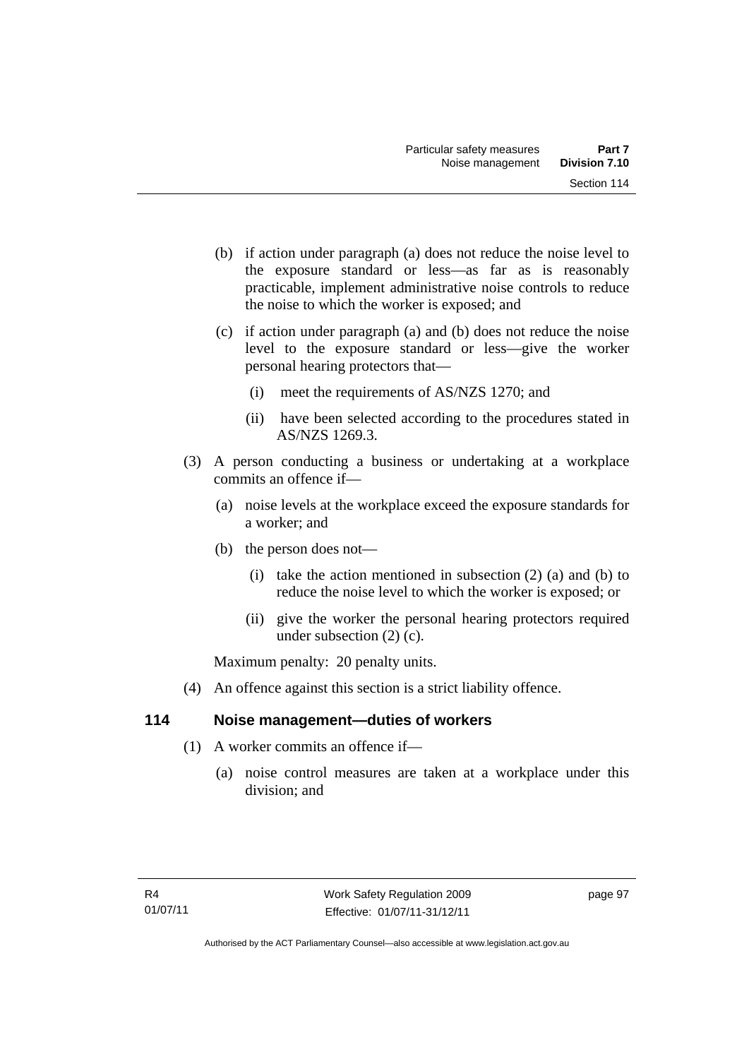(b) if action under paragraph (a) does not reduce the noise level to the exposure standard or less—as far as is reasonably practicable, implement administrative noise controls to reduce the noise to which the worker is exposed; and

(c) if action under paragraph (a) and (b) does not reduce the noise level to the exposure standard or less—give the worker personal hearing protectors that—

(i) meet the requirements of AS/NZS 1270; and

(ii) have been selected according to the procedures stated in AS/NZS 1269.3.

(3) A person conducting a business or undertaking at a workplace commits an offence if—

(a) noise levels at the workplace exceed the exposure standards for a worker; and

(b) the person does not—

(i) take the action mentioned in subsection (2) (a) and (b) to reduce the noise level to which the worker is exposed; or

(ii) give the worker the personal hearing protectors required under subsection (2) (c).

Maximum penalty: 20 penalty units.

(4) An offence against this section is a strict liability offence.

## 114 Noise management—duties of workers

(1) A worker commits an offence if—

(a) noise control measures are taken at a workplace under this division; and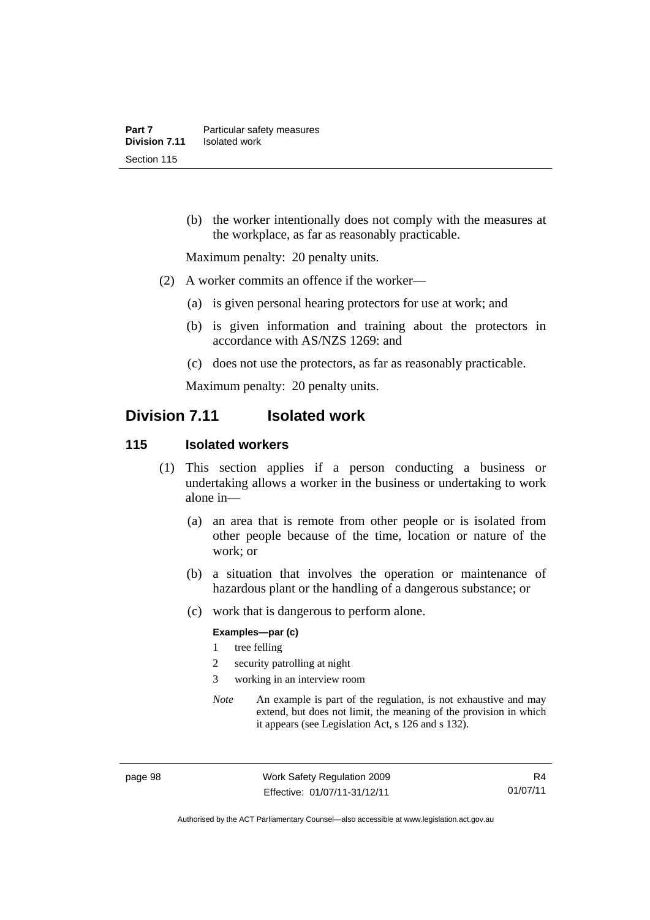(b) the worker intentionally does not comply with the measures at the workplace, as far as reasonably practicable.

Maximum penalty: 20 penalty units.

(2) A worker commits an offence if the worker—

(a) is given personal hearing protectors for use at work; and

(b) is given information and training about the protectors in accordance with AS/NZS 1269: and

(c) does not use the protectors, as far as reasonably practicable.

Maximum penalty: 20 penalty units.

## Division 7.11 Isolated work

### 115 Isolated workers

(1) This section applies if a person conducting a business or undertaking allows a worker in the business or undertaking to work alone in—

(a) an area that is remote from other people or is isolated from other people because of the time, location or nature of the work; or

(b) a situation that involves the operation or maintenance of hazardous plant or the handling of a dangerous substance; or

(c) work that is dangerous to perform alone.

**Examples—par (c)**

1 tree felling

2 security patrolling at night

3 working in an interview room

*Note* An example is part of the regulation, is not exhaustive and may extend, but does not limit, the meaning of the provision in which it appears (see Legislation Act, s 126 and s 132).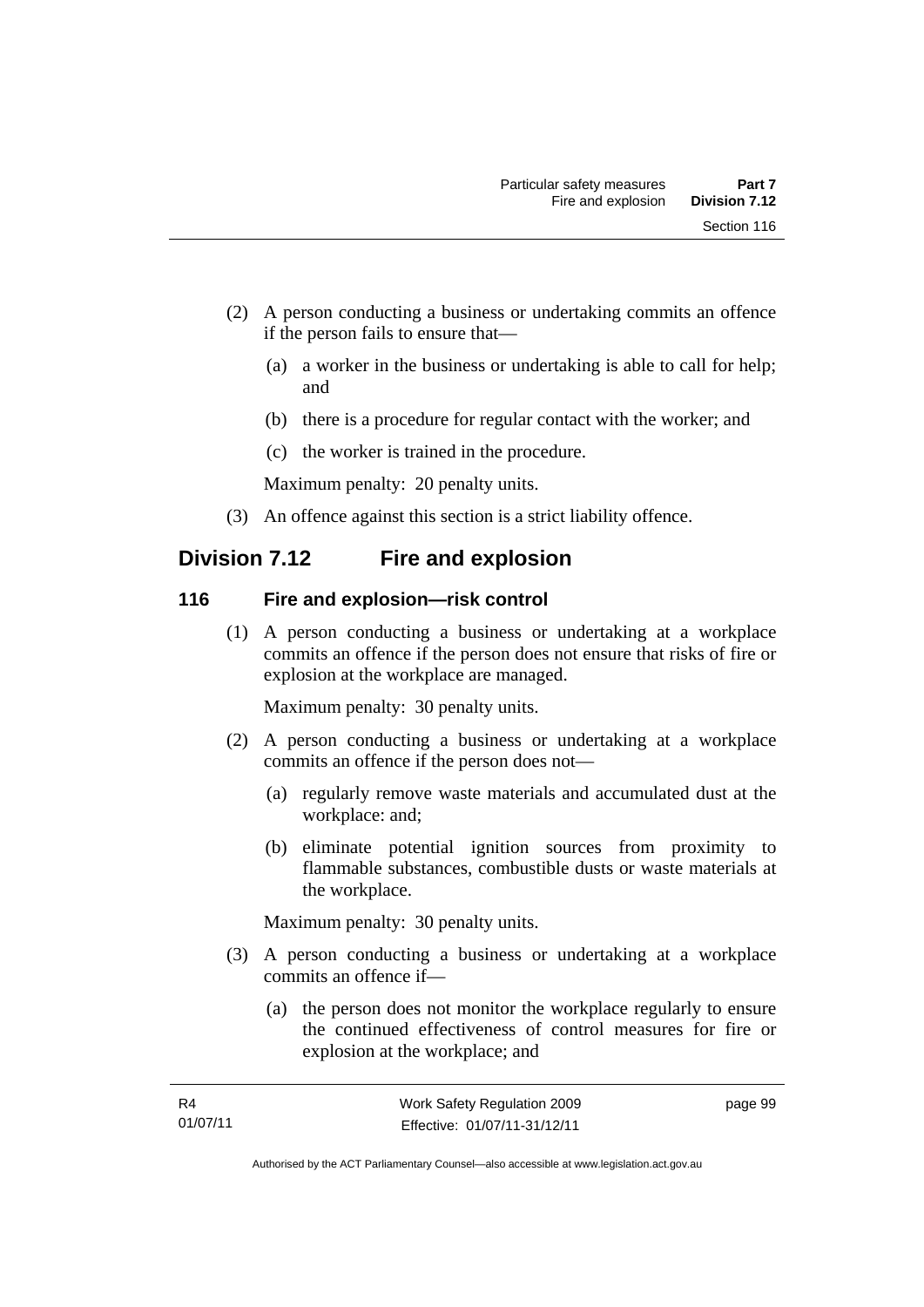(2) A person conducting a business or undertaking commits an offence if the person fails to ensure that—

(a) a worker in the business or undertaking is able to call for help; and

(b) there is a procedure for regular contact with the worker; and

(c) the worker is trained in the procedure.

Maximum penalty: 20 penalty units.

(3) An offence against this section is a strict liability offence.

## Division 7.12 Fire and explosion

### 116 Fire and explosion—risk control

(1) A person conducting a business or undertaking at a workplace commits an offence if the person does not ensure that risks of fire or explosion at the workplace are managed.

Maximum penalty: 30 penalty units.

(2) A person conducting a business or undertaking at a workplace commits an offence if the person does not—

(a) regularly remove waste materials and accumulated dust at the workplace: and;

(b) eliminate potential ignition sources from proximity to flammable substances, combustible dusts or waste materials at the workplace.

Maximum penalty: 30 penalty units.

(3) A person conducting a business or undertaking at a workplace commits an offence if—

(a) the person does not monitor the workplace regularly to ensure the continued effectiveness of control measures for fire or explosion at the workplace; and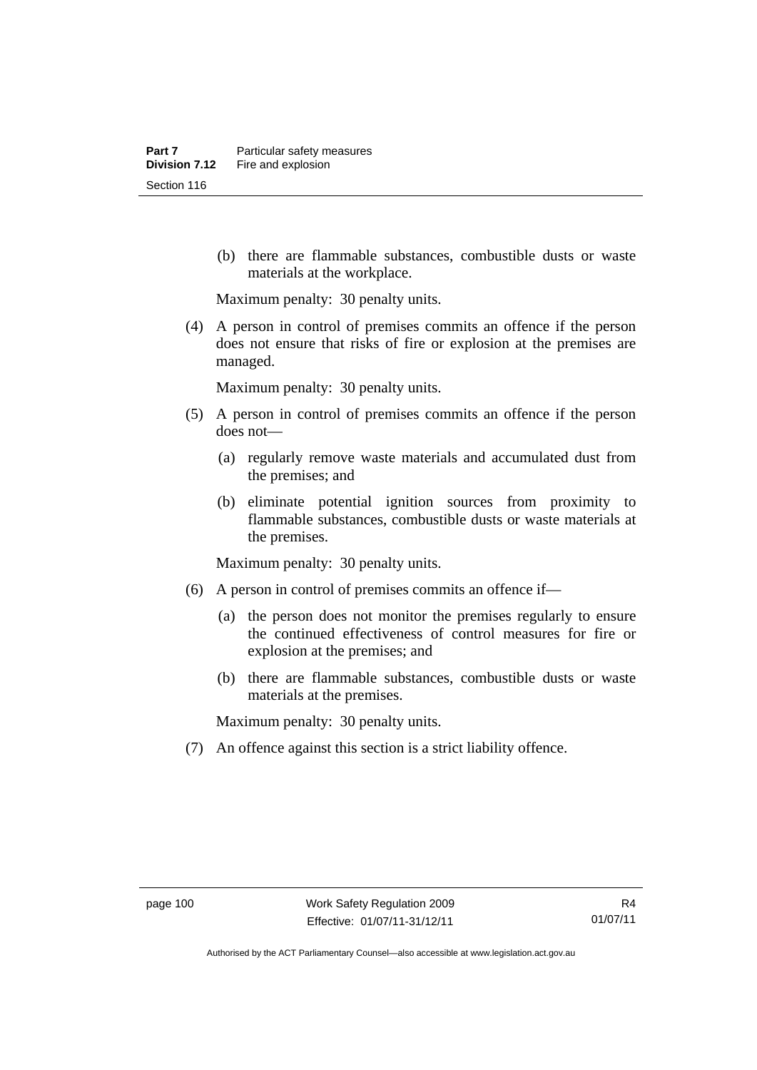(b) there are flammable substances, combustible dusts or waste materials at the workplace.

Maximum penalty: 30 penalty units.

(4) A person in control of premises commits an offence if the person does not ensure that risks of fire or explosion at the premises are managed.

Maximum penalty: 30 penalty units.

(5) A person in control of premises commits an offence if the person does not—

(a) regularly remove waste materials and accumulated dust from the premises; and

(b) eliminate potential ignition sources from proximity to flammable substances, combustible dusts or waste materials at the premises.

Maximum penalty: 30 penalty units.

(6) A person in control of premises commits an offence if—

(a) the person does not monitor the premises regularly to ensure the continued effectiveness of control measures for fire or explosion at the premises; and

(b) there are flammable substances, combustible dusts or waste materials at the premises.

Maximum penalty: 30 penalty units.

(7) An offence against this section is a strict liability offence.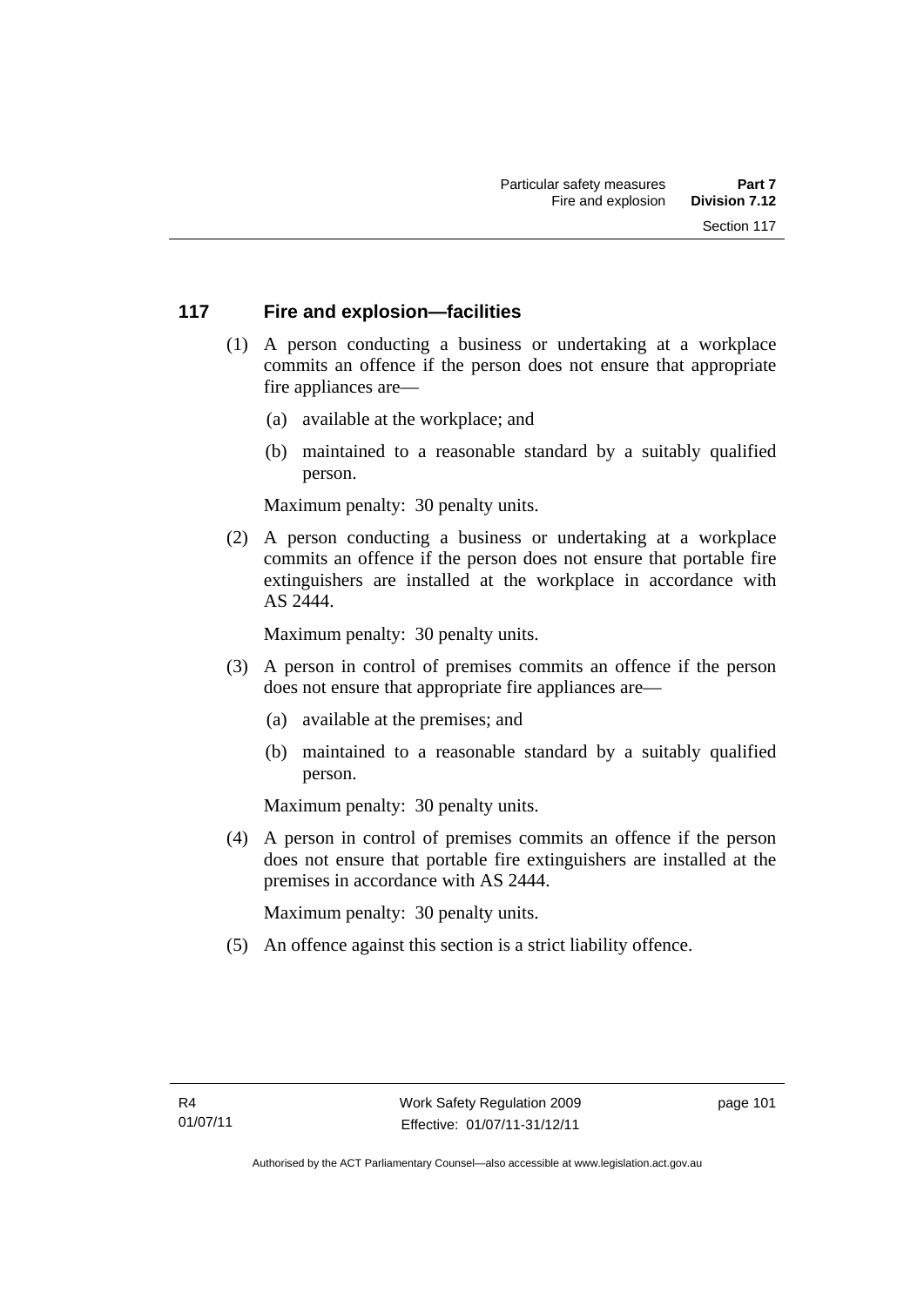## 117 Fire and explosion—facilities

(1) A person conducting a business or undertaking at a workplace commits an offence if the person does not ensure that appropriate fire appliances are—

(a) available at the workplace; and

(b) maintained to a reasonable standard by a suitably qualified person.

Maximum penalty: 30 penalty units.

(2) A person conducting a business or undertaking at a workplace commits an offence if the person does not ensure that portable fire extinguishers are installed at the workplace in accordance with AS 2444.

Maximum penalty: 30 penalty units.

(3) A person in control of premises commits an offence if the person does not ensure that appropriate fire appliances are—

(a) available at the premises; and

(b) maintained to a reasonable standard by a suitably qualified person.

Maximum penalty: 30 penalty units.

(4) A person in control of premises commits an offence if the person does not ensure that portable fire extinguishers are installed at the premises in accordance with AS 2444.

Maximum penalty: 30 penalty units.

(5) An offence against this section is a strict liability offence.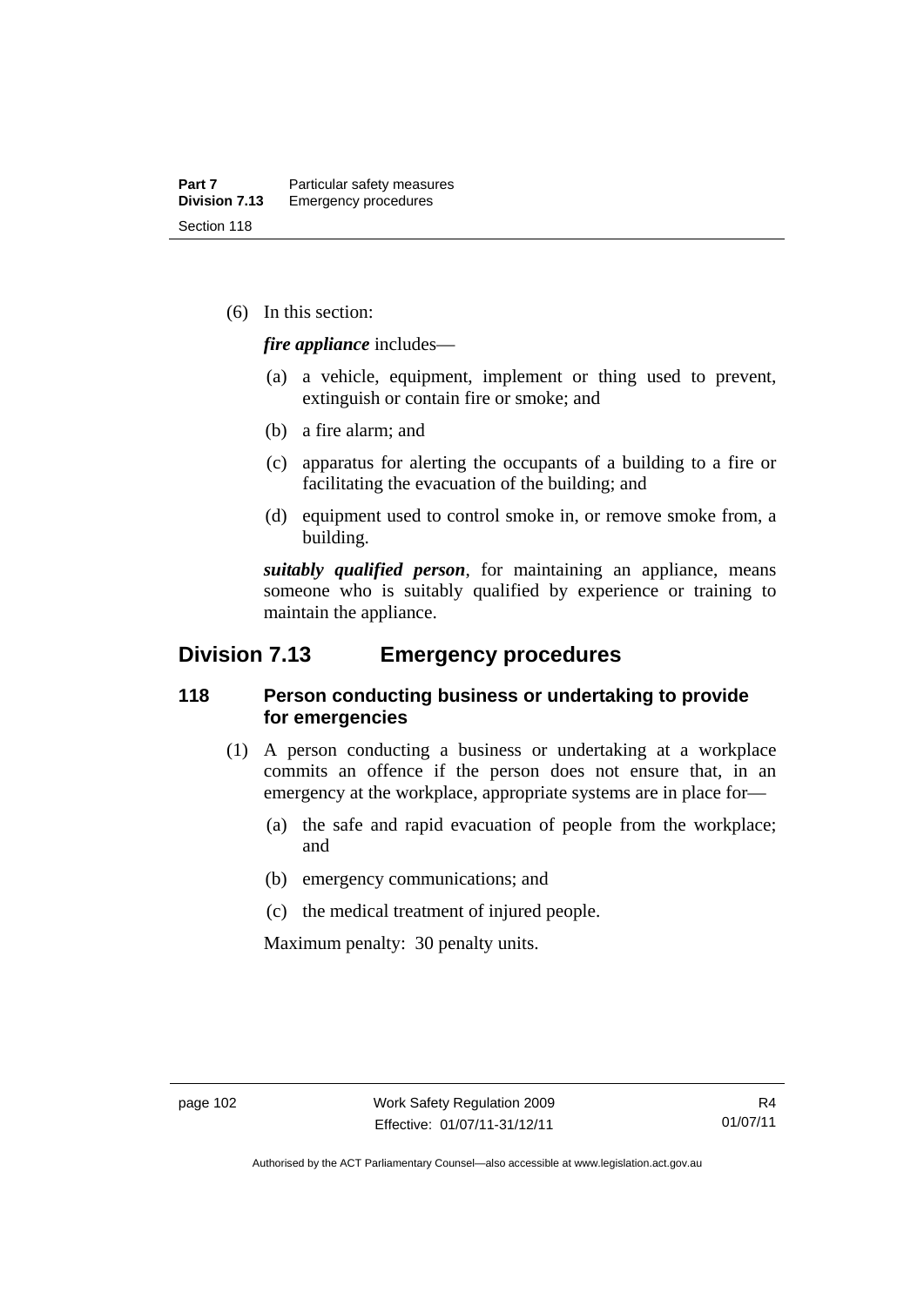(6) In this section:

***fire appliance*** includes—

(a) a vehicle, equipment, implement or thing used to prevent, extinguish or contain fire or smoke; and

(b) a fire alarm; and

(c) apparatus for alerting the occupants of a building to a fire or facilitating the evacuation of the building; and

(d) equipment used to control smoke in, or remove smoke from, a building.

***suitably qualified person***, for maintaining an appliance, means someone who is suitably qualified by experience or training to maintain the appliance.

## Division 7.13 Emergency procedures

### 118 Person conducting business or undertaking to provide for emergencies

(1) A person conducting a business or undertaking at a workplace commits an offence if the person does not ensure that, in an emergency at the workplace, appropriate systems are in place for—

(a) the safe and rapid evacuation of people from the workplace; and

(b) emergency communications; and

(c) the medical treatment of injured people.

Maximum penalty: 30 penalty units.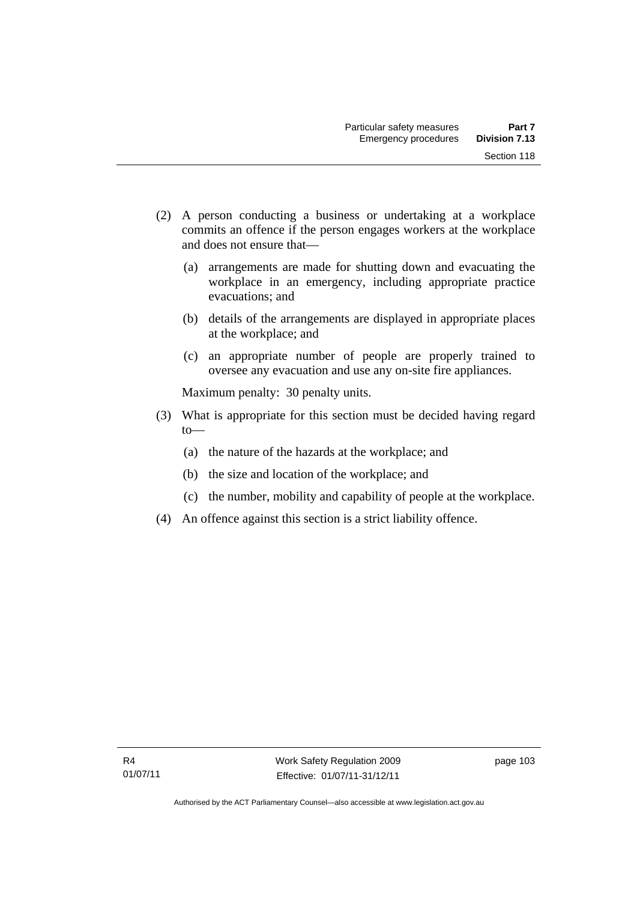(2) A person conducting a business or undertaking at a workplace commits an offence if the person engages workers at the workplace and does not ensure that—

   (a) arrangements are made for shutting down and evacuating the workplace in an emergency, including appropriate practice evacuations; and

   (b) details of the arrangements are displayed in appropriate places at the workplace; and

   (c) an appropriate number of people are properly trained to oversee any evacuation and use any on-site fire appliances.

   Maximum penalty: 30 penalty units.

(3) What is appropriate for this section must be decided having regard to—

   (a) the nature of the hazards at the workplace; and

   (b) the size and location of the workplace; and

   (c) the number, mobility and capability of people at the workplace.

(4) An offence against this section is a strict liability offence.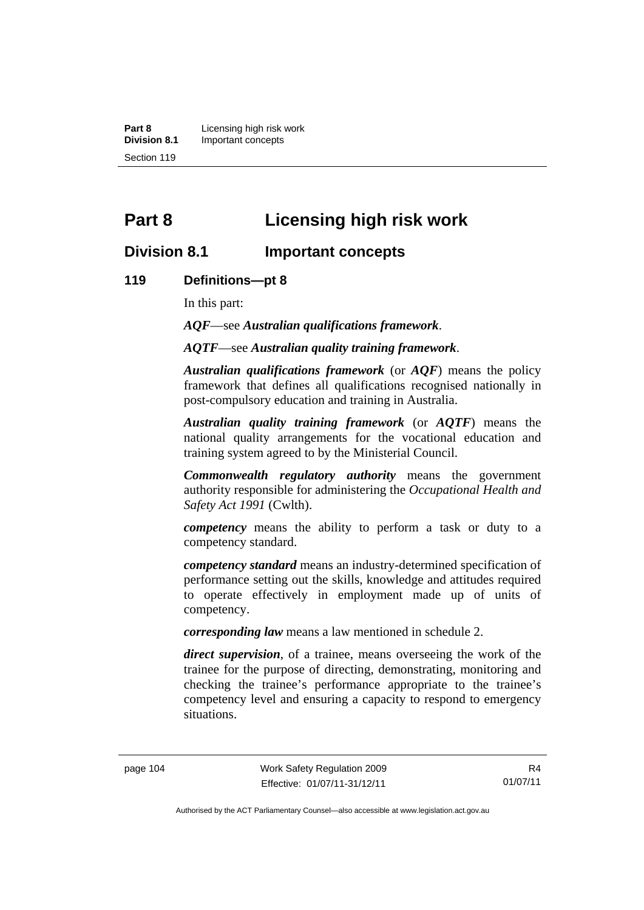# Part 8 Licensing high risk work

## Division 8.1 Important concepts

### 119 Definitions—pt 8

In this part:

***AQF***—see ***Australian qualifications framework***.

***AQTF***—see ***Australian quality training framework***.

***Australian qualifications framework*** (or ***AQF***) means the policy framework that defines all qualifications recognised nationally in post-compulsory education and training in Australia.

***Australian quality training framework*** (or ***AQTF***) means the national quality arrangements for the vocational education and training system agreed to by the Ministerial Council.

***Commonwealth regulatory authority*** means the government authority responsible for administering the *Occupational Health and Safety Act 1991* (Cwlth).

***competency*** means the ability to perform a task or duty to a competency standard.

***competency standard*** means an industry-determined specification of performance setting out the skills, knowledge and attitudes required to operate effectively in employment made up of units of competency.

***corresponding law*** means a law mentioned in schedule 2.

***direct supervision***, of a trainee, means overseeing the work of the trainee for the purpose of directing, demonstrating, monitoring and checking the trainee's performance appropriate to the trainee's competency level and ensuring a capacity to respond to emergency situations.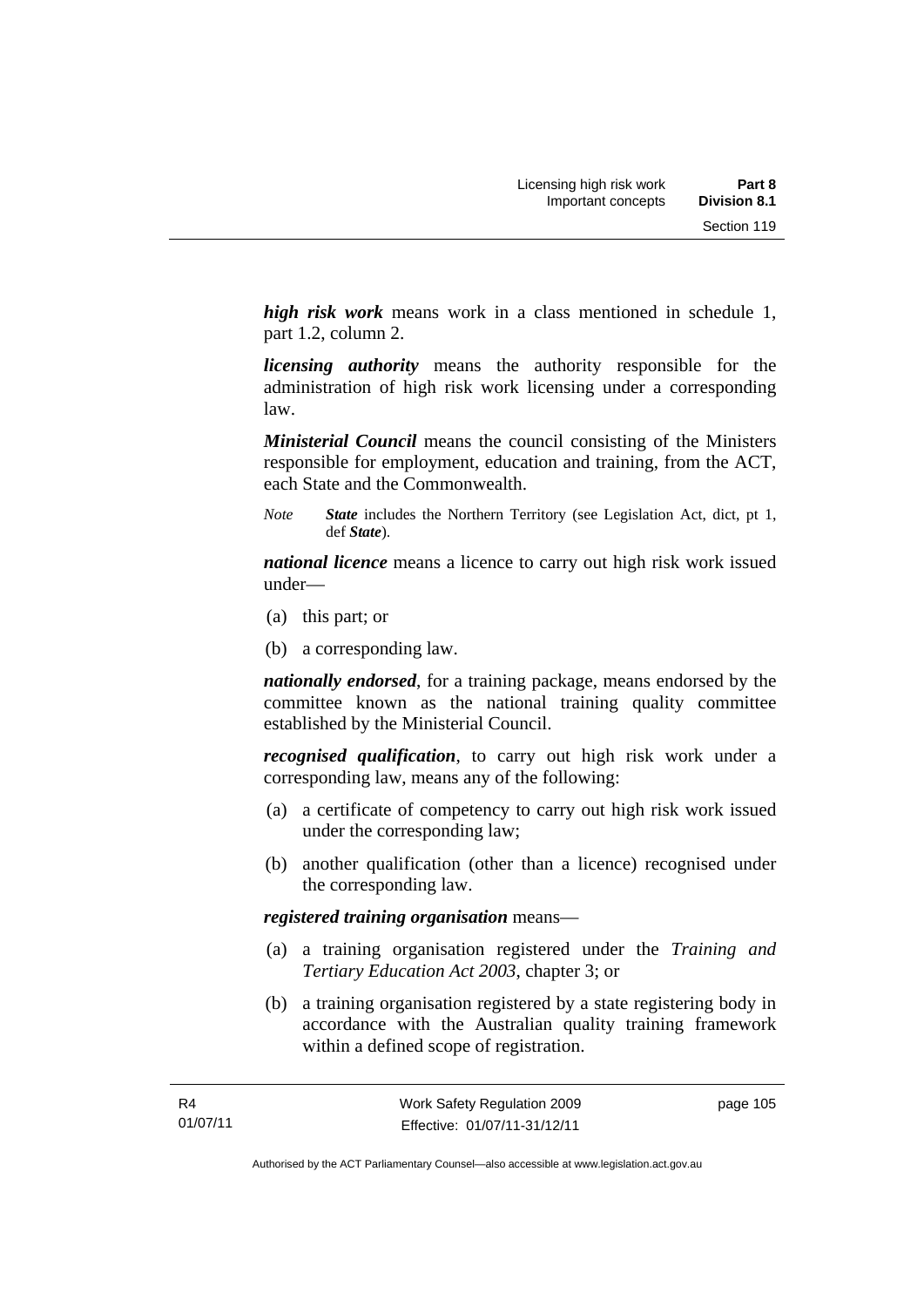***high risk work*** means work in a class mentioned in schedule 1, part 1.2, column 2.

***licensing authority*** means the authority responsible for the administration of high risk work licensing under a corresponding law.

***Ministerial Council*** means the council consisting of the Ministers responsible for employment, education and training, from the ACT, each State and the Commonwealth.

*Note* ***State*** includes the Northern Territory (see Legislation Act, dict, pt 1, def ***State***).

***national licence*** means a licence to carry out high risk work issued under—

(a) this part; or

(b) a corresponding law.

***nationally endorsed***, for a training package, means endorsed by the committee known as the national training quality committee established by the Ministerial Council.

***recognised qualification***, to carry out high risk work under a corresponding law, means any of the following:

(a) a certificate of competency to carry out high risk work issued under the corresponding law;

(b) another qualification (other than a licence) recognised under the corresponding law.

***registered training organisation*** means—

(a) a training organisation registered under the *Training and Tertiary Education Act 2003*, chapter 3; or

(b) a training organisation registered by a state registering body in accordance with the Australian quality training framework within a defined scope of registration.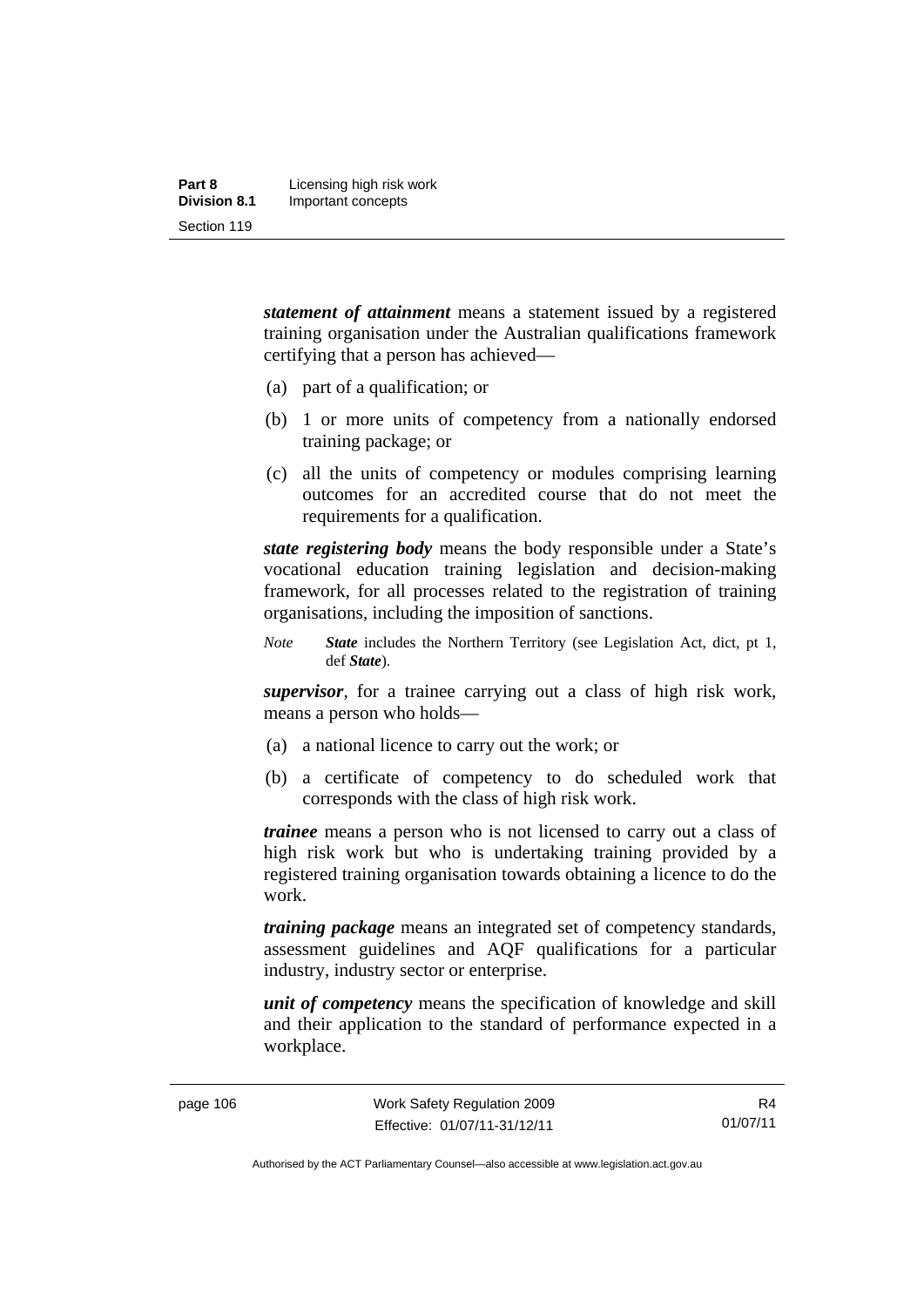***statement of attainment*** means a statement issued by a registered training organisation under the Australian qualifications framework certifying that a person has achieved—

(a) part of a qualification; or

(b) 1 or more units of competency from a nationally endorsed training package; or

(c) all the units of competency or modules comprising learning outcomes for an accredited course that do not meet the requirements for a qualification.

***state registering body*** means the body responsible under a State's vocational education training legislation and decision-making framework, for all processes related to the registration of training organisations, including the imposition of sanctions.

*Note* ***State*** includes the Northern Territory (see Legislation Act, dict, pt 1, def ***State***).

***supervisor***, for a trainee carrying out a class of high risk work, means a person who holds—

(a) a national licence to carry out the work; or

(b) a certificate of competency to do scheduled work that corresponds with the class of high risk work.

***trainee*** means a person who is not licensed to carry out a class of high risk work but who is undertaking training provided by a registered training organisation towards obtaining a licence to do the work.

***training package*** means an integrated set of competency standards, assessment guidelines and AQF qualifications for a particular industry, industry sector or enterprise.

***unit of competency*** means the specification of knowledge and skill and their application to the standard of performance expected in a workplace.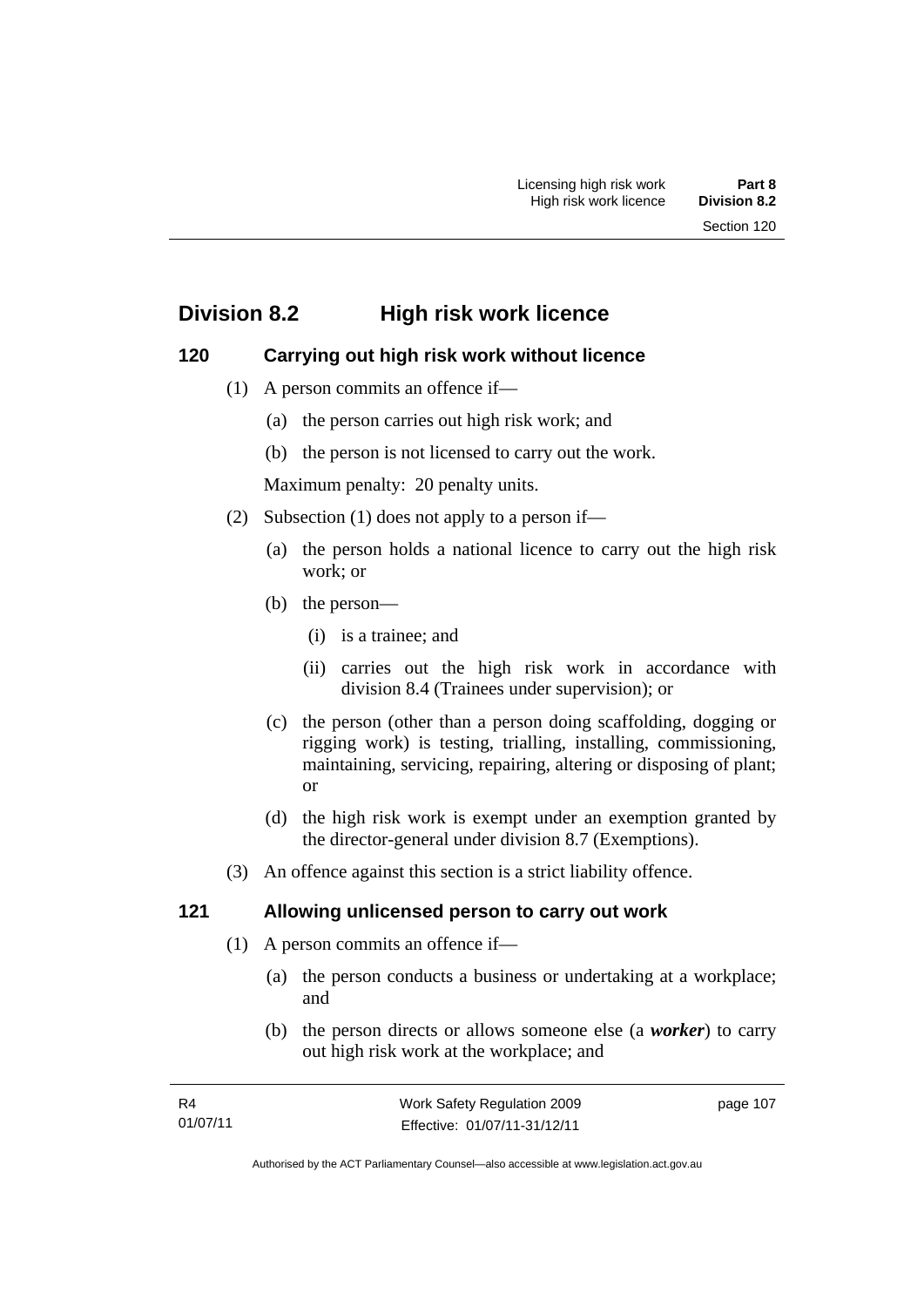## Division 8.2 High risk work licence

### 120 Carrying out high risk work without licence

(1) A person commits an offence if—

(a) the person carries out high risk work; and

(b) the person is not licensed to carry out the work.

Maximum penalty: 20 penalty units.

(2) Subsection (1) does not apply to a person if—

(a) the person holds a national licence to carry out the high risk work; or

(b) the person—

(i) is a trainee; and

(ii) carries out the high risk work in accordance with division 8.4 (Trainees under supervision); or

(c) the person (other than a person doing scaffolding, dogging or rigging work) is testing, trialling, installing, commissioning, maintaining, servicing, repairing, altering or disposing of plant; or

(d) the high risk work is exempt under an exemption granted by the director-general under division 8.7 (Exemptions).

(3) An offence against this section is a strict liability offence.

### 121 Allowing unlicensed person to carry out work

(1) A person commits an offence if—

(a) the person conducts a business or undertaking at a workplace; and

(b) the person directs or allows someone else (a ***worker***) to carry out high risk work at the workplace; and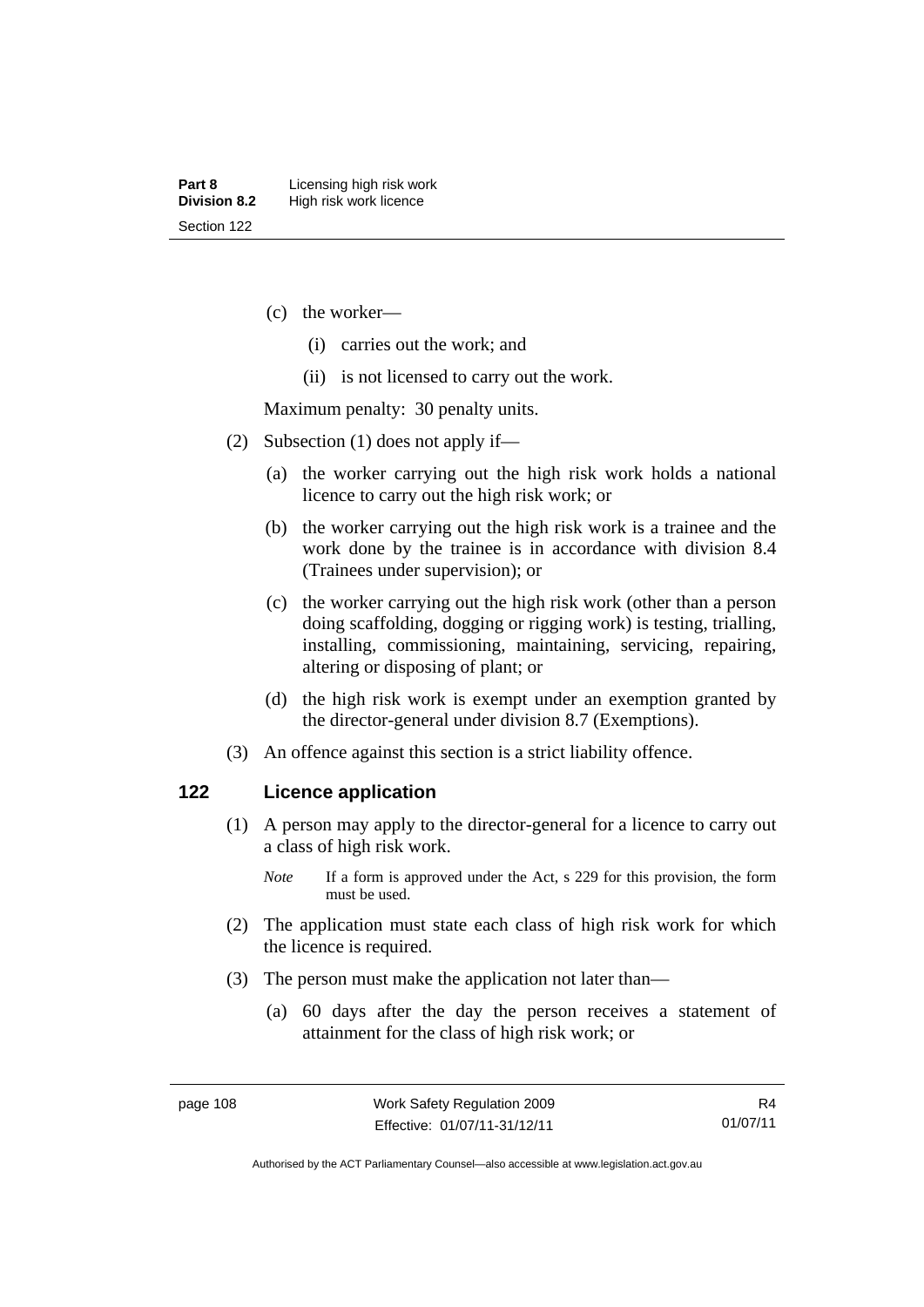(c) the worker—

  (i) carries out the work; and

  (ii) is not licensed to carry out the work.

Maximum penalty: 30 penalty units.

(2) Subsection (1) does not apply if—

  (a) the worker carrying out the high risk work holds a national licence to carry out the high risk work; or

  (b) the worker carrying out the high risk work is a trainee and the work done by the trainee is in accordance with division 8.4 (Trainees under supervision); or

  (c) the worker carrying out the high risk work (other than a person doing scaffolding, dogging or rigging work) is testing, trialling, installing, commissioning, maintaining, servicing, repairing, altering or disposing of plant; or

  (d) the high risk work is exempt under an exemption granted by the director-general under division 8.7 (Exemptions).

(3) An offence against this section is a strict liability offence.

## 122 Licence application

(1) A person may apply to the director-general for a licence to carry out a class of high risk work.

*Note* If a form is approved under the Act, s 229 for this provision, the form must be used.

(2) The application must state each class of high risk work for which the licence is required.

(3) The person must make the application not later than—

  (a) 60 days after the day the person receives a statement of attainment for the class of high risk work; or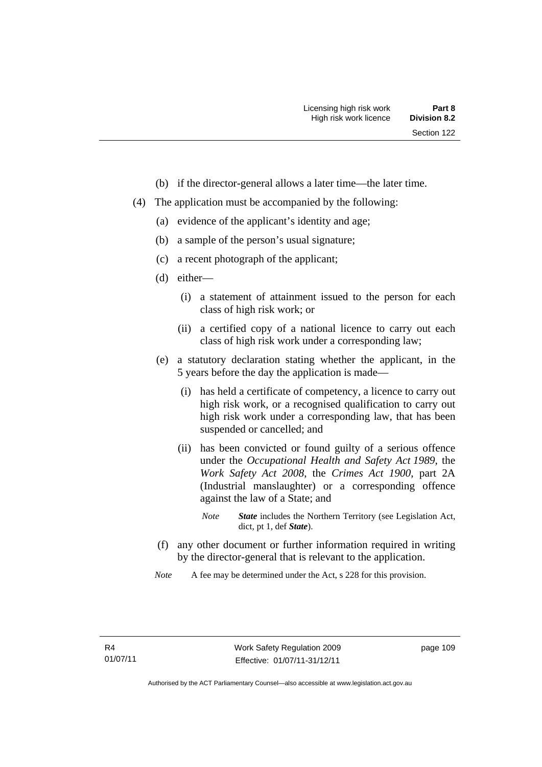(b) if the director-general allows a later time—the later time.

(4) The application must be accompanied by the following:

(a) evidence of the applicant's identity and age;

(b) a sample of the person's usual signature;

(c) a recent photograph of the applicant;

(d) either—

(i) a statement of attainment issued to the person for each class of high risk work; or

(ii) a certified copy of a national licence to carry out each class of high risk work under a corresponding law;

(e) a statutory declaration stating whether the applicant, in the 5 years before the day the application is made—

(i) has held a certificate of competency, a licence to carry out high risk work, or a recognised qualification to carry out high risk work under a corresponding law, that has been suspended or cancelled; and

(ii) has been convicted or found guilty of a serious offence under the *Occupational Health and Safety Act 1989*, the *Work Safety Act 2008*, the *Crimes Act 1900*, part 2A (Industrial manslaughter) or a corresponding offence against the law of a State; and

*Note* ***State*** includes the Northern Territory (see Legislation Act, dict, pt 1, def ***State***).

(f) any other document or further information required in writing by the director-general that is relevant to the application.

*Note* A fee may be determined under the Act, s 228 for this provision.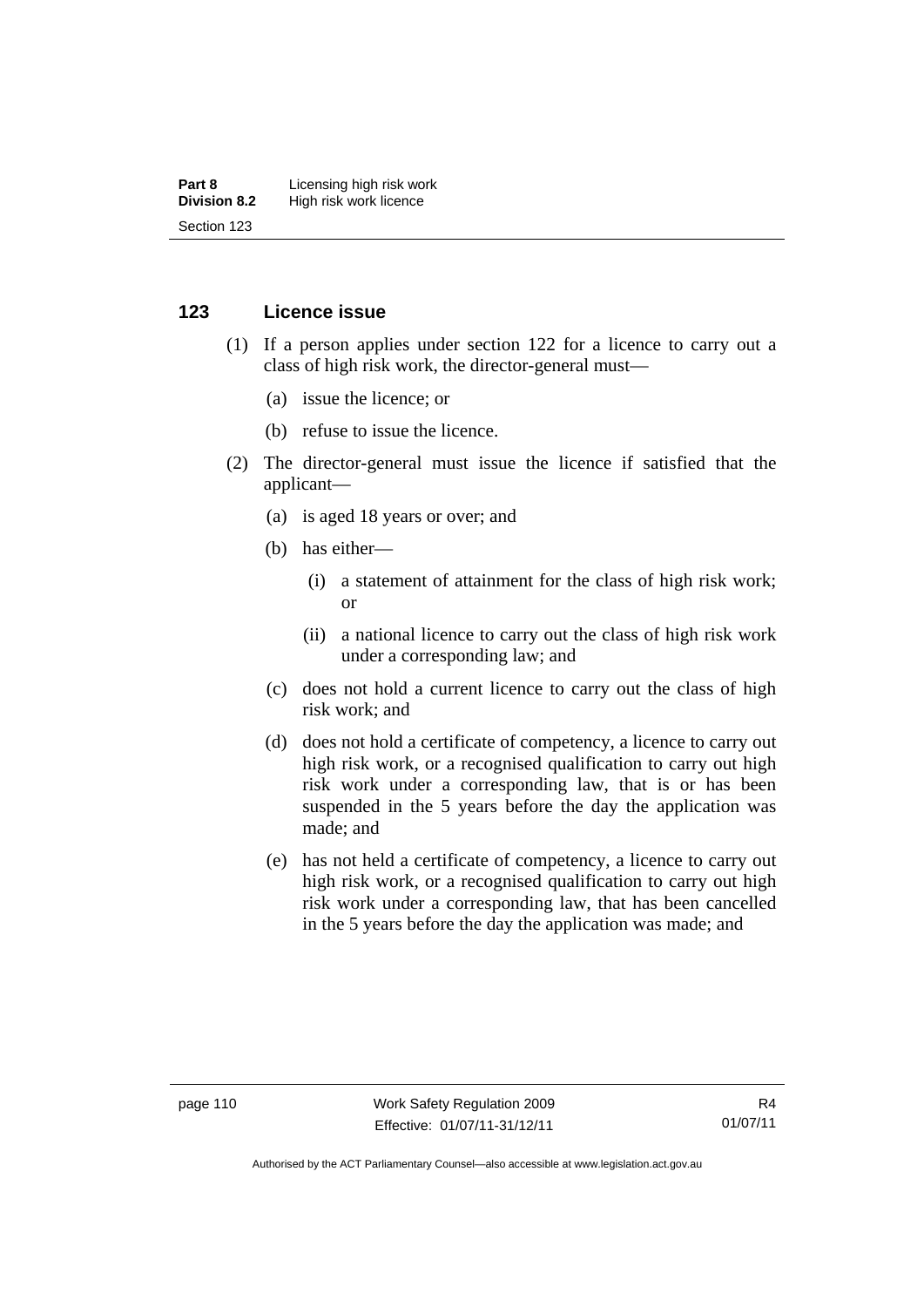### 123 Licence issue

(1) If a person applies under section 122 for a licence to carry out a class of high risk work, the director-general must—

(a) issue the licence; or

(b) refuse to issue the licence.

(2) The director-general must issue the licence if satisfied that the applicant—

(a) is aged 18 years or over; and

(b) has either—

(i) a statement of attainment for the class of high risk work; or

(ii) a national licence to carry out the class of high risk work under a corresponding law; and

(c) does not hold a current licence to carry out the class of high risk work; and

(d) does not hold a certificate of competency, a licence to carry out high risk work, or a recognised qualification to carry out high risk work under a corresponding law, that is or has been suspended in the 5 years before the day the application was made; and

(e) has not held a certificate of competency, a licence to carry out high risk work, or a recognised qualification to carry out high risk work under a corresponding law, that has been cancelled in the 5 years before the day the application was made; and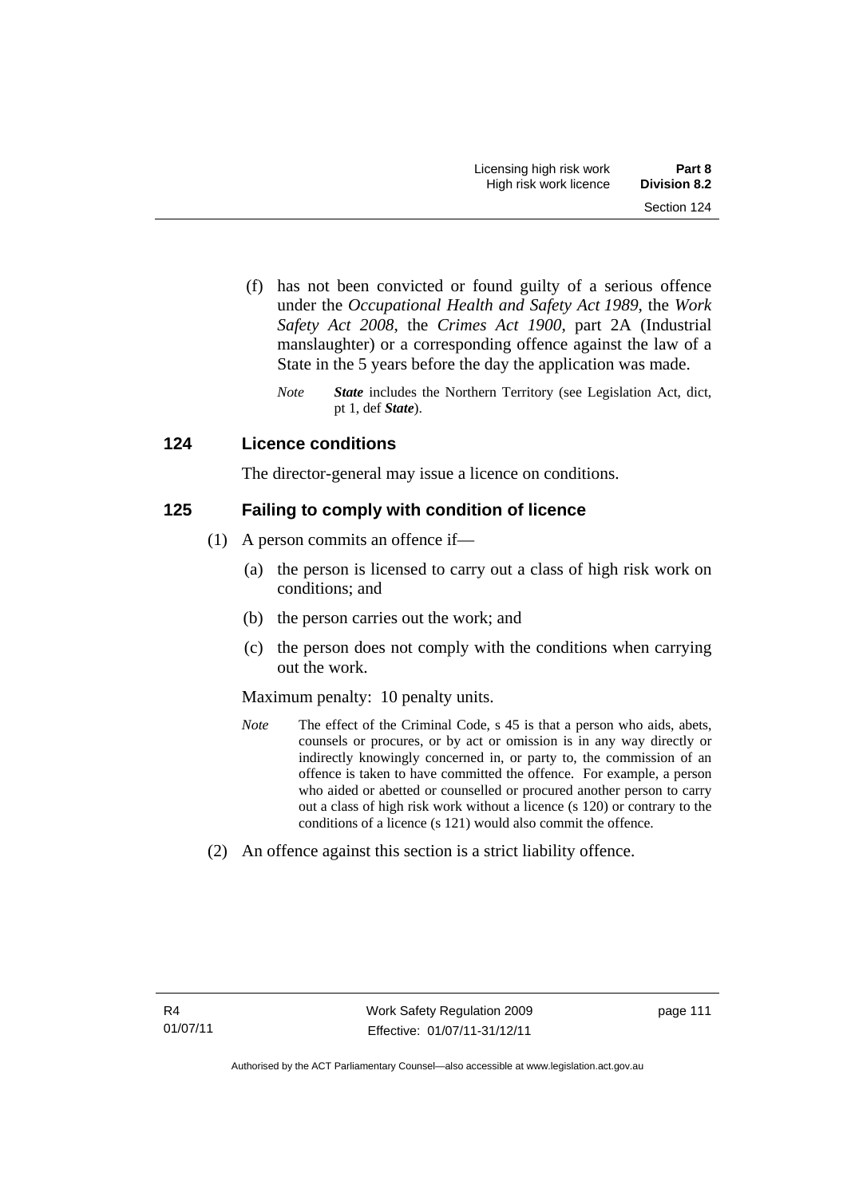(f) has not been convicted or found guilty of a serious offence under the *Occupational Health and Safety Act 1989*, the *Work Safety Act 2008*, the *Crimes Act 1900*, part 2A (Industrial manslaughter) or a corresponding offence against the law of a State in the 5 years before the day the application was made.

*Note* ***State*** includes the Northern Territory (see Legislation Act, dict, pt 1, def ***State***).

### 124 Licence conditions

The director-general may issue a licence on conditions.

### 125 Failing to comply with condition of licence

(1) A person commits an offence if—

(a) the person is licensed to carry out a class of high risk work on conditions; and

(b) the person carries out the work; and

(c) the person does not comply with the conditions when carrying out the work.

Maximum penalty: 10 penalty units.

*Note* The effect of the Criminal Code, s 45 is that a person who aids, abets, counsels or procures, or by act or omission is in any way directly or indirectly knowingly concerned in, or party to, the commission of an offence is taken to have committed the offence. For example, a person who aided or abetted or counselled or procured another person to carry out a class of high risk work without a licence (s 120) or contrary to the conditions of a licence (s 121) would also commit the offence.

(2) An offence against this section is a strict liability offence.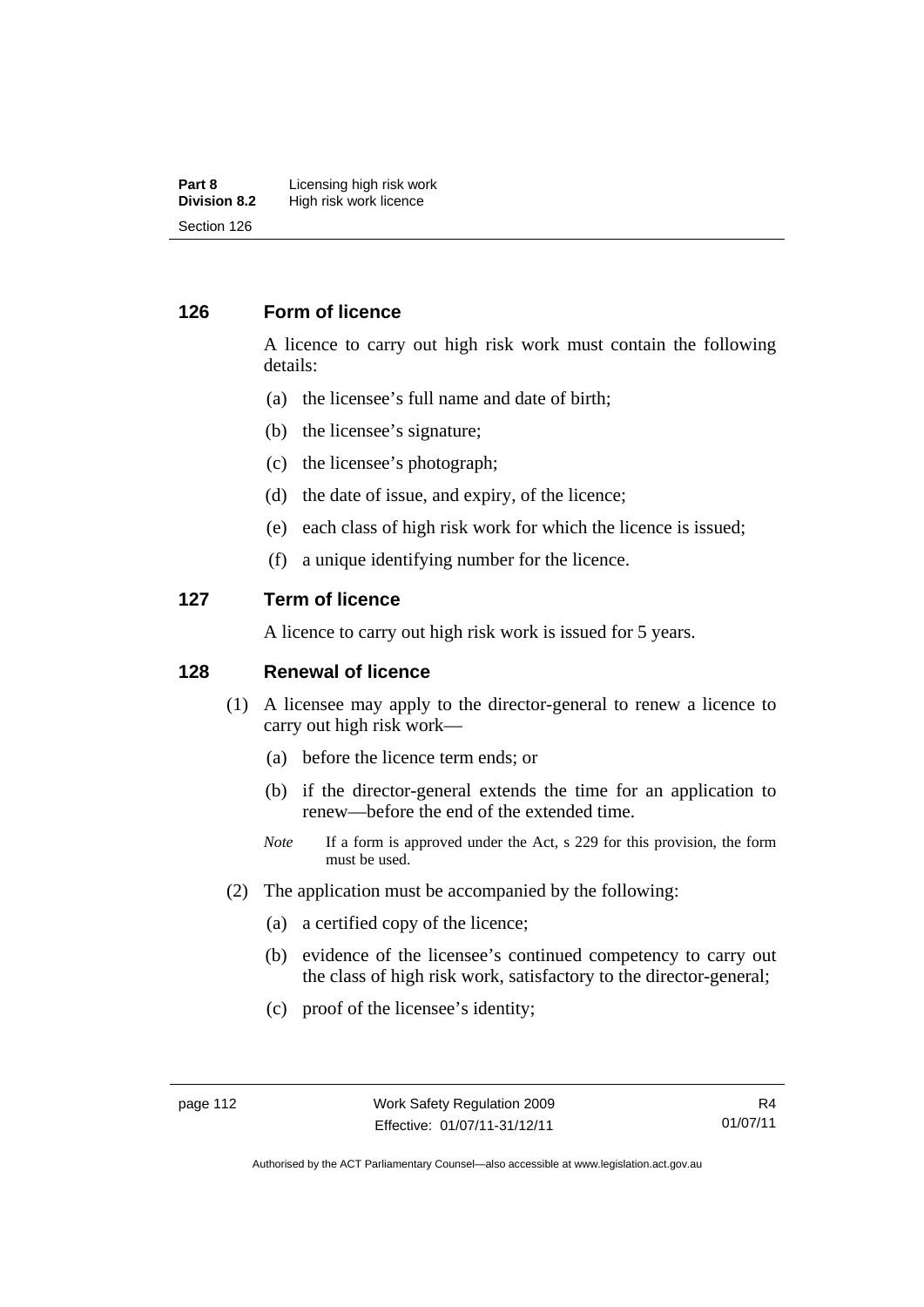## 126 Form of licence

A licence to carry out high risk work must contain the following details:

(a) the licensee's full name and date of birth;

(b) the licensee's signature;

(c) the licensee's photograph;

(d) the date of issue, and expiry, of the licence;

(e) each class of high risk work for which the licence is issued;

(f) a unique identifying number for the licence.

## 127 Term of licence

A licence to carry out high risk work is issued for 5 years.

## 128 Renewal of licence

(1) A licensee may apply to the director-general to renew a licence to carry out high risk work—

(a) before the licence term ends; or

(b) if the director-general extends the time for an application to renew—before the end of the extended time.

*Note* If a form is approved under the Act, s 229 for this provision, the form must be used.

(2) The application must be accompanied by the following:

(a) a certified copy of the licence;

(b) evidence of the licensee's continued competency to carry out the class of high risk work, satisfactory to the director-general;

(c) proof of the licensee's identity;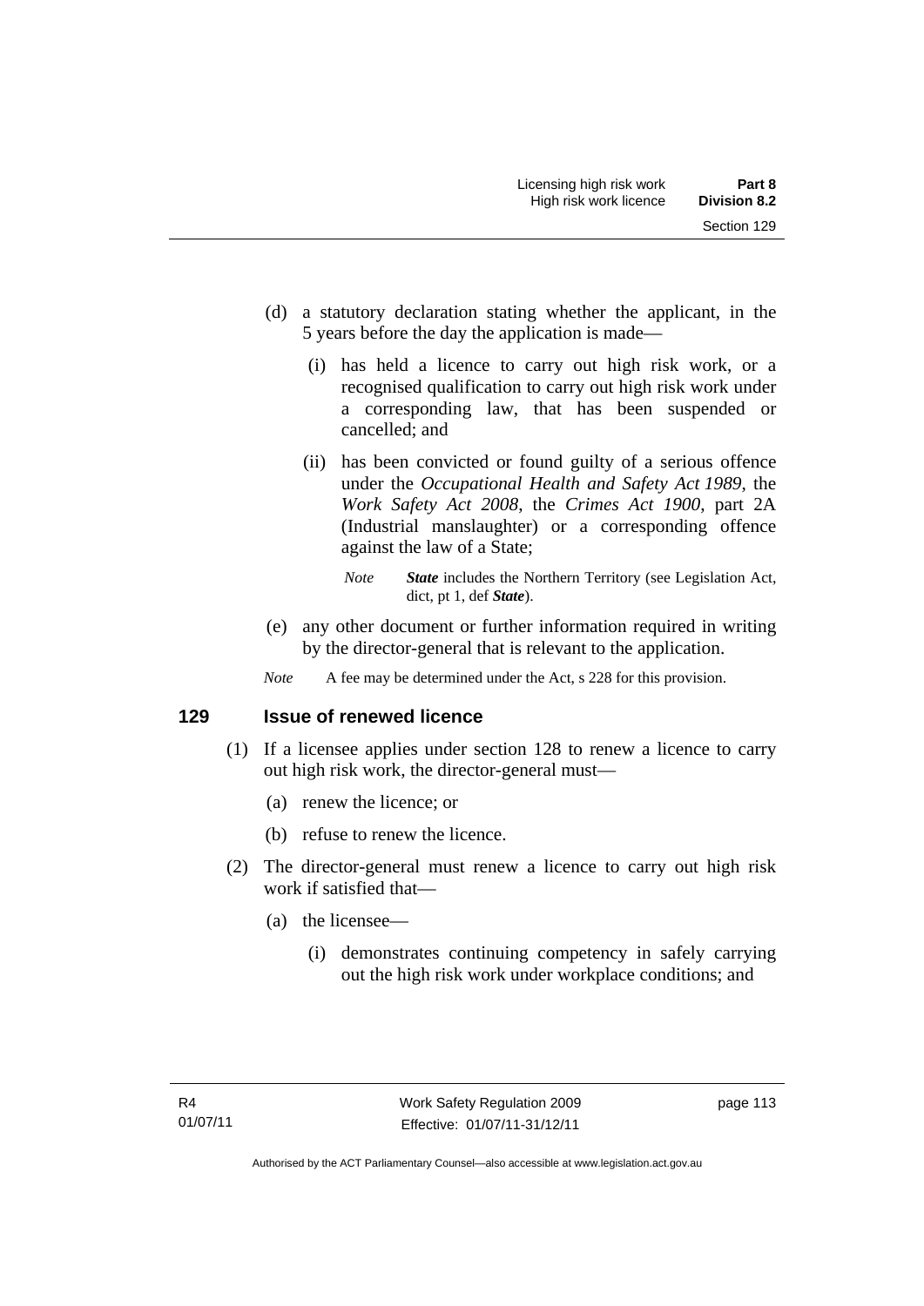(d) a statutory declaration stating whether the applicant, in the 5 years before the day the application is made—

(i) has held a licence to carry out high risk work, or a recognised qualification to carry out high risk work under a corresponding law, that has been suspended or cancelled; and

(ii) has been convicted or found guilty of a serious offence under the *Occupational Health and Safety Act 1989*, the *Work Safety Act 2008*, the *Crimes Act 1900*, part 2A (Industrial manslaughter) or a corresponding offence against the law of a State;

*Note* ***State*** includes the Northern Territory (see Legislation Act, dict, pt 1, def ***State***).

(e) any other document or further information required in writing by the director-general that is relevant to the application.

*Note* A fee may be determined under the Act, s 228 for this provision.

## 129 Issue of renewed licence

(1) If a licensee applies under section 128 to renew a licence to carry out high risk work, the director-general must—

(a) renew the licence; or

(b) refuse to renew the licence.

(2) The director-general must renew a licence to carry out high risk work if satisfied that—

(a) the licensee—

(i) demonstrates continuing competency in safely carrying out the high risk work under workplace conditions; and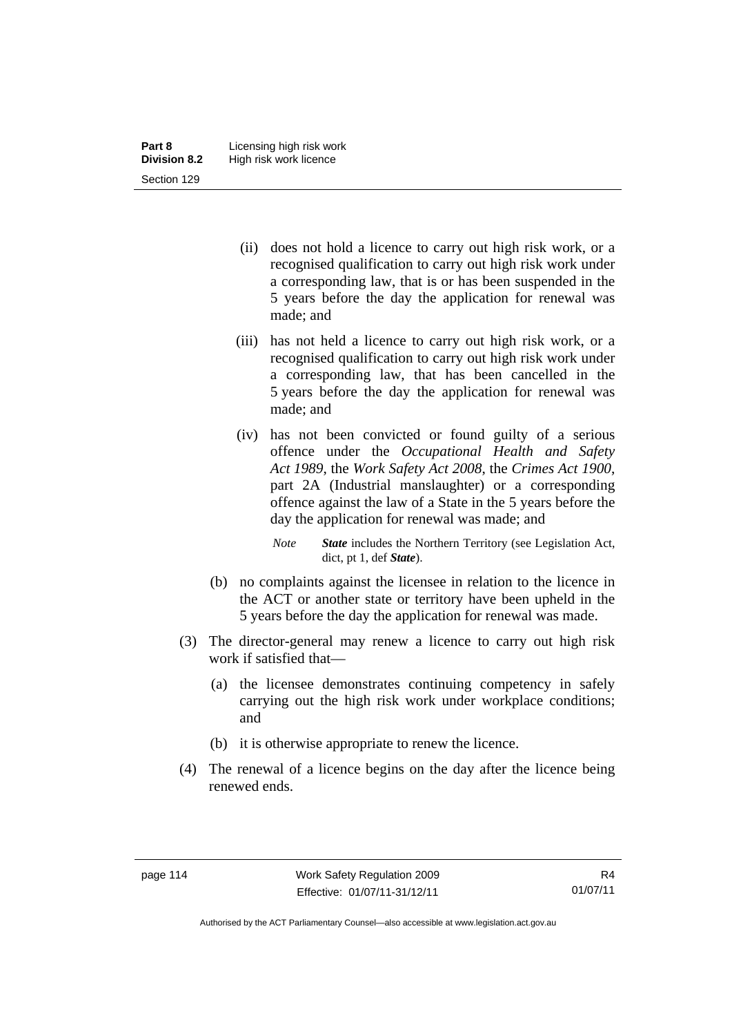(ii) does not hold a licence to carry out high risk work, or a recognised qualification to carry out high risk work under a corresponding law, that is or has been suspended in the 5 years before the day the application for renewal was made; and

(iii) has not held a licence to carry out high risk work, or a recognised qualification to carry out high risk work under a corresponding law, that has been cancelled in the 5 years before the day the application for renewal was made; and

(iv) has not been convicted or found guilty of a serious offence under the *Occupational Health and Safety Act 1989*, the *Work Safety Act 2008*, the *Crimes Act 1900*, part 2A (Industrial manslaughter) or a corresponding offence against the law of a State in the 5 years before the day the application for renewal was made; and

*Note* ***State*** includes the Northern Territory (see Legislation Act, dict, pt 1, def ***State***).

(b) no complaints against the licensee in relation to the licence in the ACT or another state or territory have been upheld in the 5 years before the day the application for renewal was made.

(3) The director-general may renew a licence to carry out high risk work if satisfied that—

(a) the licensee demonstrates continuing competency in safely carrying out the high risk work under workplace conditions; and

(b) it is otherwise appropriate to renew the licence.

(4) The renewal of a licence begins on the day after the licence being renewed ends.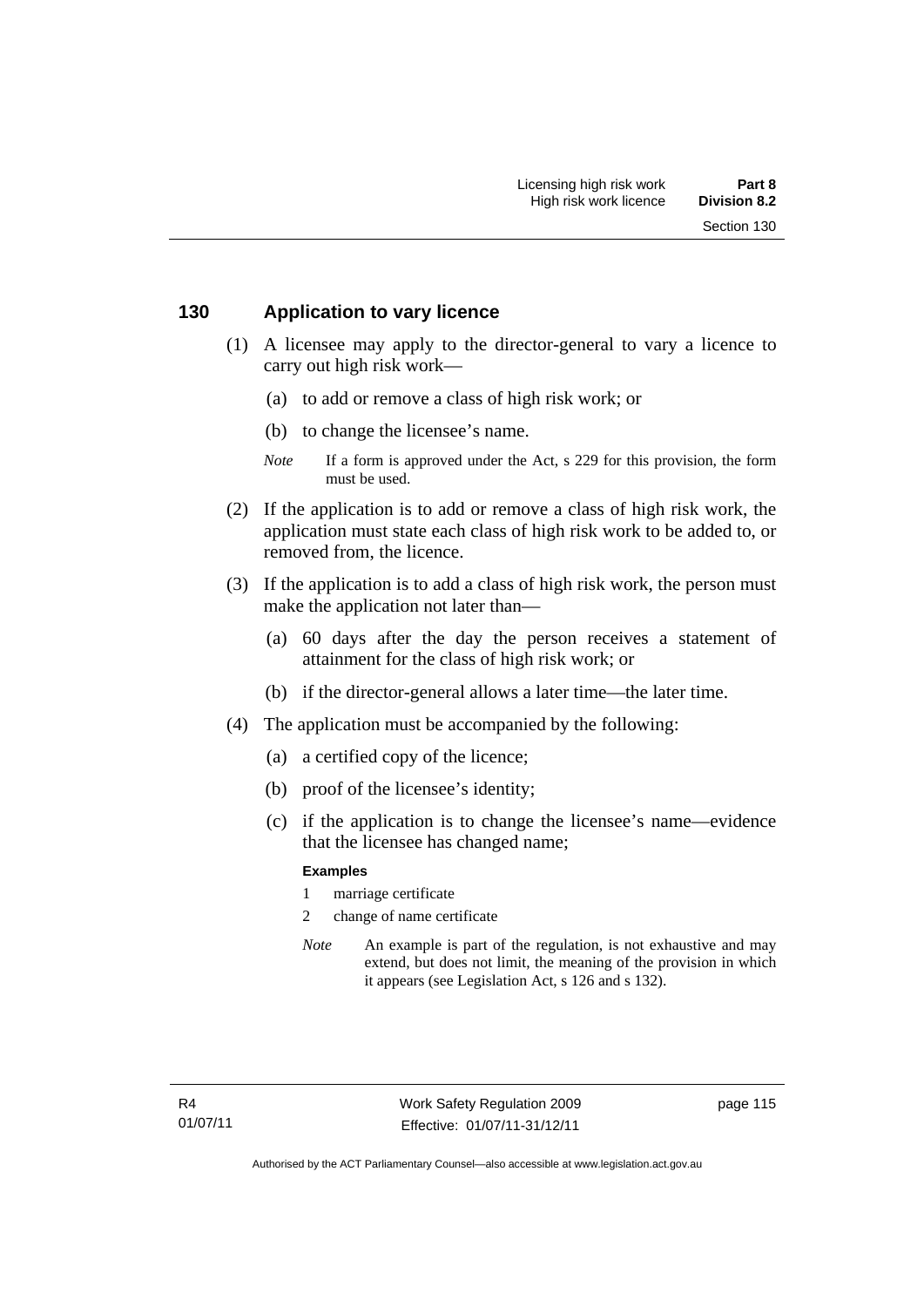## 130 Application to vary licence

(1) A licensee may apply to the director-general to vary a licence to carry out high risk work—

(a) to add or remove a class of high risk work; or

(b) to change the licensee's name.

*Note* If a form is approved under the Act, s 229 for this provision, the form must be used.

(2) If the application is to add or remove a class of high risk work, the application must state each class of high risk work to be added to, or removed from, the licence.

(3) If the application is to add a class of high risk work, the person must make the application not later than—

(a) 60 days after the day the person receives a statement of attainment for the class of high risk work; or

(b) if the director-general allows a later time—the later time.

(4) The application must be accompanied by the following:

(a) a certified copy of the licence;

(b) proof of the licensee's identity;

(c) if the application is to change the licensee's name—evidence that the licensee has changed name;

**Examples**

1 marriage certificate

2 change of name certificate

*Note* An example is part of the regulation, is not exhaustive and may extend, but does not limit, the meaning of the provision in which it appears (see Legislation Act, s 126 and s 132).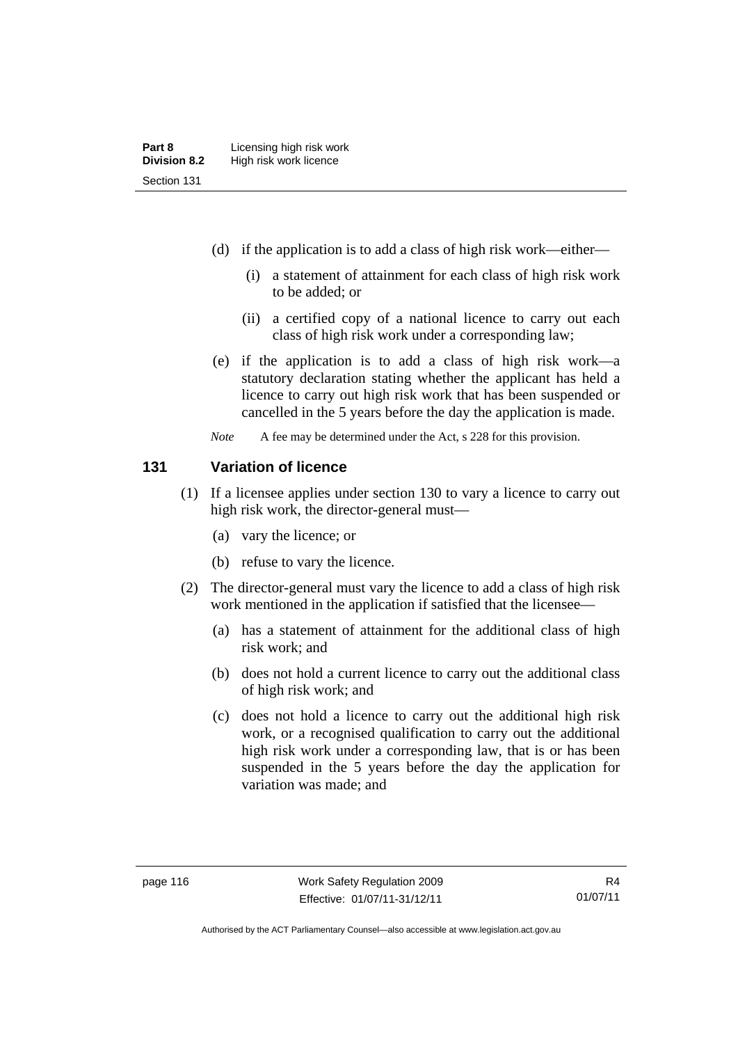(d) if the application is to add a class of high risk work—either—

(i) a statement of attainment for each class of high risk work to be added; or

(ii) a certified copy of a national licence to carry out each class of high risk work under a corresponding law;

(e) if the application is to add a class of high risk work—a statutory declaration stating whether the applicant has held a licence to carry out high risk work that has been suspended or cancelled in the 5 years before the day the application is made.

*Note* A fee may be determined under the Act, s 228 for this provision.

## 131 Variation of licence

(1) If a licensee applies under section 130 to vary a licence to carry out high risk work, the director-general must—

(a) vary the licence; or

(b) refuse to vary the licence.

(2) The director-general must vary the licence to add a class of high risk work mentioned in the application if satisfied that the licensee—

(a) has a statement of attainment for the additional class of high risk work; and

(b) does not hold a current licence to carry out the additional class of high risk work; and

(c) does not hold a licence to carry out the additional high risk work, or a recognised qualification to carry out the additional high risk work under a corresponding law, that is or has been suspended in the 5 years before the day the application for variation was made; and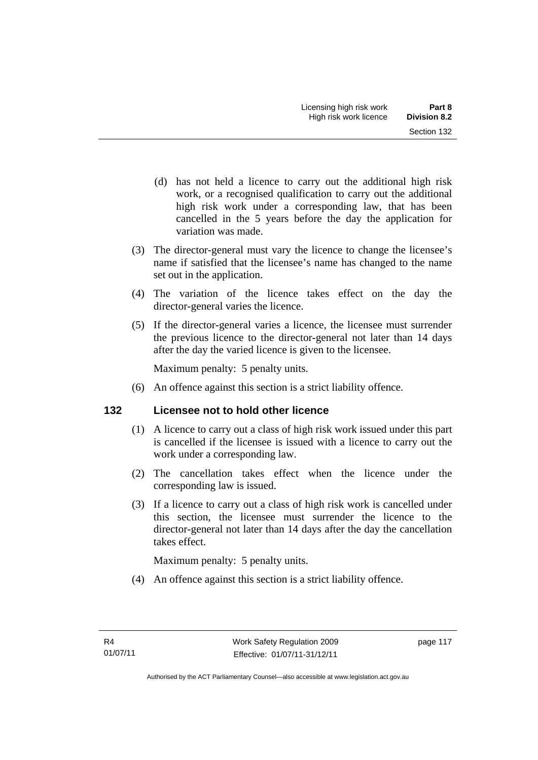(d) has not held a licence to carry out the additional high risk work, or a recognised qualification to carry out the additional high risk work under a corresponding law, that has been cancelled in the 5 years before the day the application for variation was made.

(3) The director-general must vary the licence to change the licensee's name if satisfied that the licensee's name has changed to the name set out in the application.

(4) The variation of the licence takes effect on the day the director-general varies the licence.

(5) If the director-general varies a licence, the licensee must surrender the previous licence to the director-general not later than 14 days after the day the varied licence is given to the licensee.

Maximum penalty: 5 penalty units.

(6) An offence against this section is a strict liability offence.

## 132 Licensee not to hold other licence

(1) A licence to carry out a class of high risk work issued under this part is cancelled if the licensee is issued with a licence to carry out the work under a corresponding law.

(2) The cancellation takes effect when the licence under the corresponding law is issued.

(3) If a licence to carry out a class of high risk work is cancelled under this section, the licensee must surrender the licence to the director-general not later than 14 days after the day the cancellation takes effect.

Maximum penalty: 5 penalty units.

(4) An offence against this section is a strict liability offence.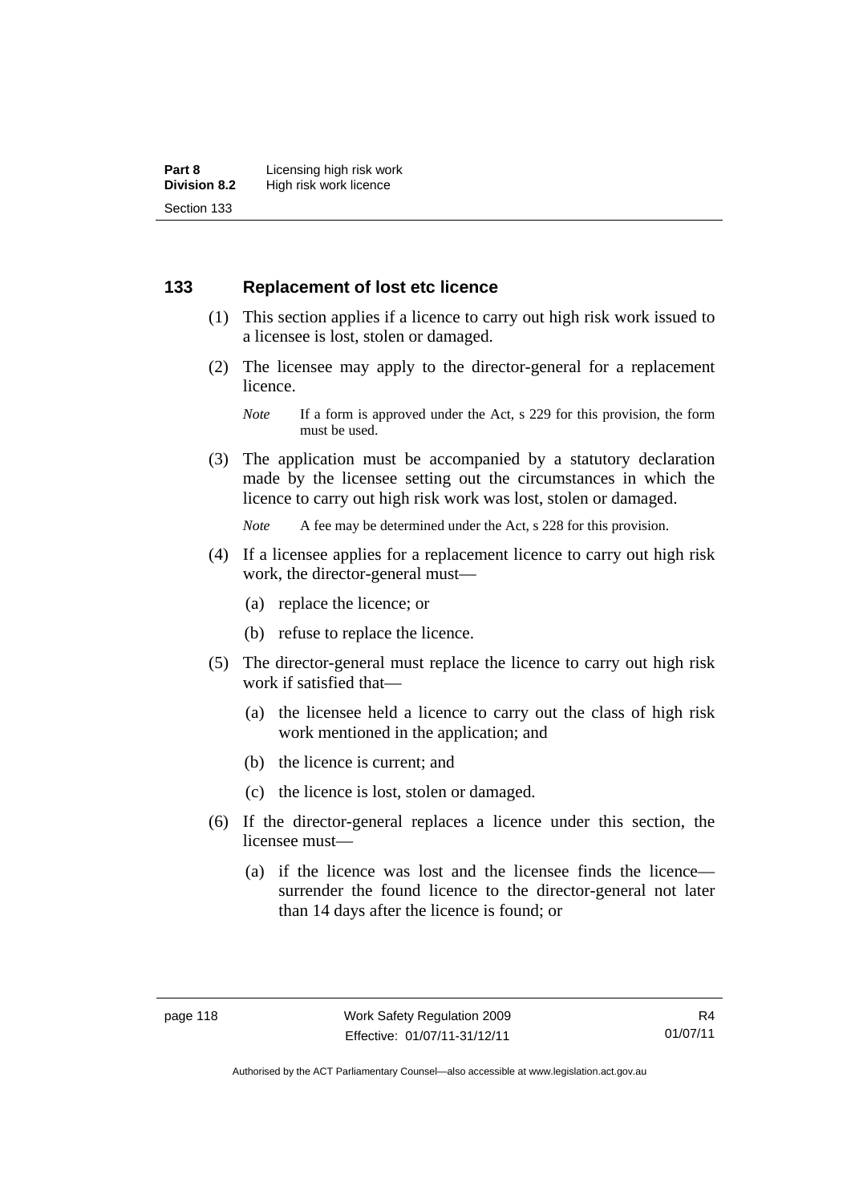## 133 Replacement of lost etc licence

(1) This section applies if a licence to carry out high risk work issued to a licensee is lost, stolen or damaged.

(2) The licensee may apply to the director-general for a replacement licence.

*Note* If a form is approved under the Act, s 229 for this provision, the form must be used.

(3) The application must be accompanied by a statutory declaration made by the licensee setting out the circumstances in which the licence to carry out high risk work was lost, stolen or damaged.

*Note* A fee may be determined under the Act, s 228 for this provision.

(4) If a licensee applies for a replacement licence to carry out high risk work, the director-general must—

(a) replace the licence; or

(b) refuse to replace the licence.

(5) The director-general must replace the licence to carry out high risk work if satisfied that—

(a) the licensee held a licence to carry out the class of high risk work mentioned in the application; and

(b) the licence is current; and

(c) the licence is lost, stolen or damaged.

(6) If the director-general replaces a licence under this section, the licensee must—

(a) if the licence was lost and the licensee finds the licence—surrender the found licence to the director-general not later than 14 days after the licence is found; or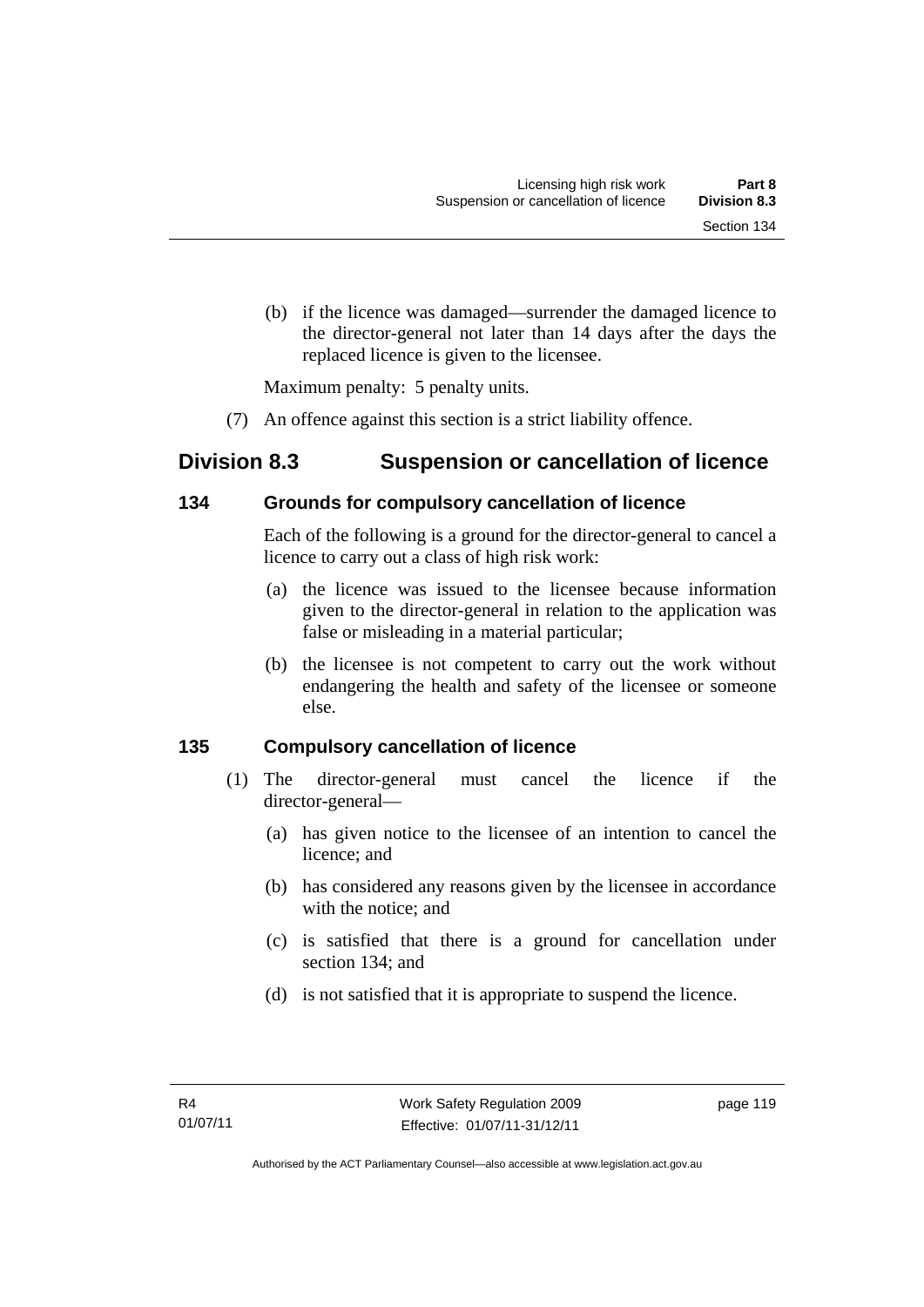(b) if the licence was damaged—surrender the damaged licence to the director-general not later than 14 days after the days the replaced licence is given to the licensee.

Maximum penalty: 5 penalty units.

(7) An offence against this section is a strict liability offence.

## Division 8.3 Suspension or cancellation of licence

### 134 Grounds for compulsory cancellation of licence

Each of the following is a ground for the director-general to cancel a licence to carry out a class of high risk work:

(a) the licence was issued to the licensee because information given to the director-general in relation to the application was false or misleading in a material particular;

(b) the licensee is not competent to carry out the work without endangering the health and safety of the licensee or someone else.

### 135 Compulsory cancellation of licence

(1) The director-general must cancel the licence if the director-general—

(a) has given notice to the licensee of an intention to cancel the licence; and

(b) has considered any reasons given by the licensee in accordance with the notice; and

(c) is satisfied that there is a ground for cancellation under section 134; and

(d) is not satisfied that it is appropriate to suspend the licence.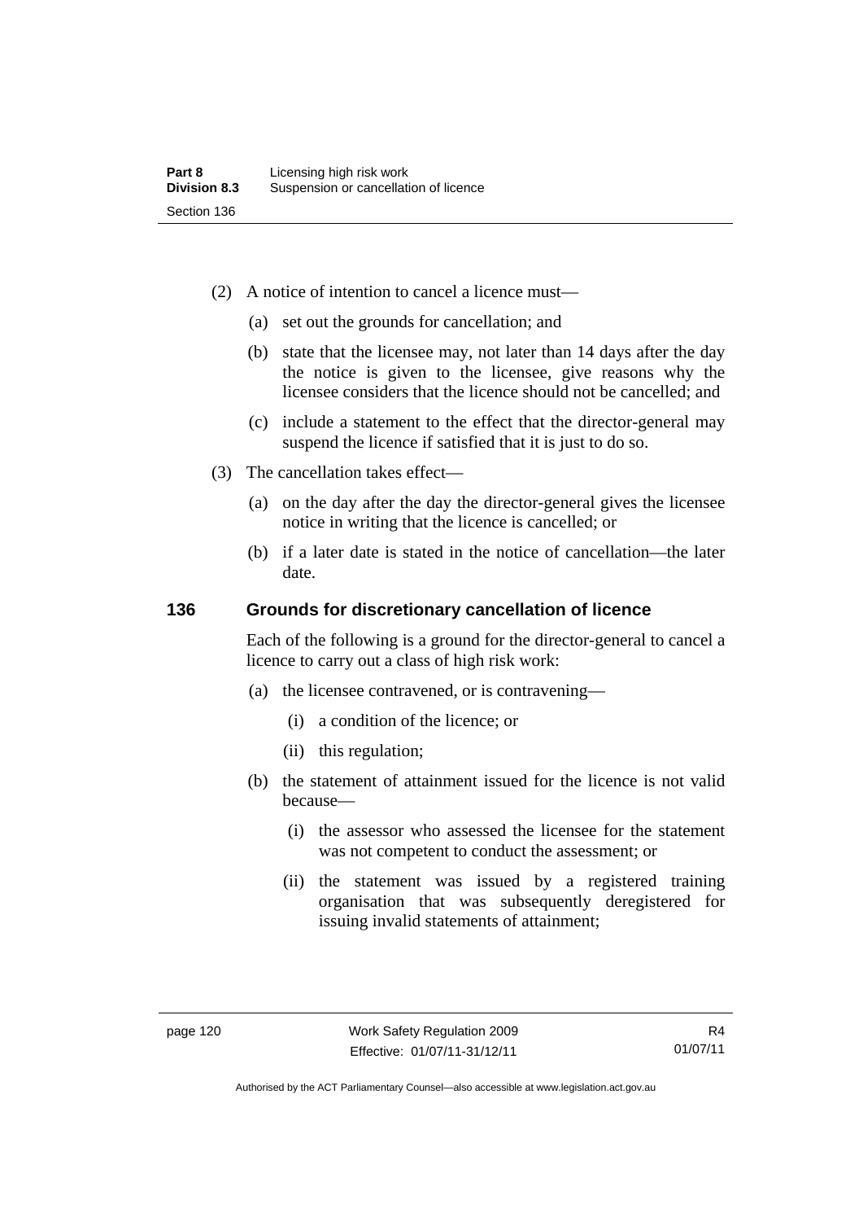(2) A notice of intention to cancel a licence must—

(a) set out the grounds for cancellation; and

(b) state that the licensee may, not later than 14 days after the day the notice is given to the licensee, give reasons why the licensee considers that the licence should not be cancelled; and

(c) include a statement to the effect that the director-general may suspend the licence if satisfied that it is just to do so.

(3) The cancellation takes effect—

(a) on the day after the day the director-general gives the licensee notice in writing that the licence is cancelled; or

(b) if a later date is stated in the notice of cancellation—the later date.

### 136 Grounds for discretionary cancellation of licence

Each of the following is a ground for the director-general to cancel a licence to carry out a class of high risk work:

(a) the licensee contravened, or is contravening—

(i) a condition of the licence; or

(ii) this regulation;

(b) the statement of attainment issued for the licence is not valid because—

(i) the assessor who assessed the licensee for the statement was not competent to conduct the assessment; or

(ii) the statement was issued by a registered training organisation that was subsequently deregistered for issuing invalid statements of attainment;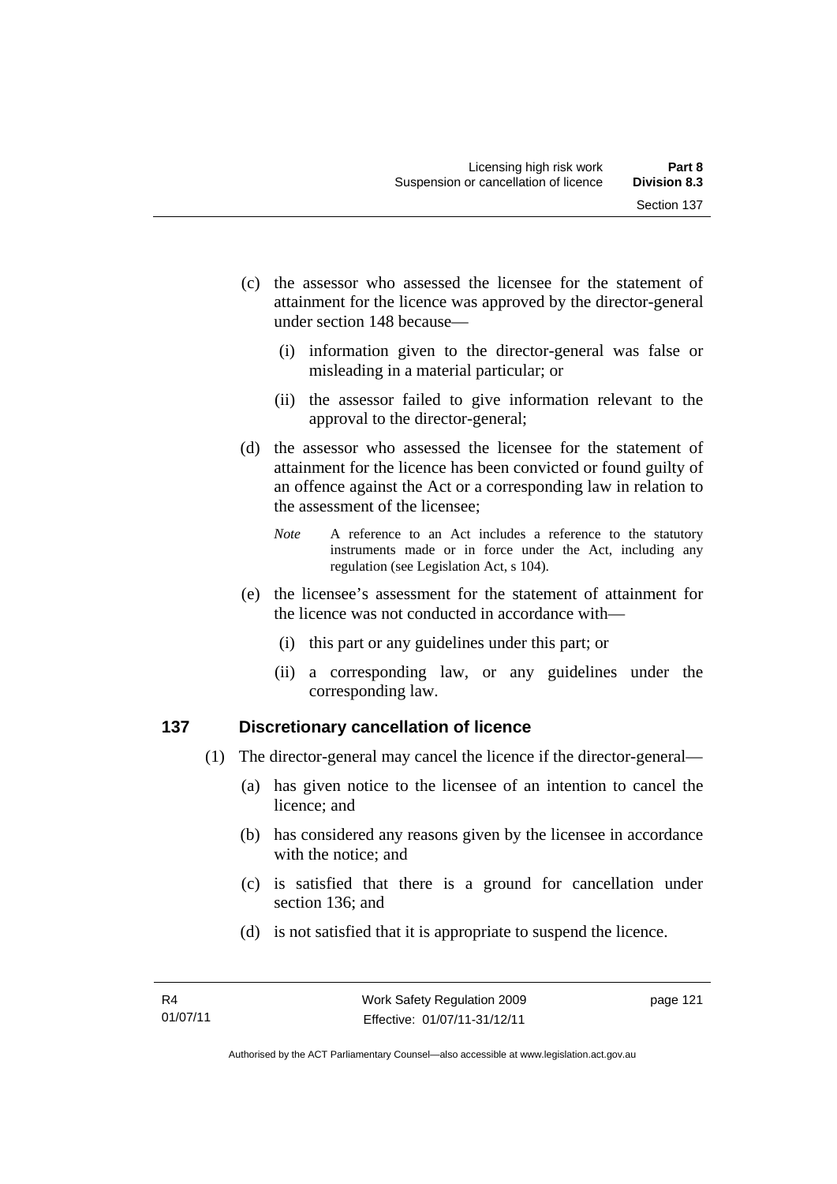(c) the assessor who assessed the licensee for the statement of attainment for the licence was approved by the director-general under section 148 because—

  (i) information given to the director-general was false or misleading in a material particular; or

  (ii) the assessor failed to give information relevant to the approval to the director-general;

(d) the assessor who assessed the licensee for the statement of attainment for the licence has been convicted or found guilty of an offence against the Act or a corresponding law in relation to the assessment of the licensee;

*Note* A reference to an Act includes a reference to the statutory instruments made or in force under the Act, including any regulation (see Legislation Act, s 104).

(e) the licensee's assessment for the statement of attainment for the licence was not conducted in accordance with—

  (i) this part or any guidelines under this part; or

  (ii) a corresponding law, or any guidelines under the corresponding law.

## 137 Discretionary cancellation of licence

(1) The director-general may cancel the licence if the director-general—

  (a) has given notice to the licensee of an intention to cancel the licence; and

  (b) has considered any reasons given by the licensee in accordance with the notice; and

  (c) is satisfied that there is a ground for cancellation under section 136; and

  (d) is not satisfied that it is appropriate to suspend the licence.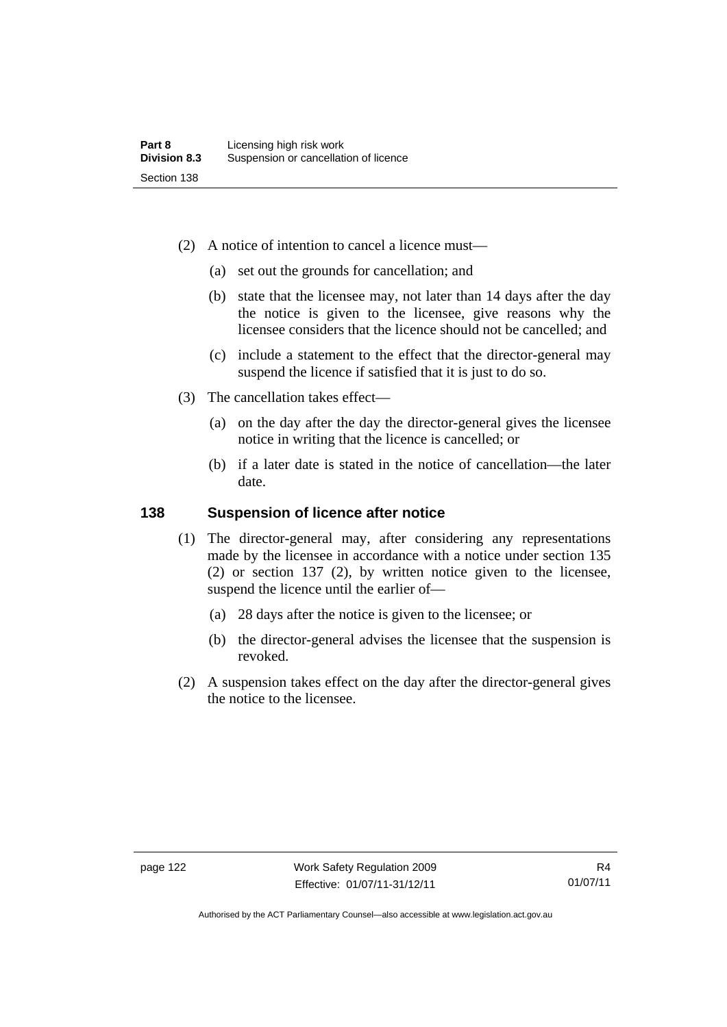(2) A notice of intention to cancel a licence must—

   (a) set out the grounds for cancellation; and

   (b) state that the licensee may, not later than 14 days after the day the notice is given to the licensee, give reasons why the licensee considers that the licence should not be cancelled; and

   (c) include a statement to the effect that the director-general may suspend the licence if satisfied that it is just to do so.

(3) The cancellation takes effect—

   (a) on the day after the day the director-general gives the licensee notice in writing that the licence is cancelled; or

   (b) if a later date is stated in the notice of cancellation—the later date.

### 138 Suspension of licence after notice

(1) The director-general may, after considering any representations made by the licensee in accordance with a notice under section 135 (2) or section 137 (2), by written notice given to the licensee, suspend the licence until the earlier of—

   (a) 28 days after the notice is given to the licensee; or

   (b) the director-general advises the licensee that the suspension is revoked.

(2) A suspension takes effect on the day after the director-general gives the notice to the licensee.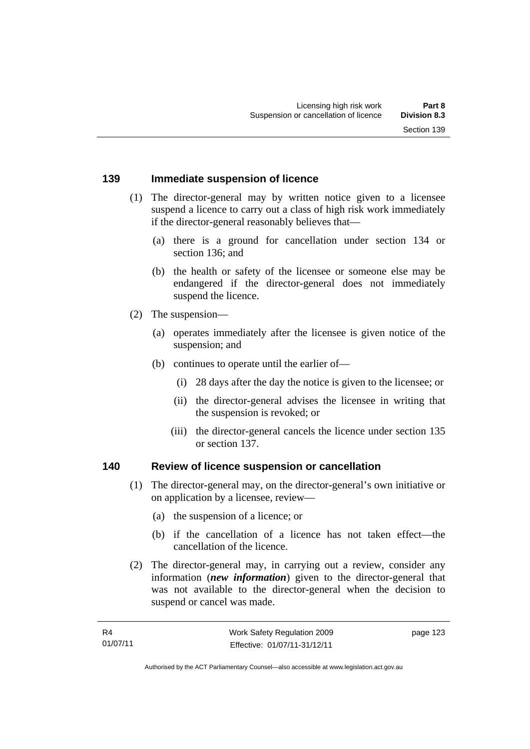## 139 Immediate suspension of licence

(1) The director-general may by written notice given to a licensee suspend a licence to carry out a class of high risk work immediately if the director-general reasonably believes that—

(a) there is a ground for cancellation under section 134 or section 136; and

(b) the health or safety of the licensee or someone else may be endangered if the director-general does not immediately suspend the licence.

(2) The suspension—

(a) operates immediately after the licensee is given notice of the suspension; and

(b) continues to operate until the earlier of—

(i) 28 days after the day the notice is given to the licensee; or

(ii) the director-general advises the licensee in writing that the suspension is revoked; or

(iii) the director-general cancels the licence under section 135 or section 137.

## 140 Review of licence suspension or cancellation

(1) The director-general may, on the director-general's own initiative or on application by a licensee, review—

(a) the suspension of a licence; or

(b) if the cancellation of a licence has not taken effect—the cancellation of the licence.

(2) The director-general may, in carrying out a review, consider any information (***new information***) given to the director-general that was not available to the director-general when the decision to suspend or cancel was made.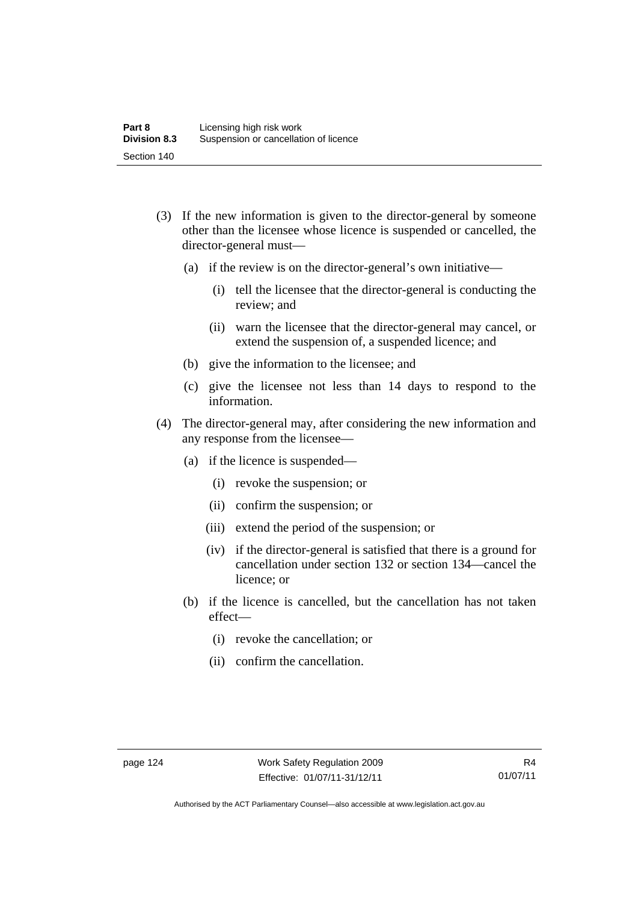(3) If the new information is given to the director-general by someone other than the licensee whose licence is suspended or cancelled, the director-general must—

   (a) if the review is on the director-general's own initiative—

      (i) tell the licensee that the director-general is conducting the review; and

      (ii) warn the licensee that the director-general may cancel, or extend the suspension of, a suspended licence; and

   (b) give the information to the licensee; and

   (c) give the licensee not less than 14 days to respond to the information.

(4) The director-general may, after considering the new information and any response from the licensee—

   (a) if the licence is suspended—

      (i) revoke the suspension; or

      (ii) confirm the suspension; or

      (iii) extend the period of the suspension; or

      (iv) if the director-general is satisfied that there is a ground for cancellation under section 132 or section 134—cancel the licence; or

   (b) if the licence is cancelled, but the cancellation has not taken effect—

      (i) revoke the cancellation; or

      (ii) confirm the cancellation.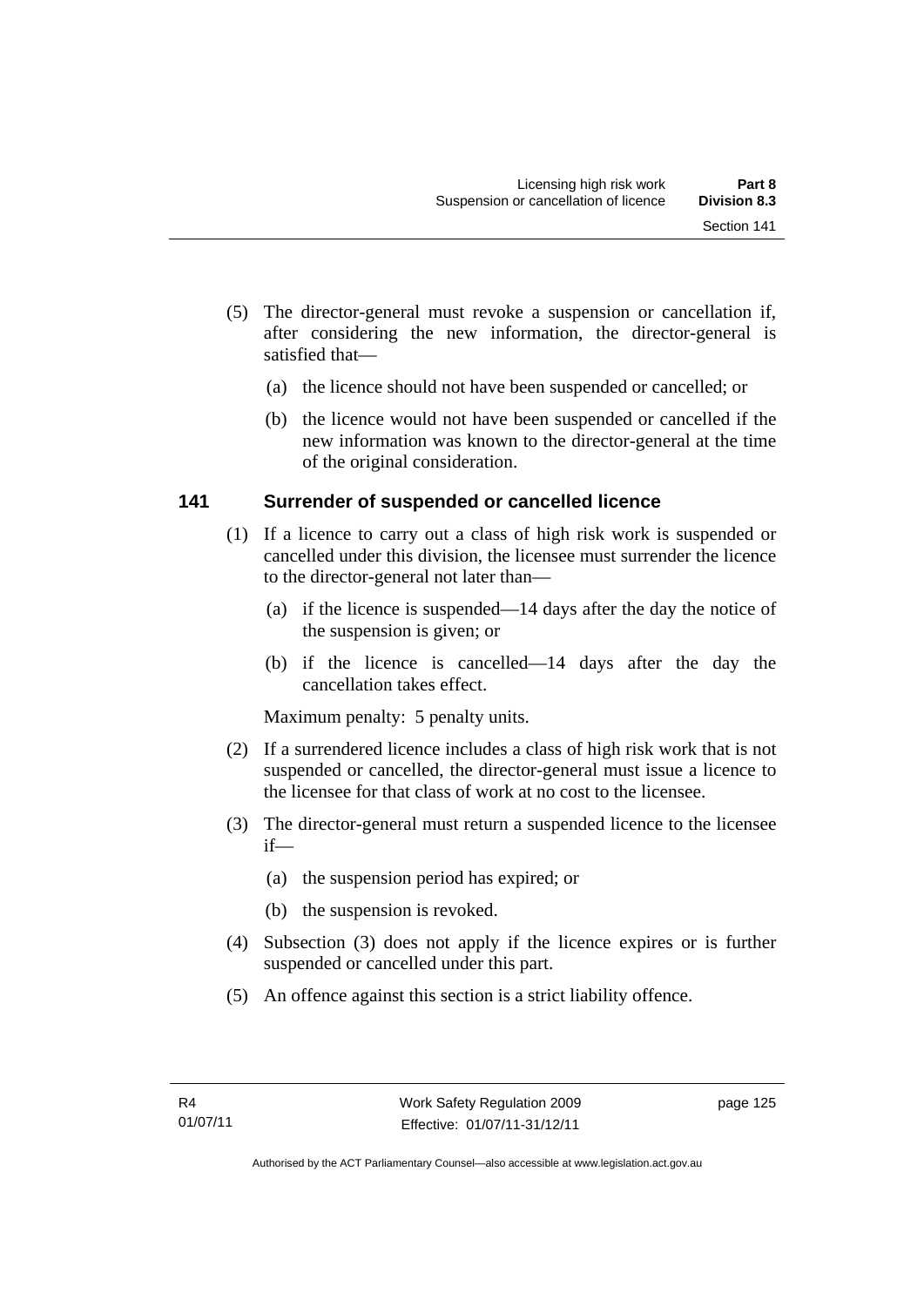(5) The director-general must revoke a suspension or cancellation if, after considering the new information, the director-general is satisfied that—

(a) the licence should not have been suspended or cancelled; or

(b) the licence would not have been suspended or cancelled if the new information was known to the director-general at the time of the original consideration.

### 141 Surrender of suspended or cancelled licence

(1) If a licence to carry out a class of high risk work is suspended or cancelled under this division, the licensee must surrender the licence to the director-general not later than—

(a) if the licence is suspended—14 days after the day the notice of the suspension is given; or

(b) if the licence is cancelled—14 days after the day the cancellation takes effect.

Maximum penalty: 5 penalty units.

(2) If a surrendered licence includes a class of high risk work that is not suspended or cancelled, the director-general must issue a licence to the licensee for that class of work at no cost to the licensee.

(3) The director-general must return a suspended licence to the licensee if—

(a) the suspension period has expired; or

(b) the suspension is revoked.

(4) Subsection (3) does not apply if the licence expires or is further suspended or cancelled under this part.

(5) An offence against this section is a strict liability offence.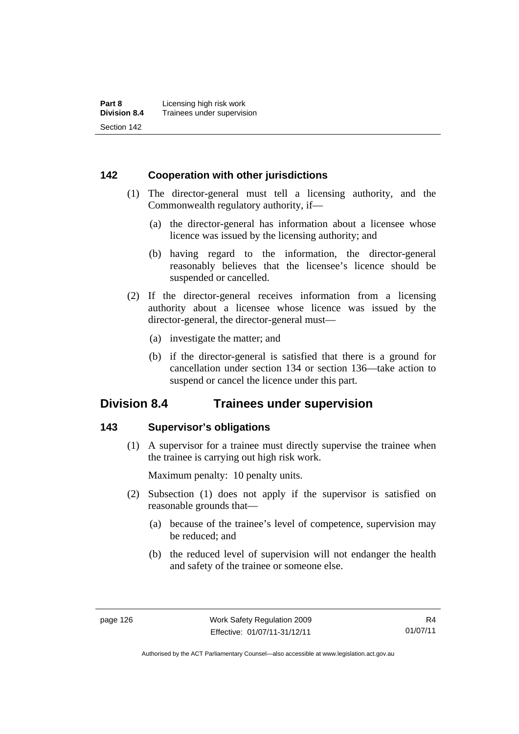### 142 Cooperation with other jurisdictions

(1) The director-general must tell a licensing authority, and the Commonwealth regulatory authority, if—

(a) the director-general has information about a licensee whose licence was issued by the licensing authority; and

(b) having regard to the information, the director-general reasonably believes that the licensee's licence should be suspended or cancelled.

(2) If the director-general receives information from a licensing authority about a licensee whose licence was issued by the director-general, the director-general must—

(a) investigate the matter; and

(b) if the director-general is satisfied that there is a ground for cancellation under section 134 or section 136—take action to suspend or cancel the licence under this part.

## Division 8.4 Trainees under supervision

### 143 Supervisor's obligations

(1) A supervisor for a trainee must directly supervise the trainee when the trainee is carrying out high risk work.

Maximum penalty: 10 penalty units.

(2) Subsection (1) does not apply if the supervisor is satisfied on reasonable grounds that—

(a) because of the trainee's level of competence, supervision may be reduced; and

(b) the reduced level of supervision will not endanger the health and safety of the trainee or someone else.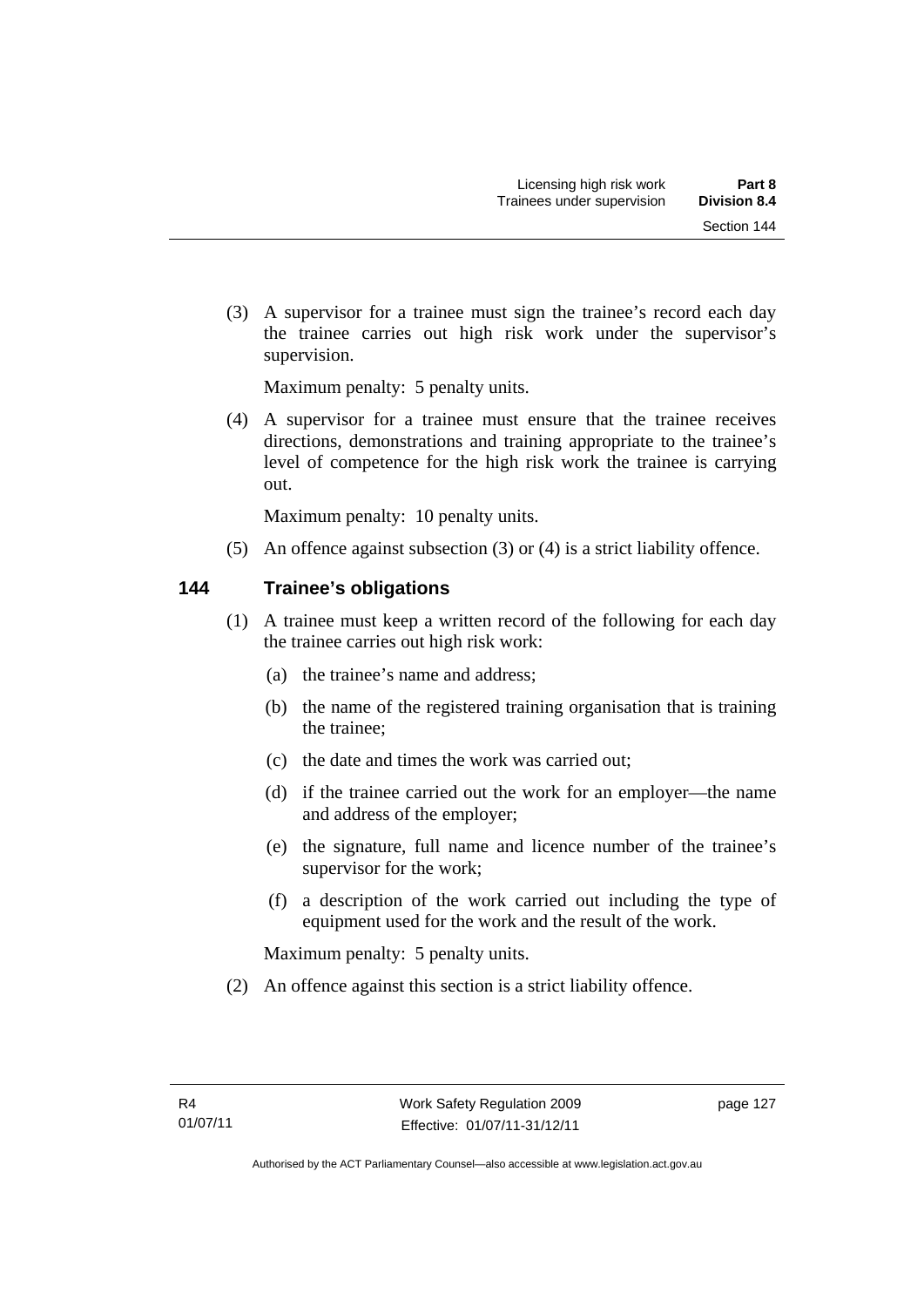(3) A supervisor for a trainee must sign the trainee's record each day the trainee carries out high risk work under the supervisor's supervision.

Maximum penalty: 5 penalty units.

(4) A supervisor for a trainee must ensure that the trainee receives directions, demonstrations and training appropriate to the trainee's level of competence for the high risk work the trainee is carrying out.

Maximum penalty: 10 penalty units.

(5) An offence against subsection (3) or (4) is a strict liability offence.

## 144 Trainee's obligations

(1) A trainee must keep a written record of the following for each day the trainee carries out high risk work:

(a) the trainee's name and address;

(b) the name of the registered training organisation that is training the trainee;

(c) the date and times the work was carried out;

(d) if the trainee carried out the work for an employer—the name and address of the employer;

(e) the signature, full name and licence number of the trainee's supervisor for the work;

(f) a description of the work carried out including the type of equipment used for the work and the result of the work.

Maximum penalty: 5 penalty units.

(2) An offence against this section is a strict liability offence.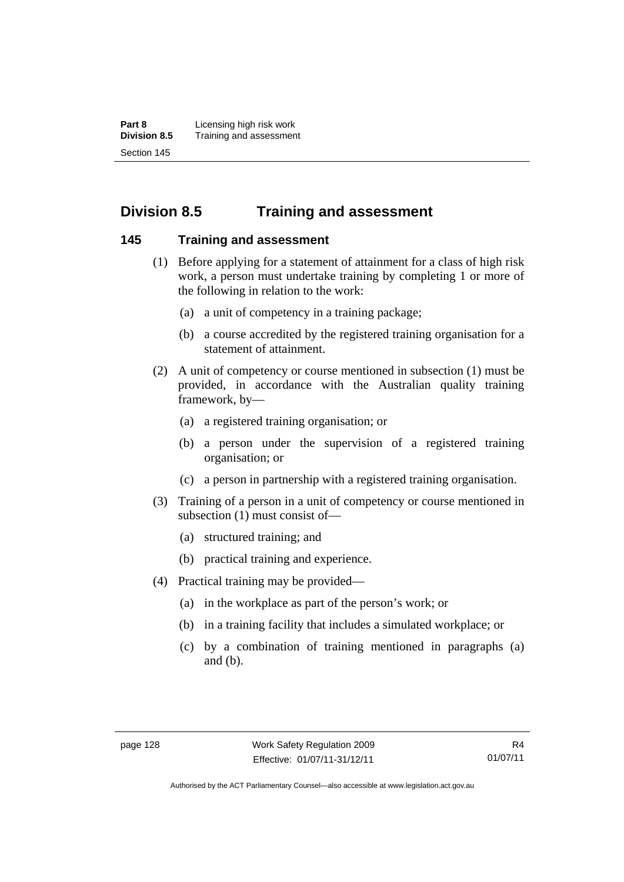## Division 8.5 Training and assessment

### 145 Training and assessment

(1) Before applying for a statement of attainment for a class of high risk work, a person must undertake training by completing 1 or more of the following in relation to the work:

  (a) a unit of competency in a training package;

  (b) a course accredited by the registered training organisation for a statement of attainment.

(2) A unit of competency or course mentioned in subsection (1) must be provided, in accordance with the Australian quality training framework, by—

  (a) a registered training organisation; or

  (b) a person under the supervision of a registered training organisation; or

  (c) a person in partnership with a registered training organisation.

(3) Training of a person in a unit of competency or course mentioned in subsection (1) must consist of—

  (a) structured training; and

  (b) practical training and experience.

(4) Practical training may be provided—

  (a) in the workplace as part of the person's work; or

  (b) in a training facility that includes a simulated workplace; or

  (c) by a combination of training mentioned in paragraphs (a) and (b).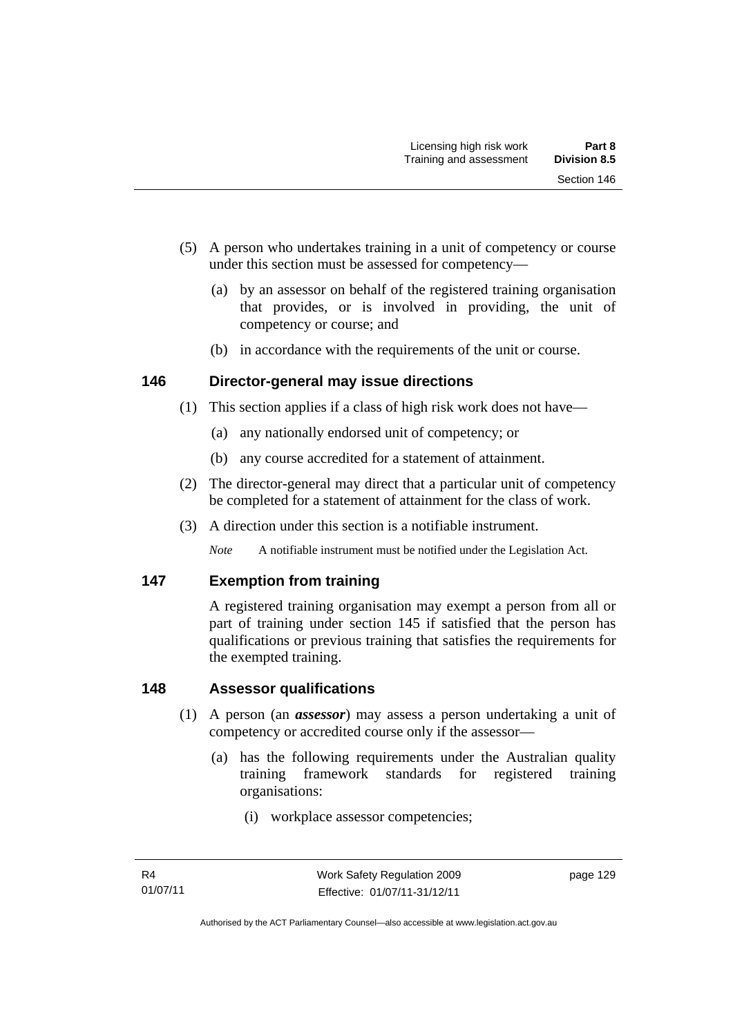(5) A person who undertakes training in a unit of competency or course under this section must be assessed for competency—

(a) by an assessor on behalf of the registered training organisation that provides, or is involved in providing, the unit of competency or course; and

(b) in accordance with the requirements of the unit or course.

### 146 Director-general may issue directions

(1) This section applies if a class of high risk work does not have—

(a) any nationally endorsed unit of competency; or

(b) any course accredited for a statement of attainment.

(2) The director-general may direct that a particular unit of competency be completed for a statement of attainment for the class of work.

(3) A direction under this section is a notifiable instrument.

*Note* A notifiable instrument must be notified under the Legislation Act.

### 147 Exemption from training

A registered training organisation may exempt a person from all or part of training under section 145 if satisfied that the person has qualifications or previous training that satisfies the requirements for the exempted training.

### 148 Assessor qualifications

(1) A person (an ***assessor***) may assess a person undertaking a unit of competency or accredited course only if the assessor—

(a) has the following requirements under the Australian quality training framework standards for registered training organisations:

(i) workplace assessor competencies;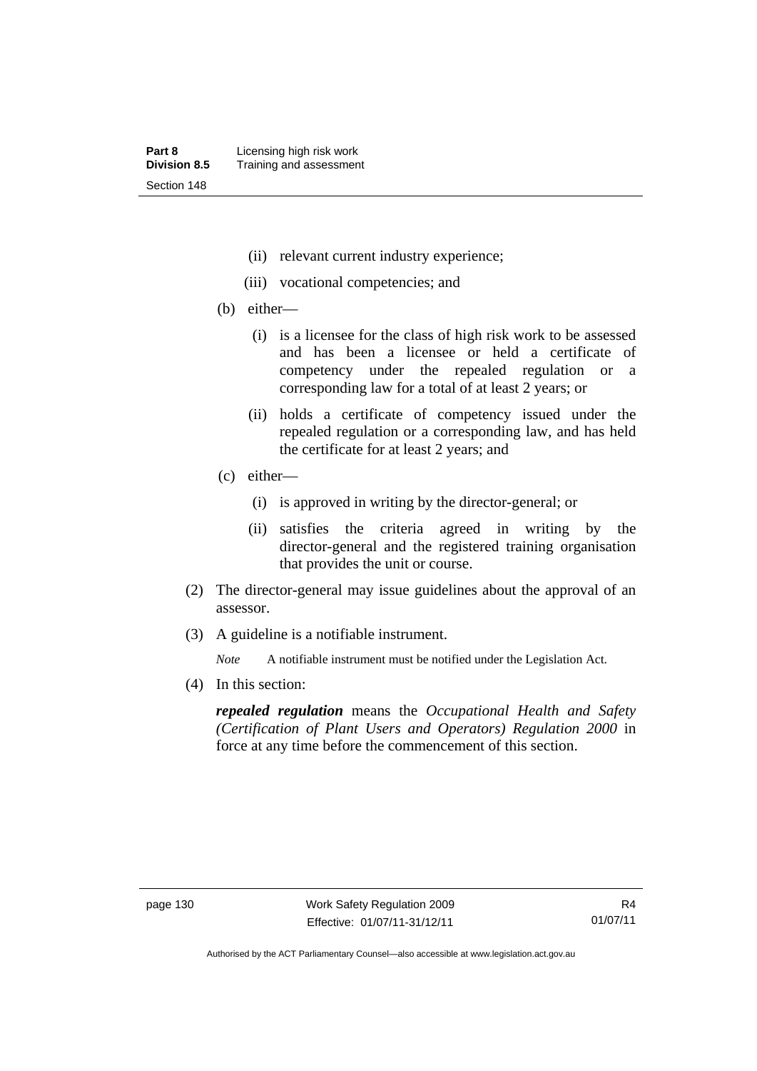(ii) relevant current industry experience;

(iii) vocational competencies; and

(b) either—

(i) is a licensee for the class of high risk work to be assessed and has been a licensee or held a certificate of competency under the repealed regulation or a corresponding law for a total of at least 2 years; or

(ii) holds a certificate of competency issued under the repealed regulation or a corresponding law, and has held the certificate for at least 2 years; and

(c) either—

(i) is approved in writing by the director-general; or

(ii) satisfies the criteria agreed in writing by the director-general and the registered training organisation that provides the unit or course.

(2) The director-general may issue guidelines about the approval of an assessor.

(3) A guideline is a notifiable instrument.

*Note* A notifiable instrument must be notified under the Legislation Act.

(4) In this section:

***repealed regulation*** means the *Occupational Health and Safety (Certification of Plant Users and Operators) Regulation 2000* in force at any time before the commencement of this section.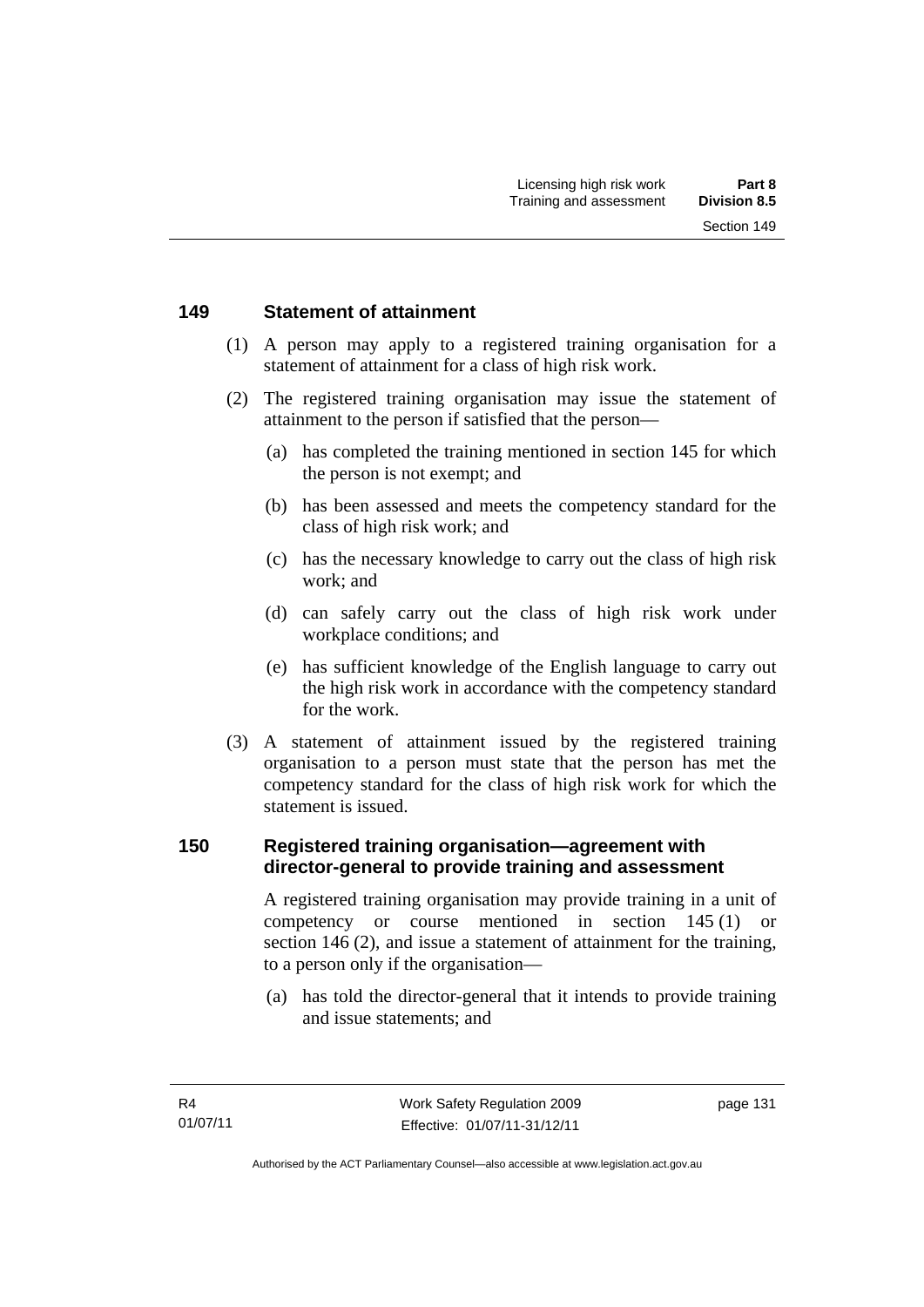## 149 Statement of attainment

(1) A person may apply to a registered training organisation for a statement of attainment for a class of high risk work.

(2) The registered training organisation may issue the statement of attainment to the person if satisfied that the person—

(a) has completed the training mentioned in section 145 for which the person is not exempt; and

(b) has been assessed and meets the competency standard for the class of high risk work; and

(c) has the necessary knowledge to carry out the class of high risk work; and

(d) can safely carry out the class of high risk work under workplace conditions; and

(e) has sufficient knowledge of the English language to carry out the high risk work in accordance with the competency standard for the work.

(3) A statement of attainment issued by the registered training organisation to a person must state that the person has met the competency standard for the class of high risk work for which the statement is issued.

## 150 Registered training organisation—agreement with director-general to provide training and assessment

A registered training organisation may provide training in a unit of competency or course mentioned in section 145 (1) or section 146 (2), and issue a statement of attainment for the training, to a person only if the organisation—

(a) has told the director-general that it intends to provide training and issue statements; and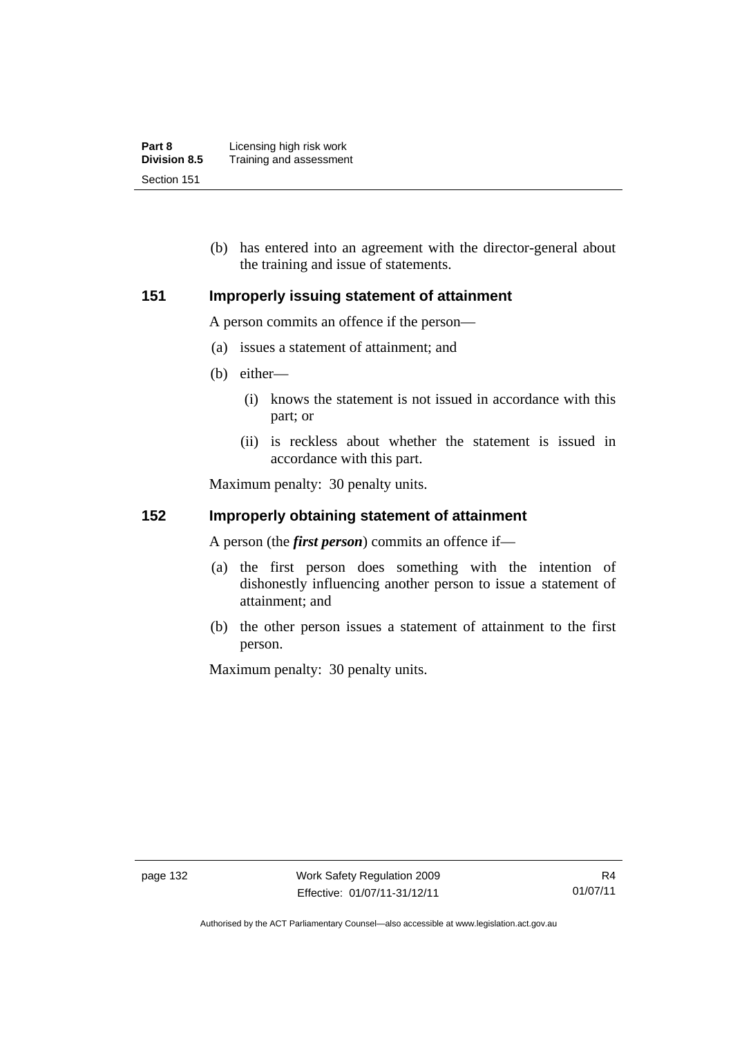(b) has entered into an agreement with the director-general about the training and issue of statements.

## 151 Improperly issuing statement of attainment

A person commits an offence if the person—

(a) issues a statement of attainment; and

(b) either—

   (i) knows the statement is not issued in accordance with this part; or

   (ii) is reckless about whether the statement is issued in accordance with this part.

Maximum penalty: 30 penalty units.

## 152 Improperly obtaining statement of attainment

A person (the ***first person***) commits an offence if—

(a) the first person does something with the intention of dishonestly influencing another person to issue a statement of attainment; and

(b) the other person issues a statement of attainment to the first person.

Maximum penalty: 30 penalty units.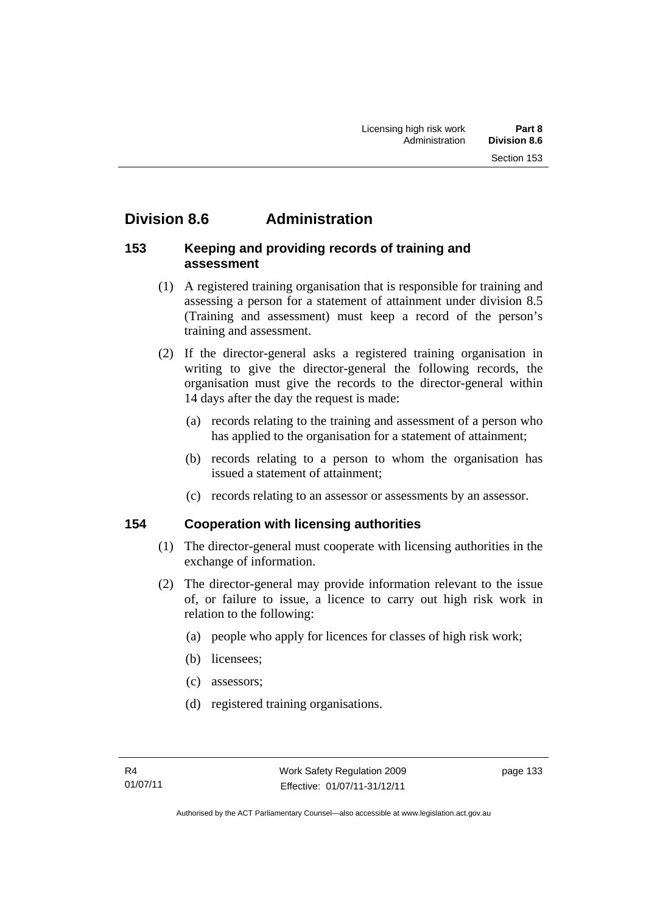## Division 8.6 Administration

### 153 Keeping and providing records of training and assessment

(1) A registered training organisation that is responsible for training and assessing a person for a statement of attainment under division 8.5 (Training and assessment) must keep a record of the person's training and assessment.

(2) If the director-general asks a registered training organisation in writing to give the director-general the following records, the organisation must give the records to the director-general within 14 days after the day the request is made:

(a) records relating to the training and assessment of a person who has applied to the organisation for a statement of attainment;

(b) records relating to a person to whom the organisation has issued a statement of attainment;

(c) records relating to an assessor or assessments by an assessor.

### 154 Cooperation with licensing authorities

(1) The director-general must cooperate with licensing authorities in the exchange of information.

(2) The director-general may provide information relevant to the issue of, or failure to issue, a licence to carry out high risk work in relation to the following:

(a) people who apply for licences for classes of high risk work;

(b) licensees;

(c) assessors;

(d) registered training organisations.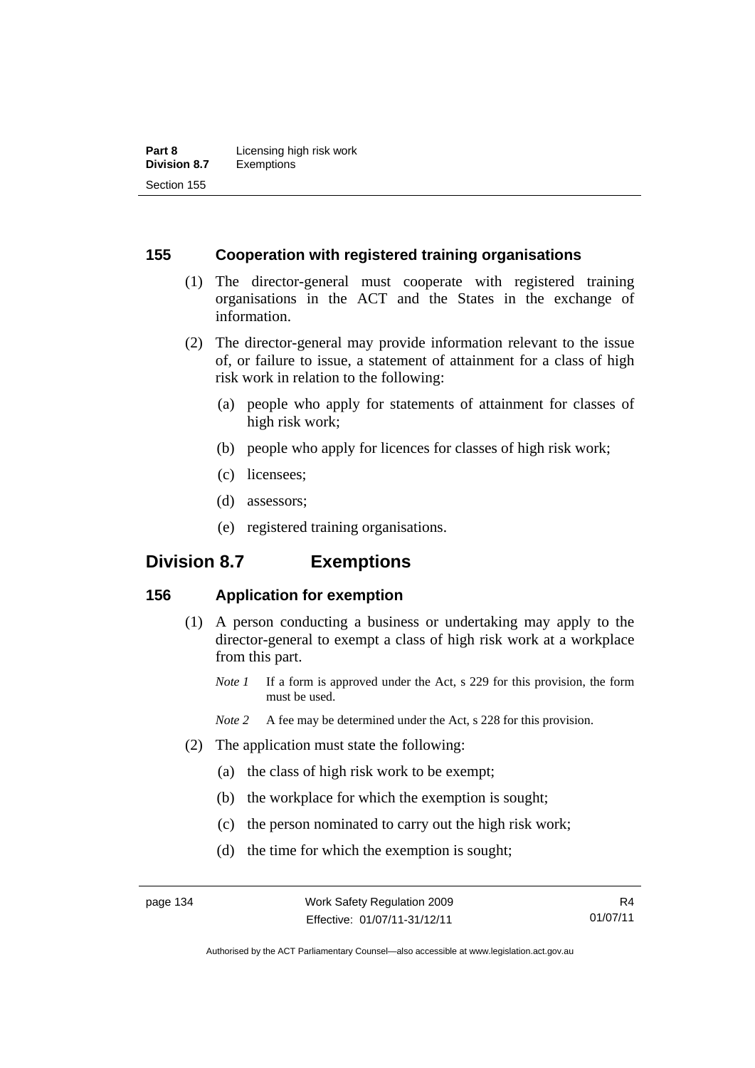### 155 Cooperation with registered training organisations

(1) The director-general must cooperate with registered training organisations in the ACT and the States in the exchange of information.

(2) The director-general may provide information relevant to the issue of, or failure to issue, a statement of attainment for a class of high risk work in relation to the following:

(a) people who apply for statements of attainment for classes of high risk work;

(b) people who apply for licences for classes of high risk work;

(c) licensees;

(d) assessors;

(e) registered training organisations.

## Division 8.7 Exemptions

### 156 Application for exemption

(1) A person conducting a business or undertaking may apply to the director-general to exempt a class of high risk work at a workplace from this part.

*Note 1* If a form is approved under the Act, s 229 for this provision, the form must be used.

*Note 2* A fee may be determined under the Act, s 228 for this provision.

(2) The application must state the following:

(a) the class of high risk work to be exempt;

(b) the workplace for which the exemption is sought;

(c) the person nominated to carry out the high risk work;

(d) the time for which the exemption is sought;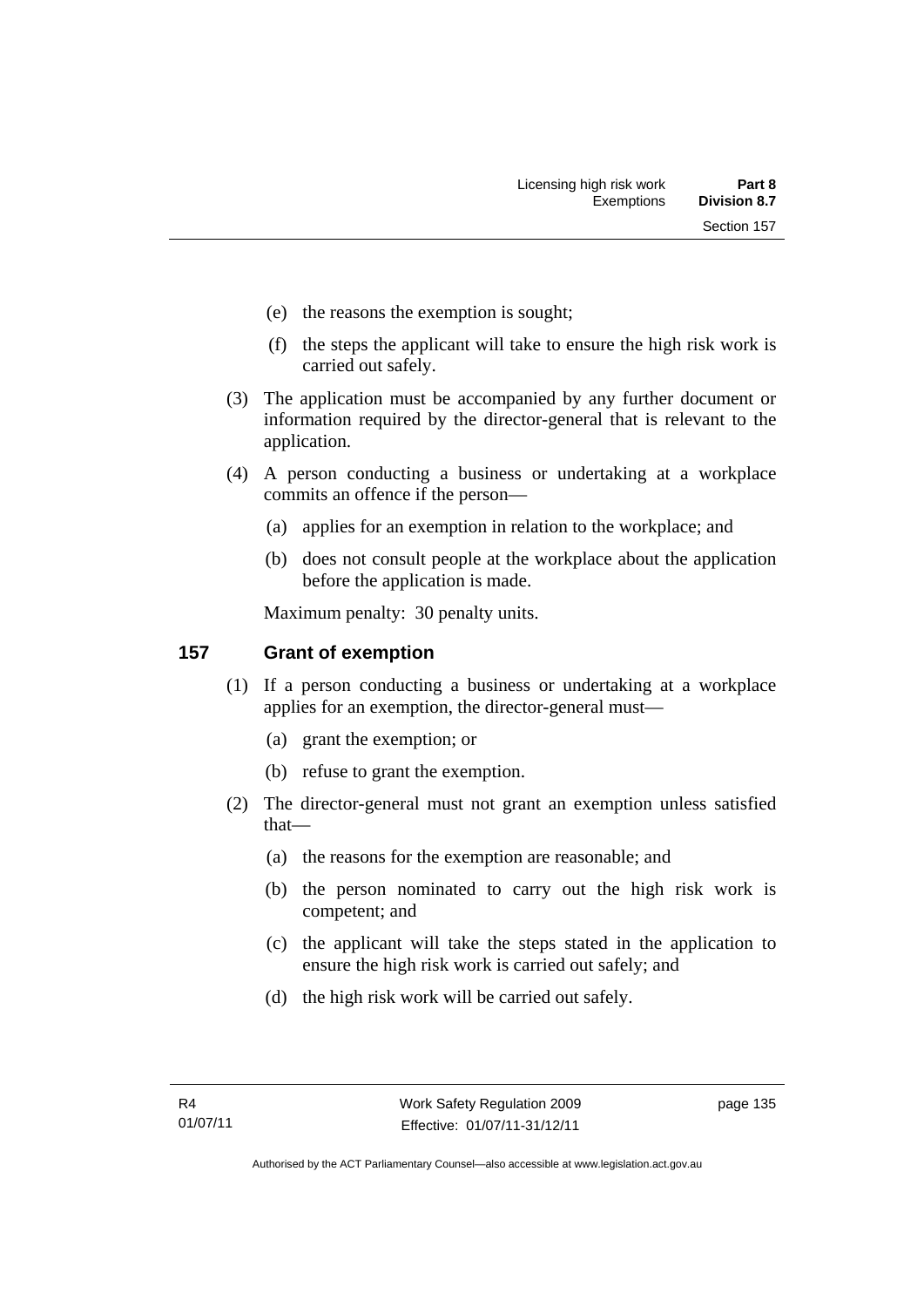(e) the reasons the exemption is sought;

(f) the steps the applicant will take to ensure the high risk work is carried out safely.

(3) The application must be accompanied by any further document or information required by the director-general that is relevant to the application.

(4) A person conducting a business or undertaking at a workplace commits an offence if the person—

(a) applies for an exemption in relation to the workplace; and

(b) does not consult people at the workplace about the application before the application is made.

Maximum penalty: 30 penalty units.

## 157 Grant of exemption

(1) If a person conducting a business or undertaking at a workplace applies for an exemption, the director-general must—

(a) grant the exemption; or

(b) refuse to grant the exemption.

(2) The director-general must not grant an exemption unless satisfied that—

(a) the reasons for the exemption are reasonable; and

(b) the person nominated to carry out the high risk work is competent; and

(c) the applicant will take the steps stated in the application to ensure the high risk work is carried out safely; and

(d) the high risk work will be carried out safely.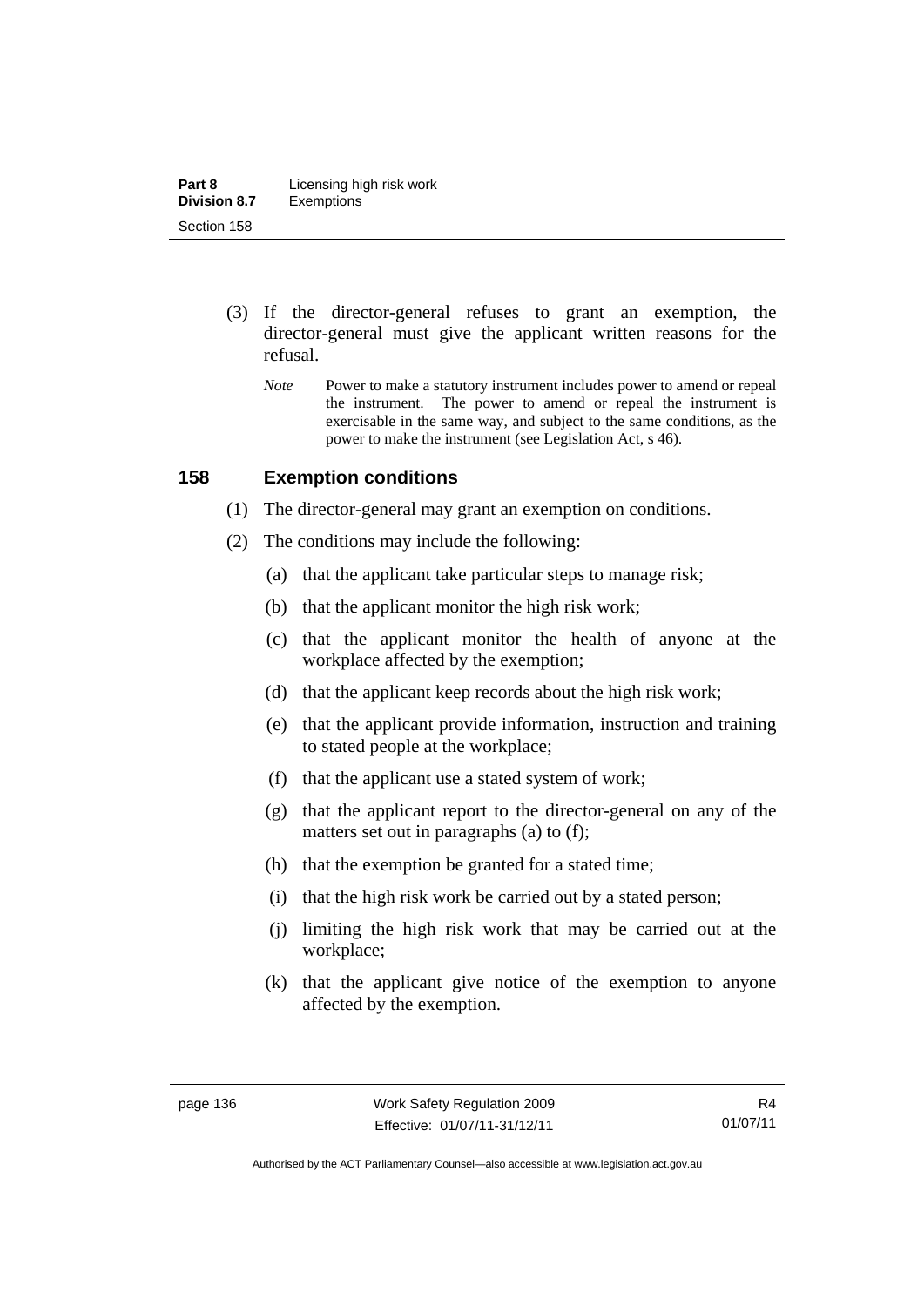(3) If the director-general refuses to grant an exemption, the director-general must give the applicant written reasons for the refusal.

*Note* Power to make a statutory instrument includes power to amend or repeal the instrument. The power to amend or repeal the instrument is exercisable in the same way, and subject to the same conditions, as the power to make the instrument (see Legislation Act, s 46).

### 158 Exemption conditions

(1) The director-general may grant an exemption on conditions.

(2) The conditions may include the following:

(a) that the applicant take particular steps to manage risk;

(b) that the applicant monitor the high risk work;

(c) that the applicant monitor the health of anyone at the workplace affected by the exemption;

(d) that the applicant keep records about the high risk work;

(e) that the applicant provide information, instruction and training to stated people at the workplace;

(f) that the applicant use a stated system of work;

(g) that the applicant report to the director-general on any of the matters set out in paragraphs (a) to (f);

(h) that the exemption be granted for a stated time;

(i) that the high risk work be carried out by a stated person;

(j) limiting the high risk work that may be carried out at the workplace;

(k) that the applicant give notice of the exemption to anyone affected by the exemption.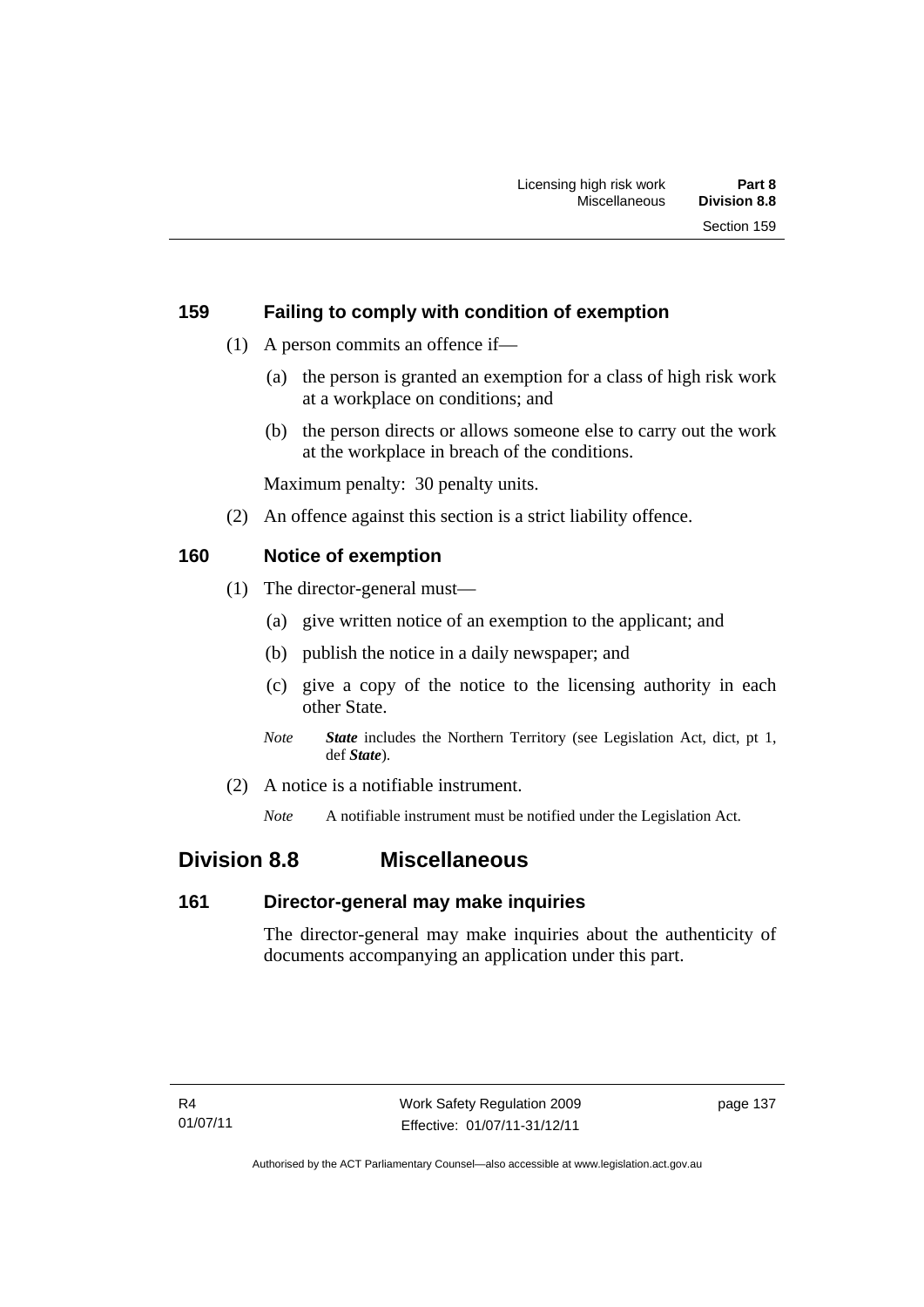### 159 Failing to comply with condition of exemption

(1) A person commits an offence if—

(a) the person is granted an exemption for a class of high risk work at a workplace on conditions; and

(b) the person directs or allows someone else to carry out the work at the workplace in breach of the conditions.

Maximum penalty: 30 penalty units.

(2) An offence against this section is a strict liability offence.

### 160 Notice of exemption

(1) The director-general must—

(a) give written notice of an exemption to the applicant; and

(b) publish the notice in a daily newspaper; and

(c) give a copy of the notice to the licensing authority in each other State.

*Note* ***State*** includes the Northern Territory (see Legislation Act, dict, pt 1, def ***State***).

(2) A notice is a notifiable instrument.

*Note* A notifiable instrument must be notified under the Legislation Act.

## Division 8.8 Miscellaneous

### 161 Director-general may make inquiries

The director-general may make inquiries about the authenticity of documents accompanying an application under this part.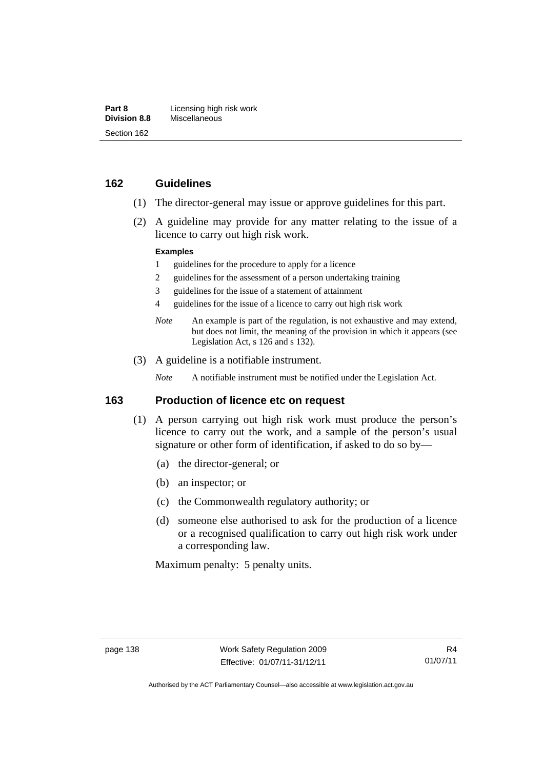### 162 Guidelines

(1) The director-general may issue or approve guidelines for this part.

(2) A guideline may provide for any matter relating to the issue of a licence to carry out high risk work.

**Examples**

1 guidelines for the procedure to apply for a licence

2 guidelines for the assessment of a person undertaking training

3 guidelines for the issue of a statement of attainment

4 guidelines for the issue of a licence to carry out high risk work

*Note* An example is part of the regulation, is not exhaustive and may extend, but does not limit, the meaning of the provision in which it appears (see Legislation Act, s 126 and s 132).

(3) A guideline is a notifiable instrument.

*Note* A notifiable instrument must be notified under the Legislation Act.

### 163 Production of licence etc on request

(1) A person carrying out high risk work must produce the person's licence to carry out the work, and a sample of the person's usual signature or other form of identification, if asked to do so by—

(a) the director-general; or

(b) an inspector; or

(c) the Commonwealth regulatory authority; or

(d) someone else authorised to ask for the production of a licence or a recognised qualification to carry out high risk work under a corresponding law.

Maximum penalty: 5 penalty units.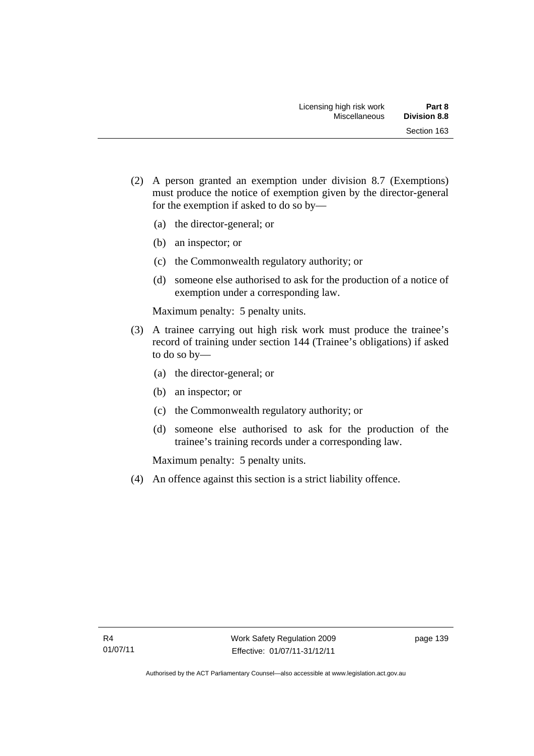(2) A person granted an exemption under division 8.7 (Exemptions) must produce the notice of exemption given by the director-general for the exemption if asked to do so by—

  (a) the director-general; or

  (b) an inspector; or

  (c) the Commonwealth regulatory authority; or

  (d) someone else authorised to ask for the production of a notice of exemption under a corresponding law.

Maximum penalty: 5 penalty units.

(3) A trainee carrying out high risk work must produce the trainee's record of training under section 144 (Trainee's obligations) if asked to do so by—

  (a) the director-general; or

  (b) an inspector; or

  (c) the Commonwealth regulatory authority; or

  (d) someone else authorised to ask for the production of the trainee's training records under a corresponding law.

Maximum penalty: 5 penalty units.

(4) An offence against this section is a strict liability offence.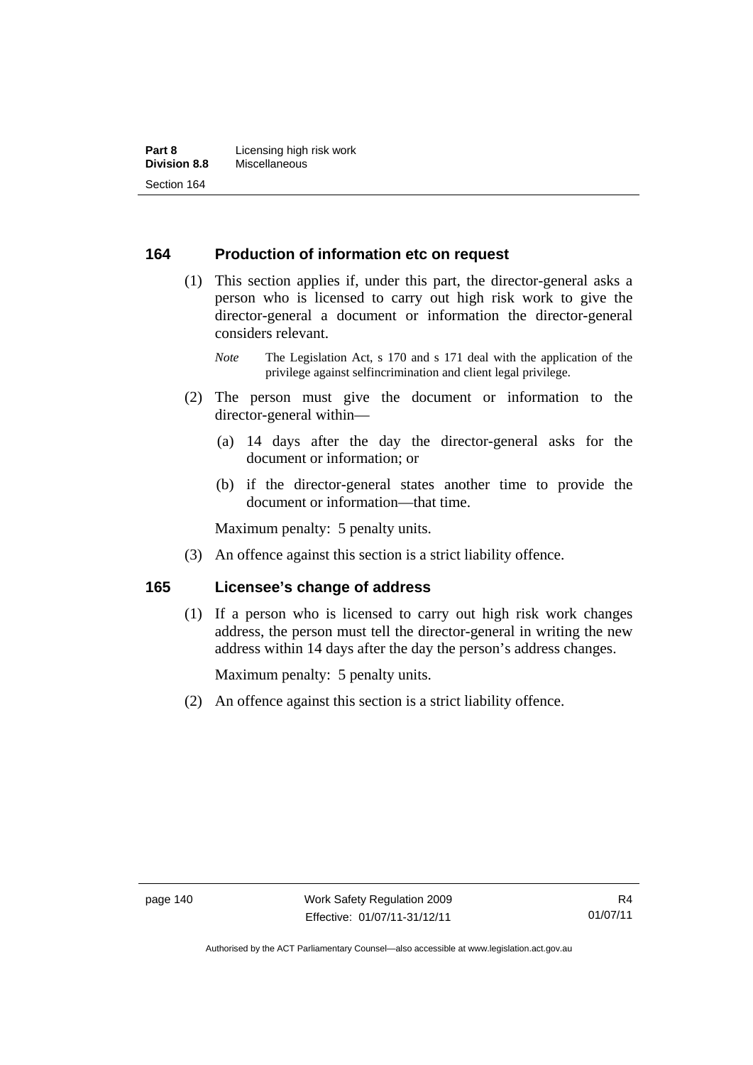## 164 Production of information etc on request

(1) This section applies if, under this part, the director-general asks a person who is licensed to carry out high risk work to give the director-general a document or information the director-general considers relevant.

*Note* The Legislation Act, s 170 and s 171 deal with the application of the privilege against selfincrimination and client legal privilege.

(2) The person must give the document or information to the director-general within—

(a) 14 days after the day the director-general asks for the document or information; or

(b) if the director-general states another time to provide the document or information—that time.

Maximum penalty: 5 penalty units.

(3) An offence against this section is a strict liability offence.

## 165 Licensee's change of address

(1) If a person who is licensed to carry out high risk work changes address, the person must tell the director-general in writing the new address within 14 days after the day the person's address changes.

Maximum penalty: 5 penalty units.

(2) An offence against this section is a strict liability offence.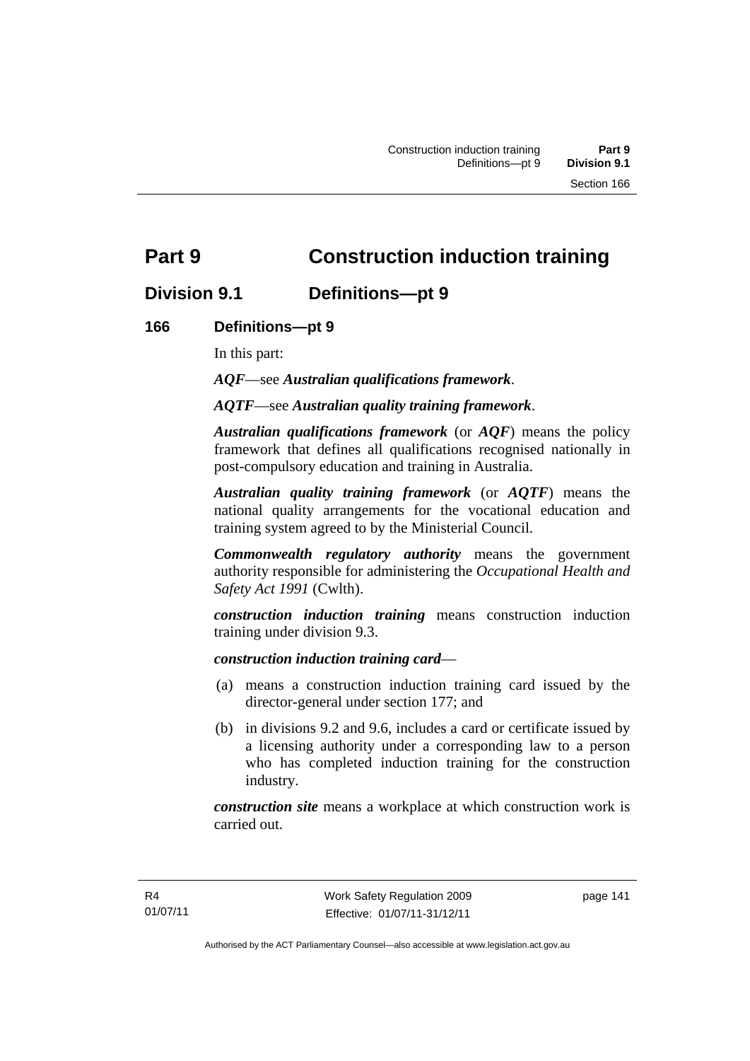# Part 9 Construction induction training

## Division 9.1 Definitions—pt 9

### 166 Definitions—pt 9

In this part:

***AQF***—see ***Australian qualifications framework***.

***AQTF***—see ***Australian quality training framework***.

***Australian qualifications framework*** (or ***AQF***) means the policy framework that defines all qualifications recognised nationally in post-compulsory education and training in Australia.

***Australian quality training framework*** (or ***AQTF***) means the national quality arrangements for the vocational education and training system agreed to by the Ministerial Council.

***Commonwealth regulatory authority*** means the government authority responsible for administering the *Occupational Health and Safety Act 1991* (Cwlth).

***construction induction training*** means construction induction training under division 9.3.

***construction induction training card***—

(a) means a construction induction training card issued by the director-general under section 177; and

(b) in divisions 9.2 and 9.6, includes a card or certificate issued by a licensing authority under a corresponding law to a person who has completed induction training for the construction industry.

***construction site*** means a workplace at which construction work is carried out.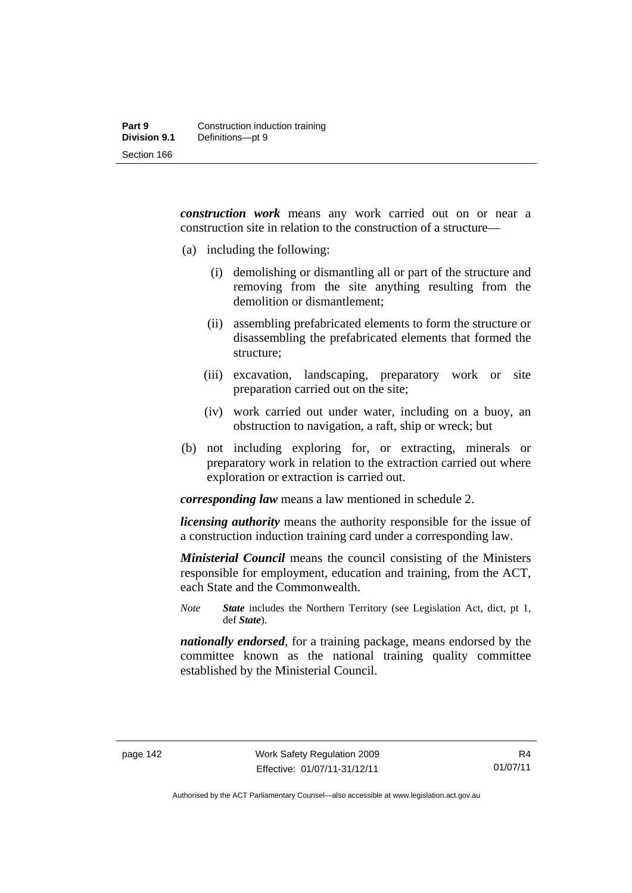***construction work*** means any work carried out on or near a construction site in relation to the construction of a structure—

(a) including the following:

  (i) demolishing or dismantling all or part of the structure and removing from the site anything resulting from the demolition or dismantlement;

  (ii) assembling prefabricated elements to form the structure or disassembling the prefabricated elements that formed the structure;

  (iii) excavation, landscaping, preparatory work or site preparation carried out on the site;

  (iv) work carried out under water, including on a buoy, an obstruction to navigation, a raft, ship or wreck; but

(b) not including exploring for, or extracting, minerals or preparatory work in relation to the extraction carried out where exploration or extraction is carried out.

***corresponding law*** means a law mentioned in schedule 2.

***licensing authority*** means the authority responsible for the issue of a construction induction training card under a corresponding law.

***Ministerial Council*** means the council consisting of the Ministers responsible for employment, education and training, from the ACT, each State and the Commonwealth.

*Note* ***State*** includes the Northern Territory (see Legislation Act, dict, pt 1, def ***State***).

***nationally endorsed***, for a training package, means endorsed by the committee known as the national training quality committee established by the Ministerial Council.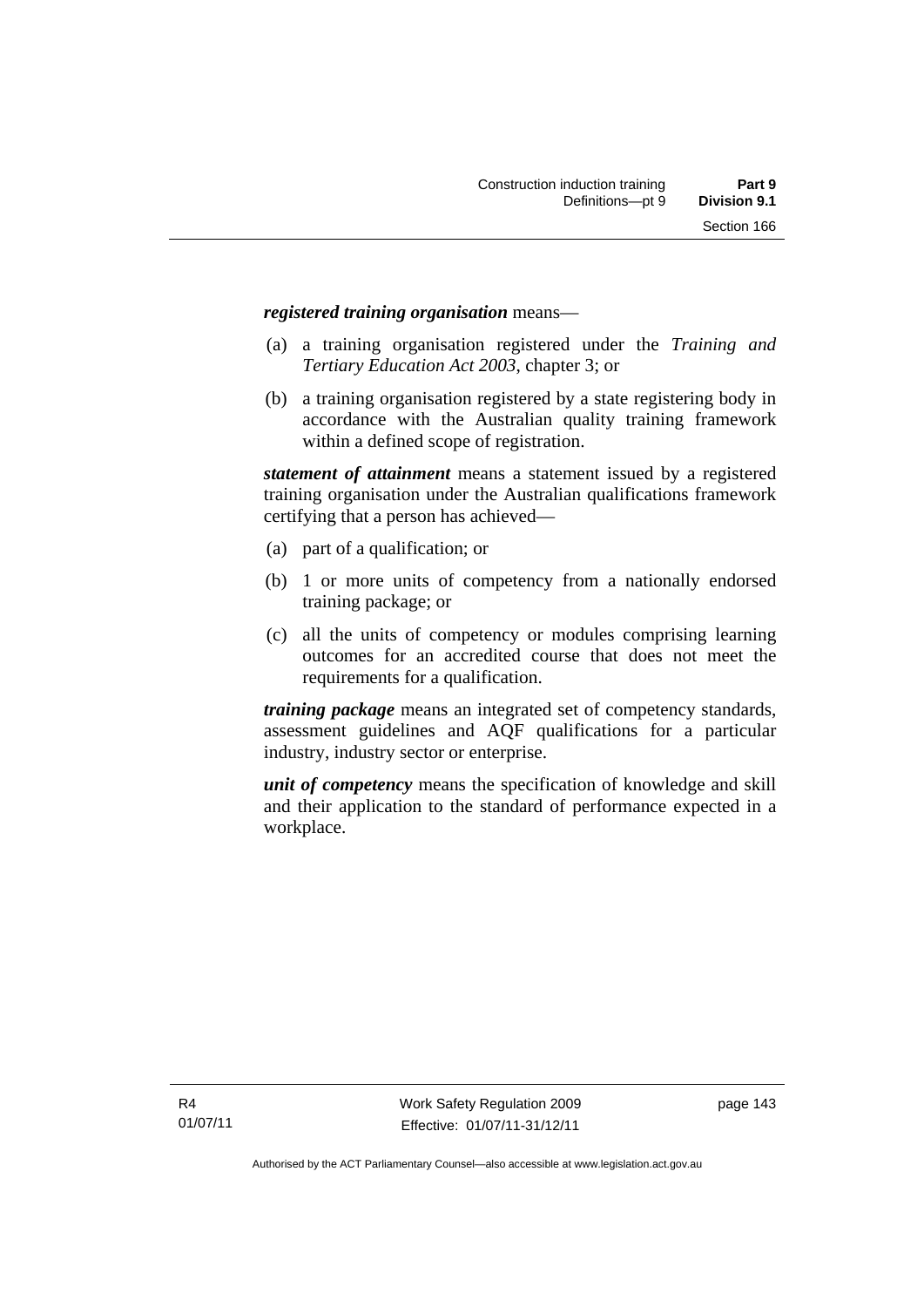***registered training organisation*** means—

(a) a training organisation registered under the *Training and Tertiary Education Act 2003*, chapter 3; or

(b) a training organisation registered by a state registering body in accordance with the Australian quality training framework within a defined scope of registration.

***statement of attainment*** means a statement issued by a registered training organisation under the Australian qualifications framework certifying that a person has achieved—

(a) part of a qualification; or

(b) 1 or more units of competency from a nationally endorsed training package; or

(c) all the units of competency or modules comprising learning outcomes for an accredited course that does not meet the requirements for a qualification.

***training package*** means an integrated set of competency standards, assessment guidelines and AQF qualifications for a particular industry, industry sector or enterprise.

***unit of competency*** means the specification of knowledge and skill and their application to the standard of performance expected in a workplace.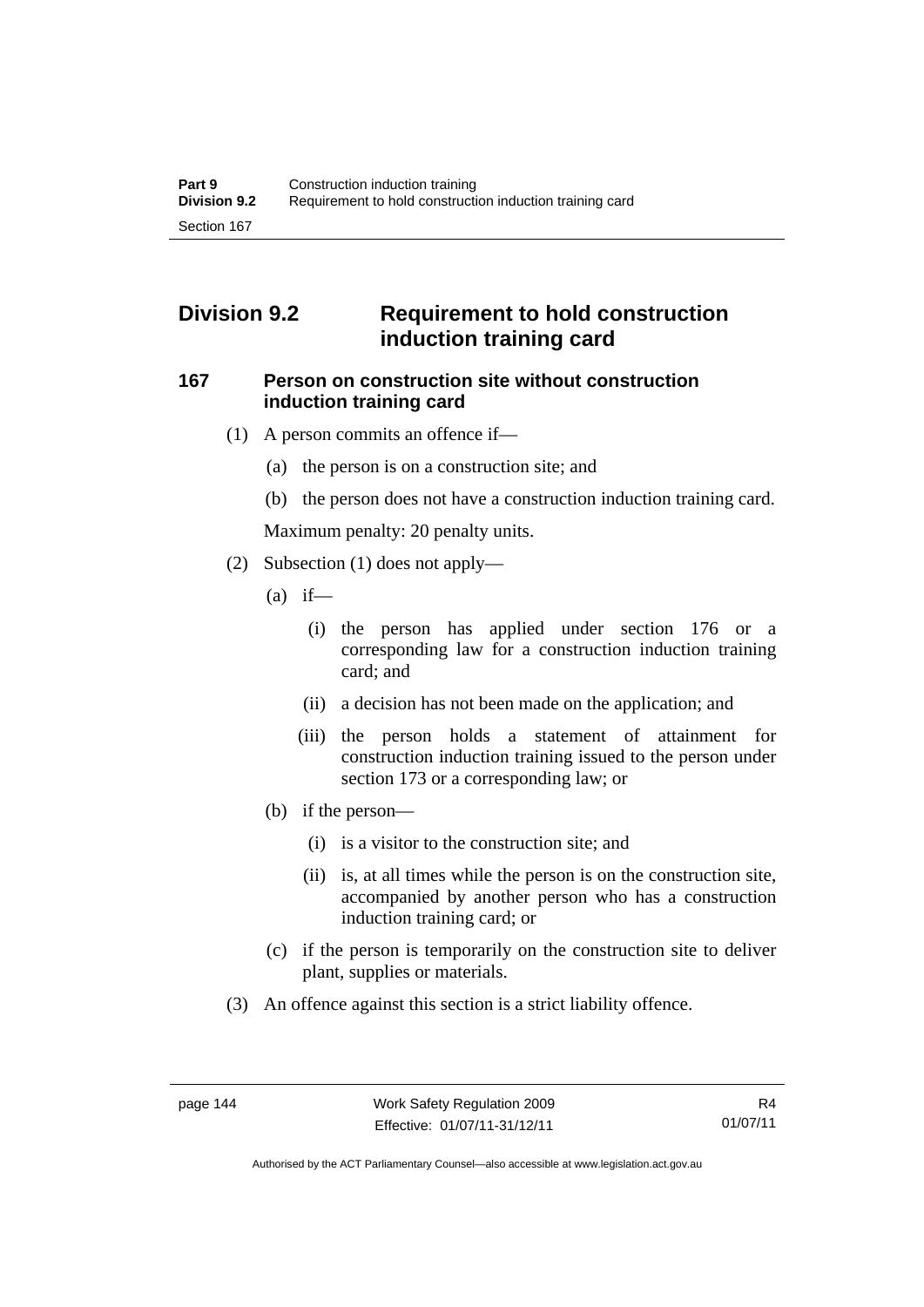## Division 9.2 Requirement to hold construction induction training card

### 167 Person on construction site without construction induction training card

(1) A person commits an offence if—

(a) the person is on a construction site; and

(b) the person does not have a construction induction training card.

Maximum penalty: 20 penalty units.

(2) Subsection (1) does not apply—

(a) if—

(i) the person has applied under section 176 or a corresponding law for a construction induction training card; and

(ii) a decision has not been made on the application; and

(iii) the person holds a statement of attainment for construction induction training issued to the person under section 173 or a corresponding law; or

(b) if the person—

(i) is a visitor to the construction site; and

(ii) is, at all times while the person is on the construction site, accompanied by another person who has a construction induction training card; or

(c) if the person is temporarily on the construction site to deliver plant, supplies or materials.

(3) An offence against this section is a strict liability offence.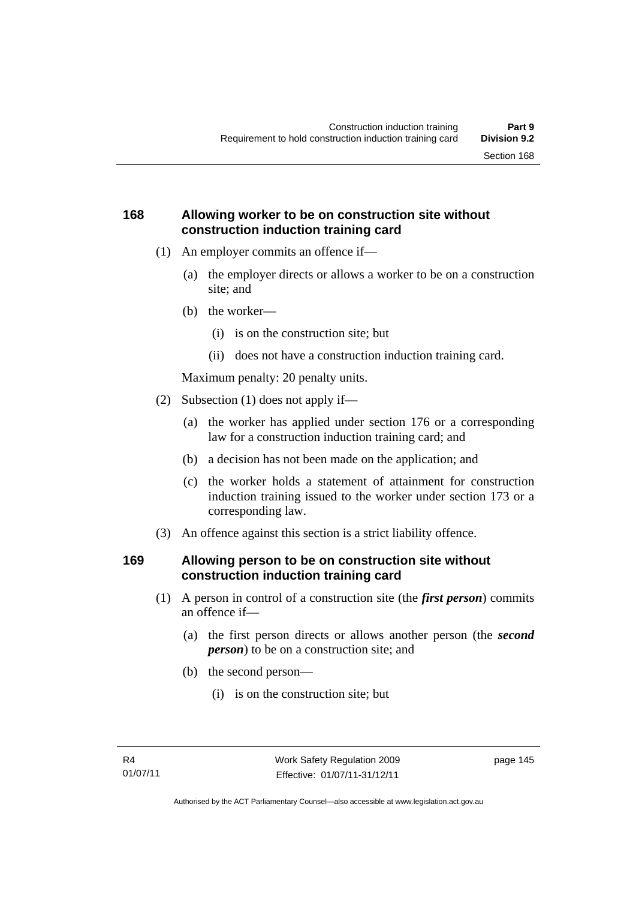## 168 Allowing worker to be on construction site without construction induction training card

(1) An employer commits an offence if—

(a) the employer directs or allows a worker to be on a construction site; and

(b) the worker—

(i) is on the construction site; but

(ii) does not have a construction induction training card.

Maximum penalty: 20 penalty units.

(2) Subsection (1) does not apply if—

(a) the worker has applied under section 176 or a corresponding law for a construction induction training card; and

(b) a decision has not been made on the application; and

(c) the worker holds a statement of attainment for construction induction training issued to the worker under section 173 or a corresponding law.

(3) An offence against this section is a strict liability offence.

## 169 Allowing person to be on construction site without construction induction training card

(1) A person in control of a construction site (the ***first person***) commits an offence if—

(a) the first person directs or allows another person (the ***second person***) to be on a construction site; and

(b) the second person—

(i) is on the construction site; but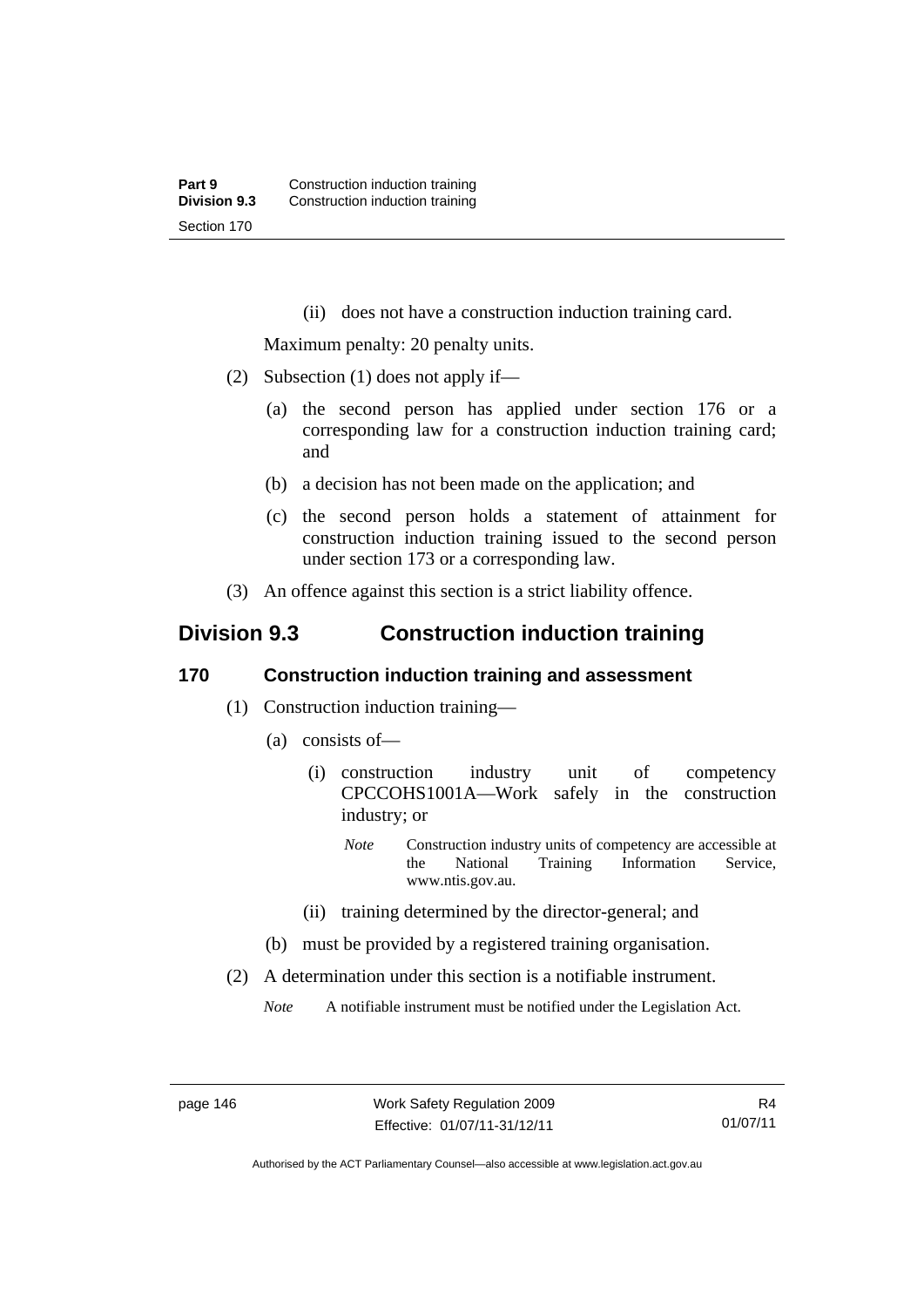(ii) does not have a construction induction training card.

Maximum penalty: 20 penalty units.

(2) Subsection (1) does not apply if—

(a) the second person has applied under section 176 or a corresponding law for a construction induction training card; and

(b) a decision has not been made on the application; and

(c) the second person holds a statement of attainment for construction induction training issued to the second person under section 173 or a corresponding law.

(3) An offence against this section is a strict liability offence.

## Division 9.3 Construction induction training

### 170 Construction induction training and assessment

(1) Construction induction training—

(a) consists of—

(i) construction industry unit of competency CPCCOHS1001A—Work safely in the construction industry; or

*Note* Construction industry units of competency are accessible at the National Training Information Service, www.ntis.gov.au.

(ii) training determined by the director-general; and

(b) must be provided by a registered training organisation.

(2) A determination under this section is a notifiable instrument.

*Note* A notifiable instrument must be notified under the Legislation Act.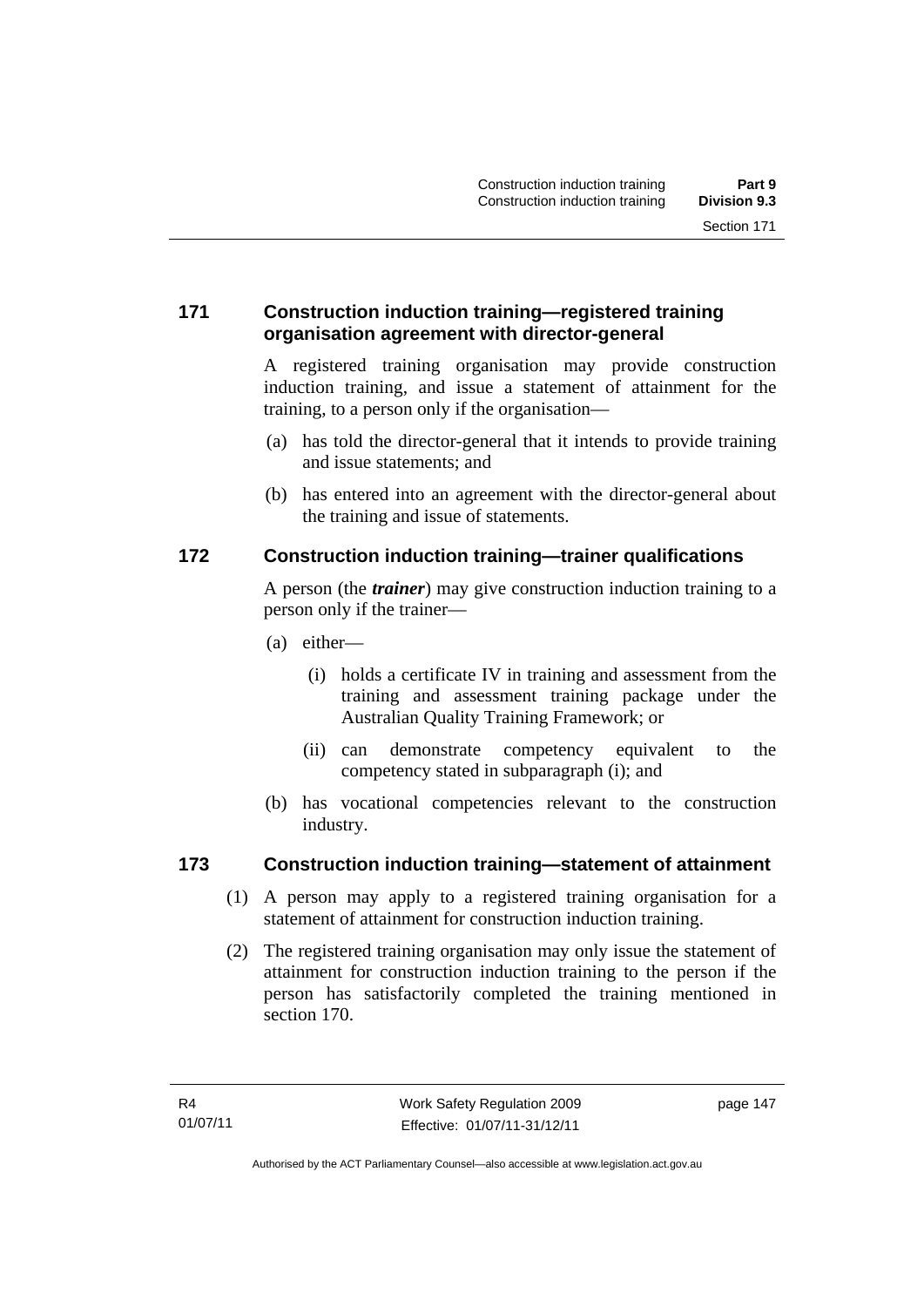## 171 Construction induction training—registered training organisation agreement with director-general

A registered training organisation may provide construction induction training, and issue a statement of attainment for the training, to a person only if the organisation—

(a) has told the director-general that it intends to provide training and issue statements; and

(b) has entered into an agreement with the director-general about the training and issue of statements.

## 172 Construction induction training—trainer qualifications

A person (the ***trainer***) may give construction induction training to a person only if the trainer—

(a) either—

(i) holds a certificate IV in training and assessment from the training and assessment training package under the Australian Quality Training Framework; or

(ii) can demonstrate competency equivalent to the competency stated in subparagraph (i); and

(b) has vocational competencies relevant to the construction industry.

## 173 Construction induction training—statement of attainment

(1) A person may apply to a registered training organisation for a statement of attainment for construction induction training.

(2) The registered training organisation may only issue the statement of attainment for construction induction training to the person if the person has satisfactorily completed the training mentioned in section 170.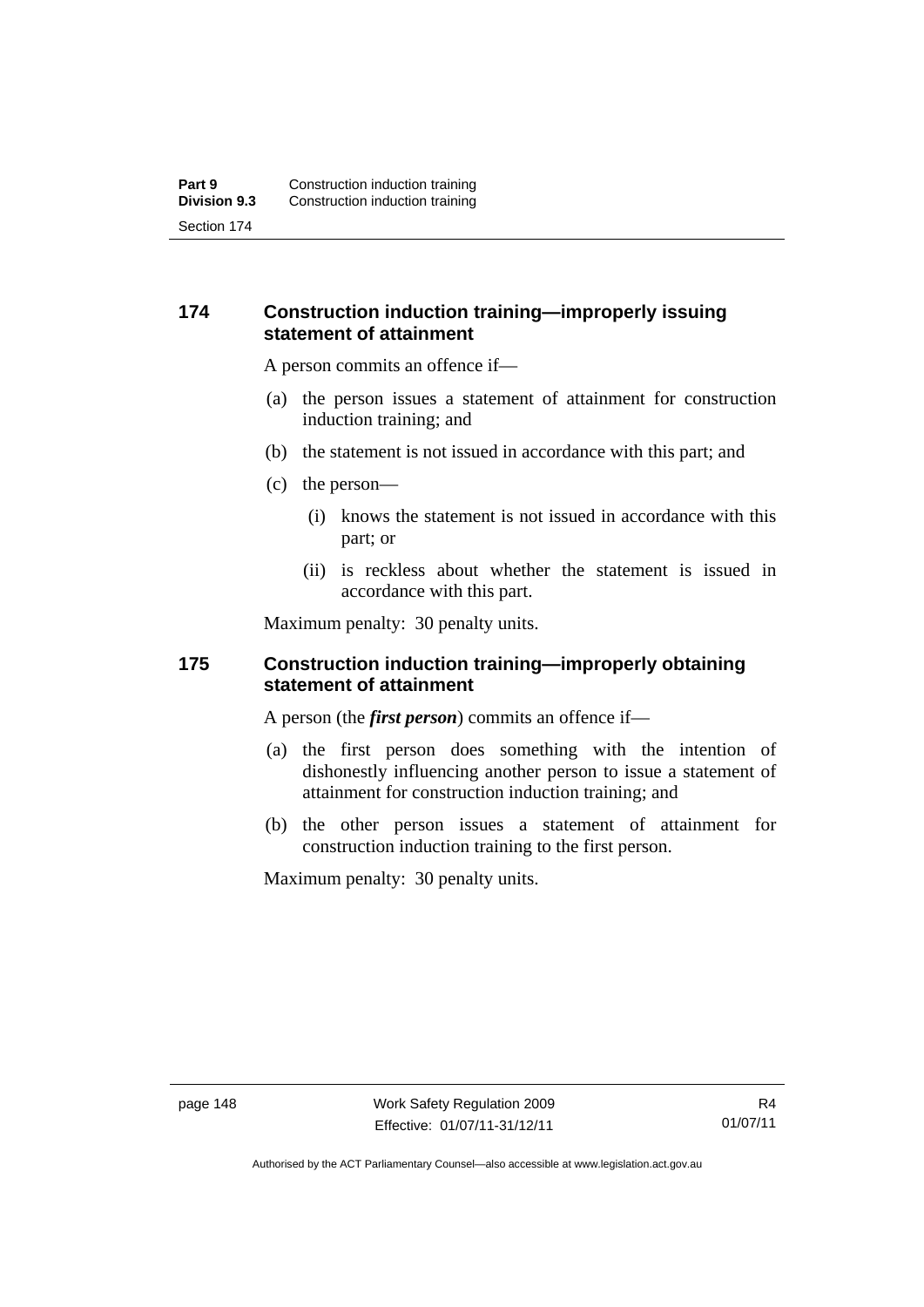### 174 Construction induction training—improperly issuing statement of attainment

A person commits an offence if—

(a) the person issues a statement of attainment for construction induction training; and

(b) the statement is not issued in accordance with this part; and

(c) the person—

   (i) knows the statement is not issued in accordance with this part; or

   (ii) is reckless about whether the statement is issued in accordance with this part.

Maximum penalty: 30 penalty units.

### 175 Construction induction training—improperly obtaining statement of attainment

A person (the ***first person***) commits an offence if—

(a) the first person does something with the intention of dishonestly influencing another person to issue a statement of attainment for construction induction training; and

(b) the other person issues a statement of attainment for construction induction training to the first person.

Maximum penalty: 30 penalty units.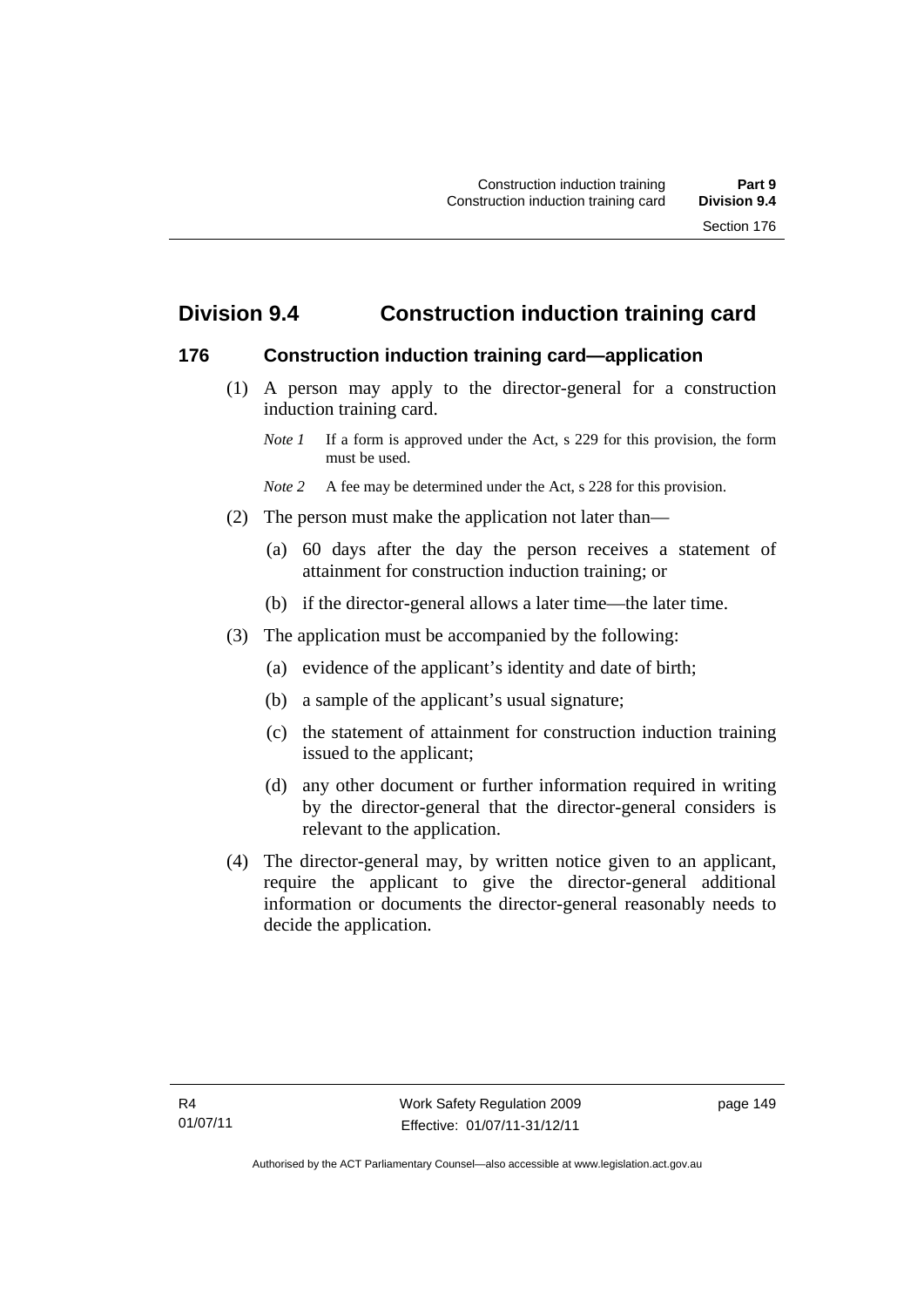## Division 9.4 Construction induction training card

### 176 Construction induction training card—application

(1) A person may apply to the director-general for a construction induction training card.

*Note 1* If a form is approved under the Act, s 229 for this provision, the form must be used.

*Note 2* A fee may be determined under the Act, s 228 for this provision.

(2) The person must make the application not later than—

(a) 60 days after the day the person receives a statement of attainment for construction induction training; or

(b) if the director-general allows a later time—the later time.

(3) The application must be accompanied by the following:

(a) evidence of the applicant's identity and date of birth;

(b) a sample of the applicant's usual signature;

(c) the statement of attainment for construction induction training issued to the applicant;

(d) any other document or further information required in writing by the director-general that the director-general considers is relevant to the application.

(4) The director-general may, by written notice given to an applicant, require the applicant to give the director-general additional information or documents the director-general reasonably needs to decide the application.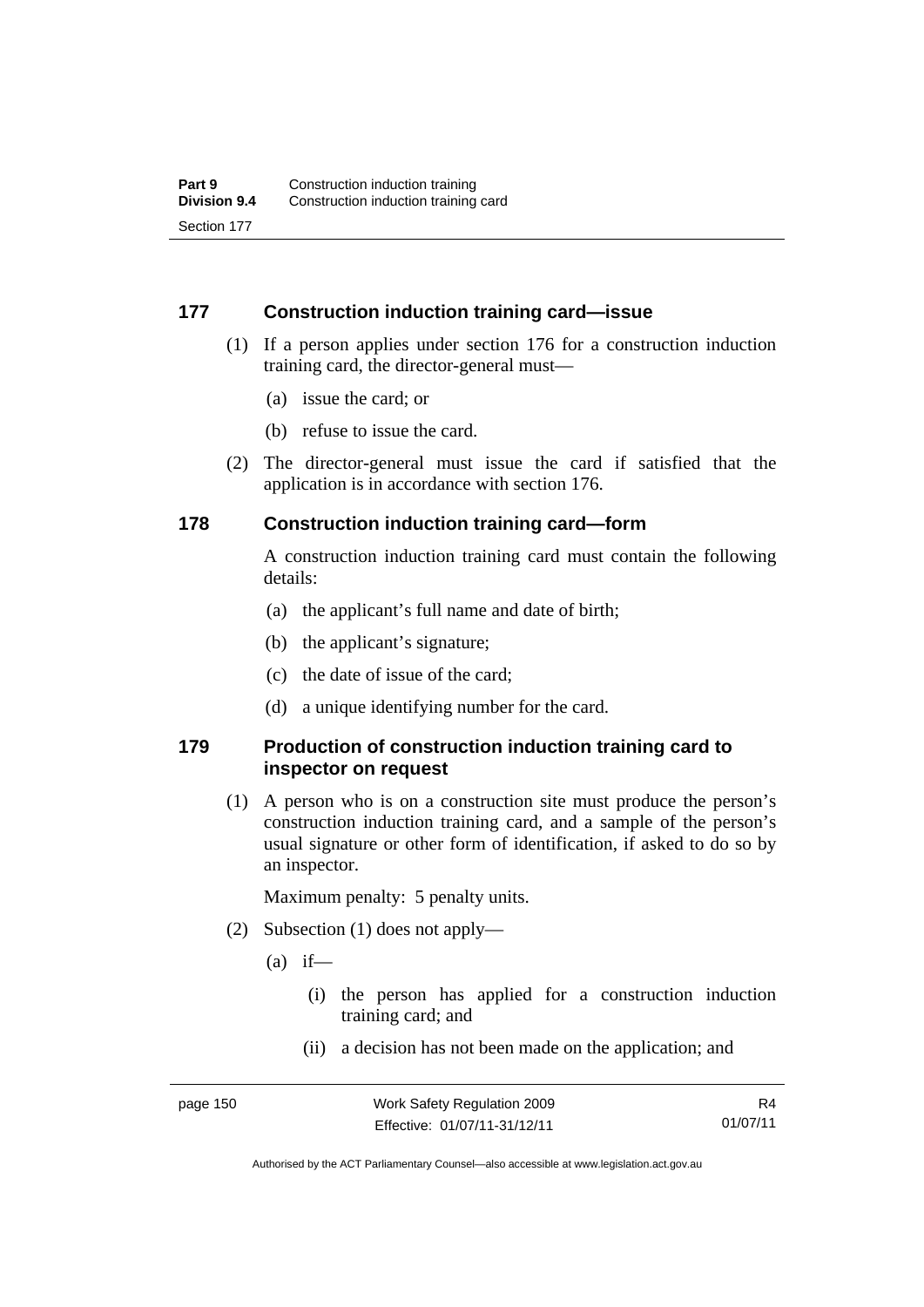### 177 Construction induction training card—issue

(1) If a person applies under section 176 for a construction induction training card, the director-general must—

(a) issue the card; or

(b) refuse to issue the card.

(2) The director-general must issue the card if satisfied that the application is in accordance with section 176.

### 178 Construction induction training card—form

A construction induction training card must contain the following details:

(a) the applicant's full name and date of birth;

(b) the applicant's signature;

(c) the date of issue of the card;

(d) a unique identifying number for the card.

### 179 Production of construction induction training card to inspector on request

(1) A person who is on a construction site must produce the person's construction induction training card, and a sample of the person's usual signature or other form of identification, if asked to do so by an inspector.

Maximum penalty: 5 penalty units.

(2) Subsection (1) does not apply—

(a) if—

(i) the person has applied for a construction induction training card; and

(ii) a decision has not been made on the application; and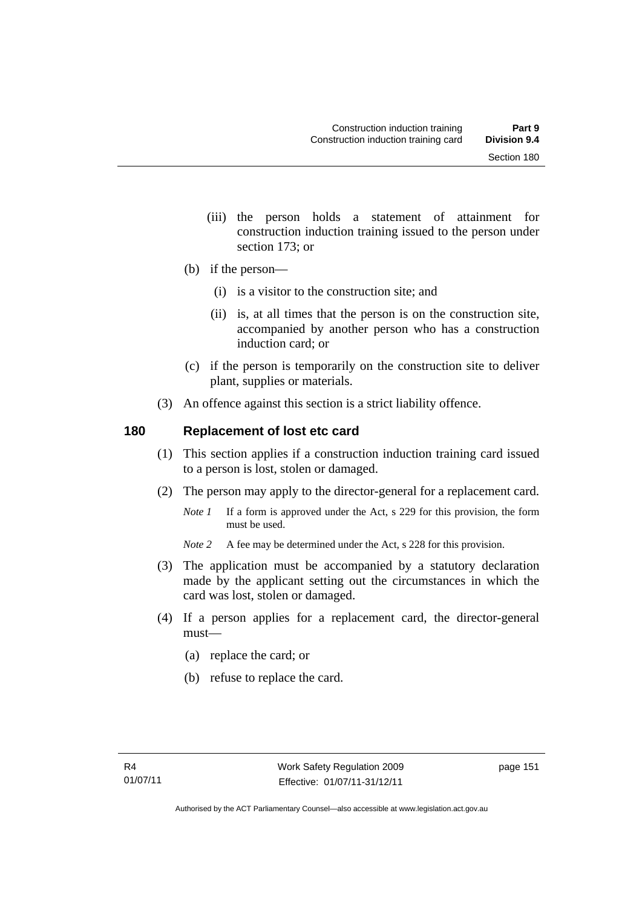(iii) the person holds a statement of attainment for construction induction training issued to the person under section 173; or

(b) if the person—

(i) is a visitor to the construction site; and

(ii) is, at all times that the person is on the construction site, accompanied by another person who has a construction induction card; or

(c) if the person is temporarily on the construction site to deliver plant, supplies or materials.

(3) An offence against this section is a strict liability offence.

## 180 Replacement of lost etc card

(1) This section applies if a construction induction training card issued to a person is lost, stolen or damaged.

(2) The person may apply to the director-general for a replacement card.

*Note 1* If a form is approved under the Act, s 229 for this provision, the form must be used.

*Note 2* A fee may be determined under the Act, s 228 for this provision.

(3) The application must be accompanied by a statutory declaration made by the applicant setting out the circumstances in which the card was lost, stolen or damaged.

(4) If a person applies for a replacement card, the director-general must—

(a) replace the card; or

(b) refuse to replace the card.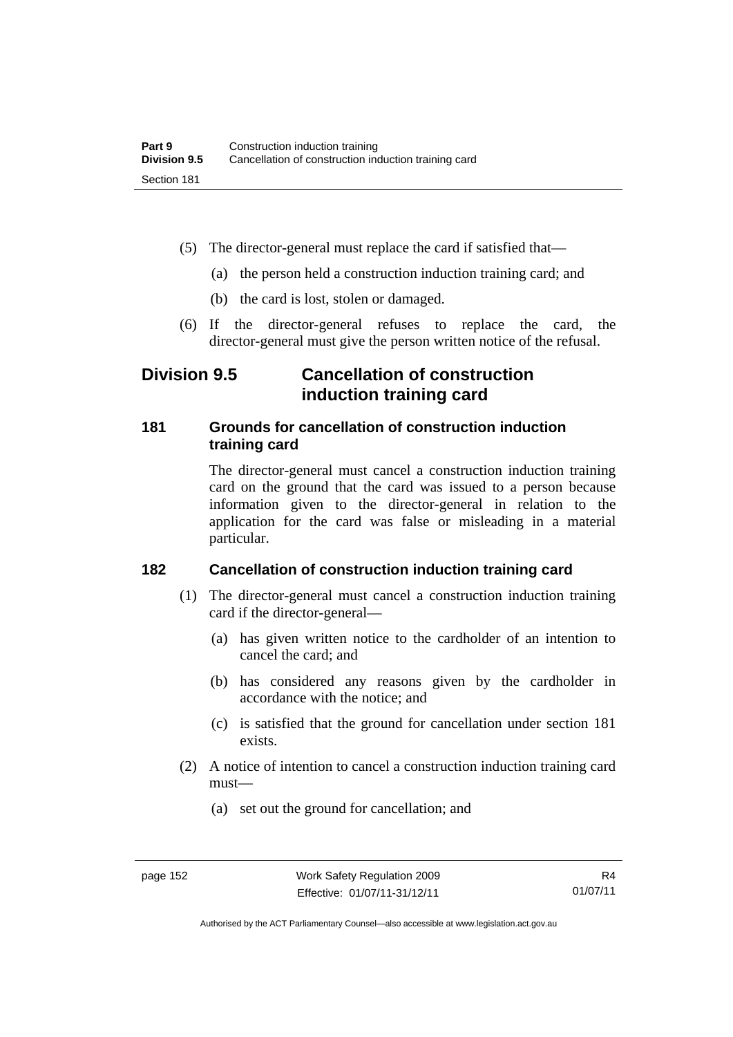(5) The director-general must replace the card if satisfied that—

(a) the person held a construction induction training card; and

(b) the card is lost, stolen or damaged.

(6) If the director-general refuses to replace the card, the director-general must give the person written notice of the refusal.

## Division 9.5 Cancellation of construction induction training card

### 181 Grounds for cancellation of construction induction training card

The director-general must cancel a construction induction training card on the ground that the card was issued to a person because information given to the director-general in relation to the application for the card was false or misleading in a material particular.

### 182 Cancellation of construction induction training card

(1) The director-general must cancel a construction induction training card if the director-general—

(a) has given written notice to the cardholder of an intention to cancel the card; and

(b) has considered any reasons given by the cardholder in accordance with the notice; and

(c) is satisfied that the ground for cancellation under section 181 exists.

(2) A notice of intention to cancel a construction induction training card must—

(a) set out the ground for cancellation; and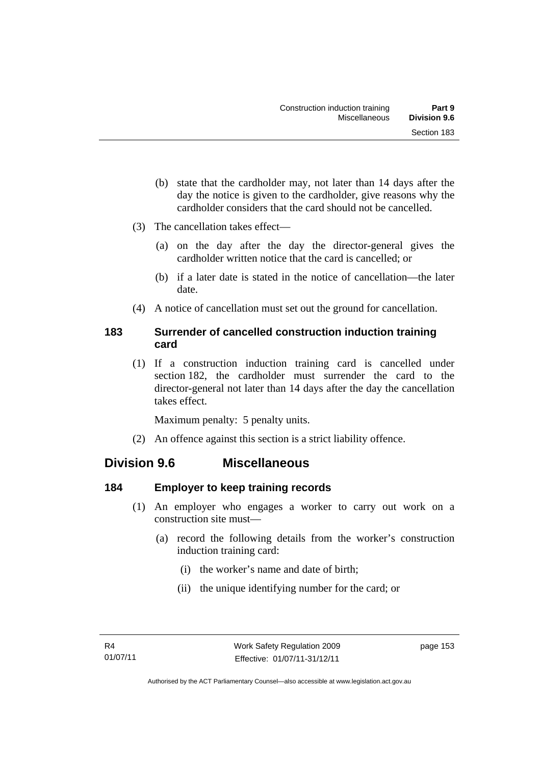(b) state that the cardholder may, not later than 14 days after the day the notice is given to the cardholder, give reasons why the cardholder considers that the card should not be cancelled.

(3) The cancellation takes effect—

(a) on the day after the day the director-general gives the cardholder written notice that the card is cancelled; or

(b) if a later date is stated in the notice of cancellation—the later date.

(4) A notice of cancellation must set out the ground for cancellation.

### 183 Surrender of cancelled construction induction training card

(1) If a construction induction training card is cancelled under section 182, the cardholder must surrender the card to the director-general not later than 14 days after the day the cancellation takes effect.

Maximum penalty: 5 penalty units.

(2) An offence against this section is a strict liability offence.

## Division 9.6 Miscellaneous

### 184 Employer to keep training records

(1) An employer who engages a worker to carry out work on a construction site must—

(a) record the following details from the worker's construction induction training card:

(i) the worker's name and date of birth;

(ii) the unique identifying number for the card; or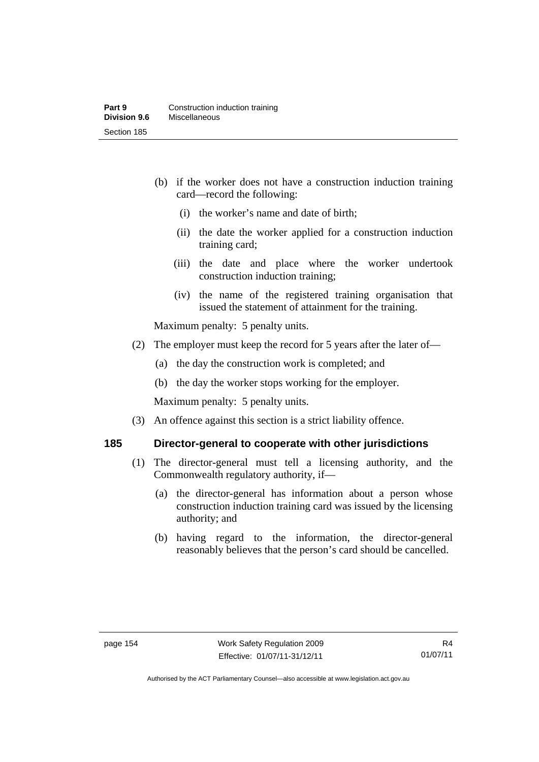(b) if the worker does not have a construction induction training card—record the following:

   (i) the worker's name and date of birth;

   (ii) the date the worker applied for a construction induction training card;

   (iii) the date and place where the worker undertook construction induction training;

   (iv) the name of the registered training organisation that issued the statement of attainment for the training.

Maximum penalty: 5 penalty units.

(2) The employer must keep the record for 5 years after the later of—

   (a) the day the construction work is completed; and

   (b) the day the worker stops working for the employer.

Maximum penalty: 5 penalty units.

(3) An offence against this section is a strict liability offence.

### 185 Director-general to cooperate with other jurisdictions

(1) The director-general must tell a licensing authority, and the Commonwealth regulatory authority, if—

   (a) the director-general has information about a person whose construction induction training card was issued by the licensing authority; and

   (b) having regard to the information, the director-general reasonably believes that the person's card should be cancelled.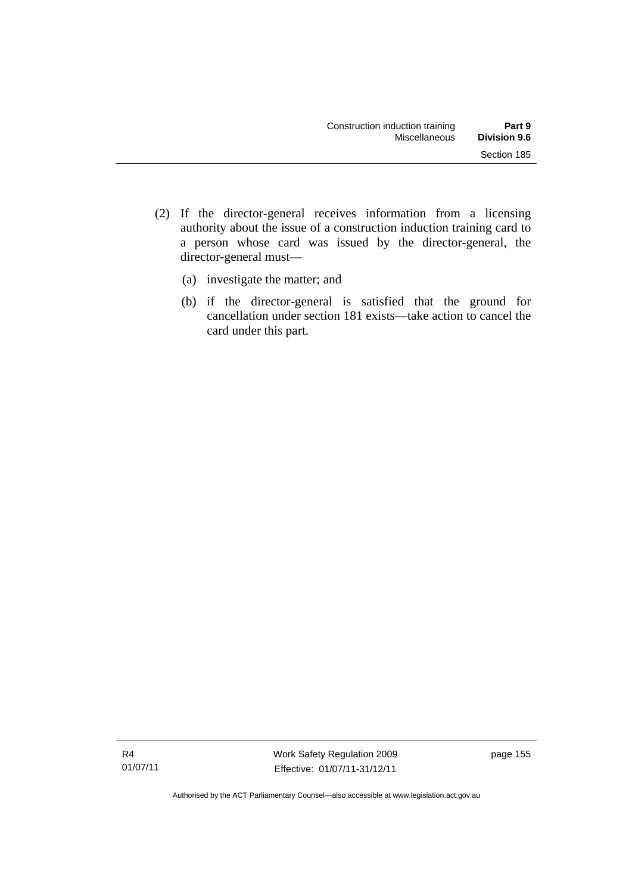(2) If the director-general receives information from a licensing authority about the issue of a construction induction training card to a person whose card was issued by the director-general, the director-general must—

(a) investigate the matter; and

(b) if the director-general is satisfied that the ground for cancellation under section 181 exists—take action to cancel the card under this part.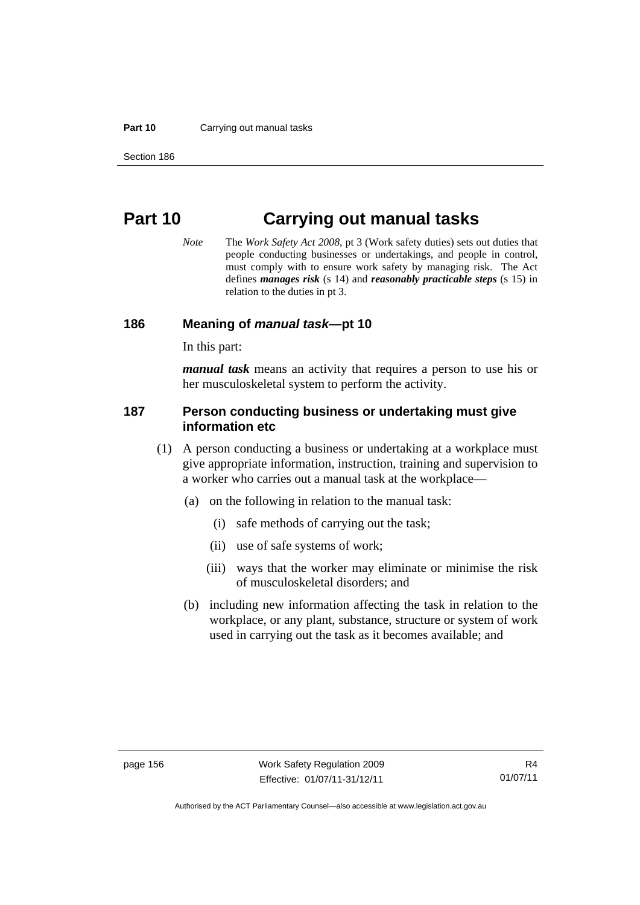# Part 10 Carrying out manual tasks

*Note* The *Work Safety Act 2008*, pt 3 (Work safety duties) sets out duties that people conducting businesses or undertakings, and people in control, must comply with to ensure work safety by managing risk. The Act defines ***manages risk*** (s 14) and ***reasonably practicable steps*** (s 15) in relation to the duties in pt 3.

## 186 Meaning of *manual task*—pt 10

In this part:

***manual task*** means an activity that requires a person to use his or her musculoskeletal system to perform the activity.

## 187 Person conducting business or undertaking must give information etc

(1) A person conducting a business or undertaking at a workplace must give appropriate information, instruction, training and supervision to a worker who carries out a manual task at the workplace—

(a) on the following in relation to the manual task:

(i) safe methods of carrying out the task;

(ii) use of safe systems of work;

(iii) ways that the worker may eliminate or minimise the risk of musculoskeletal disorders; and

(b) including new information affecting the task in relation to the workplace, or any plant, substance, structure or system of work used in carrying out the task as it becomes available; and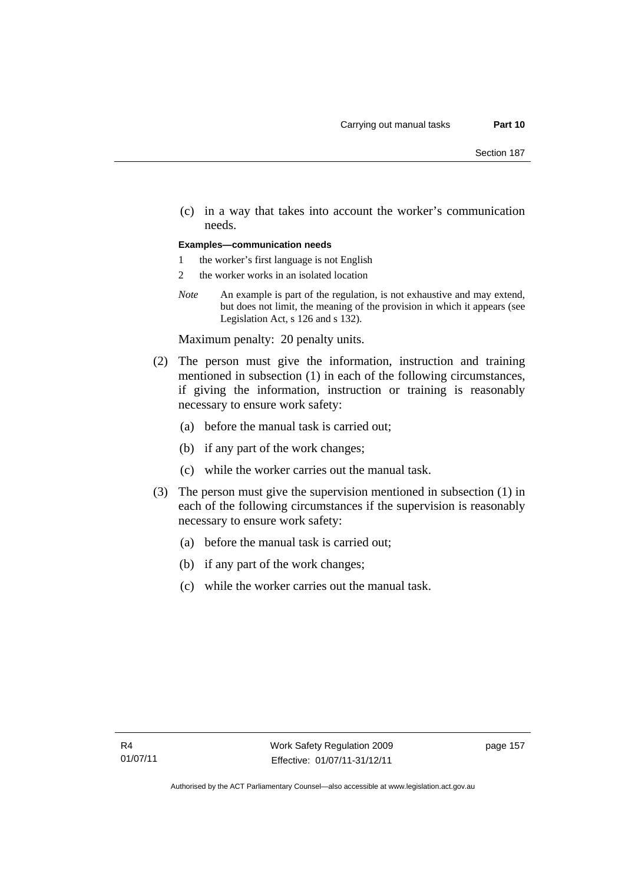(c) in a way that takes into account the worker's communication needs.

**Examples—communication needs**

1 the worker's first language is not English

2 the worker works in an isolated location

*Note* An example is part of the regulation, is not exhaustive and may extend, but does not limit, the meaning of the provision in which it appears (see Legislation Act, s 126 and s 132).

Maximum penalty: 20 penalty units.

(2) The person must give the information, instruction and training mentioned in subsection (1) in each of the following circumstances, if giving the information, instruction or training is reasonably necessary to ensure work safety:

(a) before the manual task is carried out;

(b) if any part of the work changes;

(c) while the worker carries out the manual task.

(3) The person must give the supervision mentioned in subsection (1) in each of the following circumstances if the supervision is reasonably necessary to ensure work safety:

(a) before the manual task is carried out;

(b) if any part of the work changes;

(c) while the worker carries out the manual task.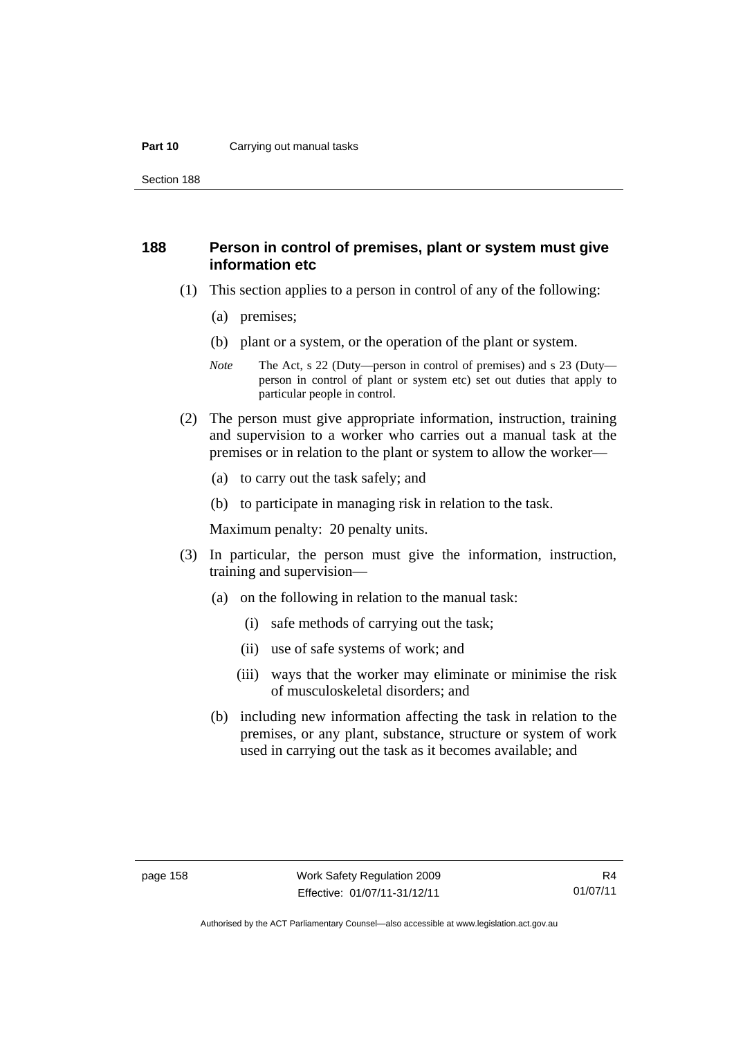### 188 Person in control of premises, plant or system must give information etc

(1) This section applies to a person in control of any of the following:

(a) premises;

(b) plant or a system, or the operation of the plant or system.

*Note* The Act, s 22 (Duty—person in control of premises) and s 23 (Duty—person in control of plant or system etc) set out duties that apply to particular people in control.

(2) The person must give appropriate information, instruction, training and supervision to a worker who carries out a manual task at the premises or in relation to the plant or system to allow the worker—

(a) to carry out the task safely; and

(b) to participate in managing risk in relation to the task.

Maximum penalty: 20 penalty units.

(3) In particular, the person must give the information, instruction, training and supervision—

(a) on the following in relation to the manual task:

(i) safe methods of carrying out the task;

(ii) use of safe systems of work; and

(iii) ways that the worker may eliminate or minimise the risk of musculoskeletal disorders; and

(b) including new information affecting the task in relation to the premises, or any plant, substance, structure or system of work used in carrying out the task as it becomes available; and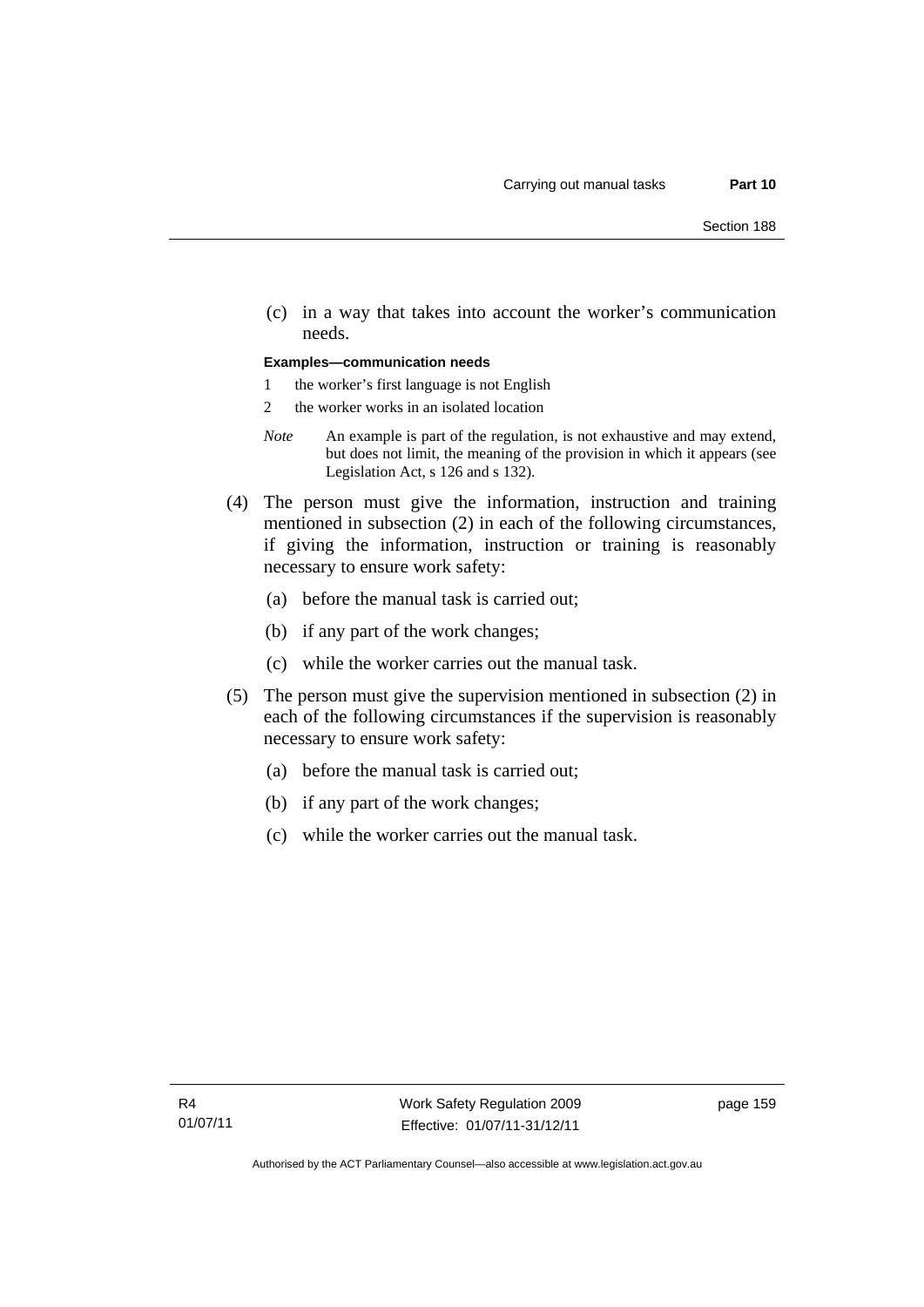(c) in a way that takes into account the worker's communication needs.

**Examples—communication needs**

1 the worker's first language is not English

2 the worker works in an isolated location

*Note* An example is part of the regulation, is not exhaustive and may extend, but does not limit, the meaning of the provision in which it appears (see Legislation Act, s 126 and s 132).

(4) The person must give the information, instruction and training mentioned in subsection (2) in each of the following circumstances, if giving the information, instruction or training is reasonably necessary to ensure work safety:

(a) before the manual task is carried out;

(b) if any part of the work changes;

(c) while the worker carries out the manual task.

(5) The person must give the supervision mentioned in subsection (2) in each of the following circumstances if the supervision is reasonably necessary to ensure work safety:

(a) before the manual task is carried out;

(b) if any part of the work changes;

(c) while the worker carries out the manual task.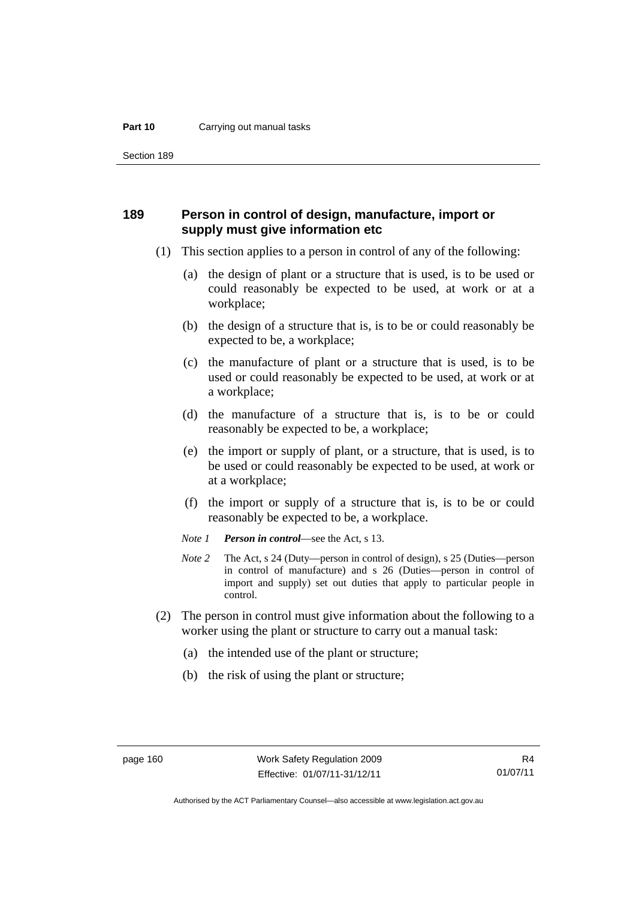## 189 Person in control of design, manufacture, import or supply must give information etc

(1) This section applies to a person in control of any of the following:

(a) the design of plant or a structure that is used, is to be used or could reasonably be expected to be used, at work or at a workplace;

(b) the design of a structure that is, is to be or could reasonably be expected to be, a workplace;

(c) the manufacture of plant or a structure that is used, is to be used or could reasonably be expected to be used, at work or at a workplace;

(d) the manufacture of a structure that is, is to be or could reasonably be expected to be, a workplace;

(e) the import or supply of plant, or a structure, that is used, is to be used or could reasonably be expected to be used, at work or at a workplace;

(f) the import or supply of a structure that is, is to be or could reasonably be expected to be, a workplace.

*Note 1* ***Person in control***—see the Act, s 13.

*Note 2* The Act, s 24 (Duty—person in control of design), s 25 (Duties—person in control of manufacture) and s 26 (Duties—person in control of import and supply) set out duties that apply to particular people in control.

(2) The person in control must give information about the following to a worker using the plant or structure to carry out a manual task:

(a) the intended use of the plant or structure;

(b) the risk of using the plant or structure;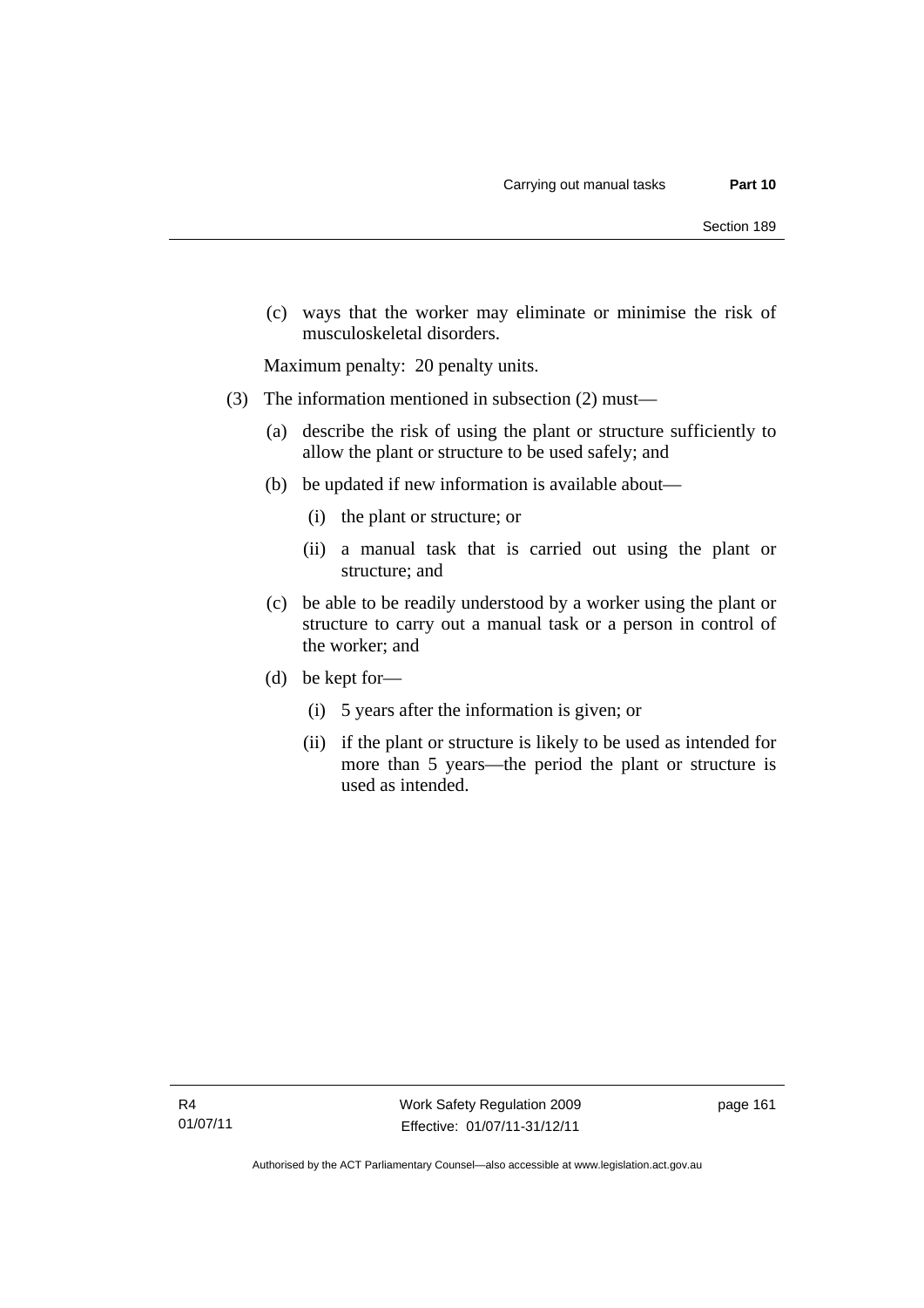(c) ways that the worker may eliminate or minimise the risk of musculoskeletal disorders.

Maximum penalty: 20 penalty units.

(3) The information mentioned in subsection (2) must—

(a) describe the risk of using the plant or structure sufficiently to allow the plant or structure to be used safely; and

(b) be updated if new information is available about—

(i) the plant or structure; or

(ii) a manual task that is carried out using the plant or structure; and

(c) be able to be readily understood by a worker using the plant or structure to carry out a manual task or a person in control of the worker; and

(d) be kept for—

(i) 5 years after the information is given; or

(ii) if the plant or structure is likely to be used as intended for more than 5 years—the period the plant or structure is used as intended.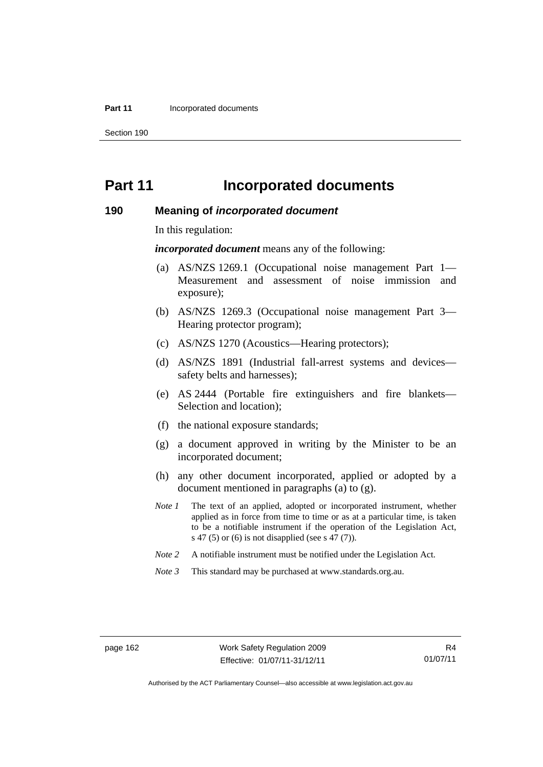# Part 11 Incorporated documents

## 190 Meaning of *incorporated document*

In this regulation:

***incorporated document*** means any of the following:

(a) AS/NZS 1269.1 (Occupational noise management Part 1—Measurement and assessment of noise immission and exposure);

(b) AS/NZS 1269.3 (Occupational noise management Part 3—Hearing protector program);

(c) AS/NZS 1270 (Acoustics—Hearing protectors);

(d) AS/NZS 1891 (Industrial fall-arrest systems and devices—safety belts and harnesses);

(e) AS 2444 (Portable fire extinguishers and fire blankets—Selection and location);

(f) the national exposure standards;

(g) a document approved in writing by the Minister to be an incorporated document;

(h) any other document incorporated, applied or adopted by a document mentioned in paragraphs (a) to (g).

*Note 1* The text of an applied, adopted or incorporated instrument, whether applied as in force from time to time or as at a particular time, is taken to be a notifiable instrument if the operation of the Legislation Act, s 47 (5) or (6) is not disapplied (see s 47 (7)).

*Note 2* A notifiable instrument must be notified under the Legislation Act.

*Note 3* This standard may be purchased at www.standards.org.au.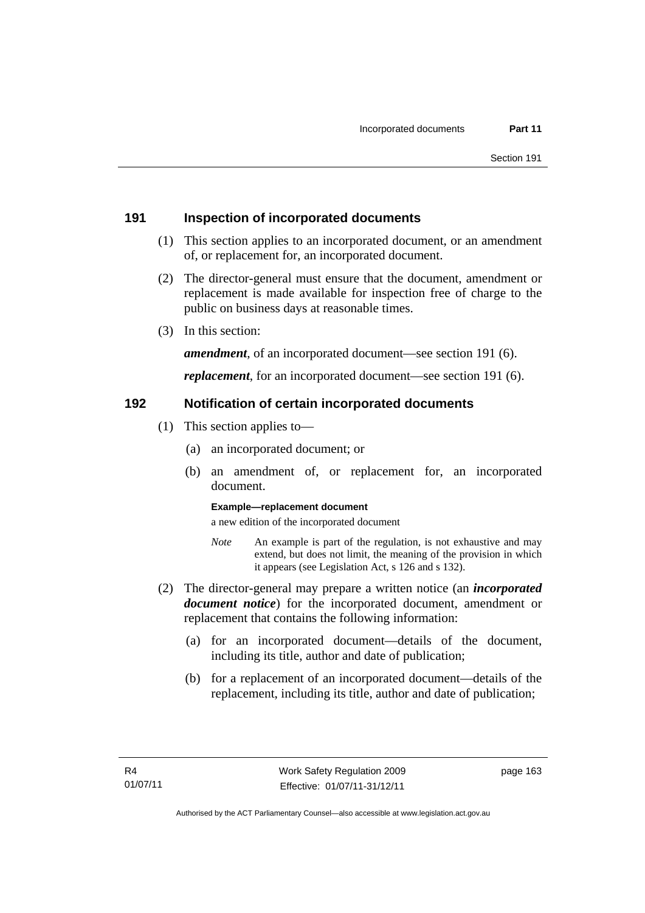## 191 Inspection of incorporated documents

(1) This section applies to an incorporated document, or an amendment of, or replacement for, an incorporated document.

(2) The director-general must ensure that the document, amendment or replacement is made available for inspection free of charge to the public on business days at reasonable times.

(3) In this section:

***amendment***, of an incorporated document—see section 191 (6).

***replacement***, for an incorporated document—see section 191 (6).

## 192 Notification of certain incorporated documents

(1) This section applies to—

(a) an incorporated document; or

(b) an amendment of, or replacement for, an incorporated document.

**Example—replacement document**

a new edition of the incorporated document

*Note* An example is part of the regulation, is not exhaustive and may extend, but does not limit, the meaning of the provision in which it appears (see Legislation Act, s 126 and s 132).

(2) The director-general may prepare a written notice (an ***incorporated document notice***) for the incorporated document, amendment or replacement that contains the following information:

(a) for an incorporated document—details of the document, including its title, author and date of publication;

(b) for a replacement of an incorporated document—details of the replacement, including its title, author and date of publication;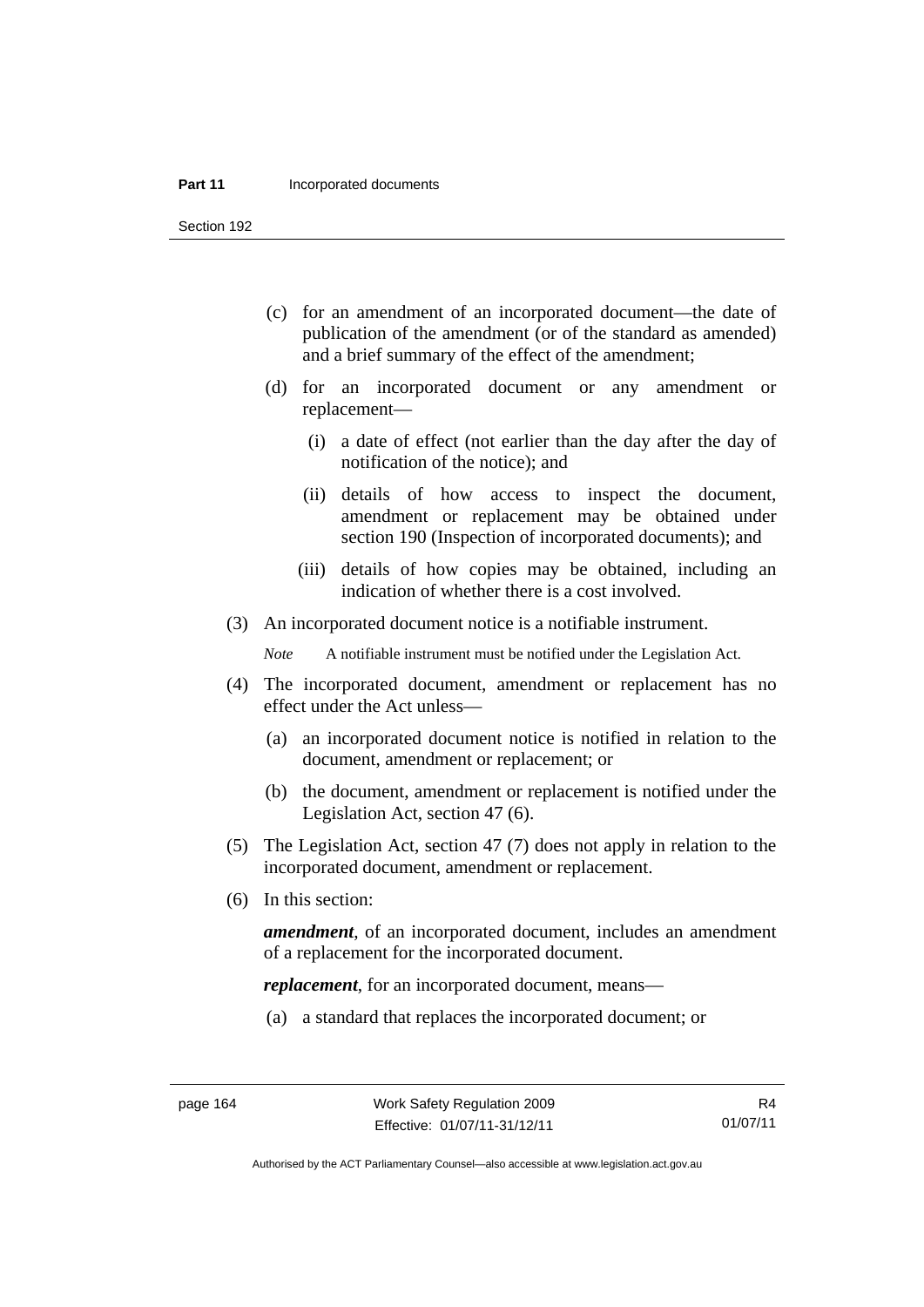(c) for an amendment of an incorporated document—the date of publication of the amendment (or of the standard as amended) and a brief summary of the effect of the amendment;

(d) for an incorporated document or any amendment or replacement—

(i) a date of effect (not earlier than the day after the day of notification of the notice); and

(ii) details of how access to inspect the document, amendment or replacement may be obtained under section 190 (Inspection of incorporated documents); and

(iii) details of how copies may be obtained, including an indication of whether there is a cost involved.

(3) An incorporated document notice is a notifiable instrument.

*Note* A notifiable instrument must be notified under the Legislation Act.

(4) The incorporated document, amendment or replacement has no effect under the Act unless—

(a) an incorporated document notice is notified in relation to the document, amendment or replacement; or

(b) the document, amendment or replacement is notified under the Legislation Act, section 47 (6).

(5) The Legislation Act, section 47 (7) does not apply in relation to the incorporated document, amendment or replacement.

(6) In this section:

***amendment***, of an incorporated document, includes an amendment of a replacement for the incorporated document.

***replacement***, for an incorporated document, means—

(a) a standard that replaces the incorporated document; or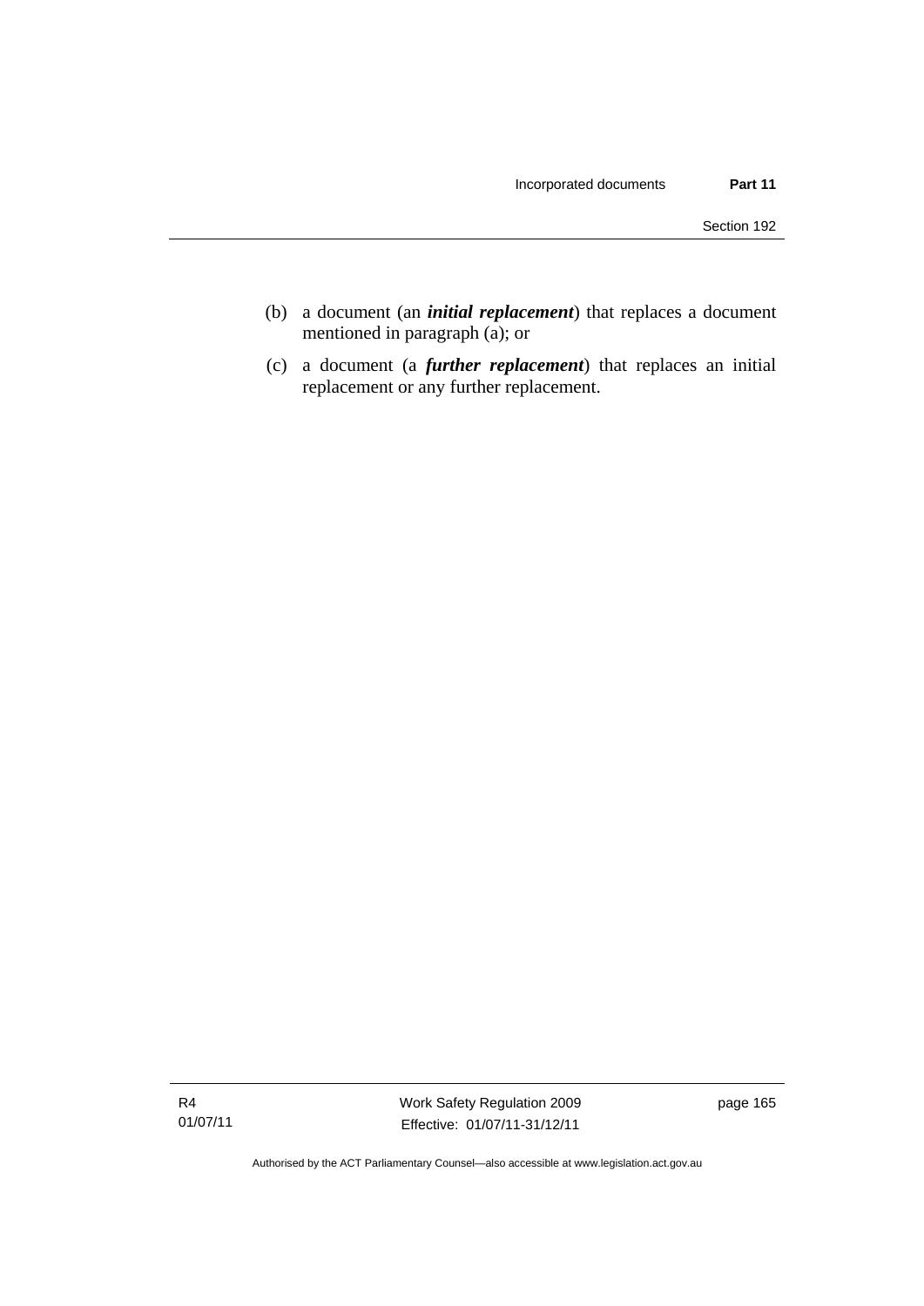(b) a document (an ***initial replacement***) that replaces a document mentioned in paragraph (a); or

(c) a document (a ***further replacement***) that replaces an initial replacement or any further replacement.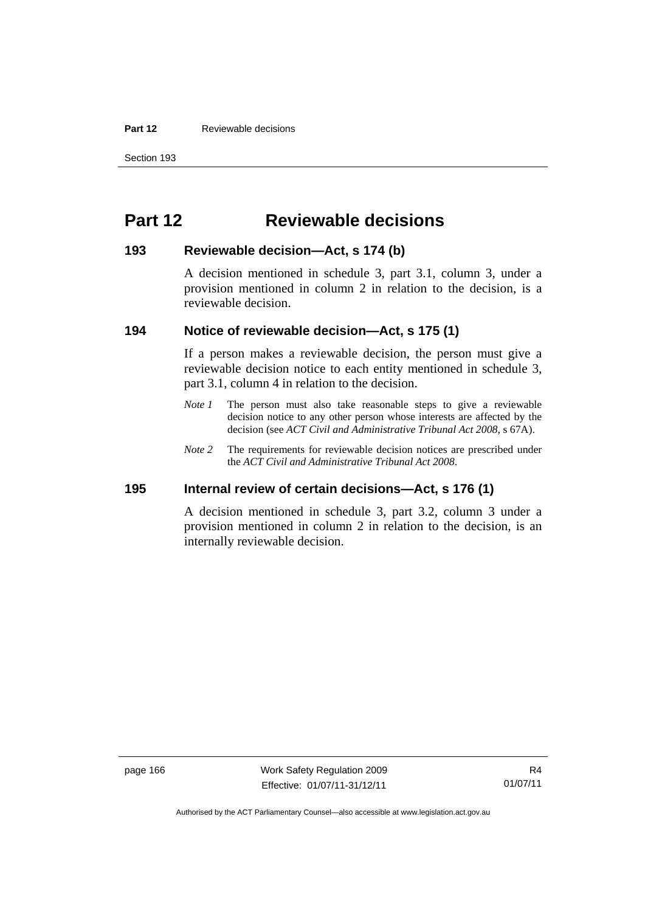# Part 12 Reviewable decisions

## 193 Reviewable decision—Act, s 174 (b)

A decision mentioned in schedule 3, part 3.1, column 3, under a provision mentioned in column 2 in relation to the decision, is a reviewable decision.

## 194 Notice of reviewable decision—Act, s 175 (1)

If a person makes a reviewable decision, the person must give a reviewable decision notice to each entity mentioned in schedule 3, part 3.1, column 4 in relation to the decision.

*Note 1* The person must also take reasonable steps to give a reviewable decision notice to any other person whose interests are affected by the decision (see *ACT Civil and Administrative Tribunal Act 2008*, s 67A).

*Note 2* The requirements for reviewable decision notices are prescribed under the *ACT Civil and Administrative Tribunal Act 2008*.

## 195 Internal review of certain decisions—Act, s 176 (1)

A decision mentioned in schedule 3, part 3.2, column 3 under a provision mentioned in column 2 in relation to the decision, is an internally reviewable decision.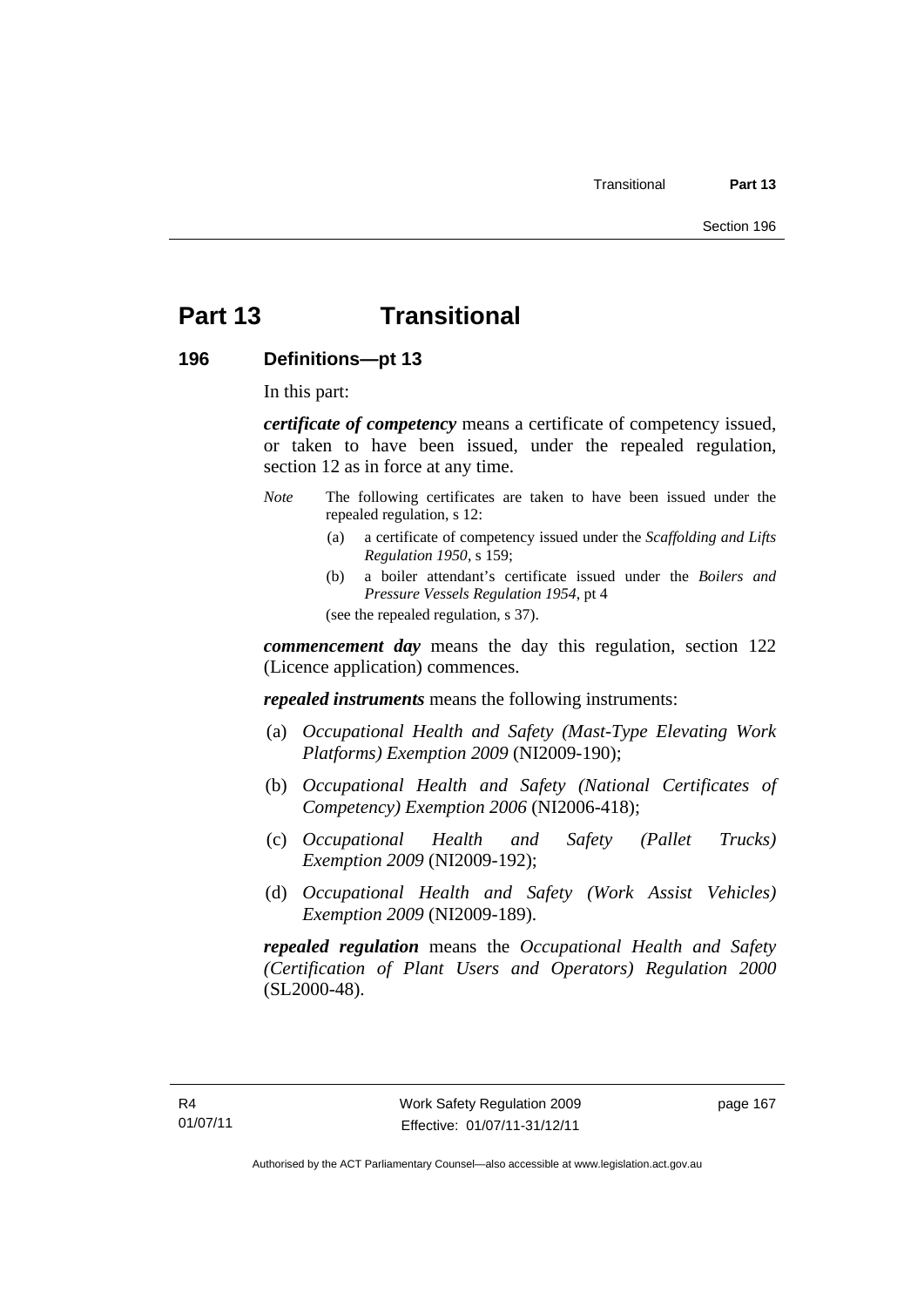# Part 13 Transitional

## 196 Definitions—pt 13

In this part:

***certificate of competency*** means a certificate of competency issued, or taken to have been issued, under the repealed regulation, section 12 as in force at any time.

*Note* The following certificates are taken to have been issued under the repealed regulation, s 12:

(a) a certificate of competency issued under the *Scaffolding and Lifts Regulation 1950*, s 159;

(b) a boiler attendant's certificate issued under the *Boilers and Pressure Vessels Regulation 1954*, pt 4

(see the repealed regulation, s 37).

***commencement day*** means the day this regulation, section 122 (Licence application) commences.

***repealed instruments*** means the following instruments:

(a) *Occupational Health and Safety (Mast-Type Elevating Work Platforms) Exemption 2009* (NI2009-190);

(b) *Occupational Health and Safety (National Certificates of Competency) Exemption 2006* (NI2006-418);

(c) *Occupational Health and Safety (Pallet Trucks) Exemption 2009* (NI2009-192);

(d) *Occupational Health and Safety (Work Assist Vehicles) Exemption 2009* (NI2009-189).

***repealed regulation*** means the *Occupational Health and Safety (Certification of Plant Users and Operators) Regulation 2000* (SL2000-48).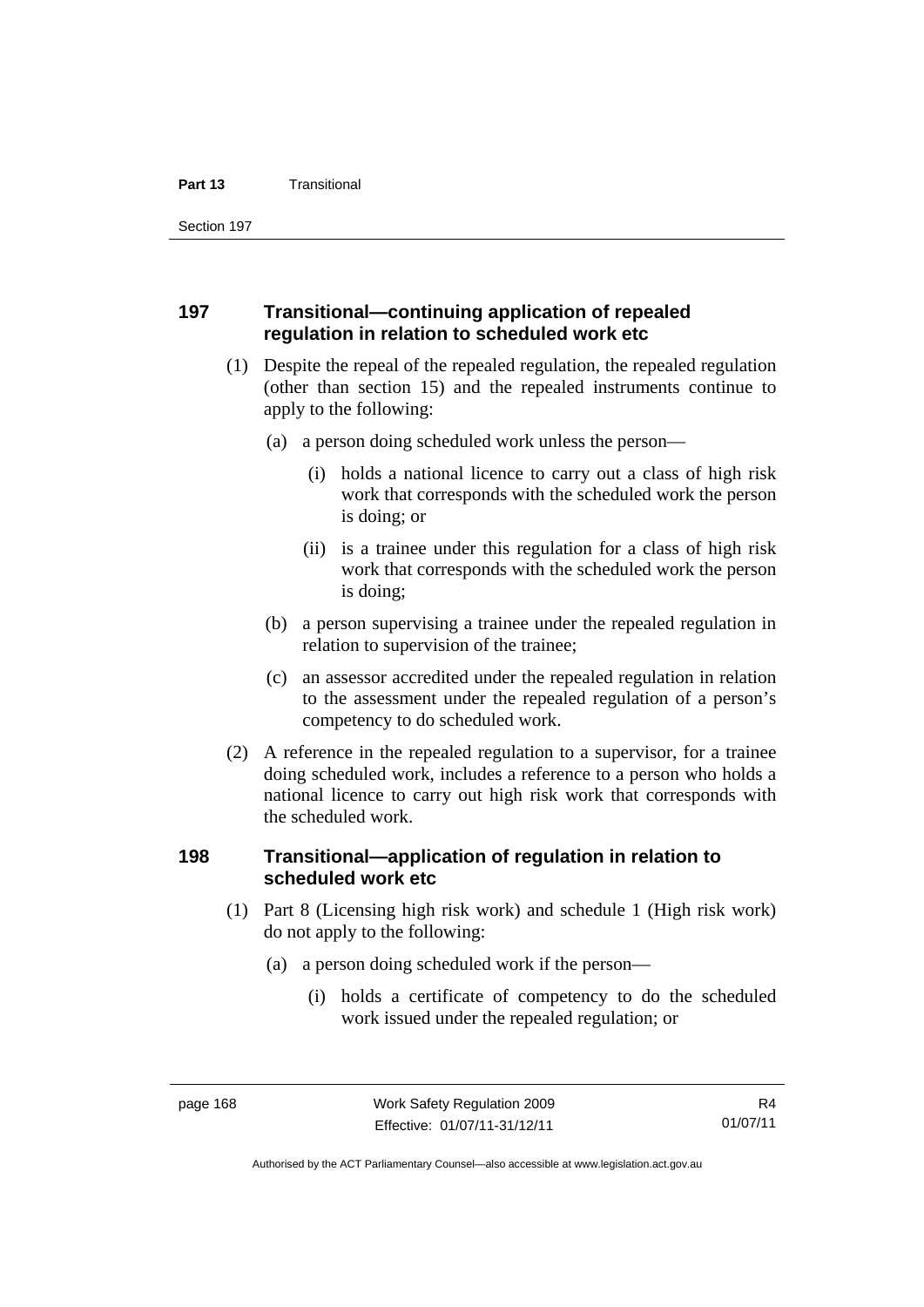### 197 Transitional—continuing application of repealed regulation in relation to scheduled work etc

(1) Despite the repeal of the repealed regulation, the repealed regulation (other than section 15) and the repealed instruments continue to apply to the following:

(a) a person doing scheduled work unless the person—

(i) holds a national licence to carry out a class of high risk work that corresponds with the scheduled work the person is doing; or

(ii) is a trainee under this regulation for a class of high risk work that corresponds with the scheduled work the person is doing;

(b) a person supervising a trainee under the repealed regulation in relation to supervision of the trainee;

(c) an assessor accredited under the repealed regulation in relation to the assessment under the repealed regulation of a person's competency to do scheduled work.

(2) A reference in the repealed regulation to a supervisor, for a trainee doing scheduled work, includes a reference to a person who holds a national licence to carry out high risk work that corresponds with the scheduled work.

### 198 Transitional—application of regulation in relation to scheduled work etc

(1) Part 8 (Licensing high risk work) and schedule 1 (High risk work) do not apply to the following:

(a) a person doing scheduled work if the person—

(i) holds a certificate of competency to do the scheduled work issued under the repealed regulation; or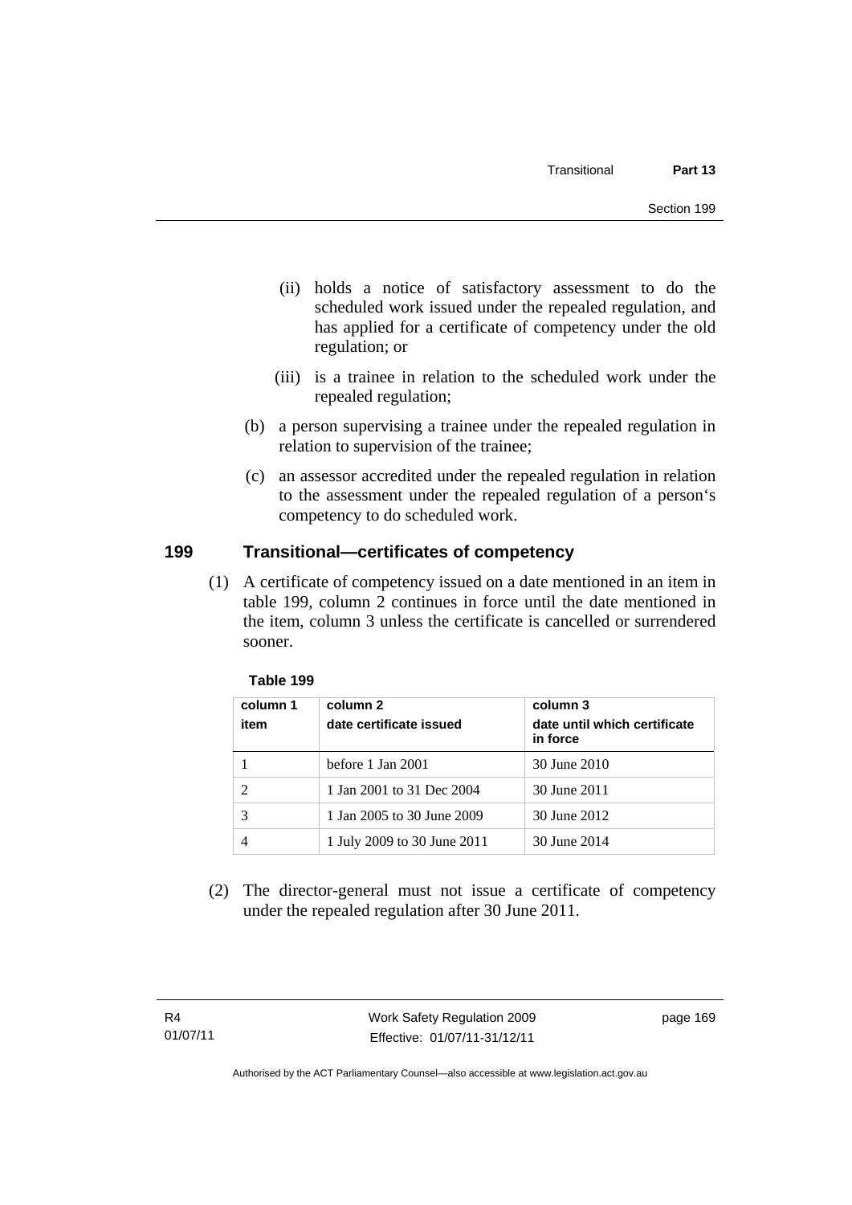(ii) holds a notice of satisfactory assessment to do the scheduled work issued under the repealed regulation, and has applied for a certificate of competency under the old regulation; or

(iii) is a trainee in relation to the scheduled work under the repealed regulation;

(b) a person supervising a trainee under the repealed regulation in relation to supervision of the trainee;

(c) an assessor accredited under the repealed regulation in relation to the assessment under the repealed regulation of a person‘s competency to do scheduled work.

## 199 Transitional—certificates of competency

(1) A certificate of competency issued on a date mentioned in an item in table 199, column 2 continues in force until the date mentioned in the item, column 3 unless the certificate is cancelled or surrendered sooner.

**Table 199**

| column 1<br>item | column 2<br>date certificate issued | column 3<br>date until which certificate in force |
|---|---|---|
| 1 | before 1 Jan 2001 | 30 June 2010 |
| 2 | 1 Jan 2001 to 31 Dec 2004 | 30 June 2011 |
| 3 | 1 Jan 2005 to 30 June 2009 | 30 June 2012 |
| 4 | 1 July 2009 to 30 June 2011 | 30 June 2014 |

(2) The director-general must not issue a certificate of competency under the repealed regulation after 30 June 2011.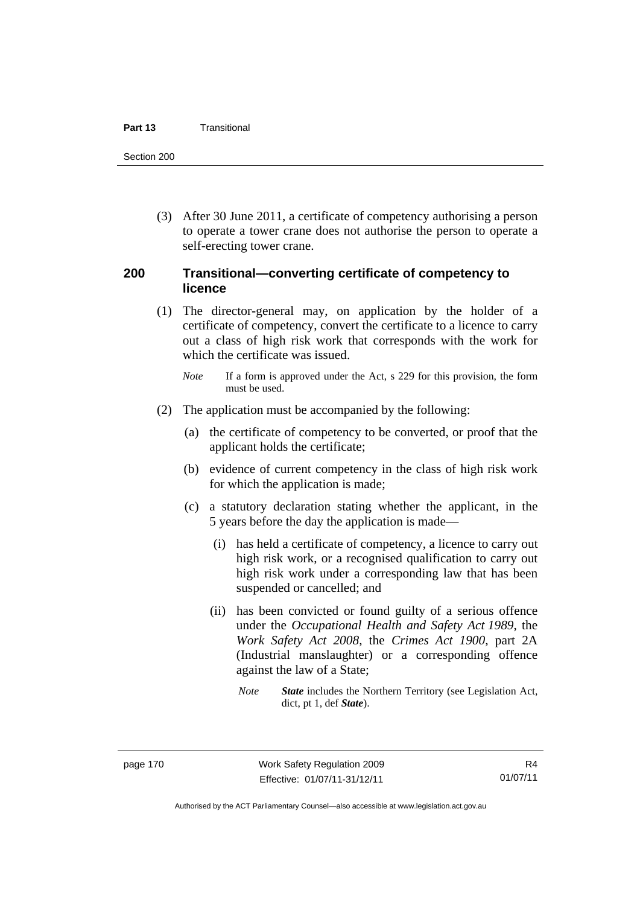(3) After 30 June 2011, a certificate of competency authorising a person to operate a tower crane does not authorise the person to operate a self-erecting tower crane.

## 200 Transitional—converting certificate of competency to licence

(1) The director-general may, on application by the holder of a certificate of competency, convert the certificate to a licence to carry out a class of high risk work that corresponds with the work for which the certificate was issued.

*Note* If a form is approved under the Act, s 229 for this provision, the form must be used.

(2) The application must be accompanied by the following:

(a) the certificate of competency to be converted, or proof that the applicant holds the certificate;

(b) evidence of current competency in the class of high risk work for which the application is made;

(c) a statutory declaration stating whether the applicant, in the 5 years before the day the application is made—

(i) has held a certificate of competency, a licence to carry out high risk work, or a recognised qualification to carry out high risk work under a corresponding law that has been suspended or cancelled; and

(ii) has been convicted or found guilty of a serious offence under the *Occupational Health and Safety Act 1989*, the *Work Safety Act 2008*, the *Crimes Act 1900*, part 2A (Industrial manslaughter) or a corresponding offence against the law of a State;

*Note* ***State*** includes the Northern Territory (see Legislation Act, dict, pt 1, def ***State***).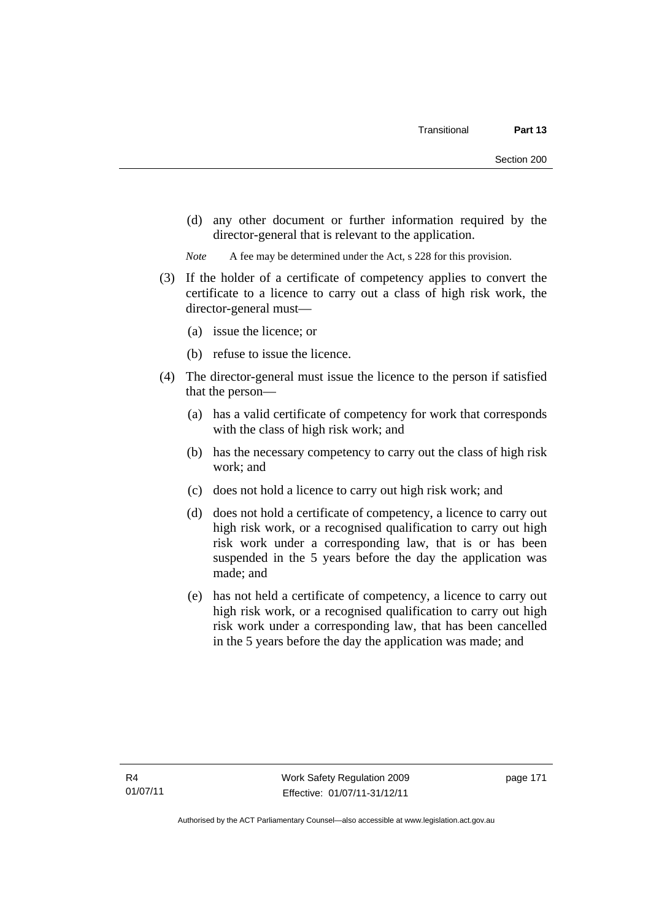(d) any other document or further information required by the director-general that is relevant to the application.

*Note* A fee may be determined under the Act, s 228 for this provision.

(3) If the holder of a certificate of competency applies to convert the certificate to a licence to carry out a class of high risk work, the director-general must—

(a) issue the licence; or

(b) refuse to issue the licence.

(4) The director-general must issue the licence to the person if satisfied that the person—

(a) has a valid certificate of competency for work that corresponds with the class of high risk work; and

(b) has the necessary competency to carry out the class of high risk work; and

(c) does not hold a licence to carry out high risk work; and

(d) does not hold a certificate of competency, a licence to carry out high risk work, or a recognised qualification to carry out high risk work under a corresponding law, that is or has been suspended in the 5 years before the day the application was made; and

(e) has not held a certificate of competency, a licence to carry out high risk work, or a recognised qualification to carry out high risk work under a corresponding law, that has been cancelled in the 5 years before the day the application was made; and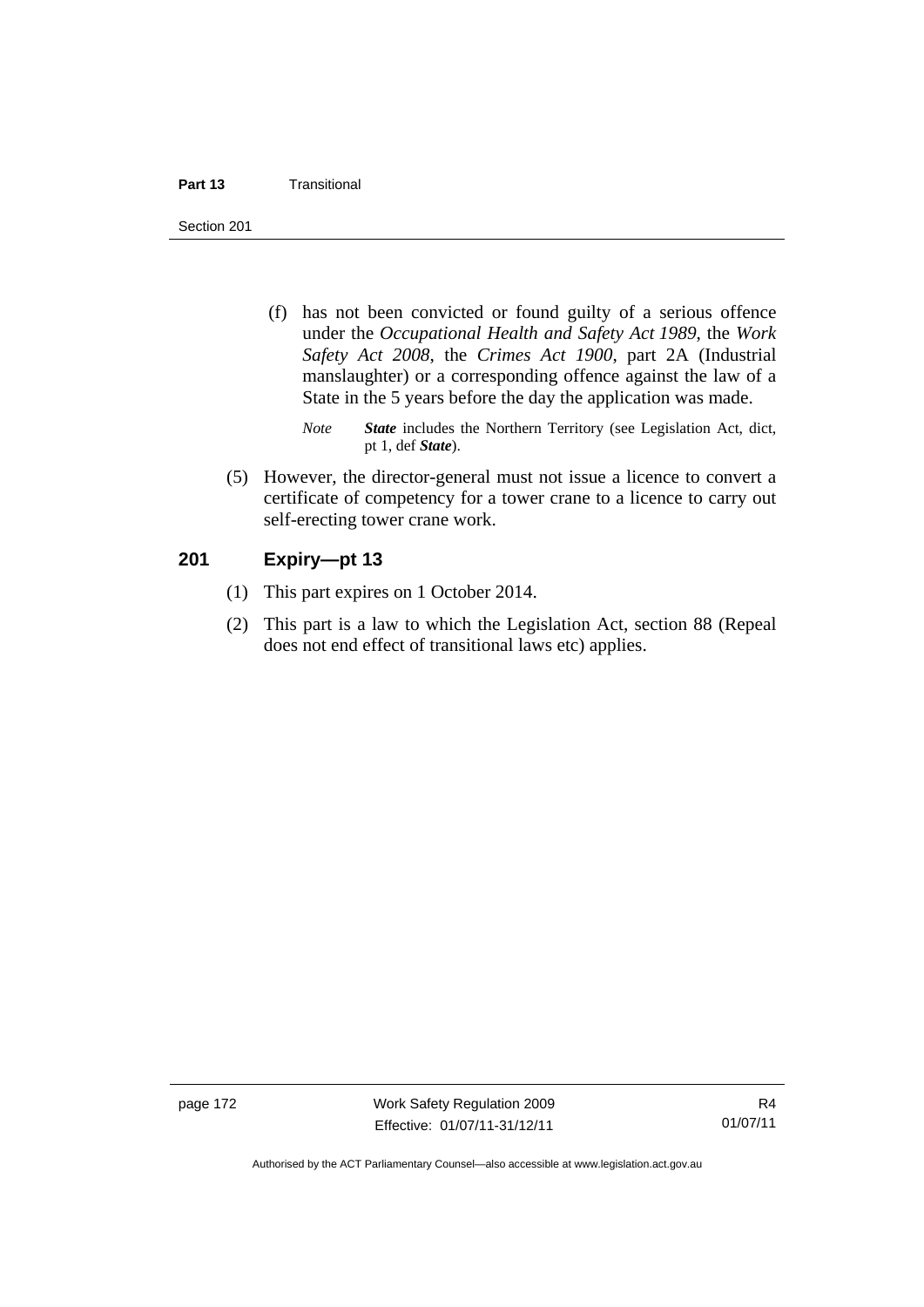(f) has not been convicted or found guilty of a serious offence under the *Occupational Health and Safety Act 1989*, the *Work Safety Act 2008*, the *Crimes Act 1900*, part 2A (Industrial manslaughter) or a corresponding offence against the law of a State in the 5 years before the day the application was made.

*Note* ***State*** includes the Northern Territory (see Legislation Act, dict, pt 1, def ***State***).

(5) However, the director-general must not issue a licence to convert a certificate of competency for a tower crane to a licence to carry out self-erecting tower crane work.

## 201 Expiry—pt 13

(1) This part expires on 1 October 2014.

(2) This part is a law to which the Legislation Act, section 88 (Repeal does not end effect of transitional laws etc) applies.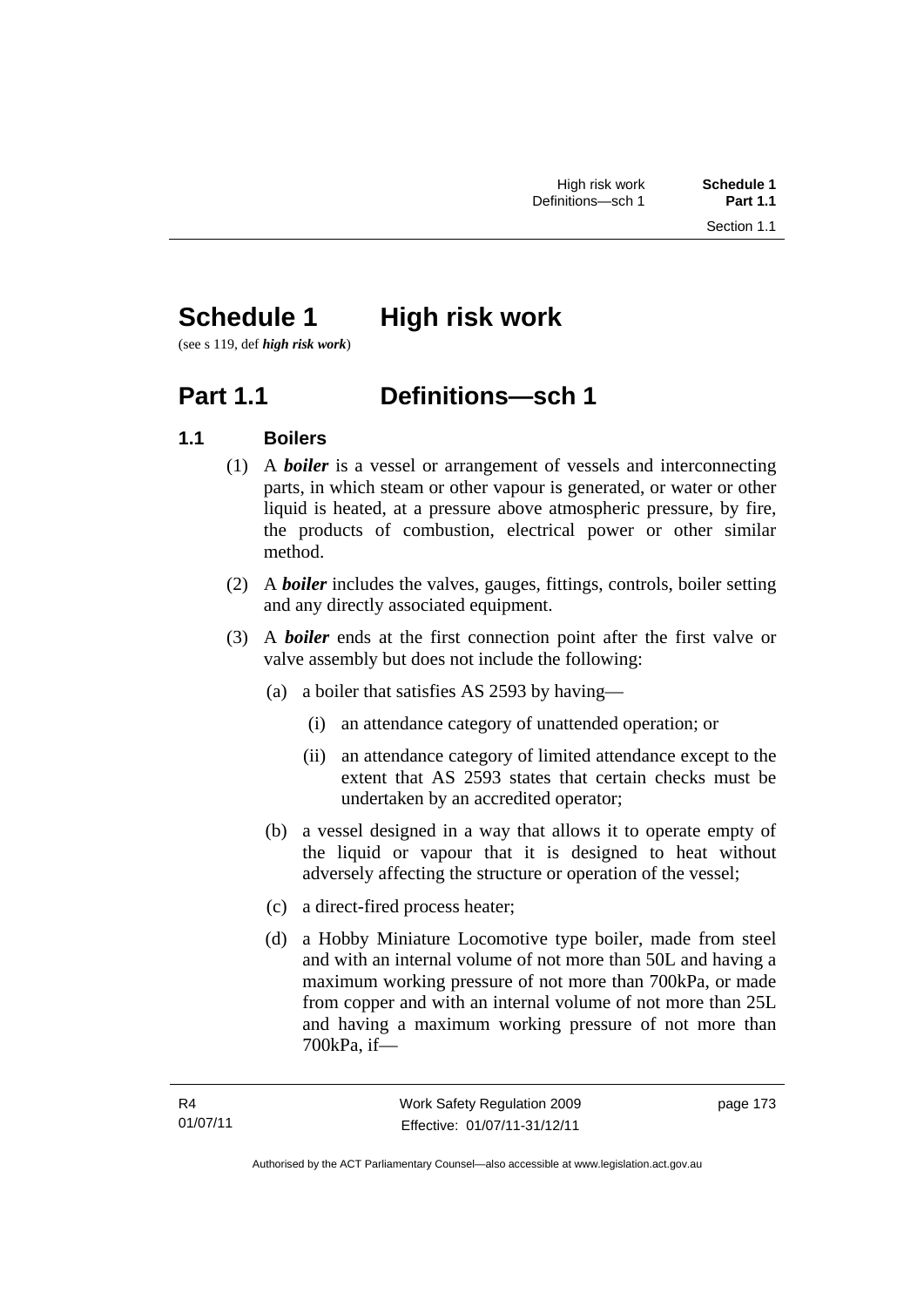# Schedule 1 High risk work

(see s 119, def ***high risk work***)

## Part 1.1 Definitions—sch 1

### 1.1 Boilers

(1) A ***boiler*** is a vessel or arrangement of vessels and interconnecting parts, in which steam or other vapour is generated, or water or other liquid is heated, at a pressure above atmospheric pressure, by fire, the products of combustion, electrical power or other similar method.

(2) A ***boiler*** includes the valves, gauges, fittings, controls, boiler setting and any directly associated equipment.

(3) A ***boiler*** ends at the first connection point after the first valve or valve assembly but does not include the following:

(a) a boiler that satisfies AS 2593 by having—

(i) an attendance category of unattended operation; or

(ii) an attendance category of limited attendance except to the extent that AS 2593 states that certain checks must be undertaken by an accredited operator;

(b) a vessel designed in a way that allows it to operate empty of the liquid or vapour that it is designed to heat without adversely affecting the structure or operation of the vessel;

(c) a direct-fired process heater;

(d) a Hobby Miniature Locomotive type boiler, made from steel and with an internal volume of not more than 50L and having a maximum working pressure of not more than 700kPa, or made from copper and with an internal volume of not more than 25L and having a maximum working pressure of not more than 700kPa, if—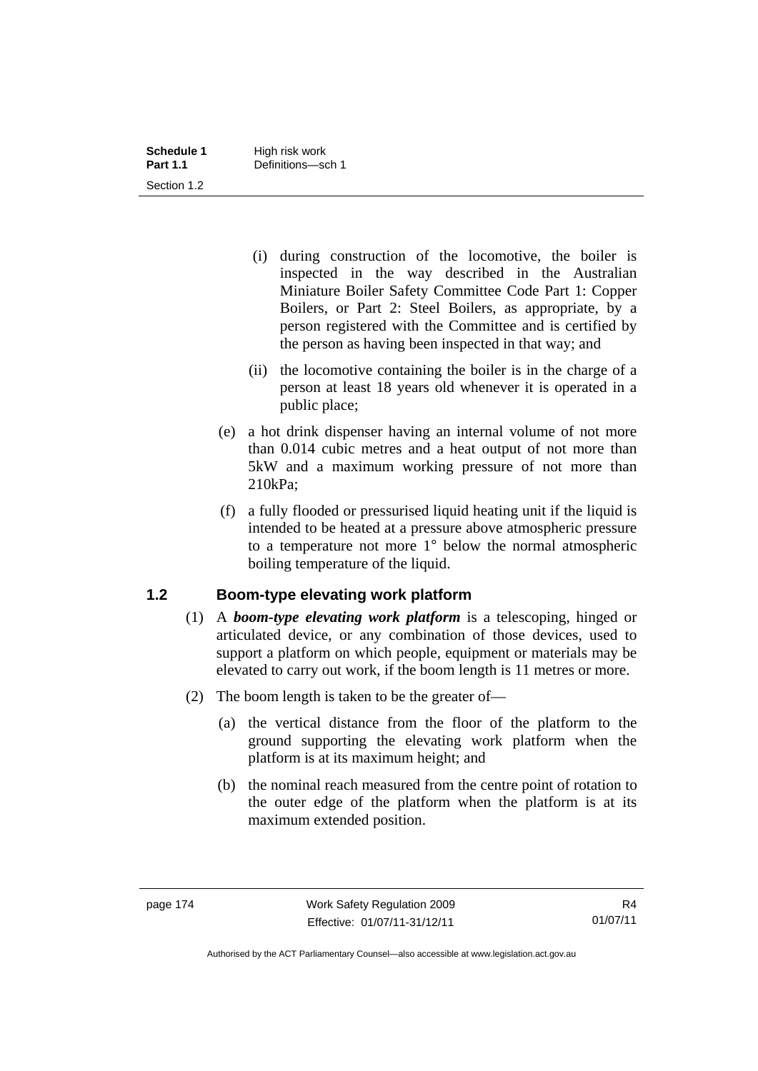(i) during construction of the locomotive, the boiler is inspected in the way described in the Australian Miniature Boiler Safety Committee Code Part 1: Copper Boilers, or Part 2: Steel Boilers, as appropriate, by a person registered with the Committee and is certified by the person as having been inspected in that way; and

(ii) the locomotive containing the boiler is in the charge of a person at least 18 years old whenever it is operated in a public place;

(e) a hot drink dispenser having an internal volume of not more than 0.014 cubic metres and a heat output of not more than 5kW and a maximum working pressure of not more than 210kPa;

(f) a fully flooded or pressurised liquid heating unit if the liquid is intended to be heated at a pressure above atmospheric pressure to a temperature not more 1° below the normal atmospheric boiling temperature of the liquid.

## 1.2 Boom-type elevating work platform

(1) A ***boom-type elevating work platform*** is a telescoping, hinged or articulated device, or any combination of those devices, used to support a platform on which people, equipment or materials may be elevated to carry out work, if the boom length is 11 metres or more.

(2) The boom length is taken to be the greater of—

(a) the vertical distance from the floor of the platform to the ground supporting the elevating work platform when the platform is at its maximum height; and

(b) the nominal reach measured from the centre point of rotation to the outer edge of the platform when the platform is at its maximum extended position.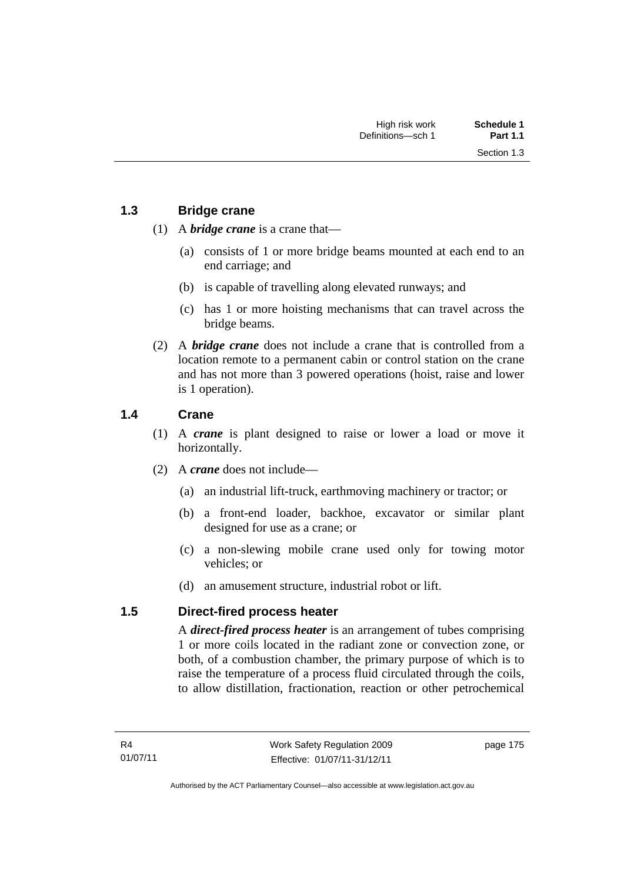## 1.3 Bridge crane

(1) A ***bridge crane*** is a crane that—

(a) consists of 1 or more bridge beams mounted at each end to an end carriage; and

(b) is capable of travelling along elevated runways; and

(c) has 1 or more hoisting mechanisms that can travel across the bridge beams.

(2) A ***bridge crane*** does not include a crane that is controlled from a location remote to a permanent cabin or control station on the crane and has not more than 3 powered operations (hoist, raise and lower is 1 operation).

## 1.4 Crane

(1) A ***crane*** is plant designed to raise or lower a load or move it horizontally.

(2) A ***crane*** does not include—

(a) an industrial lift-truck, earthmoving machinery or tractor; or

(b) a front-end loader, backhoe, excavator or similar plant designed for use as a crane; or

(c) a non-slewing mobile crane used only for towing motor vehicles; or

(d) an amusement structure, industrial robot or lift.

## 1.5 Direct-fired process heater

A ***direct-fired process heater*** is an arrangement of tubes comprising 1 or more coils located in the radiant zone or convection zone, or both, of a combustion chamber, the primary purpose of which is to raise the temperature of a process fluid circulated through the coils, to allow distillation, fractionation, reaction or other petrochemical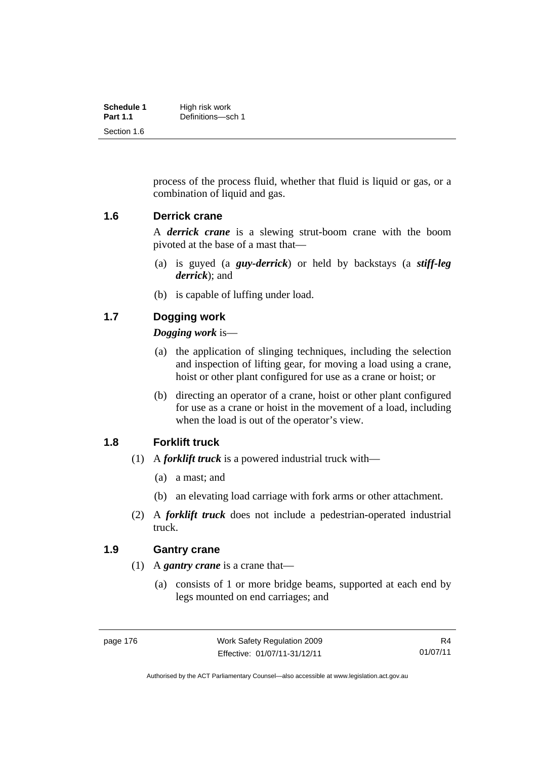process of the process fluid, whether that fluid is liquid or gas, or a combination of liquid and gas.

## 1.6 Derrick crane

A ***derrick crane*** is a slewing strut-boom crane with the boom pivoted at the base of a mast that—

- (a) is guyed (a ***guy-derrick***) or held by backstays (a ***stiff-leg derrick***); and
- (b) is capable of luffing under load.

## 1.7 Dogging work

***Dogging work*** is—

- (a) the application of slinging techniques, including the selection and inspection of lifting gear, for moving a load using a crane, hoist or other plant configured for use as a crane or hoist; or
- (b) directing an operator of a crane, hoist or other plant configured for use as a crane or hoist in the movement of a load, including when the load is out of the operator's view.

## 1.8 Forklift truck

(1) A ***forklift truck*** is a powered industrial truck with—

- (a) a mast; and
- (b) an elevating load carriage with fork arms or other attachment.

(2) A ***forklift truck*** does not include a pedestrian-operated industrial truck.

## 1.9 Gantry crane

(1) A ***gantry crane*** is a crane that—

- (a) consists of 1 or more bridge beams, supported at each end by legs mounted on end carriages; and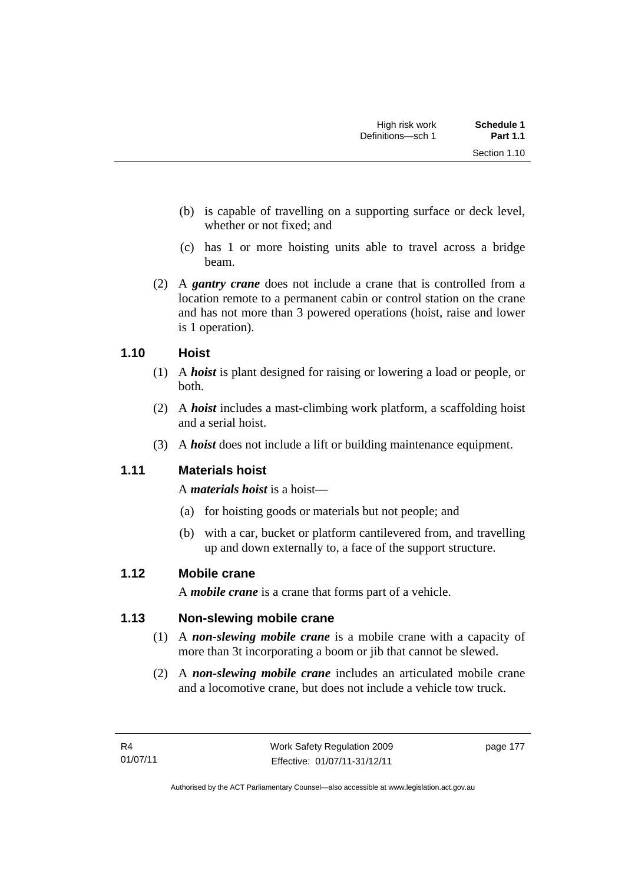(b) is capable of travelling on a supporting surface or deck level, whether or not fixed; and

(c) has 1 or more hoisting units able to travel across a bridge beam.

(2) A ***gantry crane*** does not include a crane that is controlled from a location remote to a permanent cabin or control station on the crane and has not more than 3 powered operations (hoist, raise and lower is 1 operation).

### 1.10 Hoist

(1) A ***hoist*** is plant designed for raising or lowering a load or people, or both.

(2) A ***hoist*** includes a mast-climbing work platform, a scaffolding hoist and a serial hoist.

(3) A ***hoist*** does not include a lift or building maintenance equipment.

### 1.11 Materials hoist

A ***materials hoist*** is a hoist—

(a) for hoisting goods or materials but not people; and

(b) with a car, bucket or platform cantilevered from, and travelling up and down externally to, a face of the support structure.

### 1.12 Mobile crane

A ***mobile crane*** is a crane that forms part of a vehicle.

### 1.13 Non-slewing mobile crane

(1) A ***non-slewing mobile crane*** is a mobile crane with a capacity of more than 3t incorporating a boom or jib that cannot be slewed.

(2) A ***non-slewing mobile crane*** includes an articulated mobile crane and a locomotive crane, but does not include a vehicle tow truck.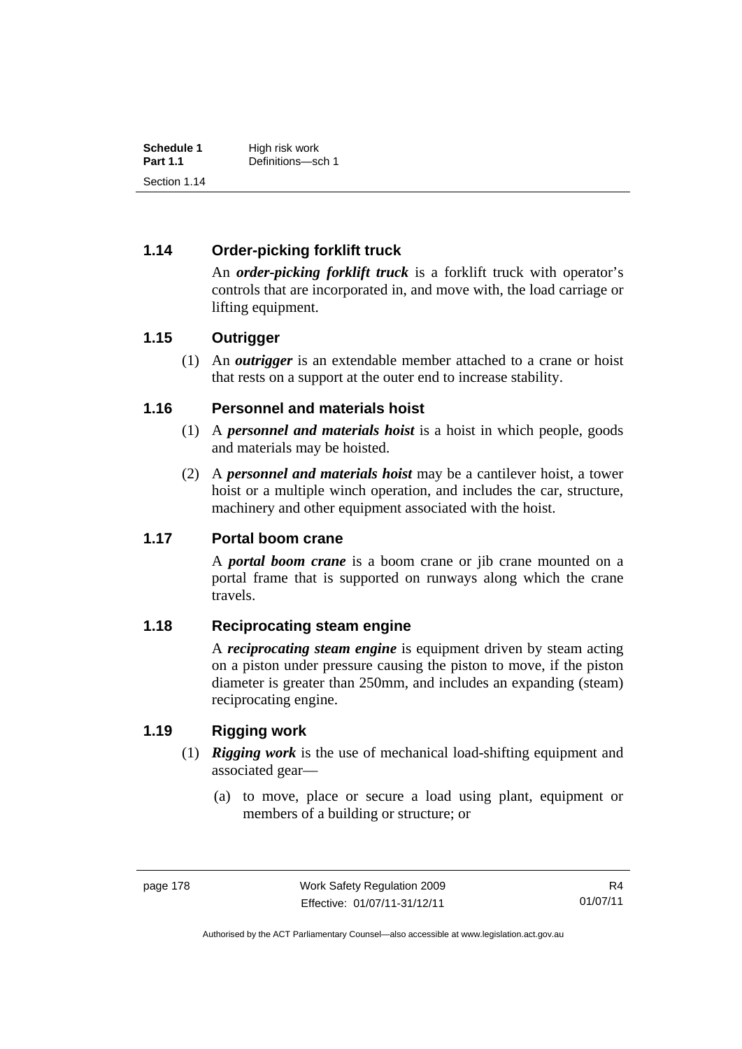### 1.14 Order-picking forklift truck

An ***order-picking forklift truck*** is a forklift truck with operator's controls that are incorporated in, and move with, the load carriage or lifting equipment.

### 1.15 Outrigger

(1) An ***outrigger*** is an extendable member attached to a crane or hoist that rests on a support at the outer end to increase stability.

### 1.16 Personnel and materials hoist

(1) A ***personnel and materials hoist*** is a hoist in which people, goods and materials may be hoisted.

(2) A ***personnel and materials hoist*** may be a cantilever hoist, a tower hoist or a multiple winch operation, and includes the car, structure, machinery and other equipment associated with the hoist.

### 1.17 Portal boom crane

A ***portal boom crane*** is a boom crane or jib crane mounted on a portal frame that is supported on runways along which the crane travels.

### 1.18 Reciprocating steam engine

A ***reciprocating steam engine*** is equipment driven by steam acting on a piston under pressure causing the piston to move, if the piston diameter is greater than 250mm, and includes an expanding (steam) reciprocating engine.

### 1.19 Rigging work

(1) ***Rigging work*** is the use of mechanical load-shifting equipment and associated gear—

(a) to move, place or secure a load using plant, equipment or members of a building or structure; or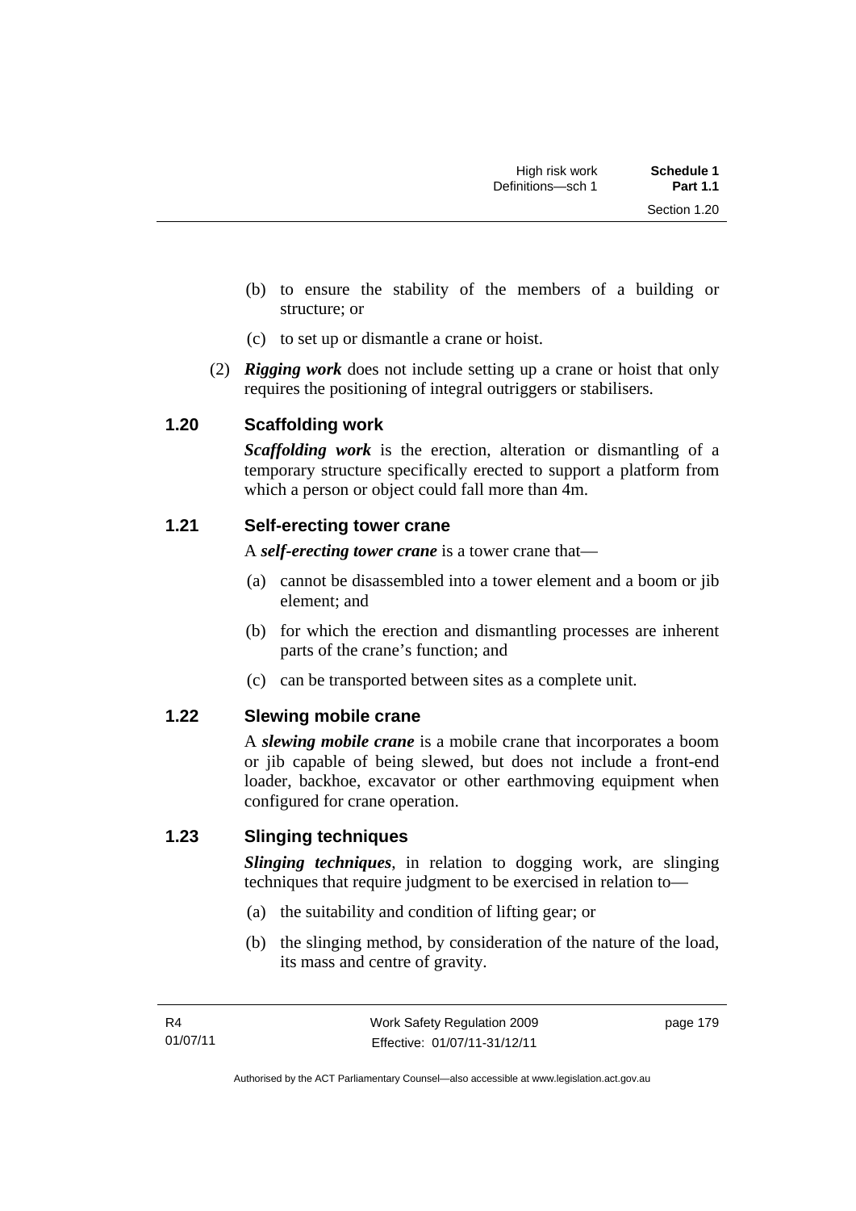(b) to ensure the stability of the members of a building or structure; or

(c) to set up or dismantle a crane or hoist.

(2) ***Rigging work*** does not include setting up a crane or hoist that only requires the positioning of integral outriggers or stabilisers.

### 1.20 Scaffolding work

***Scaffolding work*** is the erection, alteration or dismantling of a temporary structure specifically erected to support a platform from which a person or object could fall more than 4m.

### 1.21 Self-erecting tower crane

A ***self-erecting tower crane*** is a tower crane that—

(a) cannot be disassembled into a tower element and a boom or jib element; and

(b) for which the erection and dismantling processes are inherent parts of the crane's function; and

(c) can be transported between sites as a complete unit.

### 1.22 Slewing mobile crane

A ***slewing mobile crane*** is a mobile crane that incorporates a boom or jib capable of being slewed, but does not include a front-end loader, backhoe, excavator or other earthmoving equipment when configured for crane operation.

### 1.23 Slinging techniques

***Slinging techniques***, in relation to dogging work, are slinging techniques that require judgment to be exercised in relation to—

(a) the suitability and condition of lifting gear; or

(b) the slinging method, by consideration of the nature of the load, its mass and centre of gravity.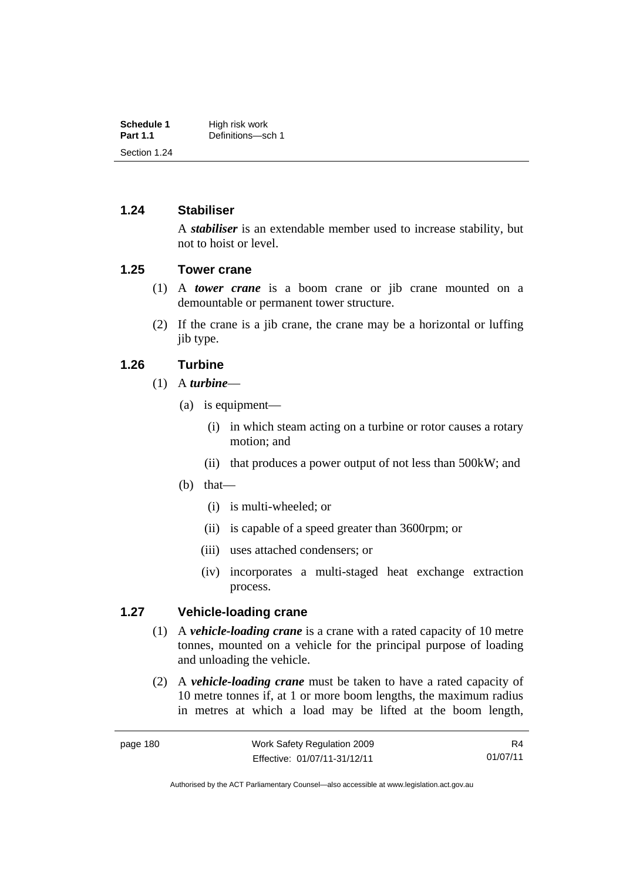## 1.24 Stabiliser

A ***stabiliser*** is an extendable member used to increase stability, but not to hoist or level.

## 1.25 Tower crane

(1) A ***tower crane*** is a boom crane or jib crane mounted on a demountable or permanent tower structure.

(2) If the crane is a jib crane, the crane may be a horizontal or luffing jib type.

## 1.26 Turbine

(1) A ***turbine***—

(a) is equipment—

(i) in which steam acting on a turbine or rotor causes a rotary motion; and

(ii) that produces a power output of not less than 500kW; and

(b) that—

(i) is multi-wheeled; or

(ii) is capable of a speed greater than 3600rpm; or

(iii) uses attached condensers; or

(iv) incorporates a multi-staged heat exchange extraction process.

## 1.27 Vehicle-loading crane

(1) A ***vehicle-loading crane*** is a crane with a rated capacity of 10 metre tonnes, mounted on a vehicle for the principal purpose of loading and unloading the vehicle.

(2) A ***vehicle-loading crane*** must be taken to have a rated capacity of 10 metre tonnes if, at 1 or more boom lengths, the maximum radius in metres at which a load may be lifted at the boom length,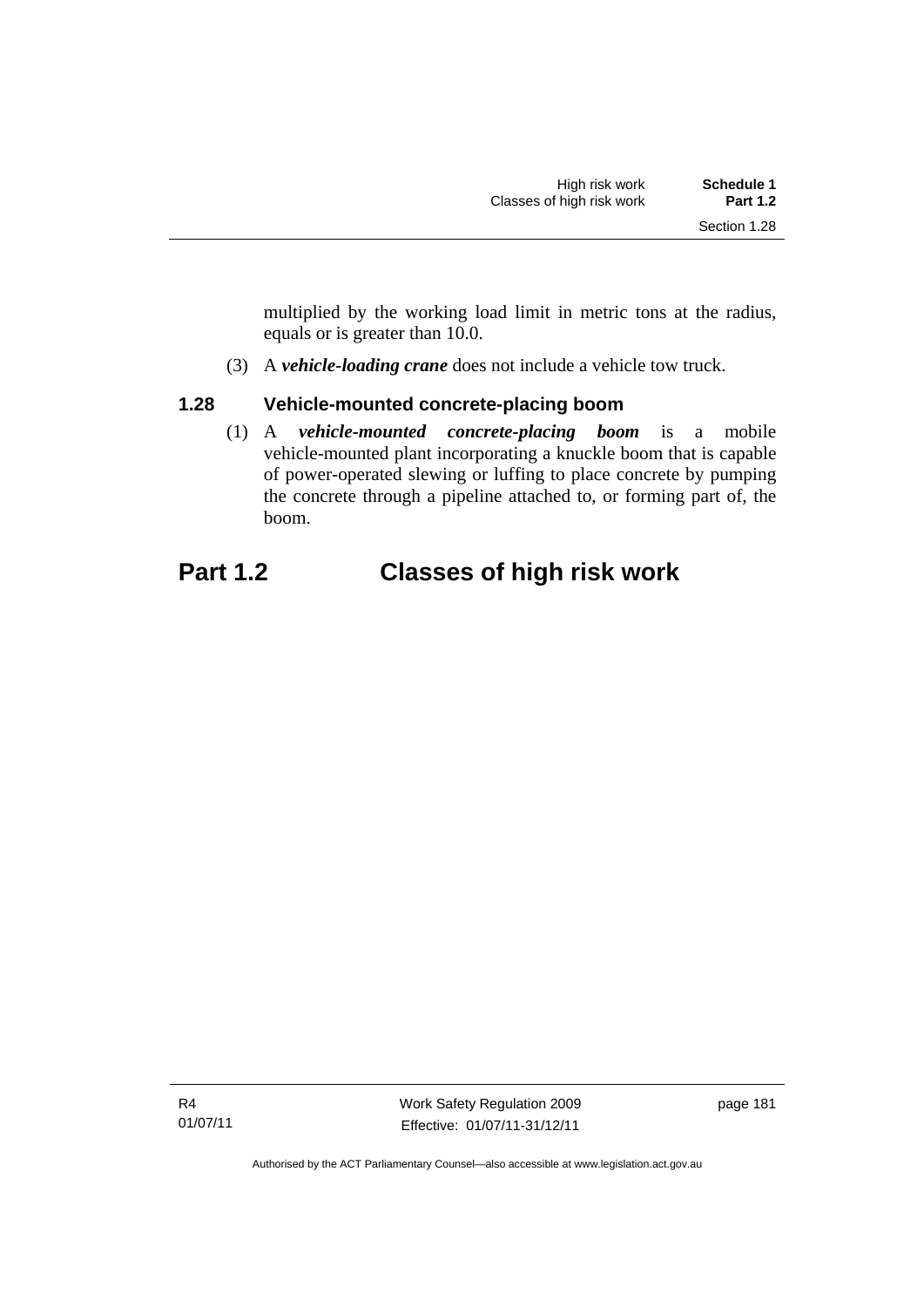multiplied by the working load limit in metric tons at the radius, equals or is greater than 10.0.

(3) A ***vehicle-loading crane*** does not include a vehicle tow truck.

### 1.28 Vehicle-mounted concrete-placing boom

(1) A ***vehicle-mounted concrete-placing boom*** is a mobile vehicle-mounted plant incorporating a knuckle boom that is capable of power-operated slewing or luffing to place concrete by pumping the concrete through a pipeline attached to, or forming part of, the boom.

## Part 1.2 Classes of high risk work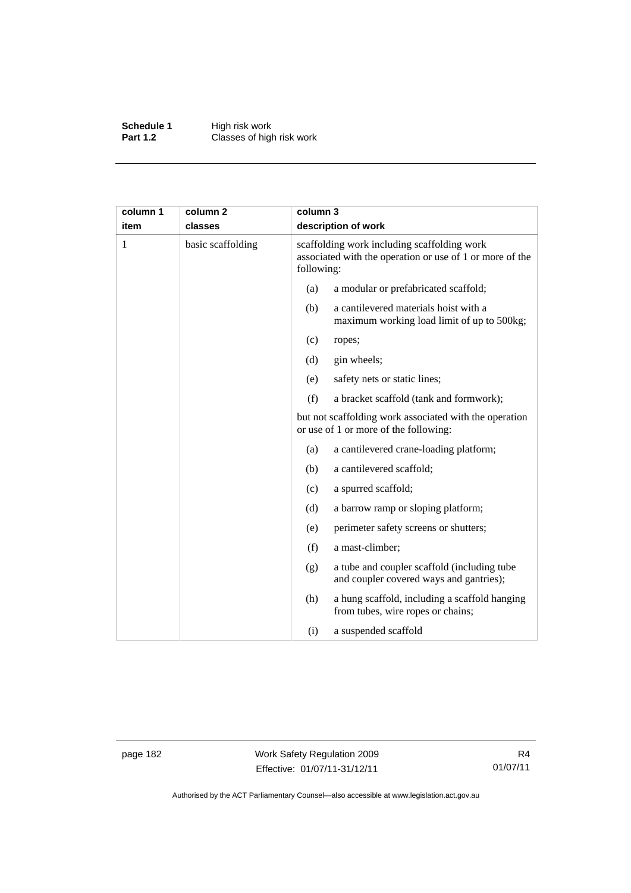| column 1<br>item | column 2<br>classes | column 3<br>description of work |
|---|---|---|
| 1 | basic scaffolding | scaffolding work including scaffolding work associated with the operation or use of 1 or more of the following:<br>(a) a modular or prefabricated scaffold;<br>(b) a cantilevered materials hoist with a maximum working load limit of up to 500kg;<br>(c) ropes;<br>(d) gin wheels;<br>(e) safety nets or static lines;<br>(f) a bracket scaffold (tank and formwork);<br>but not scaffolding work associated with the operation or use of 1 or more of the following:<br>(a) a cantilevered crane-loading platform;<br>(b) a cantilevered scaffold;<br>(c) a spurred scaffold;<br>(d) a barrow ramp or sloping platform;<br>(e) perimeter safety screens or shutters;<br>(f) a mast-climber;<br>(g) a tube and coupler scaffold (including tube and coupler covered ways and gantries);<br>(h) a hung scaffold, including a scaffold hanging from tubes, wire ropes or chains;<br>(i) a suspended scaffold |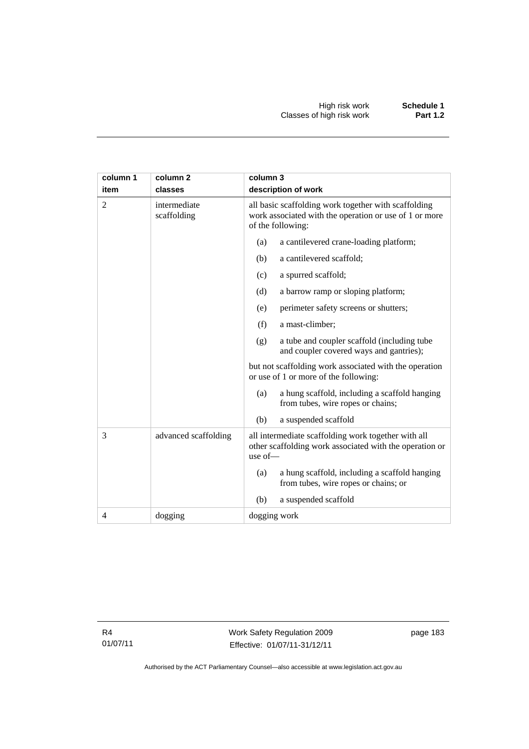| column 1<br>item | column 2<br>classes | column 3<br>description of work |
|---|---|---|
| 2 | intermediate scaffolding | all basic scaffolding work together with scaffolding work associated with the operation or use of 1 or more of the following:<br>(a) a cantilevered crane-loading platform;<br>(b) a cantilevered scaffold;<br>(c) a spurred scaffold;<br>(d) a barrow ramp or sloping platform;<br>(e) perimeter safety screens or shutters;<br>(f) a mast-climber;<br>(g) a tube and coupler scaffold (including tube and coupler covered ways and gantries);<br>but not scaffolding work associated with the operation or use of 1 or more of the following:<br>(a) a hung scaffold, including a scaffold hanging from tubes, wire ropes or chains;<br>(b) a suspended scaffold |
| 3 | advanced scaffolding | all intermediate scaffolding work together with all other scaffolding work associated with the operation or use of—<br>(a) a hung scaffold, including a scaffold hanging from tubes, wire ropes or chains; or<br>(b) a suspended scaffold |
| 4 | dogging | dogging work |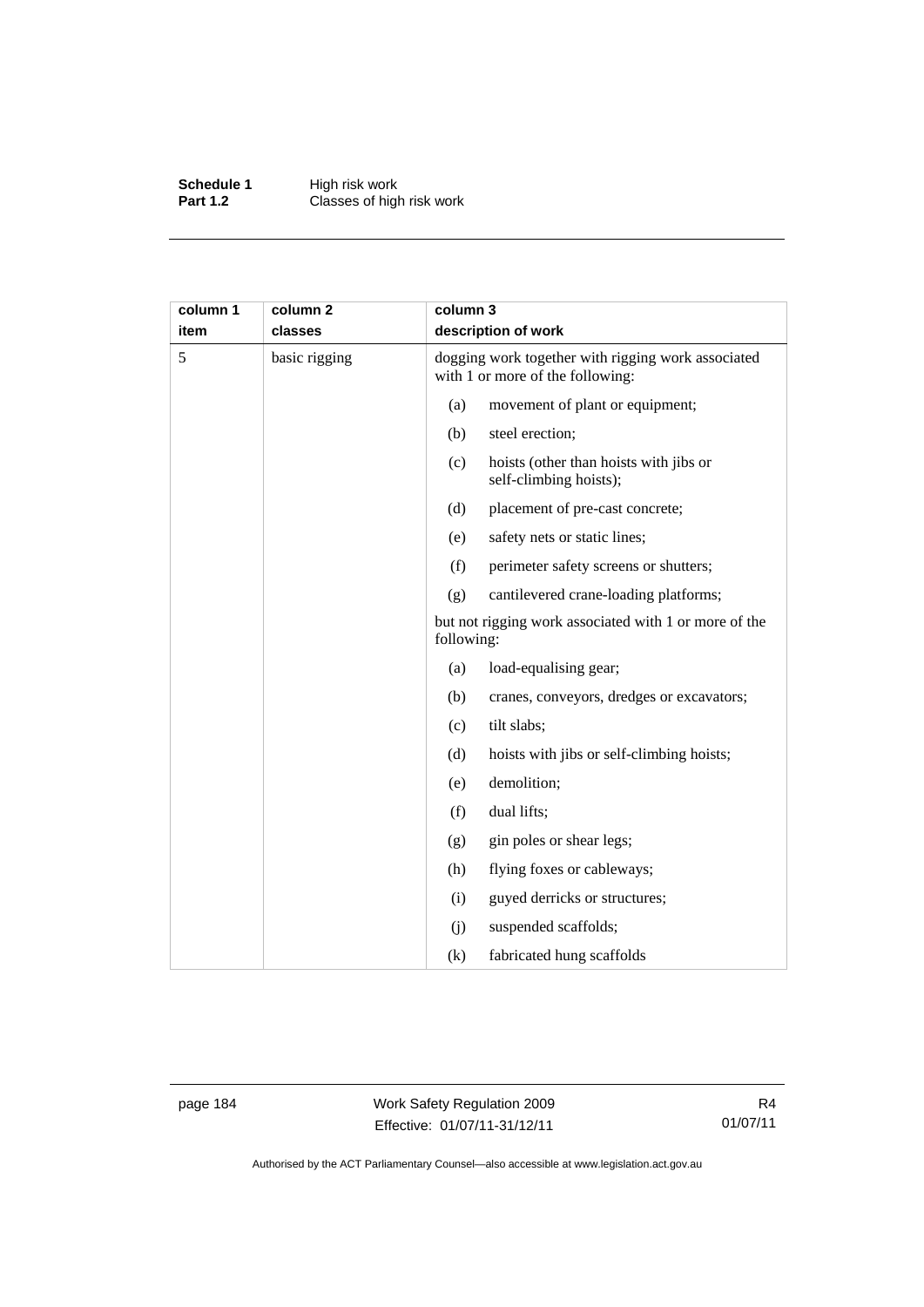| column 1<br>item | column 2<br>classes | column 3<br>description of work |
|---|---|---|
| 5 | basic rigging | dogging work together with rigging work associated with 1 or more of the following:<br>(a) movement of plant or equipment;<br>(b) steel erection;<br>(c) hoists (other than hoists with jibs or self-climbing hoists);<br>(d) placement of pre-cast concrete;<br>(e) safety nets or static lines;<br>(f) perimeter safety screens or shutters;<br>(g) cantilevered crane-loading platforms;<br>but not rigging work associated with 1 or more of the following:<br>(a) load-equalising gear;<br>(b) cranes, conveyors, dredges or excavators;<br>(c) tilt slabs;<br>(d) hoists with jibs or self-climbing hoists;<br>(e) demolition;<br>(f) dual lifts;<br>(g) gin poles or shear legs;<br>(h) flying foxes or cableways;<br>(i) guyed derricks or structures;<br>(j) suspended scaffolds;<br>(k) fabricated hung scaffolds |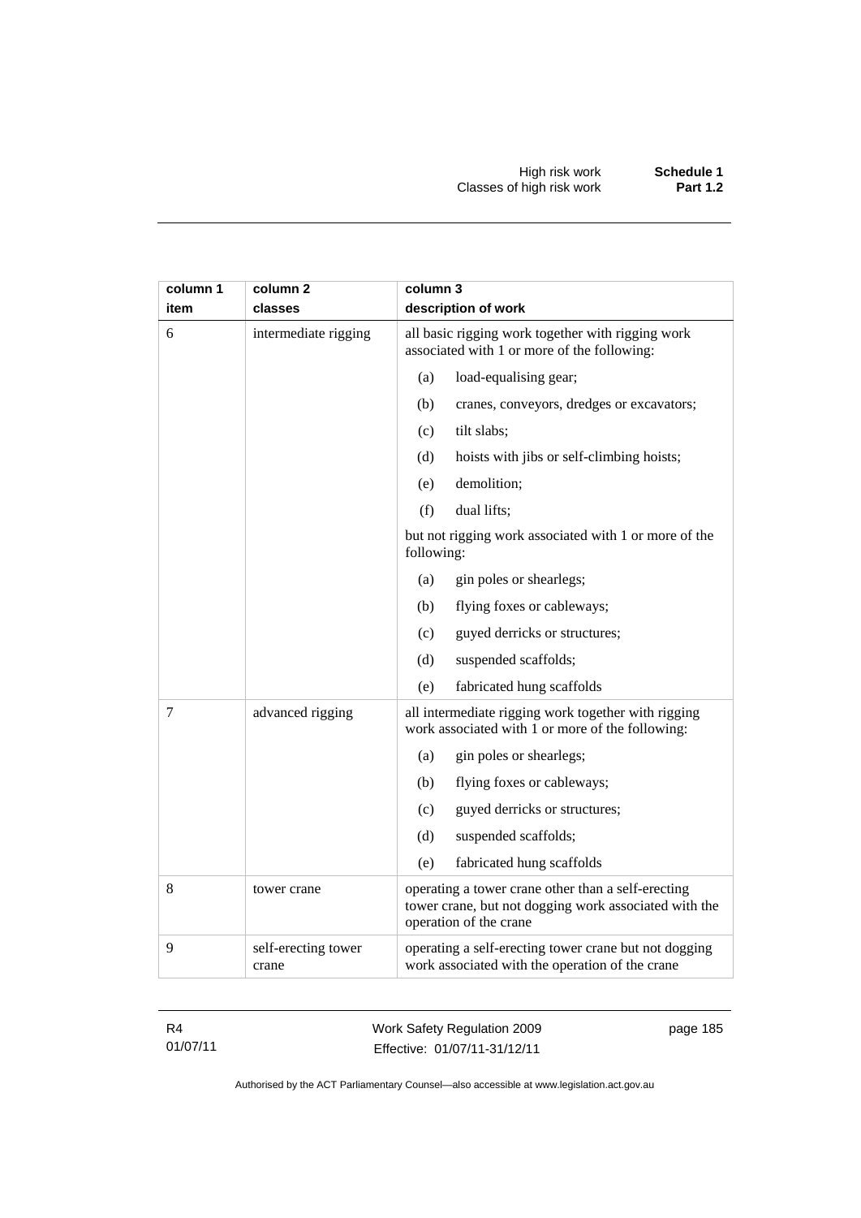| column 1 item | column 2 classes | column 3 description of work |
|---|---|---|
| 6 | intermediate rigging | all basic rigging work together with rigging work associated with 1 or more of the following:<br>(a) load-equalising gear;<br>(b) cranes, conveyors, dredges or excavators;<br>(c) tilt slabs;<br>(d) hoists with jibs or self-climbing hoists;<br>(e) demolition;<br>(f) dual lifts;<br>but not rigging work associated with 1 or more of the following:<br>(a) gin poles or shearlegs;<br>(b) flying foxes or cableways;<br>(c) guyed derricks or structures;<br>(d) suspended scaffolds;<br>(e) fabricated hung scaffolds |
| 7 | advanced rigging | all intermediate rigging work together with rigging work associated with 1 or more of the following:<br>(a) gin poles or shearlegs;<br>(b) flying foxes or cableways;<br>(c) guyed derricks or structures;<br>(d) suspended scaffolds;<br>(e) fabricated hung scaffolds |
| 8 | tower crane | operating a tower crane other than a self-erecting tower crane, but not dogging work associated with the operation of the crane |
| 9 | self-erecting tower crane | operating a self-erecting tower crane but not dogging work associated with the operation of the crane |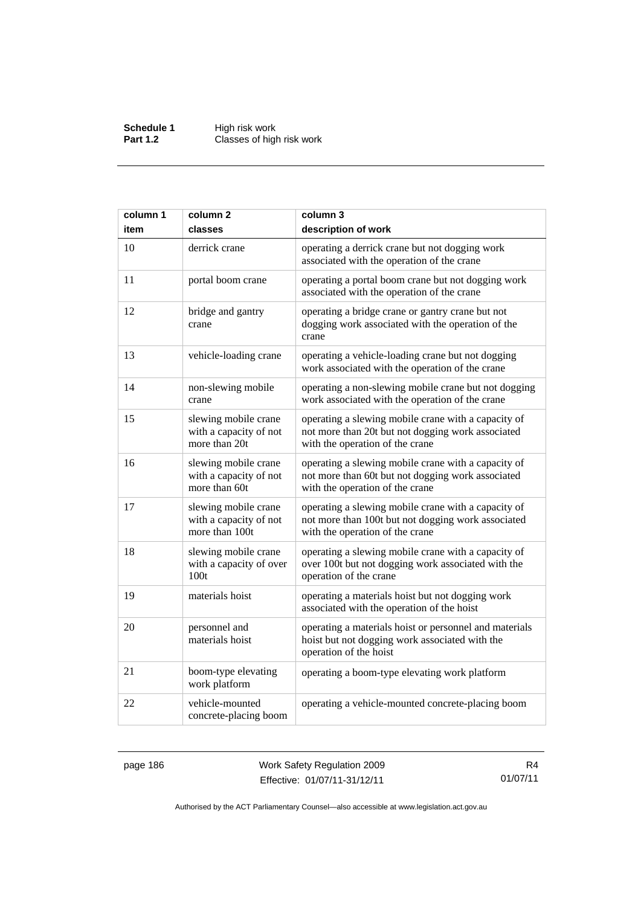| column 1 item | column 2 classes | column 3 description of work |
|---|---|---|
| 10 | derrick crane | operating a derrick crane but not dogging work associated with the operation of the crane |
| 11 | portal boom crane | operating a portal boom crane but not dogging work associated with the operation of the crane |
| 12 | bridge and gantry crane | operating a bridge crane or gantry crane but not dogging work associated with the operation of the crane |
| 13 | vehicle-loading crane | operating a vehicle-loading crane but not dogging work associated with the operation of the crane |
| 14 | non-slewing mobile crane | operating a non-slewing mobile crane but not dogging work associated with the operation of the crane |
| 15 | slewing mobile crane with a capacity of not more than 20t | operating a slewing mobile crane with a capacity of not more than 20t but not dogging work associated with the operation of the crane |
| 16 | slewing mobile crane with a capacity of not more than 60t | operating a slewing mobile crane with a capacity of not more than 60t but not dogging work associated with the operation of the crane |
| 17 | slewing mobile crane with a capacity of not more than 100t | operating a slewing mobile crane with a capacity of not more than 100t but not dogging work associated with the operation of the crane |
| 18 | slewing mobile crane with a capacity of over 100t | operating a slewing mobile crane with a capacity of over 100t but not dogging work associated with the operation of the crane |
| 19 | materials hoist | operating a materials hoist but not dogging work associated with the operation of the hoist |
| 20 | personnel and materials hoist | operating a materials hoist or personnel and materials hoist but not dogging work associated with the operation of the hoist |
| 21 | boom-type elevating work platform | operating a boom-type elevating work platform |
| 22 | vehicle-mounted concrete-placing boom | operating a vehicle-mounted concrete-placing boom |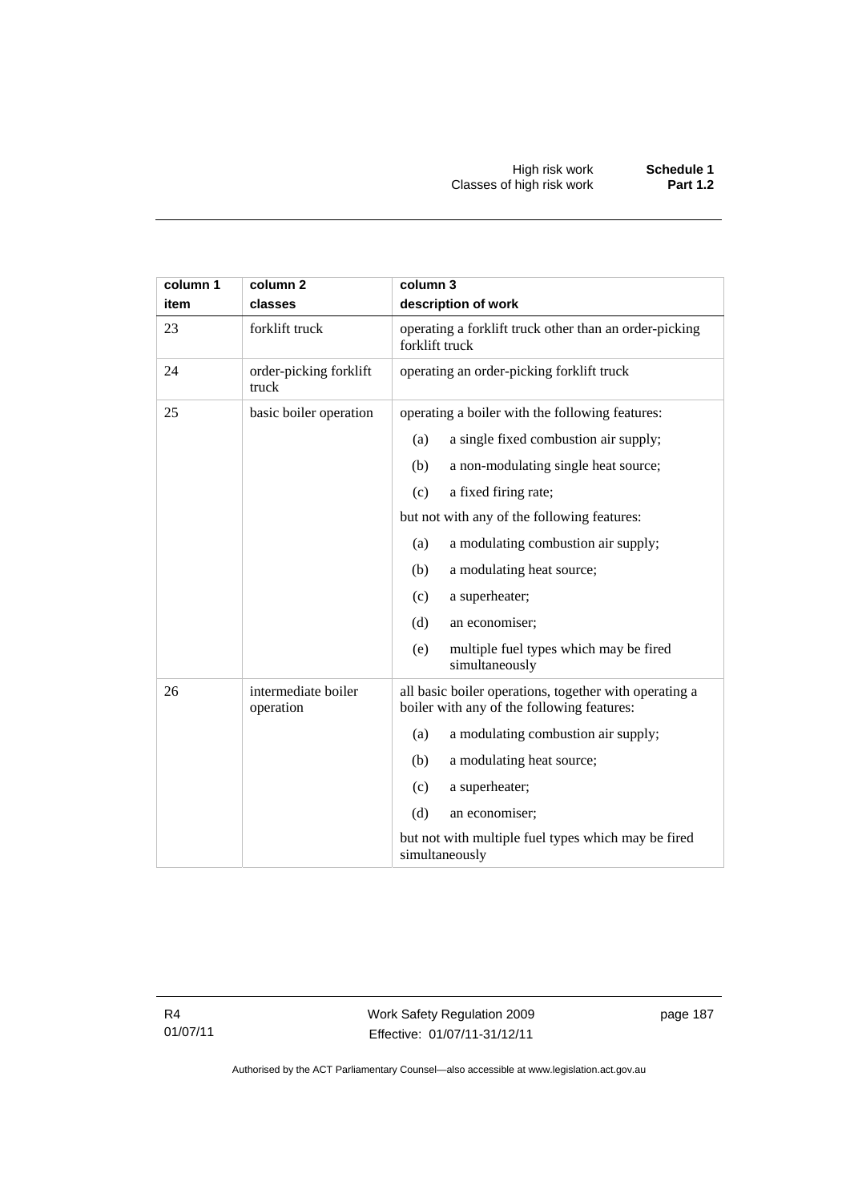| column 1<br>item | column 2<br>classes | column 3<br>description of work |
|---|---|---|
| 23 | forklift truck | operating a forklift truck other than an order-picking forklift truck |
| 24 | order-picking forklift truck | operating an order-picking forklift truck |
| 25 | basic boiler operation | operating a boiler with the following features:<br>(a) a single fixed combustion air supply;<br>(b) a non-modulating single heat source;<br>(c) a fixed firing rate;<br>but not with any of the following features:<br>(a) a modulating combustion air supply;<br>(b) a modulating heat source;<br>(c) a superheater;<br>(d) an economiser;<br>(e) multiple fuel types which may be fired simultaneously |
| 26 | intermediate boiler operation | all basic boiler operations, together with operating a boiler with any of the following features:<br>(a) a modulating combustion air supply;<br>(b) a modulating heat source;<br>(c) a superheater;<br>(d) an economiser;<br>but not with multiple fuel types which may be fired simultaneously |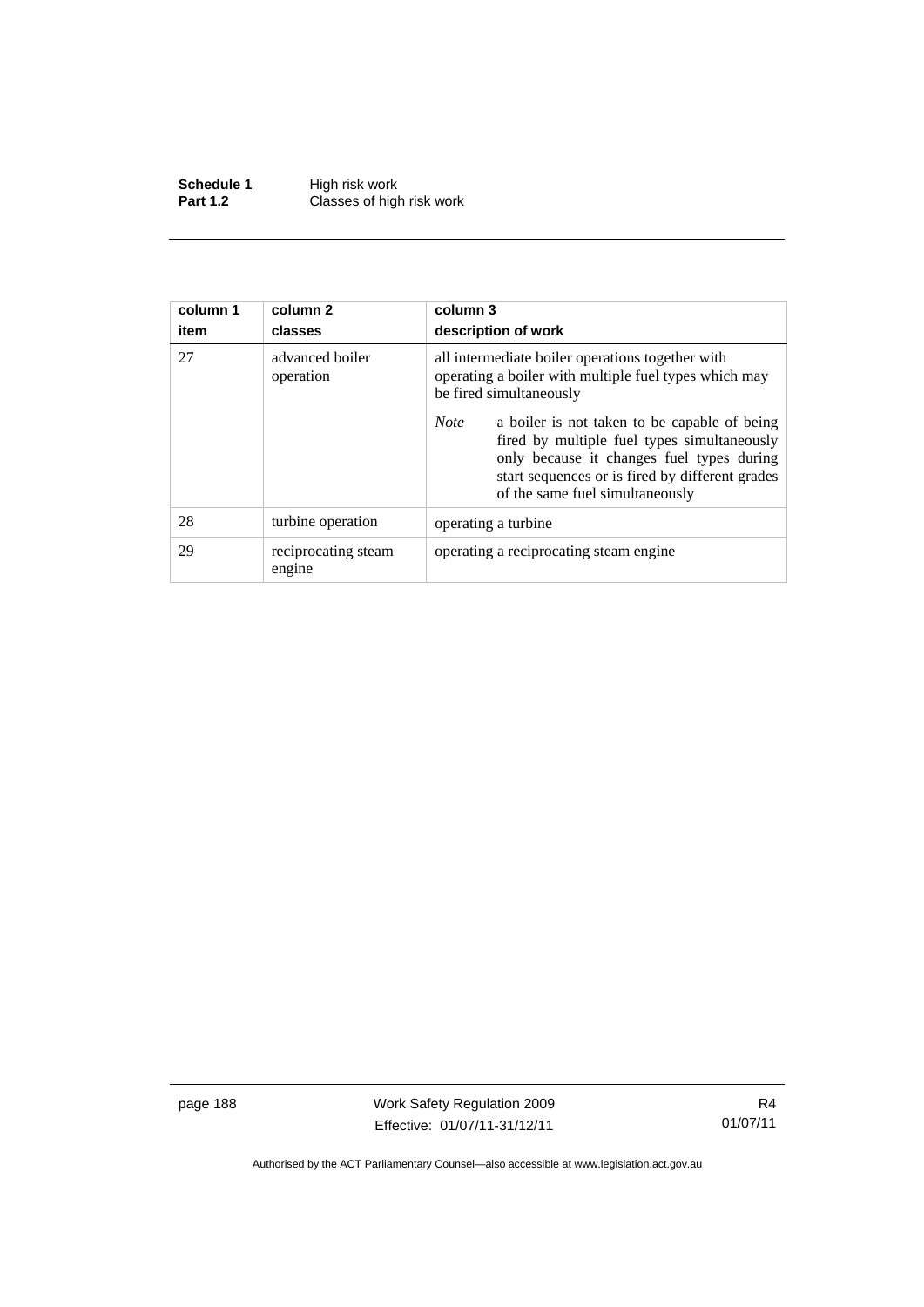| column 1<br>item | column 2<br>classes | column 3<br>description of work |
|---|---|---|
| 27 | advanced boiler operation | all intermediate boiler operations together with operating a boiler with multiple fuel types which may be fired simultaneously<br><br>*Note* a boiler is not taken to be capable of being fired by multiple fuel types simultaneously only because it changes fuel types during start sequences or is fired by different grades of the same fuel simultaneously |
| 28 | turbine operation | operating a turbine |
| 29 | reciprocating steam engine | operating a reciprocating steam engine |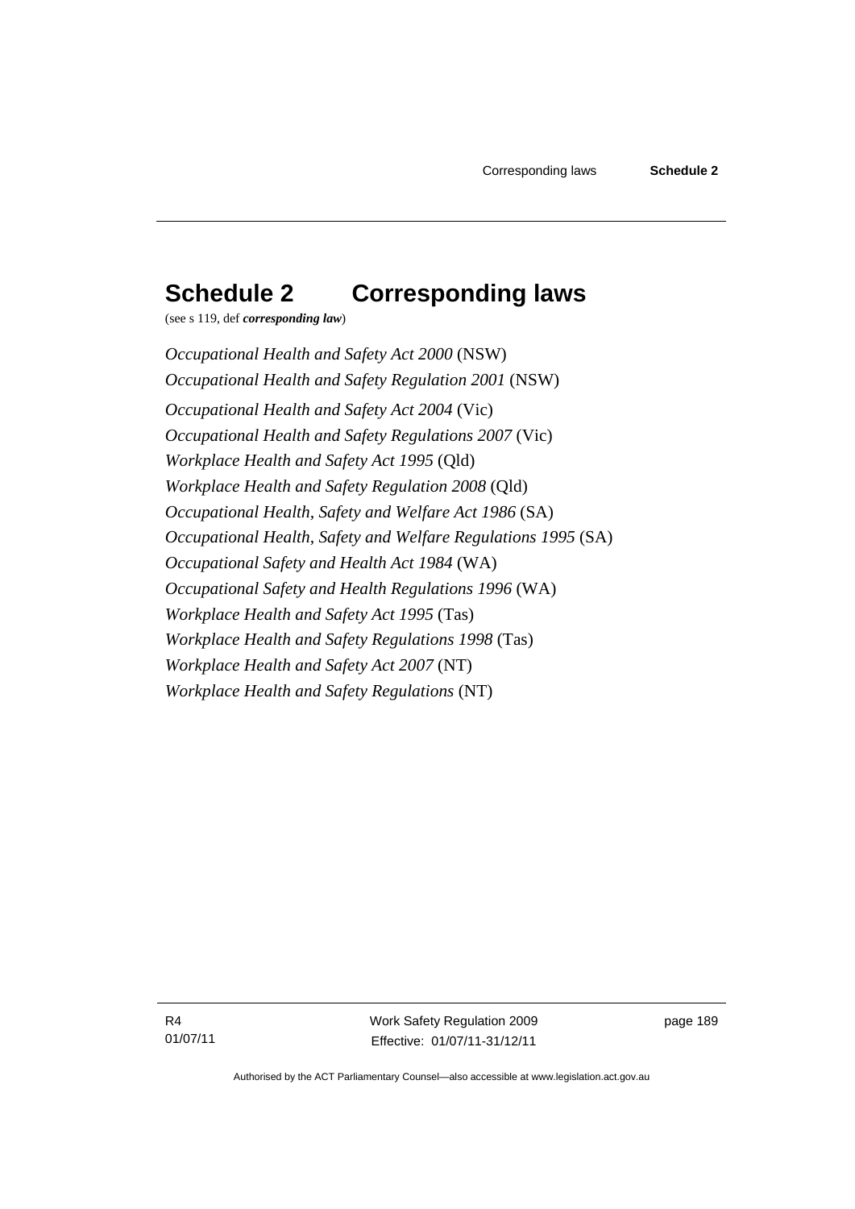# Schedule 2 Corresponding laws

(see s 119, def ***corresponding law***)

*Occupational Health and Safety Act 2000* (NSW)

*Occupational Health and Safety Regulation 2001* (NSW)

*Occupational Health and Safety Act 2004* (Vic)

*Occupational Health and Safety Regulations 2007* (Vic)

*Workplace Health and Safety Act 1995* (Qld)

*Workplace Health and Safety Regulation 2008* (Qld)

*Occupational Health, Safety and Welfare Act 1986* (SA)

*Occupational Health, Safety and Welfare Regulations 1995* (SA)

*Occupational Safety and Health Act 1984* (WA)

*Occupational Safety and Health Regulations 1996* (WA)

*Workplace Health and Safety Act 1995* (Tas)

*Workplace Health and Safety Regulations 1998* (Tas)

*Workplace Health and Safety Act 2007* (NT)

*Workplace Health and Safety Regulations* (NT)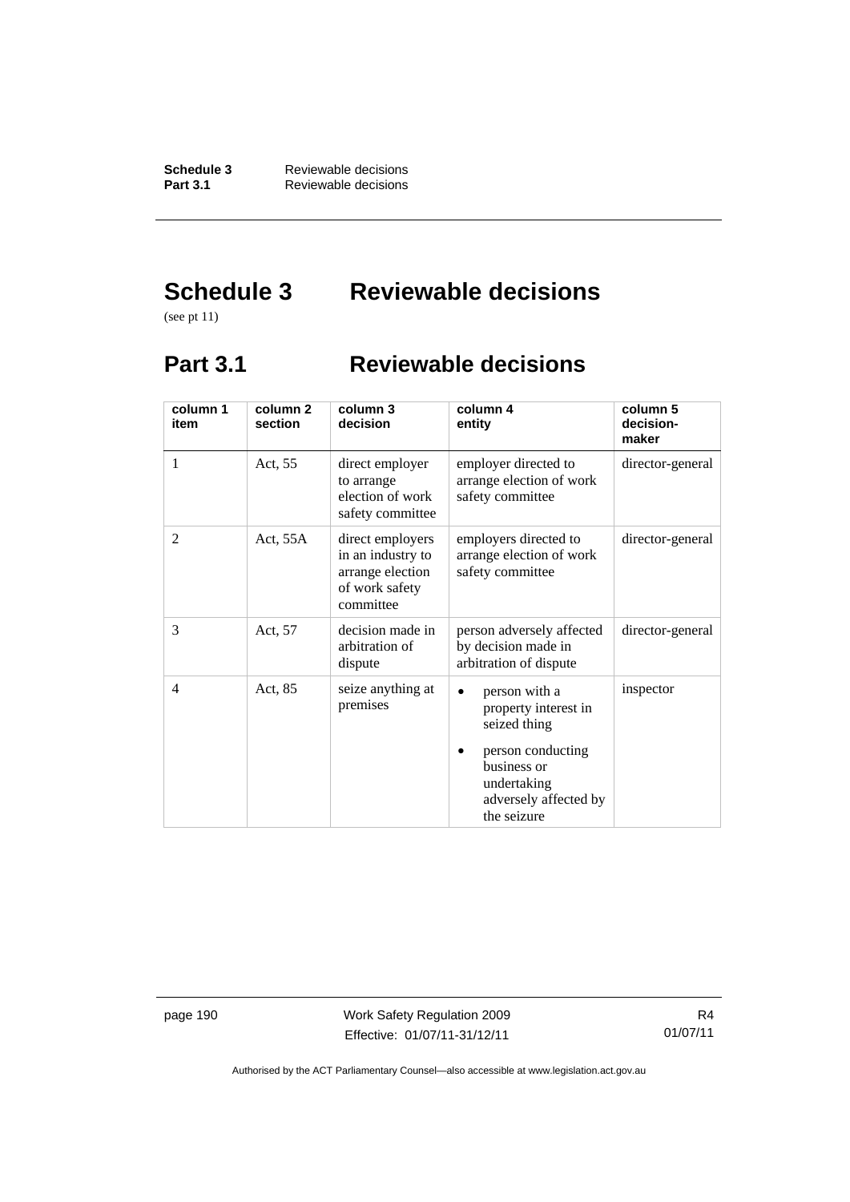# Schedule 3 Reviewable decisions

(see pt 11)

## Part 3.1 Reviewable decisions

| column 1 item | column 2 section | column 3 decision | column 4 entity | column 5 decision-maker |
|---|---|---|---|---|
| 1 | Act, 55 | direct employer to arrange election of work safety committee | employer directed to arrange election of work safety committee | director-general |
| 2 | Act, 55A | direct employers in an industry to arrange election of work safety committee | employers directed to arrange election of work safety committee | director-general |
| 3 | Act, 57 | decision made in arbitration of dispute | person adversely affected by decision made in arbitration of dispute | director-general |
| 4 | Act, 85 | seize anything at premises | • person with a property interest in seized thing<br>• person conducting business or undertaking adversely affected by the seizure | inspector |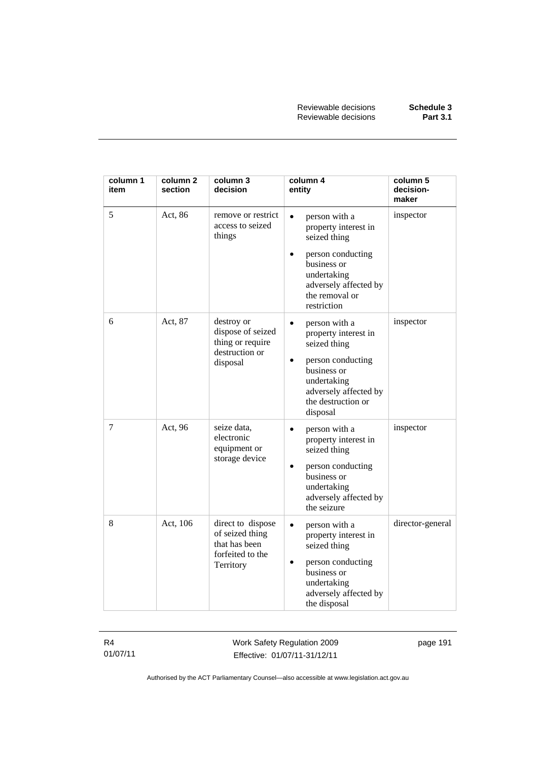| column 1 item | column 2 section | column 3 decision | column 4 entity | column 5 decision-maker |
|---|---|---|---|---|
| 5 | Act, 86 | remove or restrict access to seized things | • person with a property interest in seized thing<br>• person conducting business or undertaking adversely affected by the removal or restriction | inspector |
| 6 | Act, 87 | destroy or dispose of seized thing or require destruction or disposal | • person with a property interest in seized thing<br>• person conducting business or undertaking adversely affected by the destruction or disposal | inspector |
| 7 | Act, 96 | seize data, electronic equipment or storage device | • person with a property interest in seized thing<br>• person conducting business or undertaking adversely affected by the seizure | inspector |
| 8 | Act, 106 | direct to dispose of seized thing that has been forfeited to the Territory | • person with a property interest in seized thing<br>• person conducting business or undertaking adversely affected by the disposal | director-general |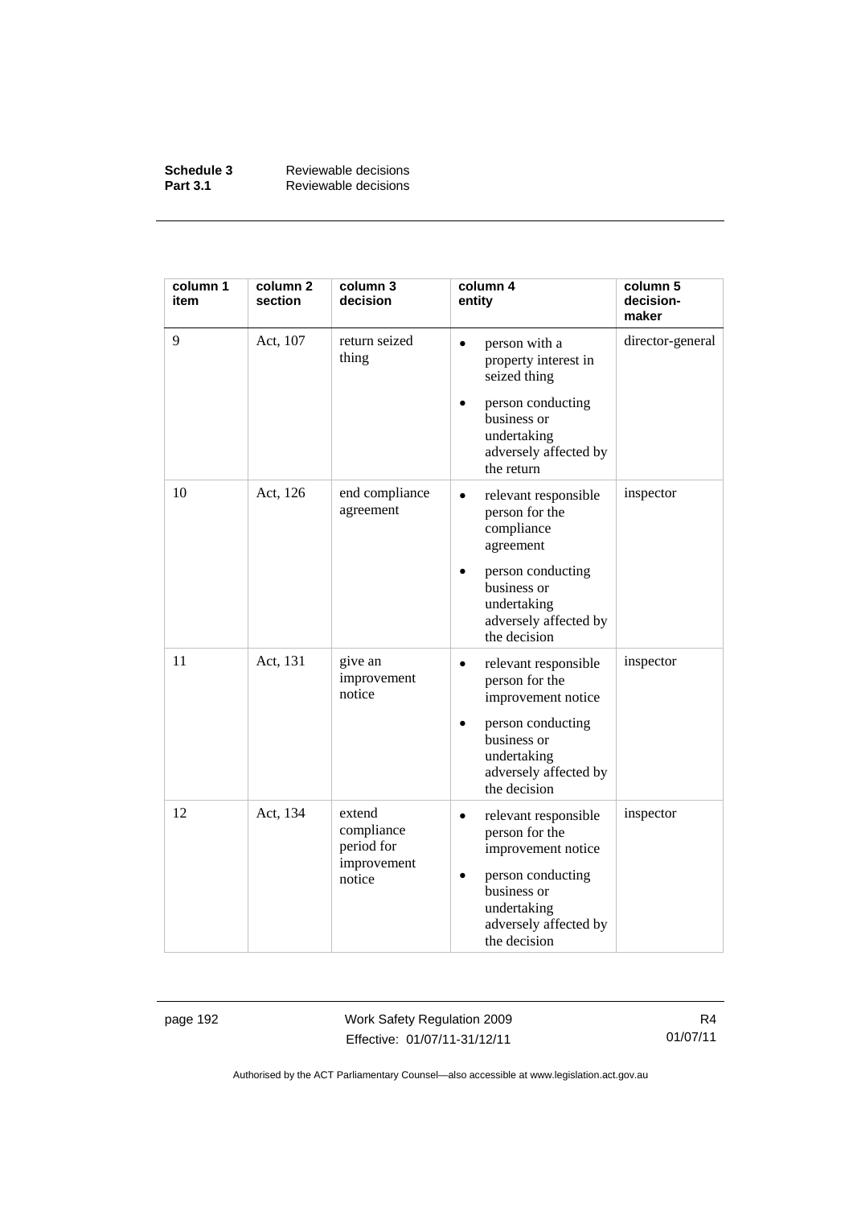| column 1 item | column 2 section | column 3 decision | column 4 entity | column 5 decision-maker |
|---|---|---|---|---|
| 9 | Act, 107 | return seized thing | • person with a property interest in seized thing<br>• person conducting business or undertaking adversely affected by the return | director-general |
| 10 | Act, 126 | end compliance agreement | • relevant responsible person for the compliance agreement<br>• person conducting business or undertaking adversely affected by the decision | inspector |
| 11 | Act, 131 | give an improvement notice | • relevant responsible person for the improvement notice<br>• person conducting business or undertaking adversely affected by the decision | inspector |
| 12 | Act, 134 | extend compliance period for improvement notice | • relevant responsible person for the improvement notice<br>• person conducting business or undertaking adversely affected by the decision | inspector |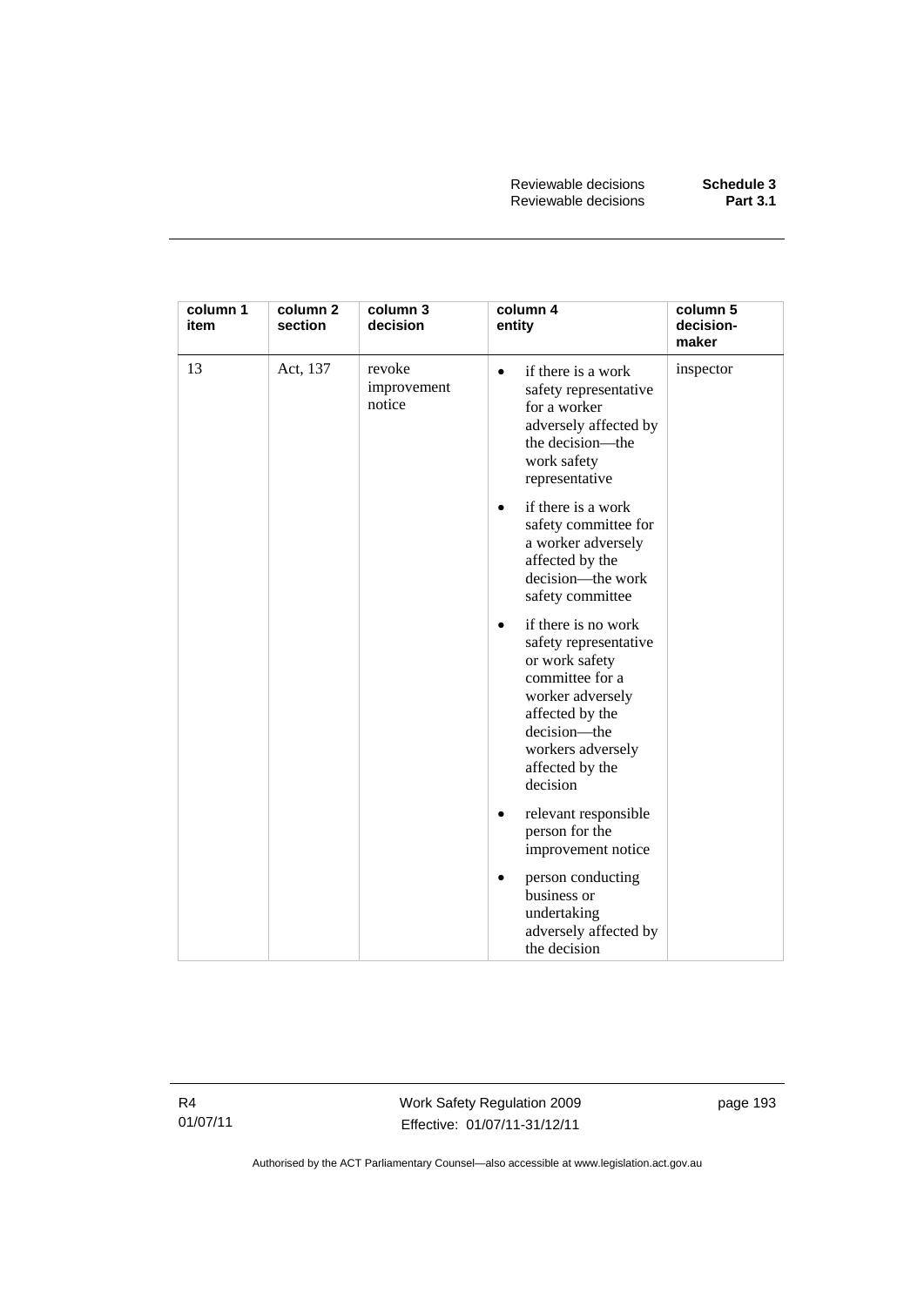| column 1 item | column 2 section | column 3 decision | column 4 entity | column 5 decision-maker |
|---|---|---|---|---|
| 13 | Act, 137 | revoke improvement notice | • if there is a work safety representative for a worker adversely affected by the decision—the work safety representative<br>• if there is a work safety committee for a worker adversely affected by the decision—the work safety committee<br>• if there is no work safety representative or work safety committee for a worker adversely affected by the decision—the workers adversely affected by the decision<br>• relevant responsible person for the improvement notice<br>• person conducting business or undertaking adversely affected by the decision | inspector |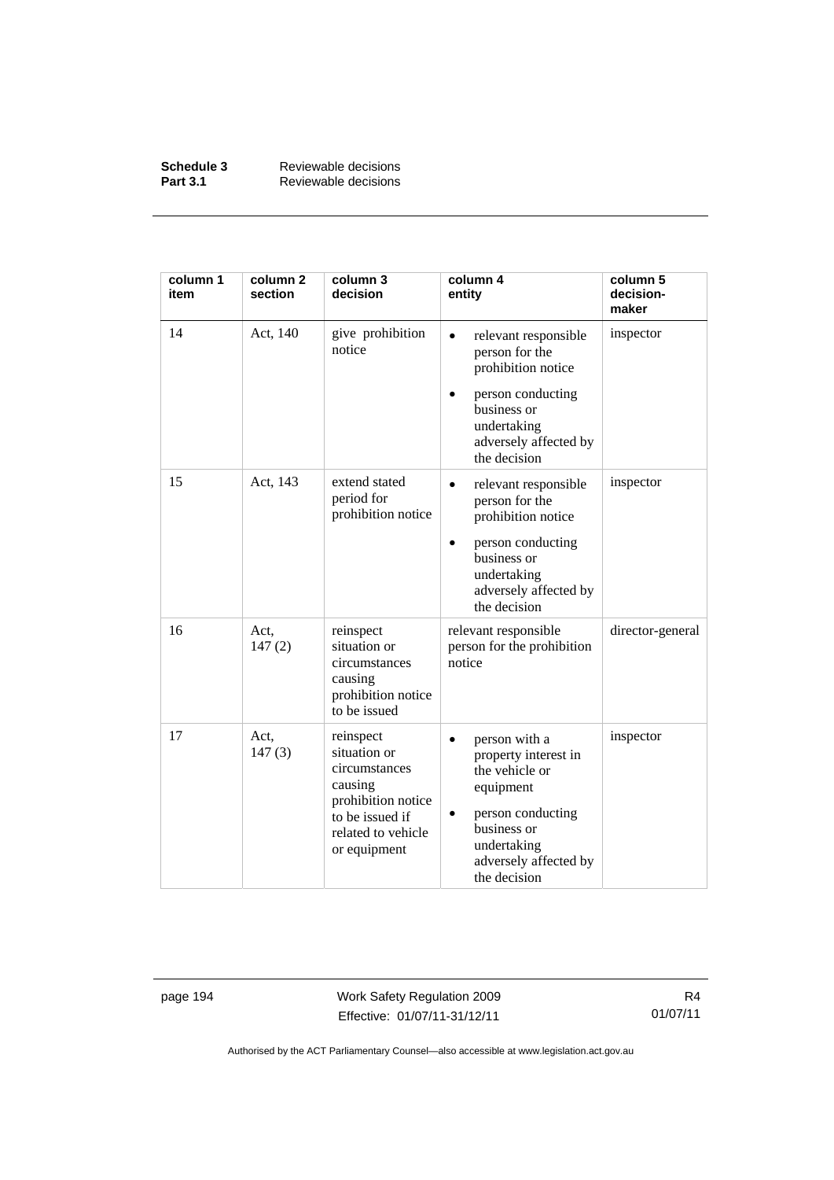| column 1 item | column 2 section | column 3 decision | column 4 entity | column 5 decision-maker |
|---|---|---|---|---|
| 14 | Act, 140 | give prohibition notice | • relevant responsible person for the prohibition notice<br>• person conducting business or undertaking adversely affected by the decision | inspector |
| 15 | Act, 143 | extend stated period for prohibition notice | • relevant responsible person for the prohibition notice<br>• person conducting business or undertaking adversely affected by the decision | inspector |
| 16 | Act, 147 (2) | reinspect situation or circumstances causing prohibition notice to be issued | relevant responsible person for the prohibition notice | director-general |
| 17 | Act, 147 (3) | reinspect situation or circumstances causing prohibition notice to be issued if related to vehicle or equipment | • person with a property interest in the vehicle or equipment<br>• person conducting business or undertaking adversely affected by the decision | inspector |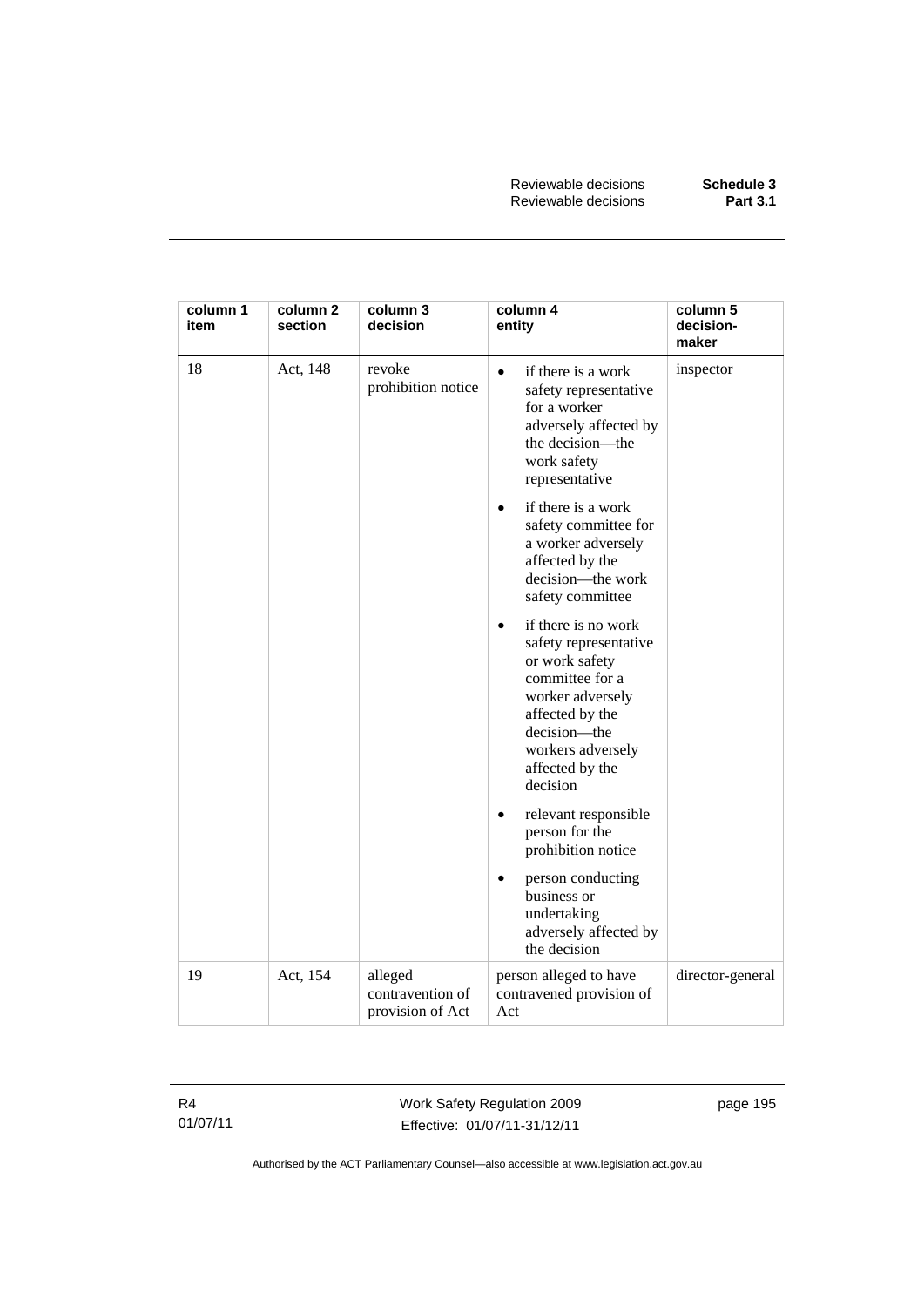| column 1 item | column 2 section | column 3 decision | column 4 entity | column 5 decision-maker |
|---|---|---|---|---|
| 18 | Act, 148 | revoke prohibition notice | • if there is a work safety representative for a worker adversely affected by the decision—the work safety representative<br>• if there is a work safety committee for a worker adversely affected by the decision—the work safety committee<br>• if there is no work safety representative or work safety committee for a worker adversely affected by the decision—the workers adversely affected by the decision<br>• relevant responsible person for the prohibition notice<br>• person conducting business or undertaking adversely affected by the decision | inspector |
| 19 | Act, 154 | alleged contravention of provision of Act | person alleged to have contravened provision of Act | director-general |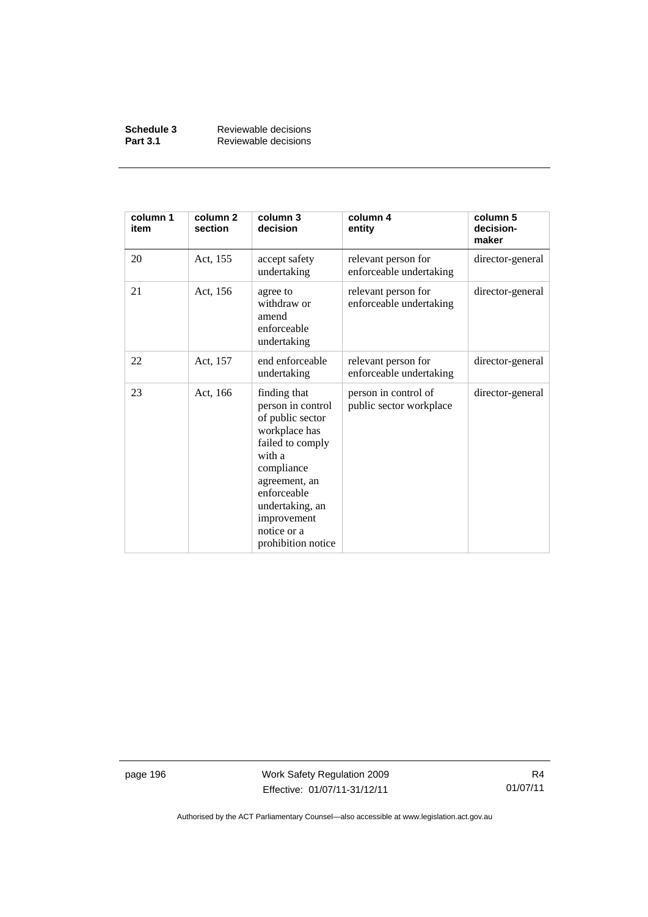| column 1 item | column 2 section | column 3 decision | column 4 entity | column 5 decision-maker |
|---|---|---|---|---|
| 20 | Act, 155 | accept safety undertaking | relevant person for enforceable undertaking | director-general |
| 21 | Act, 156 | agree to withdraw or amend enforceable undertaking | relevant person for enforceable undertaking | director-general |
| 22 | Act, 157 | end enforceable undertaking | relevant person for enforceable undertaking | director-general |
| 23 | Act, 166 | finding that person in control of public sector workplace has failed to comply with a compliance agreement, an enforceable undertaking, an improvement notice or a prohibition notice | person in control of public sector workplace | director-general |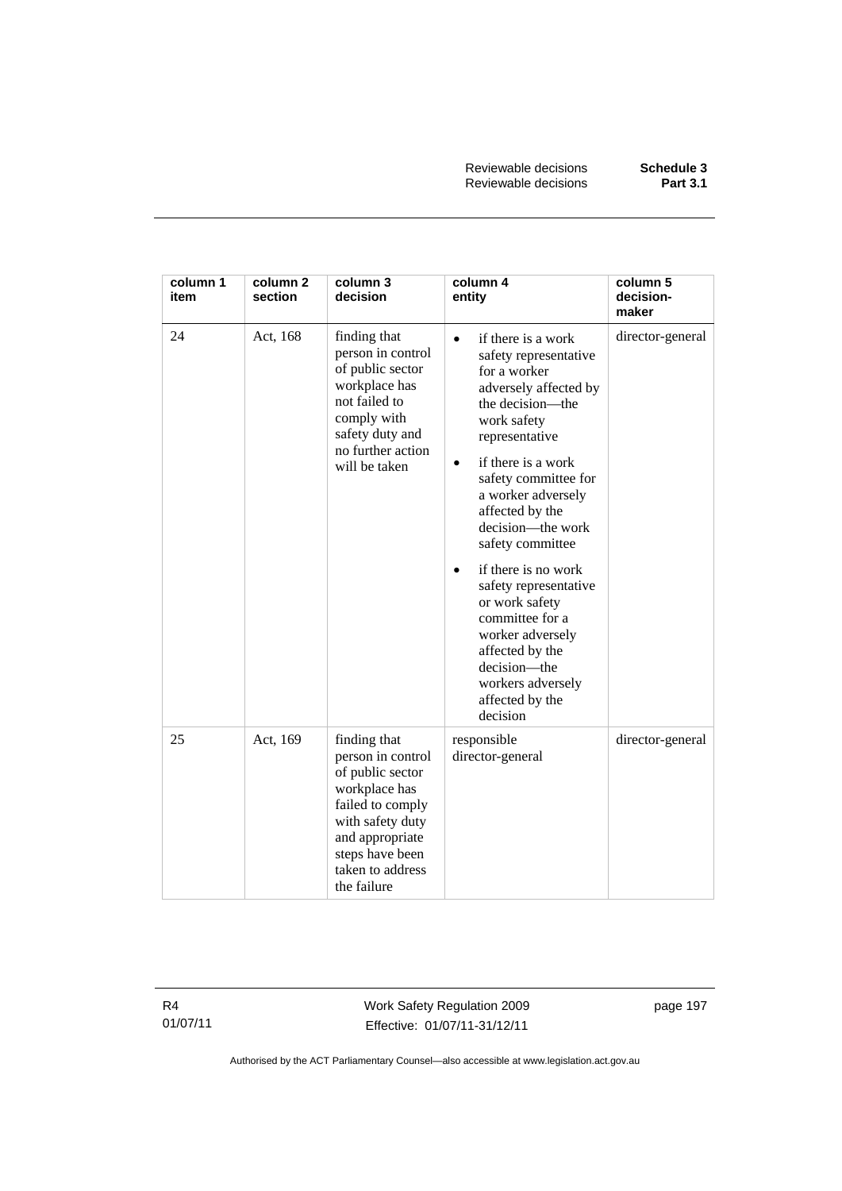| column 1 item | column 2 section | column 3 decision | column 4 entity | column 5 decision-maker |
|---|---|---|---|---|
| 24 | Act, 168 | finding that person in control of public sector workplace has not failed to comply with safety duty and no further action will be taken | • if there is a work safety representative for a worker adversely affected by the decision—the work safety representative<br>• if there is a work safety committee for a worker adversely affected by the decision—the work safety committee<br>• if there is no work safety representative or work safety committee for a worker adversely affected by the decision—the workers adversely affected by the decision | director-general |
| 25 | Act, 169 | finding that person in control of public sector workplace has failed to comply with safety duty and appropriate steps have been taken to address the failure | responsible director-general | director-general |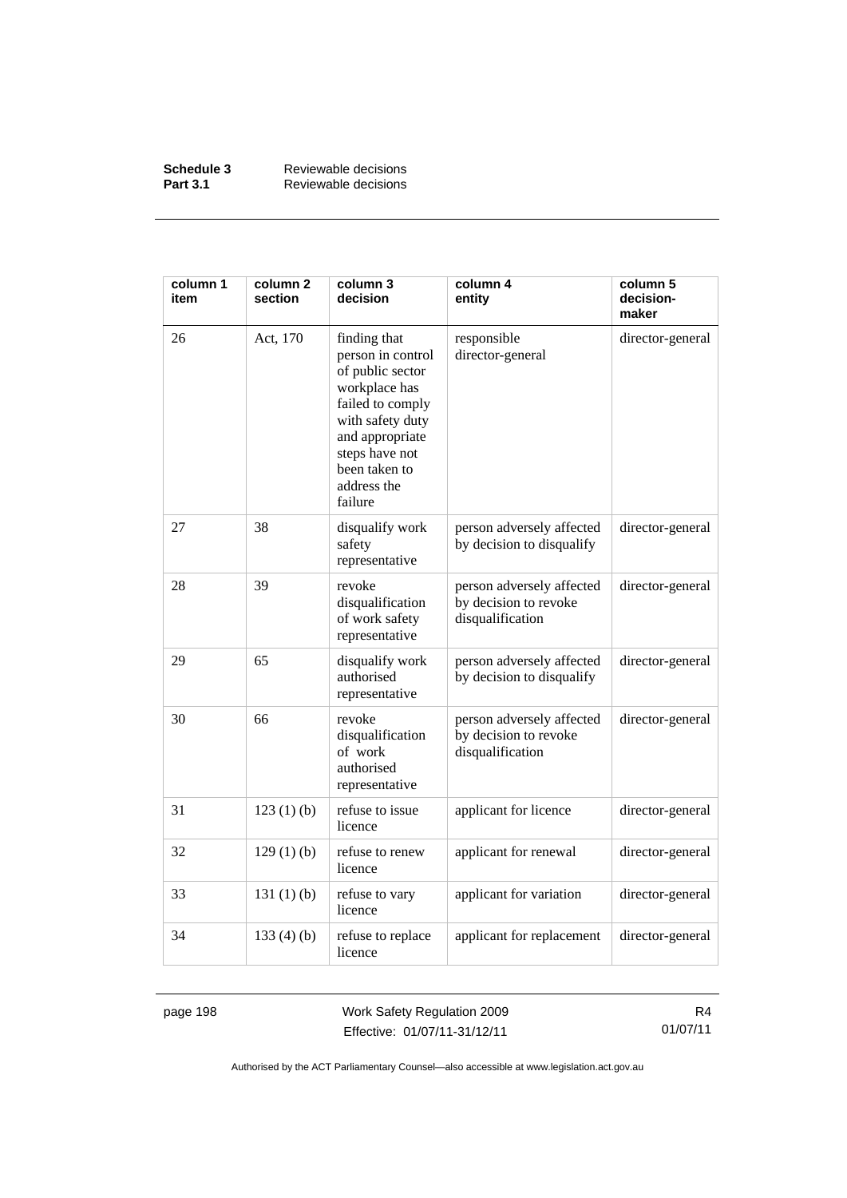| column 1 item | column 2 section | column 3 decision | column 4 entity | column 5 decision-maker |
| --- | --- | --- | --- | --- |
| 26 | Act, 170 | finding that person in control of public sector workplace has failed to comply with safety duty and appropriate steps have not been taken to address the failure | responsible director-general | director-general |
| 27 | 38 | disqualify work safety representative | person adversely affected by decision to disqualify | director-general |
| 28 | 39 | revoke disqualification of work safety representative | person adversely affected by decision to revoke disqualification | director-general |
| 29 | 65 | disqualify work authorised representative | person adversely affected by decision to disqualify | director-general |
| 30 | 66 | revoke disqualification of work authorised representative | person adversely affected by decision to revoke disqualification | director-general |
| 31 | 123 (1) (b) | refuse to issue licence | applicant for licence | director-general |
| 32 | 129 (1) (b) | refuse to renew licence | applicant for renewal | director-general |
| 33 | 131 (1) (b) | refuse to vary licence | applicant for variation | director-general |
| 34 | 133 (4) (b) | refuse to replace licence | applicant for replacement | director-general |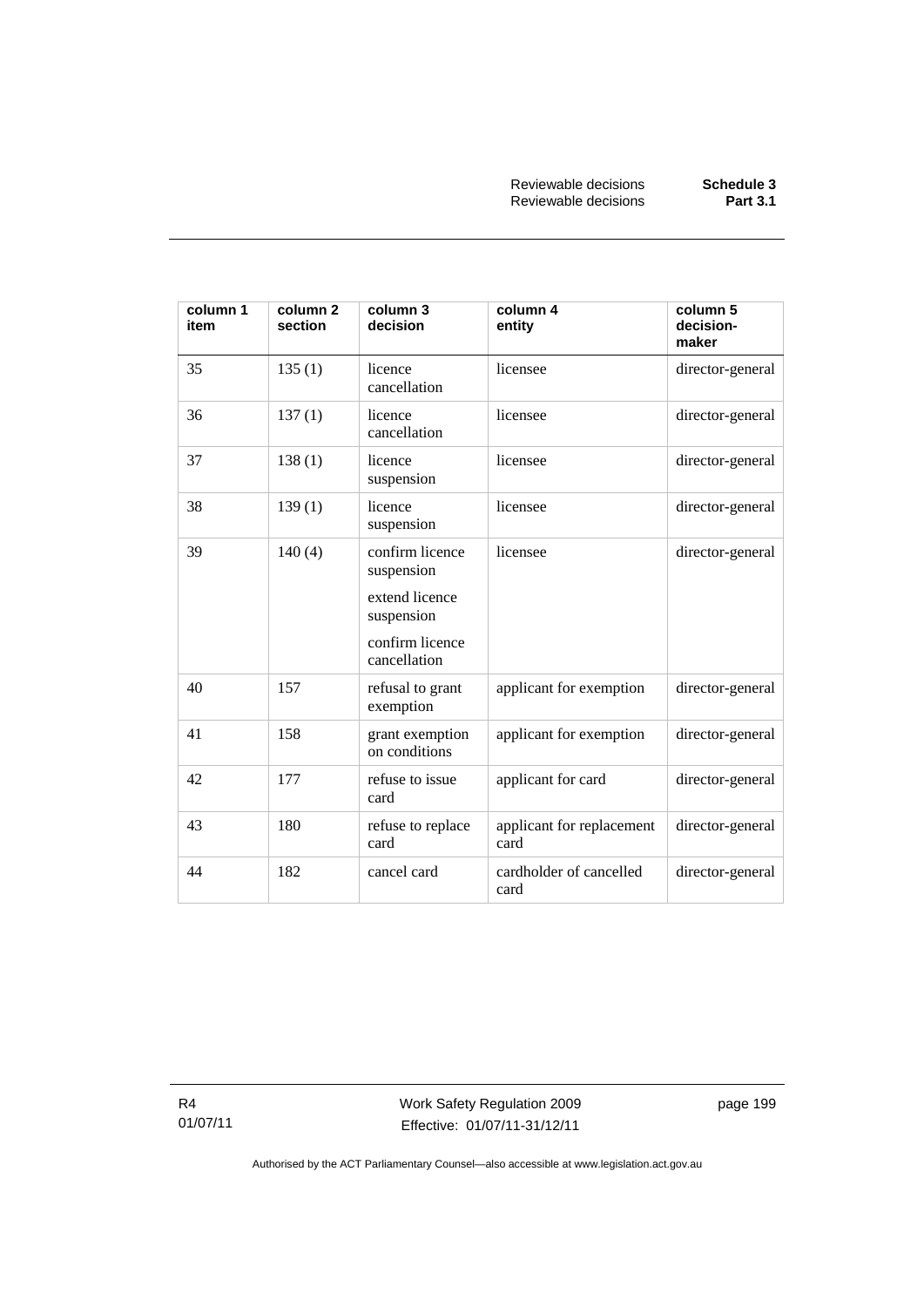| column 1 item | column 2 section | column 3 decision | column 4 entity | column 5 decision-maker |
|---|---|---|---|---|
| 35 | 135 (1) | licence cancellation | licensee | director-general |
| 36 | 137 (1) | licence cancellation | licensee | director-general |
| 37 | 138 (1) | licence suspension | licensee | director-general |
| 38 | 139 (1) | licence suspension | licensee | director-general |
| 39 | 140 (4) | confirm licence suspension<br><br>extend licence suspension<br><br>confirm licence cancellation | licensee | director-general |
| 40 | 157 | refusal to grant exemption | applicant for exemption | director-general |
| 41 | 158 | grant exemption on conditions | applicant for exemption | director-general |
| 42 | 177 | refuse to issue card | applicant for card | director-general |
| 43 | 180 | refuse to replace card | applicant for replacement card | director-general |
| 44 | 182 | cancel card | cardholder of cancelled card | director-general |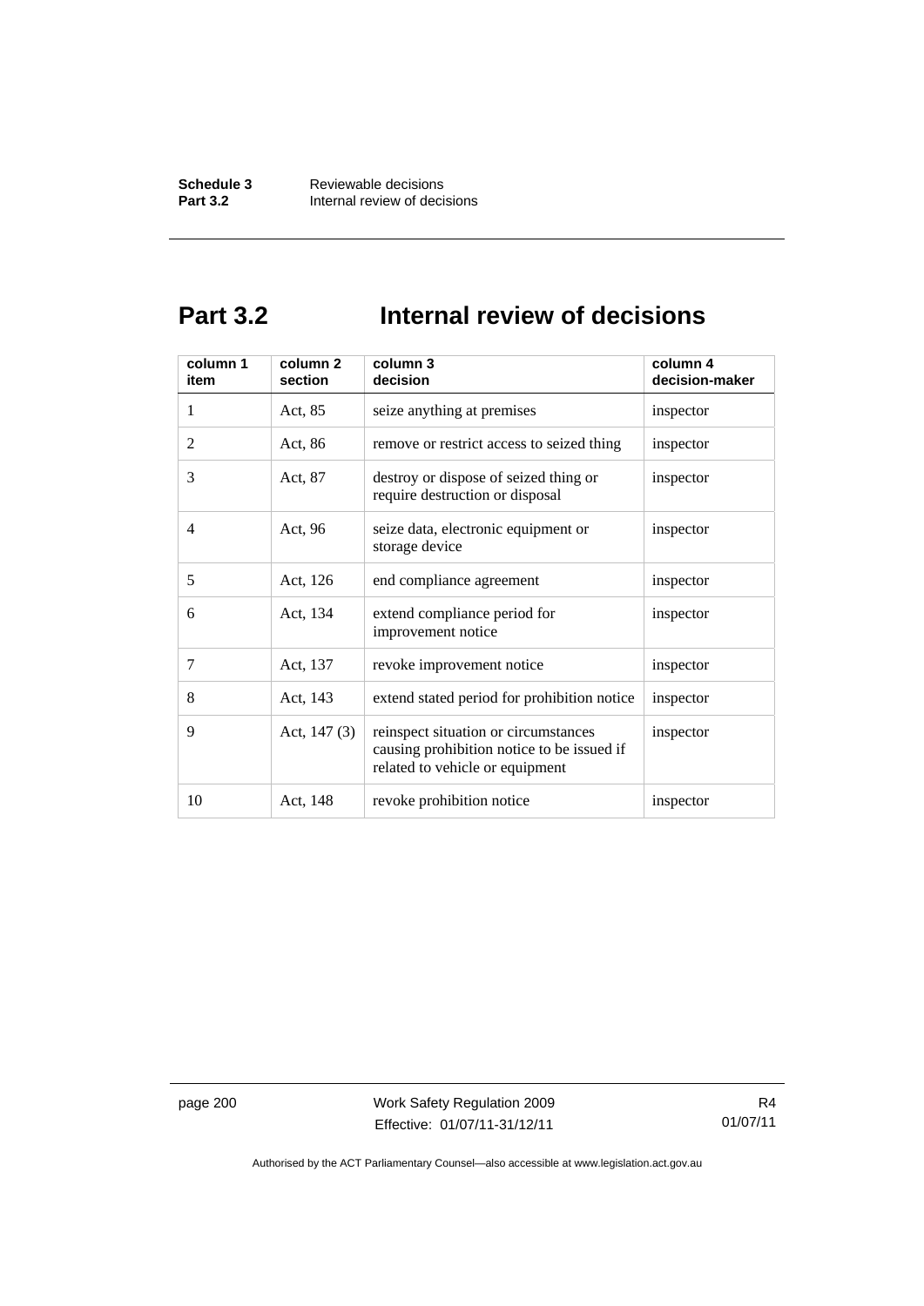# Part 3.2 Internal review of decisions

| column 1<br>item | column 2<br>section | column 3<br>decision | column 4<br>decision-maker |
|---|---|---|---|
| 1 | Act, 85 | seize anything at premises | inspector |
| 2 | Act, 86 | remove or restrict access to seized thing | inspector |
| 3 | Act, 87 | destroy or dispose of seized thing or require destruction or disposal | inspector |
| 4 | Act, 96 | seize data, electronic equipment or storage device | inspector |
| 5 | Act, 126 | end compliance agreement | inspector |
| 6 | Act, 134 | extend compliance period for improvement notice | inspector |
| 7 | Act, 137 | revoke improvement notice | inspector |
| 8 | Act, 143 | extend stated period for prohibition notice | inspector |
| 9 | Act, 147 (3) | reinspect situation or circumstances causing prohibition notice to be issued if related to vehicle or equipment | inspector |
| 10 | Act, 148 | revoke prohibition notice | inspector |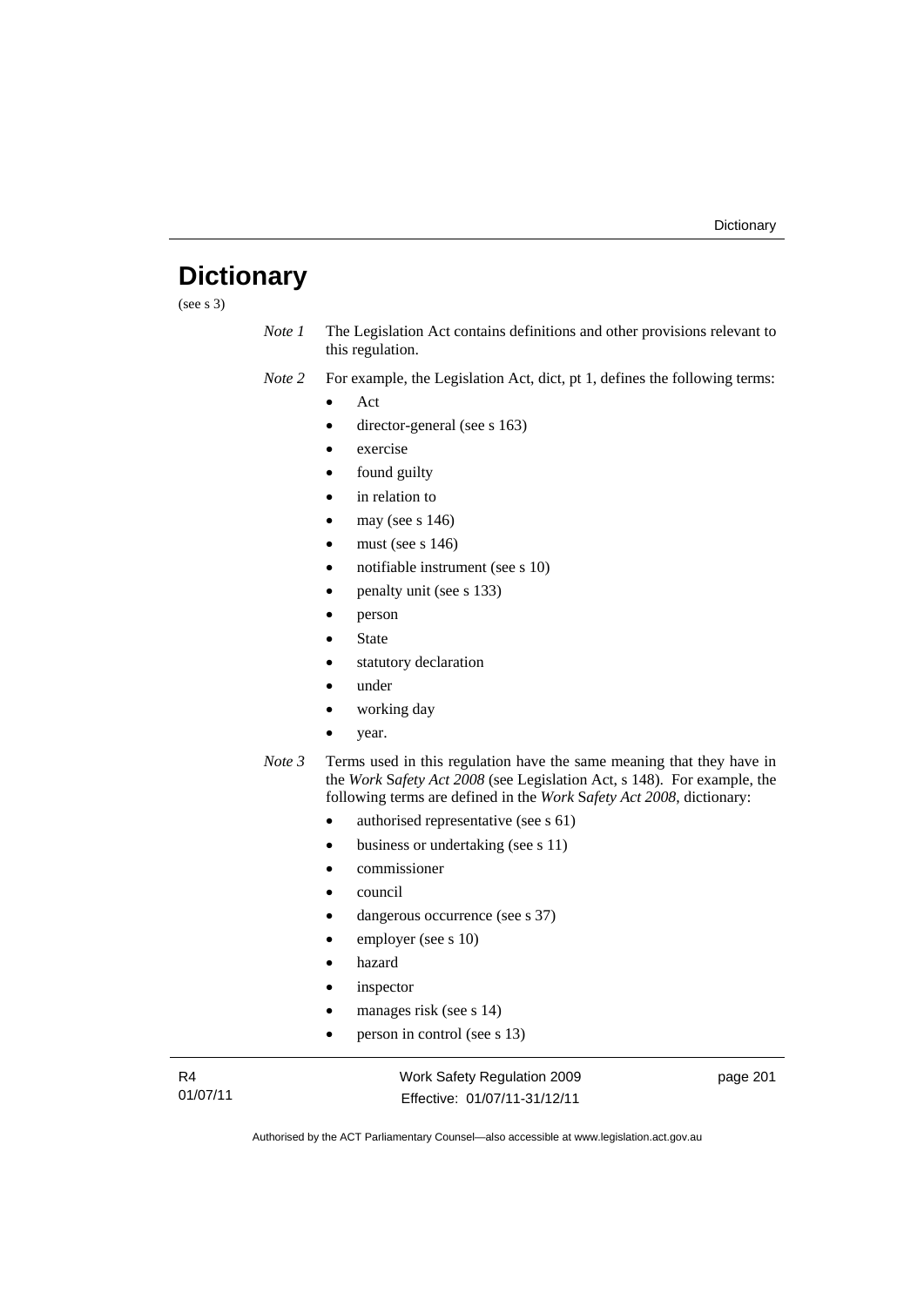# Dictionary

(see s 3)

*Note 1* The Legislation Act contains definitions and other provisions relevant to this regulation.

*Note 2* For example, the Legislation Act, dict, pt 1, defines the following terms:

- Act
- director-general (see s 163)
- exercise
- found guilty
- in relation to
- may (see s 146)
- must (see s 146)
- notifiable instrument (see s 10)
- penalty unit (see s 133)
- person
- State
- statutory declaration
- under
- working day
- year.

*Note 3* Terms used in this regulation have the same meaning that they have in the *Work Safety Act 2008* (see Legislation Act, s 148). For example, the following terms are defined in the *Work Safety Act 2008*, dictionary:

- authorised representative (see s 61)
- business or undertaking (see s 11)
- commissioner
- council
- dangerous occurrence (see s 37)
- employer (see s 10)
- hazard
- inspector
- manages risk (see s 14)
- person in control (see s 13)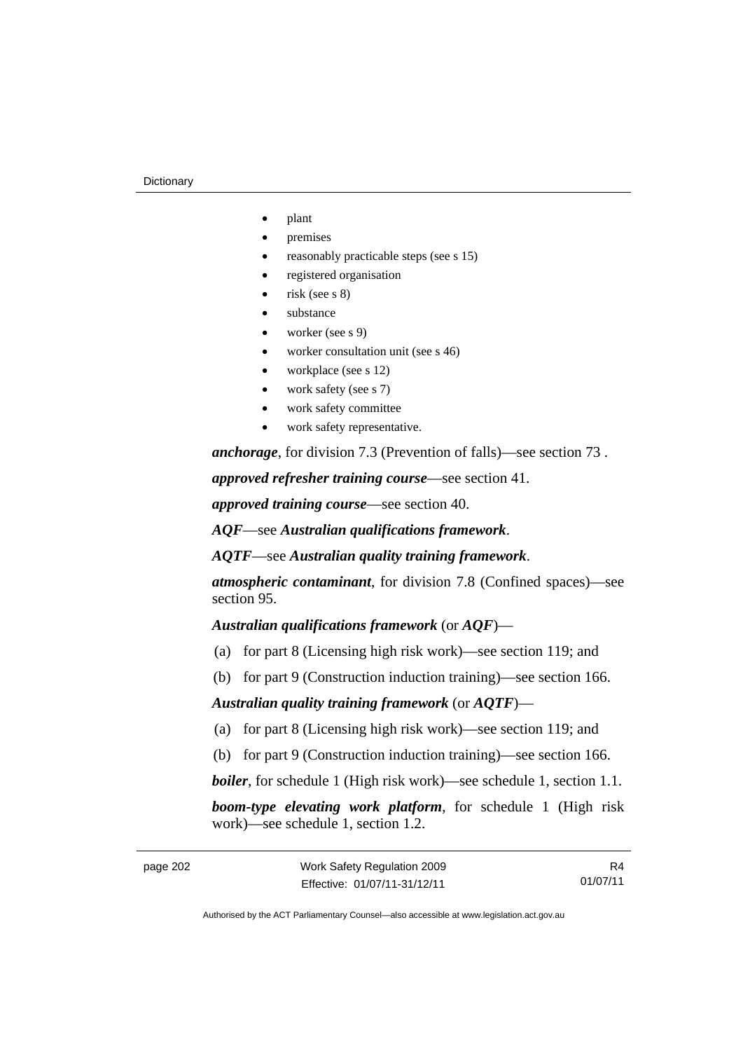- plant
- premises
- reasonably practicable steps (see s 15)
- registered organisation
- risk (see s 8)
- substance
- worker (see s 9)
- worker consultation unit (see s 46)
- workplace (see s 12)
- work safety (see s 7)
- work safety committee
- work safety representative.

***anchorage***, for division 7.3 (Prevention of falls)—see section 73 .

***approved refresher training course***—see section 41.

***approved training course***—see section 40.

***AQF***—see ***Australian qualifications framework***.

***AQTF***—see ***Australian quality training framework***.

***atmospheric contaminant***, for division 7.8 (Confined spaces)—see section 95.

***Australian qualifications framework*** (or ***AQF***)—

(a) for part 8 (Licensing high risk work)—see section 119; and

(b) for part 9 (Construction induction training)—see section 166.

***Australian quality training framework*** (or ***AQTF***)—

(a) for part 8 (Licensing high risk work)—see section 119; and

(b) for part 9 (Construction induction training)—see section 166.

***boiler***, for schedule 1 (High risk work)—see schedule 1, section 1.1.

***boom-type elevating work platform***, for schedule 1 (High risk work)—see schedule 1, section 1.2.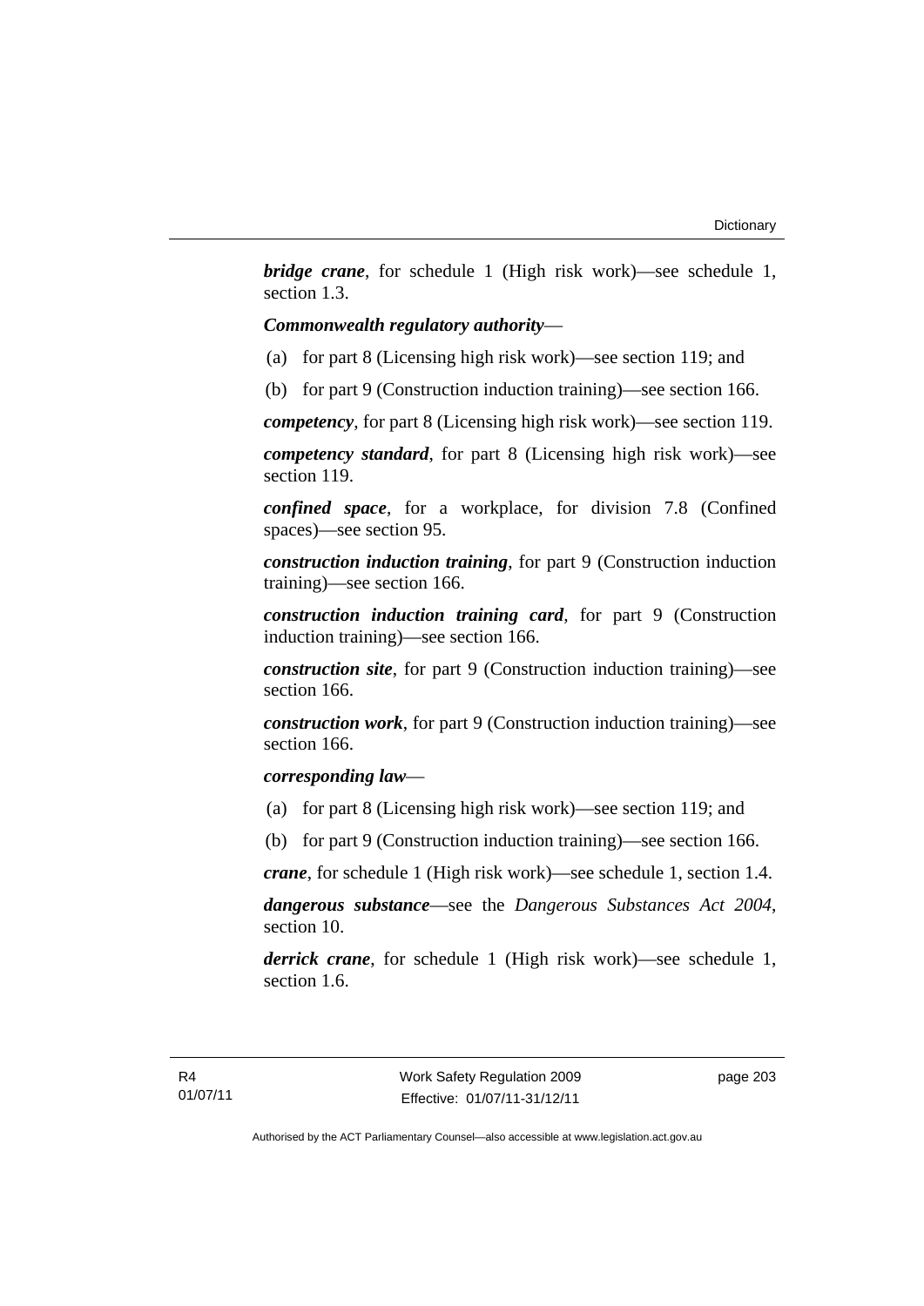***bridge crane***, for schedule 1 (High risk work)—see schedule 1, section 1.3.

***Commonwealth regulatory authority***—

(a) for part 8 (Licensing high risk work)—see section 119; and

(b) for part 9 (Construction induction training)—see section 166.

***competency***, for part 8 (Licensing high risk work)—see section 119.

***competency standard***, for part 8 (Licensing high risk work)—see section 119.

***confined space***, for a workplace, for division 7.8 (Confined spaces)—see section 95.

***construction induction training***, for part 9 (Construction induction training)—see section 166.

***construction induction training card***, for part 9 (Construction induction training)—see section 166.

***construction site***, for part 9 (Construction induction training)—see section 166.

***construction work***, for part 9 (Construction induction training)—see section 166.

***corresponding law***—

(a) for part 8 (Licensing high risk work)—see section 119; and

(b) for part 9 (Construction induction training)—see section 166.

***crane***, for schedule 1 (High risk work)—see schedule 1, section 1.4.

***dangerous substance***—see the *Dangerous Substances Act 2004*, section 10.

***derrick crane***, for schedule 1 (High risk work)—see schedule 1, section 1.6.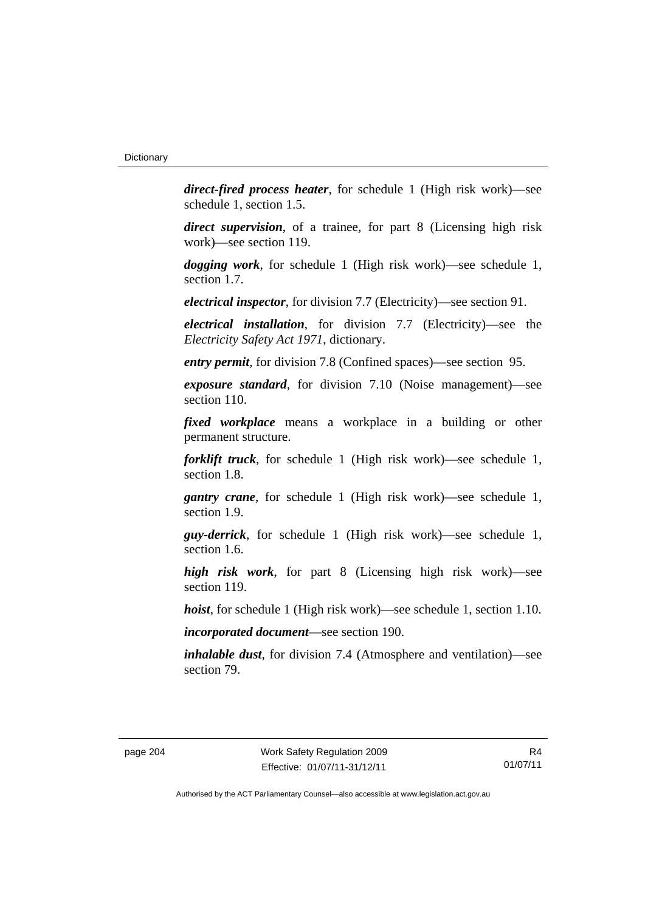***direct-fired process heater***, for schedule 1 (High risk work)—see schedule 1, section 1.5.

***direct supervision***, of a trainee, for part 8 (Licensing high risk work)—see section 119.

***dogging work***, for schedule 1 (High risk work)—see schedule 1, section 1.7.

***electrical inspector***, for division 7.7 (Electricity)—see section 91.

***electrical installation***, for division 7.7 (Electricity)—see the *Electricity Safety Act 1971*, dictionary.

***entry permit***, for division 7.8 (Confined spaces)—see section 95.

***exposure standard***, for division 7.10 (Noise management)—see section 110.

***fixed workplace*** means a workplace in a building or other permanent structure.

***forklift truck***, for schedule 1 (High risk work)—see schedule 1, section 1.8.

***gantry crane***, for schedule 1 (High risk work)—see schedule 1, section 1.9.

***guy-derrick***, for schedule 1 (High risk work)—see schedule 1, section 1.6.

***high risk work***, for part 8 (Licensing high risk work)—see section 119.

***hoist***, for schedule 1 (High risk work)—see schedule 1, section 1.10.

***incorporated document***—see section 190.

***inhalable dust***, for division 7.4 (Atmosphere and ventilation)—see section 79.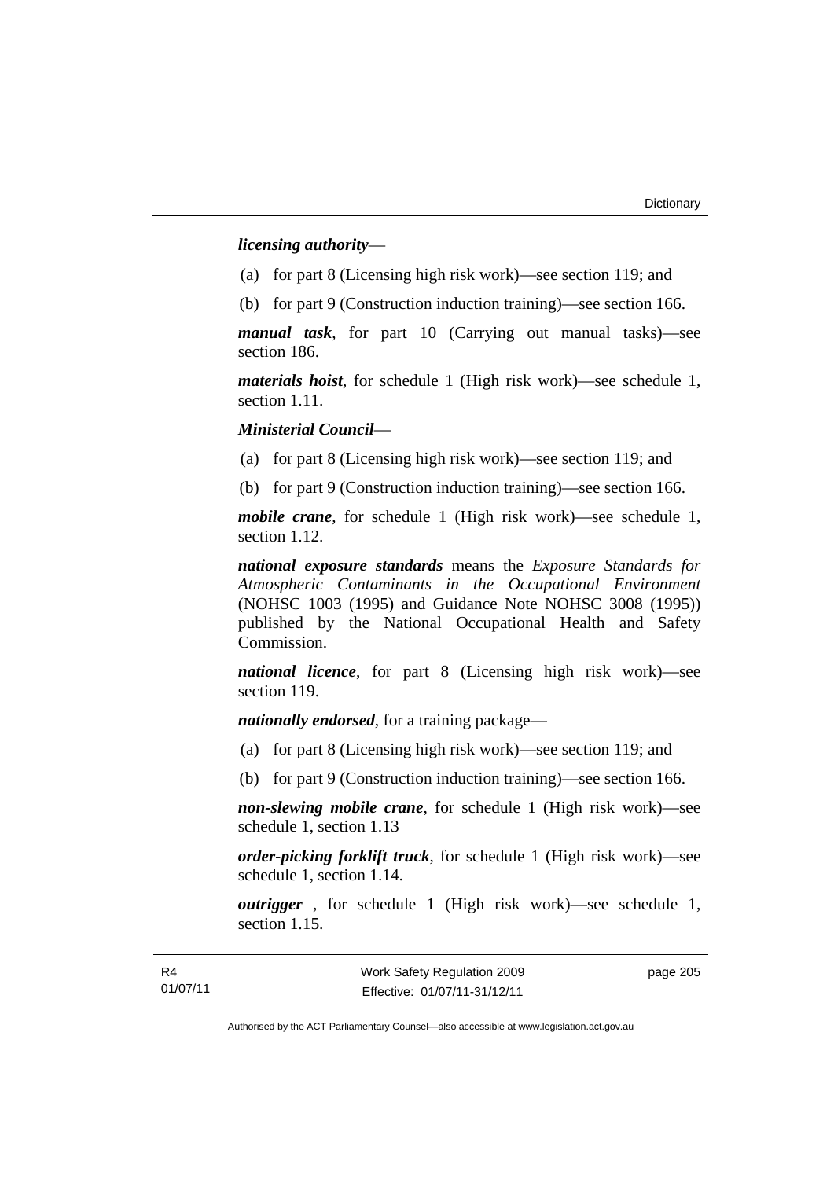***licensing authority***—

(a) for part 8 (Licensing high risk work)—see section 119; and

(b) for part 9 (Construction induction training)—see section 166.

***manual task***, for part 10 (Carrying out manual tasks)—see section 186.

***materials hoist***, for schedule 1 (High risk work)—see schedule 1, section 1.11.

***Ministerial Council***—

(a) for part 8 (Licensing high risk work)—see section 119; and

(b) for part 9 (Construction induction training)—see section 166.

***mobile crane***, for schedule 1 (High risk work)—see schedule 1, section 1.12.

***national exposure standards*** means the *Exposure Standards for Atmospheric Contaminants in the Occupational Environment* (NOHSC 1003 (1995) and Guidance Note NOHSC 3008 (1995)) published by the National Occupational Health and Safety Commission.

***national licence***, for part 8 (Licensing high risk work)—see section 119.

***nationally endorsed***, for a training package—

(a) for part 8 (Licensing high risk work)—see section 119; and

(b) for part 9 (Construction induction training)—see section 166.

***non-slewing mobile crane***, for schedule 1 (High risk work)—see schedule 1, section 1.13

***order-picking forklift truck***, for schedule 1 (High risk work)—see schedule 1, section 1.14.

***outrigger*** , for schedule 1 (High risk work)—see schedule 1, section 1.15.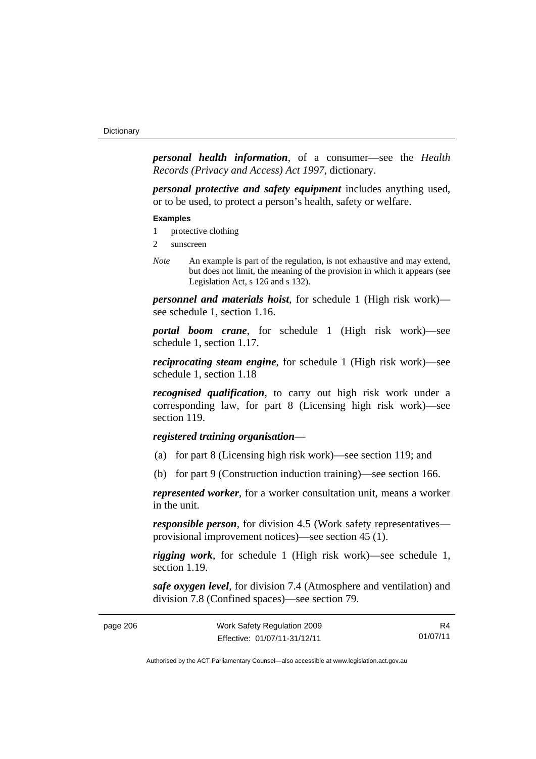***personal health information***, of a consumer—see the *Health Records (Privacy and Access) Act 1997*, dictionary.

***personal protective and safety equipment*** includes anything used, or to be used, to protect a person's health, safety or welfare.

**Examples**

1 protective clothing

2 sunscreen

*Note* An example is part of the regulation, is not exhaustive and may extend, but does not limit, the meaning of the provision in which it appears (see Legislation Act, s 126 and s 132).

***personnel and materials hoist***, for schedule 1 (High risk work)—see schedule 1, section 1.16.

***portal boom crane***, for schedule 1 (High risk work)—see schedule 1, section 1.17.

***reciprocating steam engine***, for schedule 1 (High risk work)—see schedule 1, section 1.18

***recognised qualification***, to carry out high risk work under a corresponding law, for part 8 (Licensing high risk work)—see section 119.

***registered training organisation***—

(a) for part 8 (Licensing high risk work)—see section 119; and

(b) for part 9 (Construction induction training)—see section 166.

***represented worker***, for a worker consultation unit, means a worker in the unit.

***responsible person***, for division 4.5 (Work safety representatives—provisional improvement notices)—see section 45 (1).

***rigging work***, for schedule 1 (High risk work)—see schedule 1, section 1.19.

***safe oxygen level***, for division 7.4 (Atmosphere and ventilation) and division 7.8 (Confined spaces)—see section 79.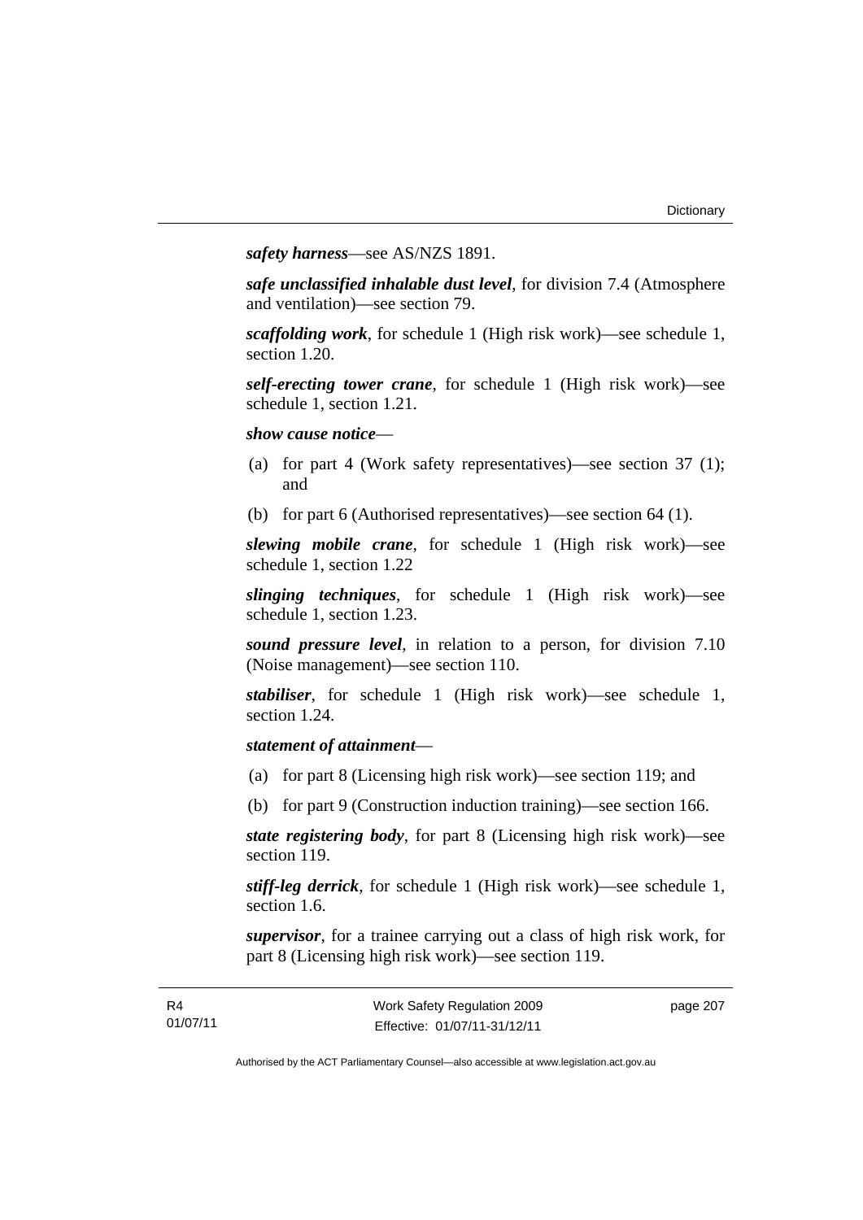***safety harness***—see AS/NZS 1891.

***safe unclassified inhalable dust level***, for division 7.4 (Atmosphere and ventilation)—see section 79.

***scaffolding work***, for schedule 1 (High risk work)—see schedule 1, section 1.20.

***self-erecting tower crane***, for schedule 1 (High risk work)—see schedule 1, section 1.21.

***show cause notice***—

(a) for part 4 (Work safety representatives)—see section 37 (1); and

(b) for part 6 (Authorised representatives)—see section 64 (1).

***slewing mobile crane***, for schedule 1 (High risk work)—see schedule 1, section 1.22

***slinging techniques***, for schedule 1 (High risk work)—see schedule 1, section 1.23.

***sound pressure level***, in relation to a person, for division 7.10 (Noise management)—see section 110.

***stabiliser***, for schedule 1 (High risk work)—see schedule 1, section 1.24.

***statement of attainment***—

(a) for part 8 (Licensing high risk work)—see section 119; and

(b) for part 9 (Construction induction training)—see section 166.

***state registering body***, for part 8 (Licensing high risk work)—see section 119.

***stiff-leg derrick***, for schedule 1 (High risk work)—see schedule 1, section 1.6.

***supervisor***, for a trainee carrying out a class of high risk work, for part 8 (Licensing high risk work)—see section 119.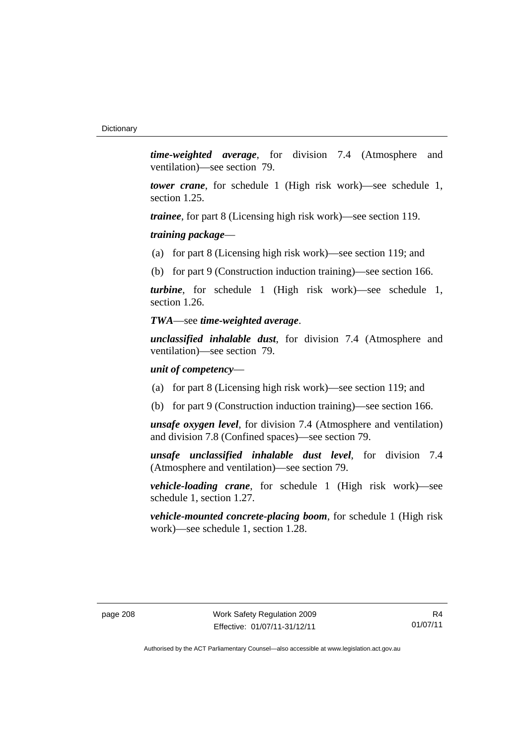***time-weighted average***, for division 7.4 (Atmosphere and ventilation)—see section 79.

***tower crane***, for schedule 1 (High risk work)—see schedule 1, section 1.25.

***trainee***, for part 8 (Licensing high risk work)—see section 119.

***training package***—

(a) for part 8 (Licensing high risk work)—see section 119; and

(b) for part 9 (Construction induction training)—see section 166.

***turbine***, for schedule 1 (High risk work)—see schedule 1, section 1.26.

***TWA***—see ***time-weighted average***.

***unclassified inhalable dust***, for division 7.4 (Atmosphere and ventilation)—see section 79.

***unit of competency***—

(a) for part 8 (Licensing high risk work)—see section 119; and

(b) for part 9 (Construction induction training)—see section 166.

***unsafe oxygen level***, for division 7.4 (Atmosphere and ventilation) and division 7.8 (Confined spaces)—see section 79.

***unsafe unclassified inhalable dust level***, for division 7.4 (Atmosphere and ventilation)—see section 79.

***vehicle-loading crane***, for schedule 1 (High risk work)—see schedule 1, section 1.27.

***vehicle-mounted concrete-placing boom***, for schedule 1 (High risk work)—see schedule 1, section 1.28.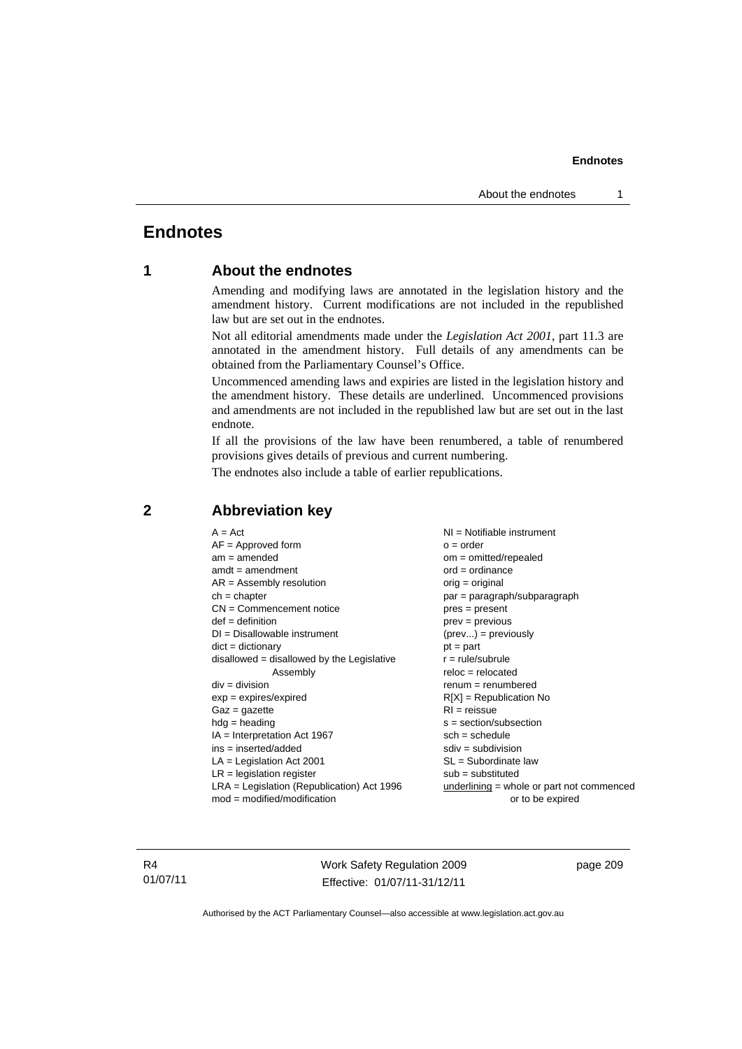# Endnotes

## 1 About the endnotes

Amending and modifying laws are annotated in the legislation history and the amendment history. Current modifications are not included in the republished law but are set out in the endnotes.

Not all editorial amendments made under the *Legislation Act 2001*, part 11.3 are annotated in the amendment history. Full details of any amendments can be obtained from the Parliamentary Counsel's Office.

Uncommenced amending laws and expiries are listed in the legislation history and the amendment history. These details are underlined. Uncommenced provisions and amendments are not included in the republished law but are set out in the last endnote.

If all the provisions of the law have been renumbered, a table of renumbered provisions gives details of previous and current numbering.

The endnotes also include a table of earlier republications.

## 2 Abbreviation key

A = Act
AF = Approved form
am = amended
amdt = amendment
AR = Assembly resolution
ch = chapter
CN = Commencement notice
def = definition
DI = Disallowable instrument
dict = dictionary
disallowed = disallowed by the Legislative Assembly
div = division
exp = expires/expired
Gaz = gazette
hdg = heading
IA = Interpretation Act 1967
ins = inserted/added
LA = Legislation Act 2001
LR = legislation register
LRA = Legislation (Republication) Act 1996
mod = modified/modification
NI = Notifiable instrument
o = order
om = omitted/repealed
ord = ordinance
orig = original
par = paragraph/subparagraph
pres = present
prev = previous
(prev...) = previously
pt = part
r = rule/subrule
reloc = relocated
renum = renumbered
R[X] = Republication No
RI = reissue
s = section/subsection
sch = schedule
sdiv = subdivision
SL = Subordinate law
sub = substituted
underlining = whole or part not commenced or to be expired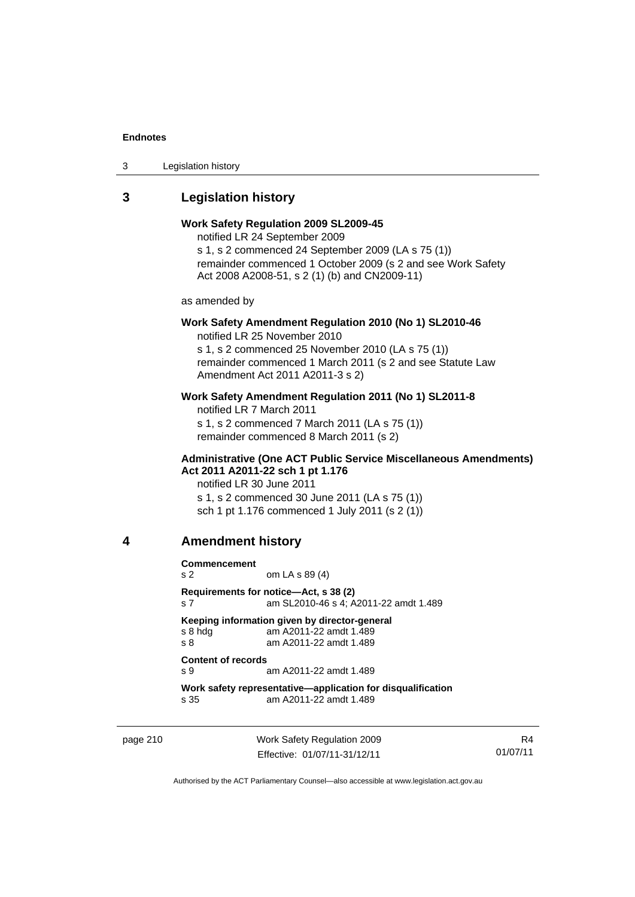## 3 Legislation history

**Work Safety Regulation 2009 SL2009-45**

notified LR 24 September 2009

s 1, s 2 commenced 24 September 2009 (LA s 75 (1))

remainder commenced 1 October 2009 (s 2 and see Work Safety Act 2008 A2008-51, s 2 (1) (b) and CN2009-11)

as amended by

**Work Safety Amendment Regulation 2010 (No 1) SL2010-46**

notified LR 25 November 2010

s 1, s 2 commenced 25 November 2010 (LA s 75 (1))

remainder commenced 1 March 2011 (s 2 and see Statute Law Amendment Act 2011 A2011-3 s 2)

**Work Safety Amendment Regulation 2011 (No 1) SL2011-8**

notified LR 7 March 2011

s 1, s 2 commenced 7 March 2011 (LA s 75 (1))

remainder commenced 8 March 2011 (s 2)

**Administrative (One ACT Public Service Miscellaneous Amendments) Act 2011 A2011-22 sch 1 pt 1.176**

notified LR 30 June 2011

s 1, s 2 commenced 30 June 2011 (LA s 75 (1))

sch 1 pt 1.176 commenced 1 July 2011 (s 2 (1))

## 4 Amendment history

**Commencement**

s 2 om LA s 89 (4)

**Requirements for notice—Act, s 38 (2)**

s 7 am SL2010-46 s 4; A2011-22 amdt 1.489

**Keeping information given by director-general**

s 8 hdg am A2011-22 amdt 1.489

s 8 am A2011-22 amdt 1.489

**Content of records**

s 9 am A2011-22 amdt 1.489

**Work safety representative—application for disqualification**

s 35 am A2011-22 amdt 1.489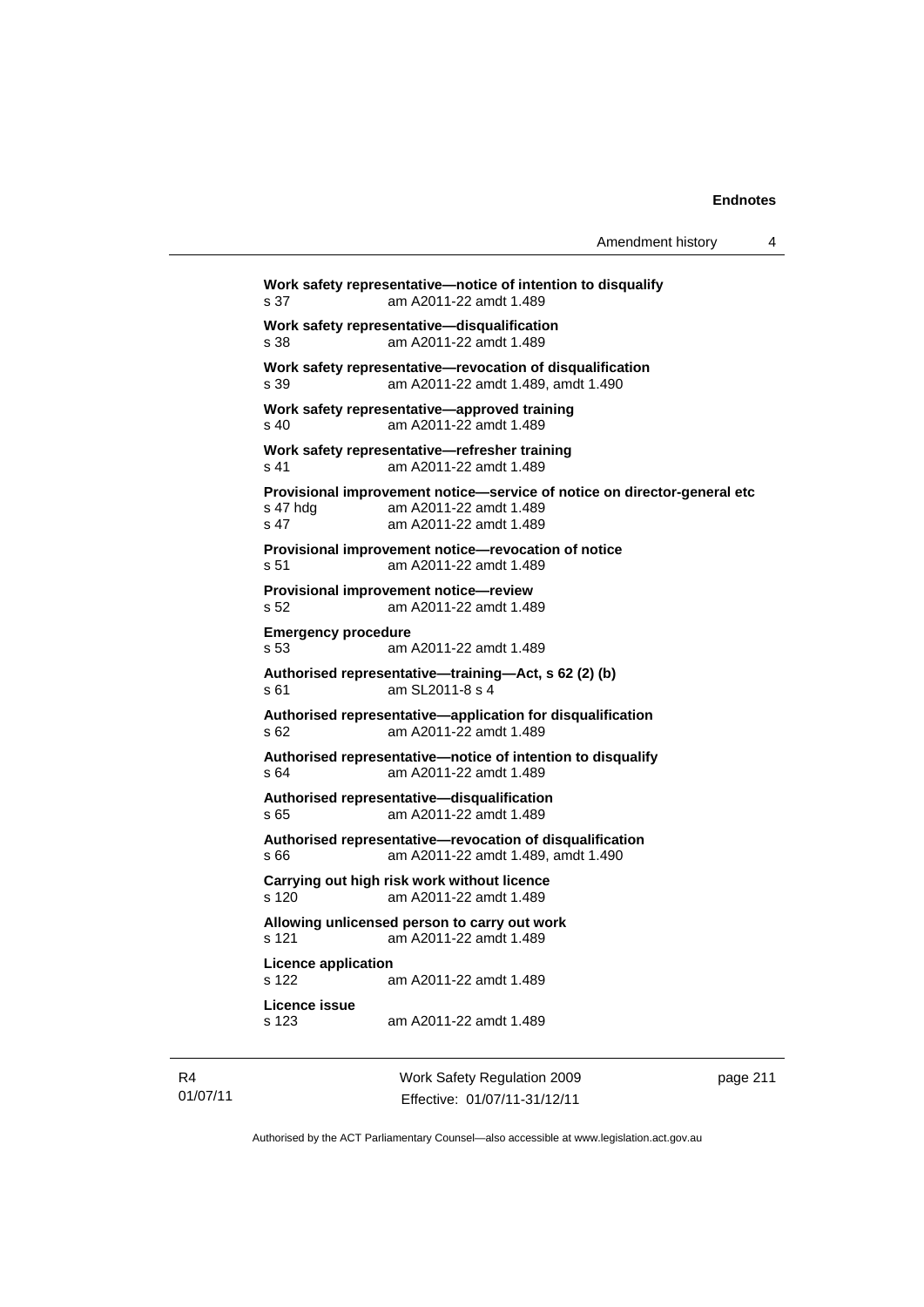**Work safety representative—notice of intention to disqualify**
s 37 am A2011-22 amdt 1.489

**Work safety representative—disqualification**
s 38 am A2011-22 amdt 1.489

**Work safety representative—revocation of disqualification**
s 39 am A2011-22 amdt 1.489, amdt 1.490

**Work safety representative—approved training**
s 40 am A2011-22 amdt 1.489

**Work safety representative—refresher training**
s 41 am A2011-22 amdt 1.489

**Provisional improvement notice—service of notice on director-general etc**
s 47 hdg am A2011-22 amdt 1.489
s 47 am A2011-22 amdt 1.489

**Provisional improvement notice—revocation of notice**
s 51 am A2011-22 amdt 1.489

**Provisional improvement notice—review**
s 52 am A2011-22 amdt 1.489

**Emergency procedure**
s 53 am A2011-22 amdt 1.489

**Authorised representative—training—Act, s 62 (2) (b)**
s 61 am SL2011-8 s 4

**Authorised representative—application for disqualification**
s 62 am A2011-22 amdt 1.489

**Authorised representative—notice of intention to disqualify**
s 64 am A2011-22 amdt 1.489

**Authorised representative—disqualification**
s 65 am A2011-22 amdt 1.489

**Authorised representative—revocation of disqualification**
s 66 am A2011-22 amdt 1.489, amdt 1.490

**Carrying out high risk work without licence**
s 120 am A2011-22 amdt 1.489

**Allowing unlicensed person to carry out work**
s 121 am A2011-22 amdt 1.489

**Licence application**
s 122 am A2011-22 amdt 1.489

**Licence issue**
s 123 am A2011-22 amdt 1.489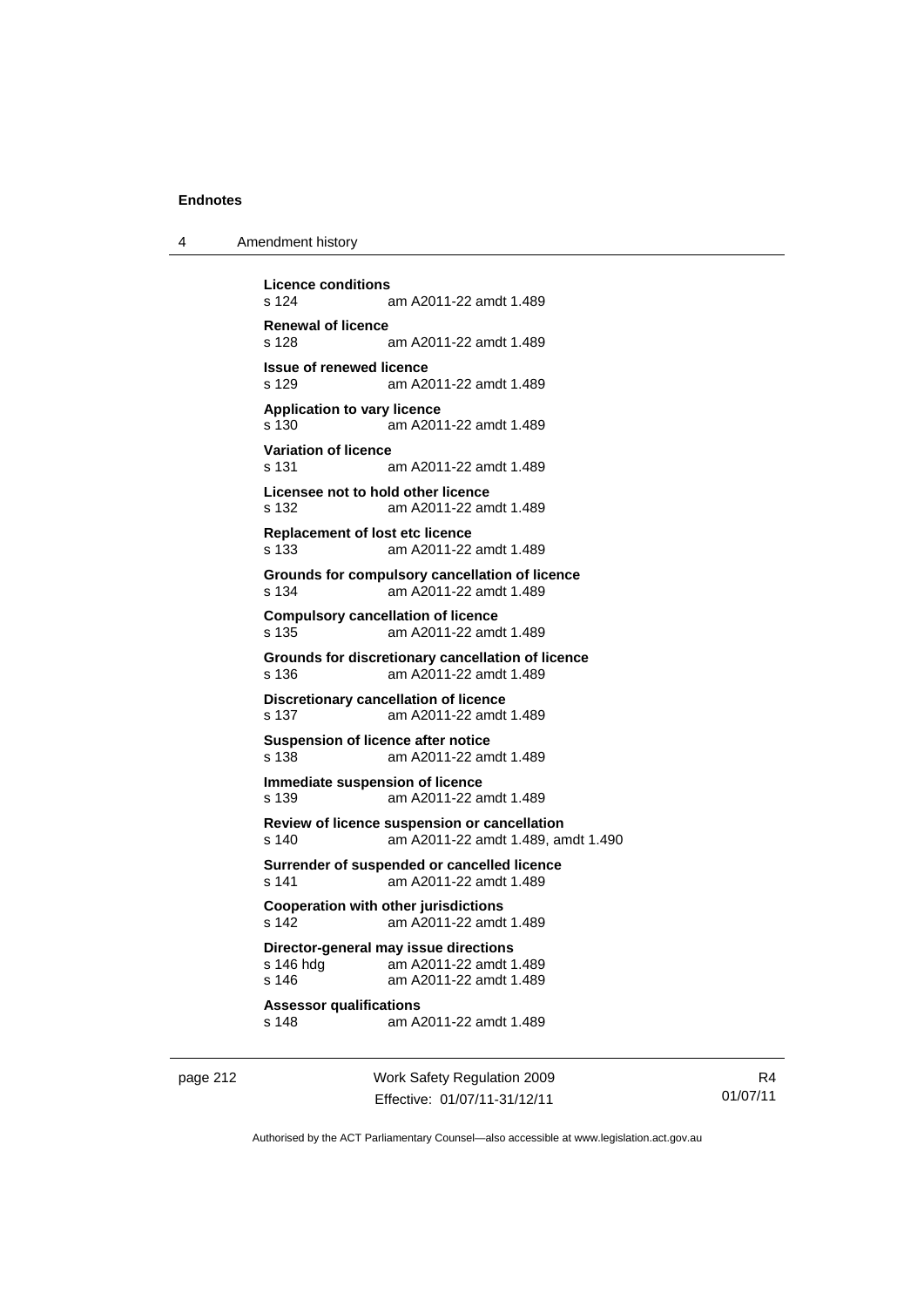**Licence conditions**
s 124 am A2011-22 amdt 1.489

**Renewal of licence**
s 128 am A2011-22 amdt 1.489

**Issue of renewed licence**
s 129 am A2011-22 amdt 1.489

**Application to vary licence**
s 130 am A2011-22 amdt 1.489

**Variation of licence**
s 131 am A2011-22 amdt 1.489

**Licensee not to hold other licence**
s 132 am A2011-22 amdt 1.489

**Replacement of lost etc licence**
s 133 am A2011-22 amdt 1.489

**Grounds for compulsory cancellation of licence**
s 134 am A2011-22 amdt 1.489

**Compulsory cancellation of licence**
s 135 am A2011-22 amdt 1.489

**Grounds for discretionary cancellation of licence**
s 136 am A2011-22 amdt 1.489

**Discretionary cancellation of licence**
s 137 am A2011-22 amdt 1.489

**Suspension of licence after notice**
s 138 am A2011-22 amdt 1.489

**Immediate suspension of licence**
s 139 am A2011-22 amdt 1.489

**Review of licence suspension or cancellation**
s 140 am A2011-22 amdt 1.489, amdt 1.490

**Surrender of suspended or cancelled licence**
s 141 am A2011-22 amdt 1.489

**Cooperation with other jurisdictions**
s 142 am A2011-22 amdt 1.489

**Director-general may issue directions**
s 146 hdg am A2011-22 amdt 1.489
s 146 am A2011-22 amdt 1.489

**Assessor qualifications**
s 148 am A2011-22 amdt 1.489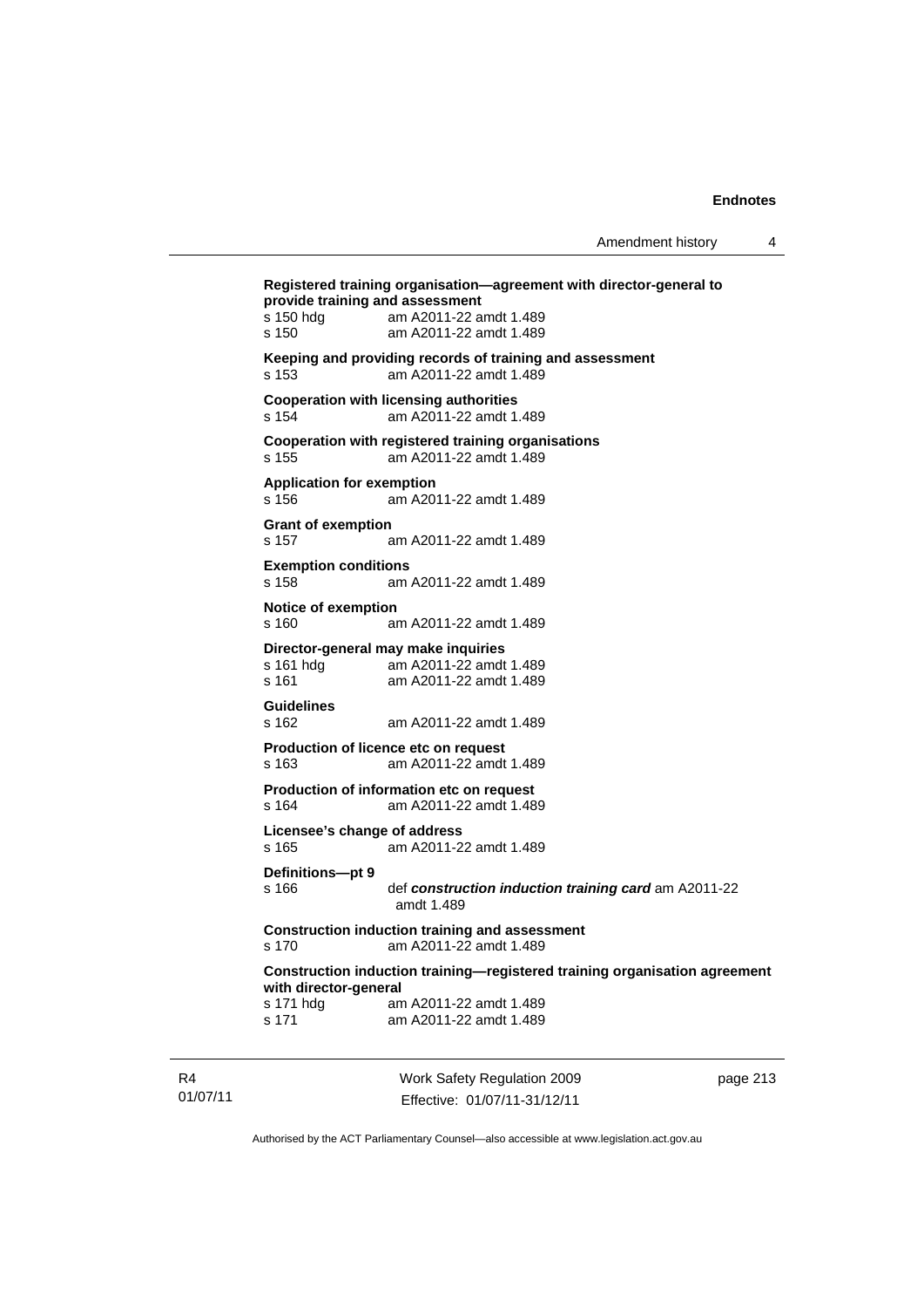**Registered training organisation—agreement with director-general to provide training and assessment**
s 150 hdg am A2011-22 amdt 1.489
s 150 am A2011-22 amdt 1.489

**Keeping and providing records of training and assessment**
s 153 am A2011-22 amdt 1.489

**Cooperation with licensing authorities**
s 154 am A2011-22 amdt 1.489

**Cooperation with registered training organisations**
s 155 am A2011-22 amdt 1.489

**Application for exemption**
s 156 am A2011-22 amdt 1.489

**Grant of exemption**
s 157 am A2011-22 amdt 1.489

**Exemption conditions**
s 158 am A2011-22 amdt 1.489

**Notice of exemption**
s 160 am A2011-22 amdt 1.489

**Director-general may make inquiries**
s 161 hdg am A2011-22 amdt 1.489
s 161 am A2011-22 amdt 1.489

**Guidelines**
s 162 am A2011-22 amdt 1.489

**Production of licence etc on request**
s 163 am A2011-22 amdt 1.489

**Production of information etc on request**
s 164 am A2011-22 amdt 1.489

**Licensee's change of address**
s 165 am A2011-22 amdt 1.489

**Definitions—pt 9**
s 166 def ***construction induction training card*** am A2011-22 amdt 1.489

**Construction induction training and assessment**
s 170 am A2011-22 amdt 1.489

**Construction induction training—registered training organisation agreement with director-general**
s 171 hdg am A2011-22 amdt 1.489
s 171 am A2011-22 amdt 1.489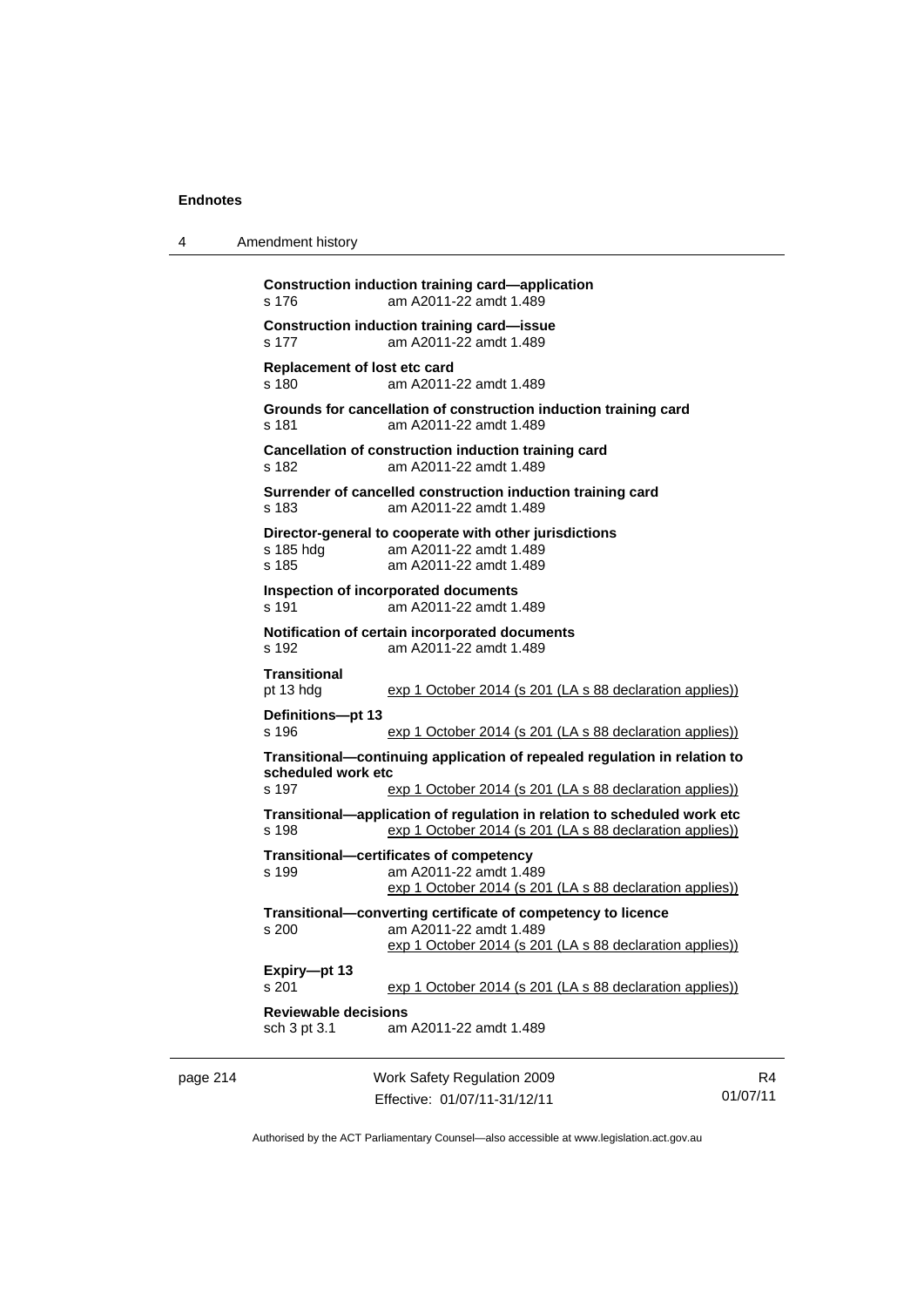**Construction induction training card—application**
s 176 am A2011-22 amdt 1.489

**Construction induction training card—issue**
s 177 am A2011-22 amdt 1.489

**Replacement of lost etc card**
s 180 am A2011-22 amdt 1.489

**Grounds for cancellation of construction induction training card**
s 181 am A2011-22 amdt 1.489

**Cancellation of construction induction training card**
s 182 am A2011-22 amdt 1.489

**Surrender of cancelled construction induction training card**
s 183 am A2011-22 amdt 1.489

**Director-general to cooperate with other jurisdictions**
s 185 hdg am A2011-22 amdt 1.489
s 185 am A2011-22 amdt 1.489

**Inspection of incorporated documents**
s 191 am A2011-22 amdt 1.489

**Notification of certain incorporated documents**
s 192 am A2011-22 amdt 1.489

**Transitional**
pt 13 hdg exp 1 October 2014 (s 201 (LA s 88 declaration applies))

**Definitions—pt 13**
s 196 exp 1 October 2014 (s 201 (LA s 88 declaration applies))

**Transitional—continuing application of repealed regulation in relation to scheduled work etc**
s 197 exp 1 October 2014 (s 201 (LA s 88 declaration applies))

**Transitional—application of regulation in relation to scheduled work etc**
s 198 exp 1 October 2014 (s 201 (LA s 88 declaration applies))

**Transitional—certificates of competency**
s 199 am A2011-22 amdt 1.489
exp 1 October 2014 (s 201 (LA s 88 declaration applies))

**Transitional—converting certificate of competency to licence**
s 200 am A2011-22 amdt 1.489
exp 1 October 2014 (s 201 (LA s 88 declaration applies))

**Expiry—pt 13**
s 201 exp 1 October 2014 (s 201 (LA s 88 declaration applies))

**Reviewable decisions**
sch 3 pt 3.1 am A2011-22 amdt 1.489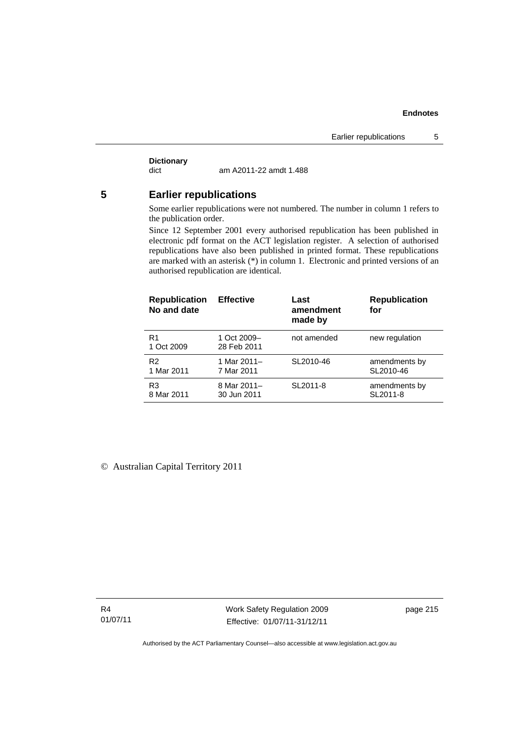**Dictionary**

dict am A2011-22 amdt 1.488

## 5 Earlier republications

Some earlier republications were not numbered. The number in column 1 refers to the publication order.

Since 12 September 2001 every authorised republication has been published in electronic pdf format on the ACT legislation register. A selection of authorised republications have also been published in printed format. These republications are marked with an asterisk (*) in column 1. Electronic and printed versions of an authorised republication are identical.

| Republication No and date | Effective | Last amendment made by | Republication for |
|---|---|---|---|
| R1 1 Oct 2009 | 1 Oct 2009– 28 Feb 2011 | not amended | new regulation |
| R2 1 Mar 2011 | 1 Mar 2011– 7 Mar 2011 | SL2010-46 | amendments by SL2010-46 |
| R3 8 Mar 2011 | 8 Mar 2011– 30 Jun 2011 | SL2011-8 | amendments by SL2011-8 |

© Australian Capital Territory 2011